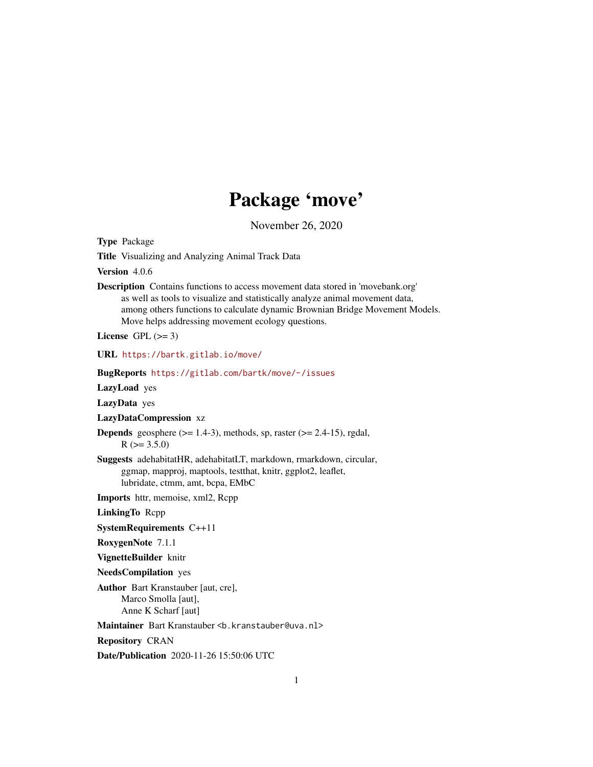# Package 'move'

November 26, 2020

**Type** Package

**Title** Visualizing and Analyzing Animal Track Data

**Version** 4.0.6

**Description** Contains functions to access movement data stored in 'movebank.org' as well as tools to visualize and statistically analyze animal movement data, among others functions to calculate dynamic Brownian Bridge Movement Models. Move helps addressing movement ecology questions.

**License** GPL (>= 3)

**URL** https://bartk.gitlab.io/move/

**BugReports** https://gitlab.com/bartk/move/-/issues

**LazyLoad** yes

**LazyData** yes

**LazyDataCompression** xz

**Depends** geosphere (>= 1.4-3), methods, sp, raster (>= 2.4-15), rgdal, R (>= 3.5.0)

**Suggests** adehabitatHR, adehabitatLT, markdown, rmarkdown, circular, ggmap, mapproj, maptools, testthat, knitr, ggplot2, leaflet, lubridate, ctmm, amt, bcpa, EMbC

**Imports** httr, memoise, xml2, Rcpp

**LinkingTo** Rcpp

**SystemRequirements** C++11

**RoxygenNote** 7.1.1

**VignetteBuilder** knitr

**NeedsCompilation** yes

**Author** Bart Kranstauber [aut, cre], Marco Smolla [aut], Anne K Scharf [aut]

**Maintainer** Bart Kranstauber <b.kranstauber@uva.nl>

**Repository** CRAN

**Date/Publication** 2020-11-26 15:50:06 UTC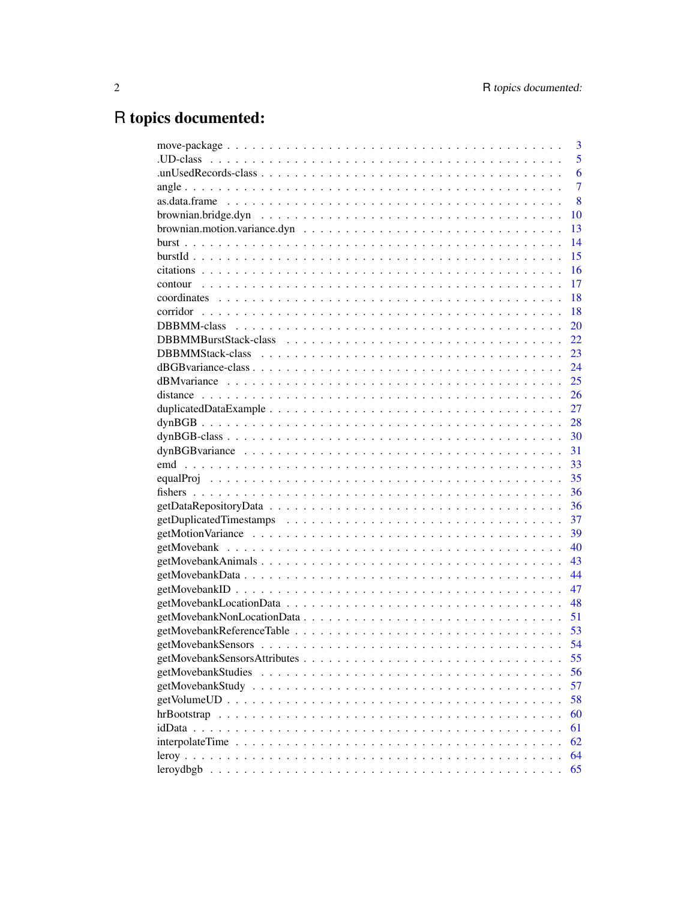# R topics documented:

| | |
|---|---|
| move-package | 3 |
| .UD-class | 5 |
| .unUsedRecords-class | 6 |
| angle | 7 |
| as.data.frame | 8 |
| brownian.bridge.dyn | 10 |
| brownian.motion.variance.dyn | 13 |
| burst | 14 |
| burstId | 15 |
| citations | 16 |
| contour | 17 |
| coordinates | 18 |
| corridor | 18 |
| DBBMM-class | 20 |
| DBBMMBurstStack-class | 22 |
| DBBMMStack-class | 23 |
| dBGBvariance-class | 24 |
| dBMvariance | 25 |
| distance | 26 |
| duplicatedDataExample | 27 |
| dynBGB | 28 |
| dynBGB-class | 30 |
| dynBGBvariance | 31 |
| emd | 33 |
| equalProj | 35 |
| fishers | 36 |
| getDataRepositoryData | 36 |
| getDuplicatedTimestamps | 37 |
| getMotionVariance | 39 |
| getMovebank | 40 |
| getMovebankAnimals | 43 |
| getMovebankData | 44 |
| getMovebankID | 47 |
| getMovebankLocationData | 48 |
| getMovebankNonLocationData | 51 |
| getMovebankReferenceTable | 53 |
| getMovebankSensors | 54 |
| getMovebankSensorsAttributes | 55 |
| getMovebankStudies | 56 |
| getMovebankStudy | 57 |
| getVolumeUD | 58 |
| hrBootstrap | 60 |
| idData | 61 |
| interpolateTime | 62 |
| leroy | 64 |
| leroydbgb | 65 |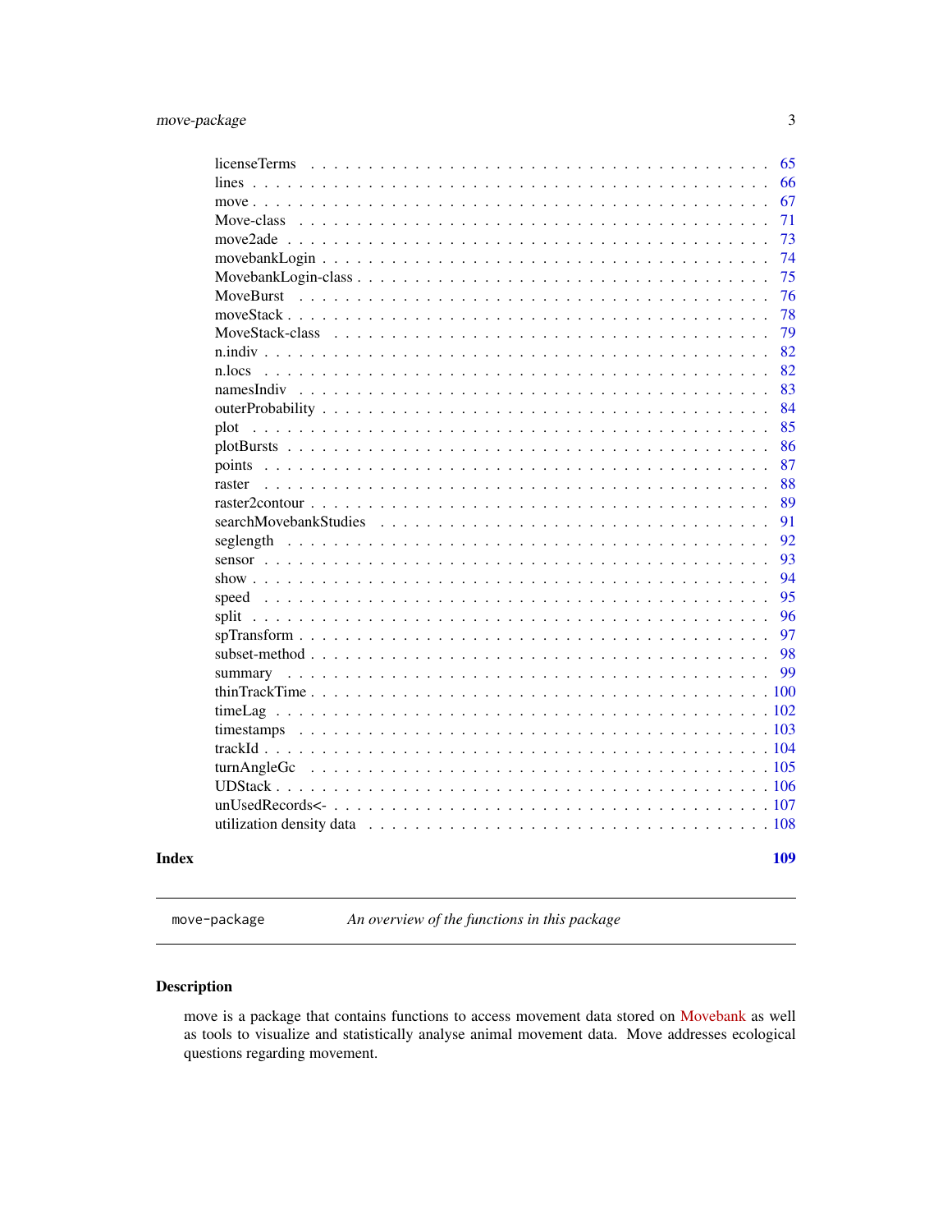licenseTerms . . . . . . . . . . . . . . . . . . . . . . . . . . . . . . . . . . . . 65
lines . . . . . . . . . . . . . . . . . . . . . . . . . . . . . . . . . . . . . . . . 66
move . . . . . . . . . . . . . . . . . . . . . . . . . . . . . . . . . . . . . . . . 67
Move-class . . . . . . . . . . . . . . . . . . . . . . . . . . . . . . . . . . . . . 71
move2ade . . . . . . . . . . . . . . . . . . . . . . . . . . . . . . . . . . . . . . 73
movebankLogin . . . . . . . . . . . . . . . . . . . . . . . . . . . . . . . . . . . 74
MovebankLogin-class . . . . . . . . . . . . . . . . . . . . . . . . . . . . . . . . 75
MoveBurst . . . . . . . . . . . . . . . . . . . . . . . . . . . . . . . . . . . . . 76
moveStack . . . . . . . . . . . . . . . . . . . . . . . . . . . . . . . . . . . . . 78
MoveStack-class . . . . . . . . . . . . . . . . . . . . . . . . . . . . . . . . . . 79
n.indiv . . . . . . . . . . . . . . . . . . . . . . . . . . . . . . . . . . . . . . 82
n.locs . . . . . . . . . . . . . . . . . . . . . . . . . . . . . . . . . . . . . . . 82
namesIndiv . . . . . . . . . . . . . . . . . . . . . . . . . . . . . . . . . . . . 83
outerProbability . . . . . . . . . . . . . . . . . . . . . . . . . . . . . . . . . 84
plot . . . . . . . . . . . . . . . . . . . . . . . . . . . . . . . . . . . . . . . . 85
plotBursts . . . . . . . . . . . . . . . . . . . . . . . . . . . . . . . . . . . . . 86
points . . . . . . . . . . . . . . . . . . . . . . . . . . . . . . . . . . . . . . . 87
raster . . . . . . . . . . . . . . . . . . . . . . . . . . . . . . . . . . . . . . . 88
raster2contour . . . . . . . . . . . . . . . . . . . . . . . . . . . . . . . . . . . 89
searchMovebankStudies . . . . . . . . . . . . . . . . . . . . . . . . . . . . . . 91
seglength . . . . . . . . . . . . . . . . . . . . . . . . . . . . . . . . . . . . . 92
sensor . . . . . . . . . . . . . . . . . . . . . . . . . . . . . . . . . . . . . . . 93
show . . . . . . . . . . . . . . . . . . . . . . . . . . . . . . . . . . . . . . . . 94
speed . . . . . . . . . . . . . . . . . . . . . . . . . . . . . . . . . . . . . . . . 95
split . . . . . . . . . . . . . . . . . . . . . . . . . . . . . . . . . . . . . . . . 96
spTransform . . . . . . . . . . . . . . . . . . . . . . . . . . . . . . . . . . . . 97
subset-method . . . . . . . . . . . . . . . . . . . . . . . . . . . . . . . . . . . 98
summary . . . . . . . . . . . . . . . . . . . . . . . . . . . . . . . . . . . . . . 99
thinTrackTime . . . . . . . . . . . . . . . . . . . . . . . . . . . . . . . . . . . 100
timeLag . . . . . . . . . . . . . . . . . . . . . . . . . . . . . . . . . . . . . . 102
timestamps . . . . . . . . . . . . . . . . . . . . . . . . . . . . . . . . . . . . 103
trackId . . . . . . . . . . . . . . . . . . . . . . . . . . . . . . . . . . . . . . 104
turnAngleGc . . . . . . . . . . . . . . . . . . . . . . . . . . . . . . . . . . . . 105
UDStack . . . . . . . . . . . . . . . . . . . . . . . . . . . . . . . . . . . . . . 106
unUsedRecords<- . . . . . . . . . . . . . . . . . . . . . . . . . . . . . . . . . 107
utilization density data . . . . . . . . . . . . . . . . . . . . . . . . . . . . . 108

**Index** **109**

---

`move-package` *An overview of the functions in this package*

---

## Description

move is a package that contains functions to access movement data stored on Movebank as well as tools to visualize and statistically analyse animal movement data. Move addresses ecological questions regarding movement.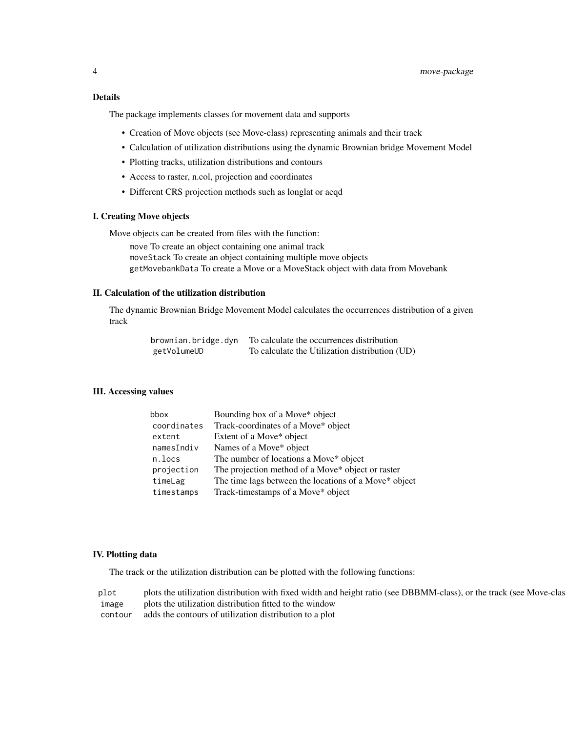## Details

The package implements classes for movement data and supports

- Creation of Move objects (see Move-class) representing animals and their track
- Calculation of utilization distributions using the dynamic Brownian bridge Movement Model
- Plotting tracks, utilization distributions and contours
- Access to raster, n.col, projection and coordinates
- Different CRS projection methods such as longlat or aeqd

## I. Creating Move objects

Move objects can be created from files with the function:

`move` To create an object containing one animal track
`moveStack` To create an object containing multiple move objects
`getMovebankData` To create a Move or a MoveStack object with data from Movebank

## II. Calculation of the utilization distribution

The dynamic Brownian Bridge Movement Model calculates the occurrences distribution of a given track

| | |
|---|---|
| `brownian.bridge.dyn` | To calculate the occurrences distribution |
| `getVolumeUD` | To calculate the Utilization distribution (UD) |

## III. Accessing values

| | |
|---|---|
| `bbox` | Bounding box of a Move* object |
| `coordinates` | Track-coordinates of a Move* object |
| `extent` | Extent of a Move* object |
| `namesIndiv` | Names of a Move* object |
| `n.locs` | The number of locations a Move* object |
| `projection` | The projection method of a Move* object or raster |
| `timeLag` | The time lags between the locations of a Move* object |
| `timestamps` | Track-timestamps of a Move* object |

## IV. Plotting data

The track or the utilization distribution can be plotted with the following functions:

| | |
|---|---|
| `plot` | plots the utilization distribution with fixed width and height ratio (see DBBMM-class), or the track (see Move-clas |
| `image` | plots the utilization distribution fitted to the window |
| `contour` | adds the contours of utilization distribution to a plot |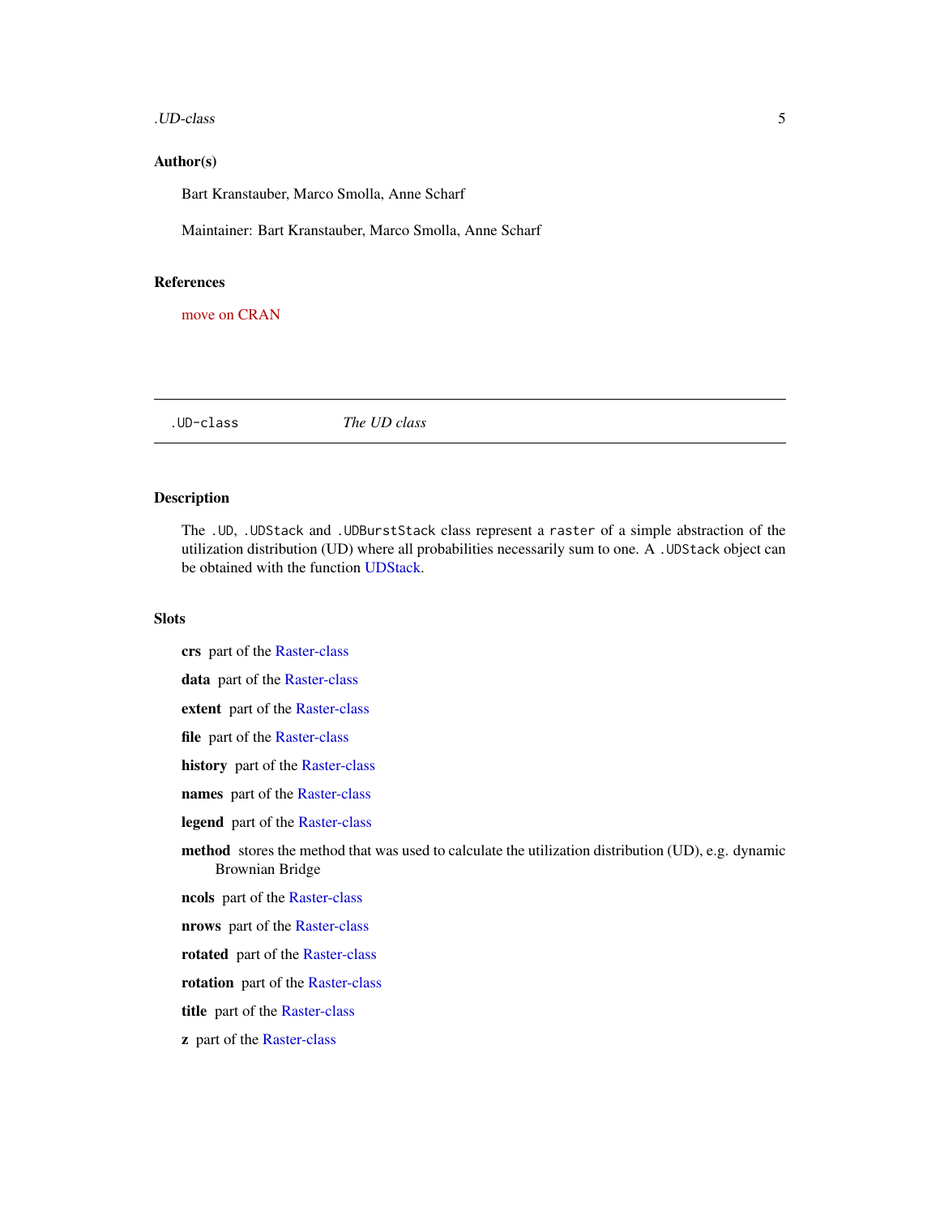## Author(s)

Bart Kranstauber, Marco Smolla, Anne Scharf

Maintainer: Bart Kranstauber, Marco Smolla, Anne Scharf

## References

move on CRAN

---

`.UD-class` *The UD class*

---

## Description

The `.UD`, `.UDStack` and `.UDBurstStack` class represent a `raster` of a simple abstraction of the utilization distribution (UD) where all probabilities necessarily sum to one. A `.UDStack` object can be obtained with the function UDStack.

## Slots

**crs** part of the Raster-class

**data** part of the Raster-class

**extent** part of the Raster-class

**file** part of the Raster-class

**history** part of the Raster-class

**names** part of the Raster-class

**legend** part of the Raster-class

**method** stores the method that was used to calculate the utilization distribution (UD), e.g. dynamic Brownian Bridge

**ncols** part of the Raster-class

**nrows** part of the Raster-class

**rotated** part of the Raster-class

**rotation** part of the Raster-class

**title** part of the Raster-class

**z** part of the Raster-class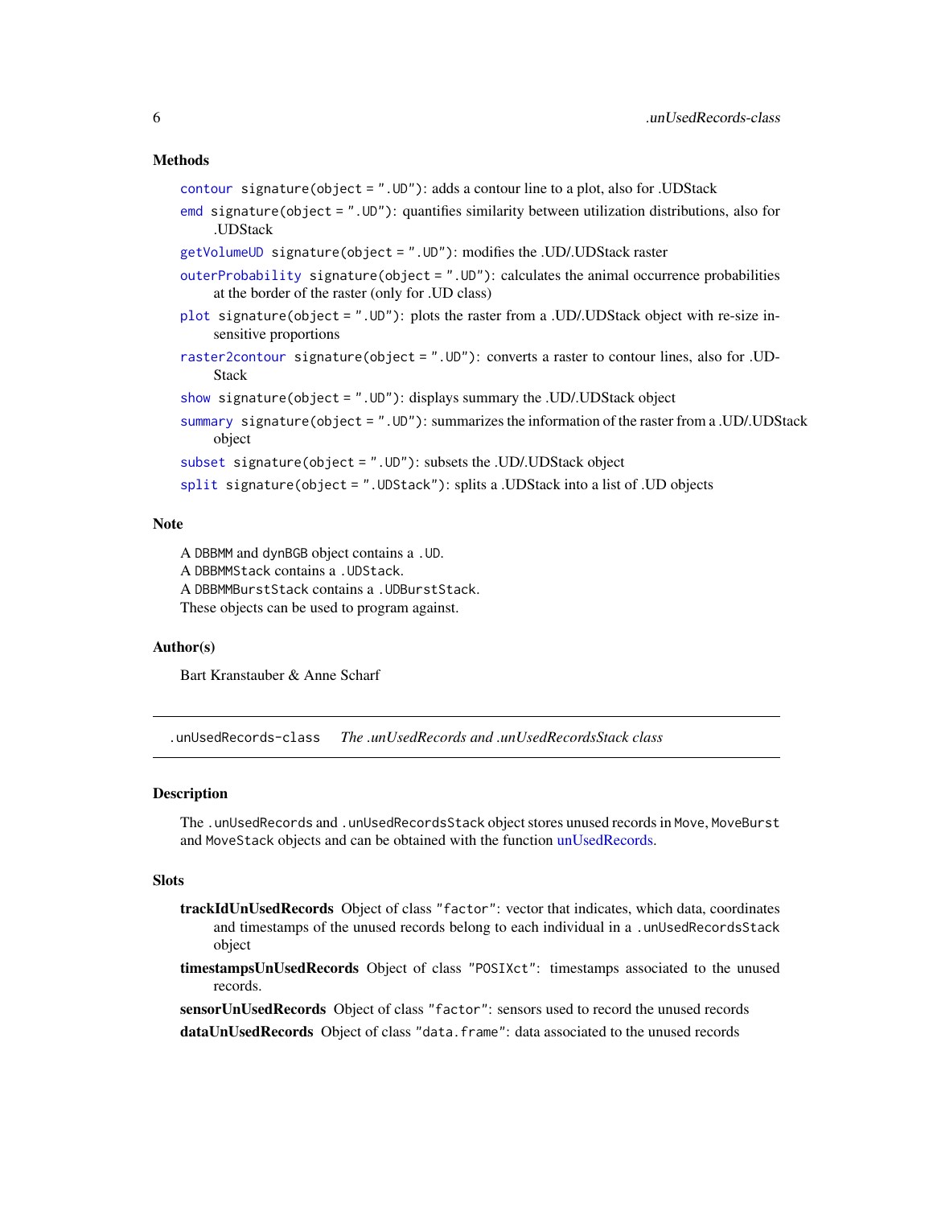### Methods

- `contour` `signature(object = ".UD")`: adds a contour line to a plot, also for .UDStack
- `emd` `signature(object = ".UD")`: quantifies similarity between utilization distributions, also for .UDStack
- `getVolumeUD` `signature(object = ".UD")`: modifies the .UD/.UDStack raster
- `outerProbability` `signature(object = ".UD")`: calculates the animal occurrence probabilities at the border of the raster (only for .UD class)
- `plot` `signature(object = ".UD")`: plots the raster from a .UD/.UDStack object with re-size insensitive proportions
- `raster2contour` `signature(object = ".UD")`: converts a raster to contour lines, also for .UDStack
- `show` `signature(object = ".UD")`: displays summary the .UD/.UDStack object
- `summary` `signature(object = ".UD")`: summarizes the information of the raster from a .UD/.UDStack object
- `subset` `signature(object = ".UD")`: subsets the .UD/.UDStack object
- `split` `signature(object = ".UDStack")`: splits a .UDStack into a list of .UD objects

### Note

A `DBBMM` and `dynBGB` object contains a `.UD`.
A `DBBMMStack` contains a `.UDStack`.
A `DBBMMBurstStack` contains a `.UDBurstStack`.
These objects can be used to program against.

### Author(s)

Bart Kranstauber & Anne Scharf

---

## `.unUsedRecords-class` *The .unUsedRecords and .unUsedRecordsStack class*

---

### Description

The `.unUsedRecords` and `.unUsedRecordsStack` object stores unused records in `Move`, `MoveBurst` and `MoveStack` objects and can be obtained with the function unUsedRecords.

### Slots

- **trackIdUnUsedRecords** Object of class `"factor"`: vector that indicates, which data, coordinates and timestamps of the unused records belong to each individual in a `.unUsedRecordsStack` object
- **timestampsUnUsedRecords** Object of class `"POSIXct"`: timestamps associated to the unused records.
- **sensorUnUsedRecords** Object of class `"factor"`: sensors used to record the unused records
- **dataUnUsedRecords** Object of class `"data.frame"`: data associated to the unused records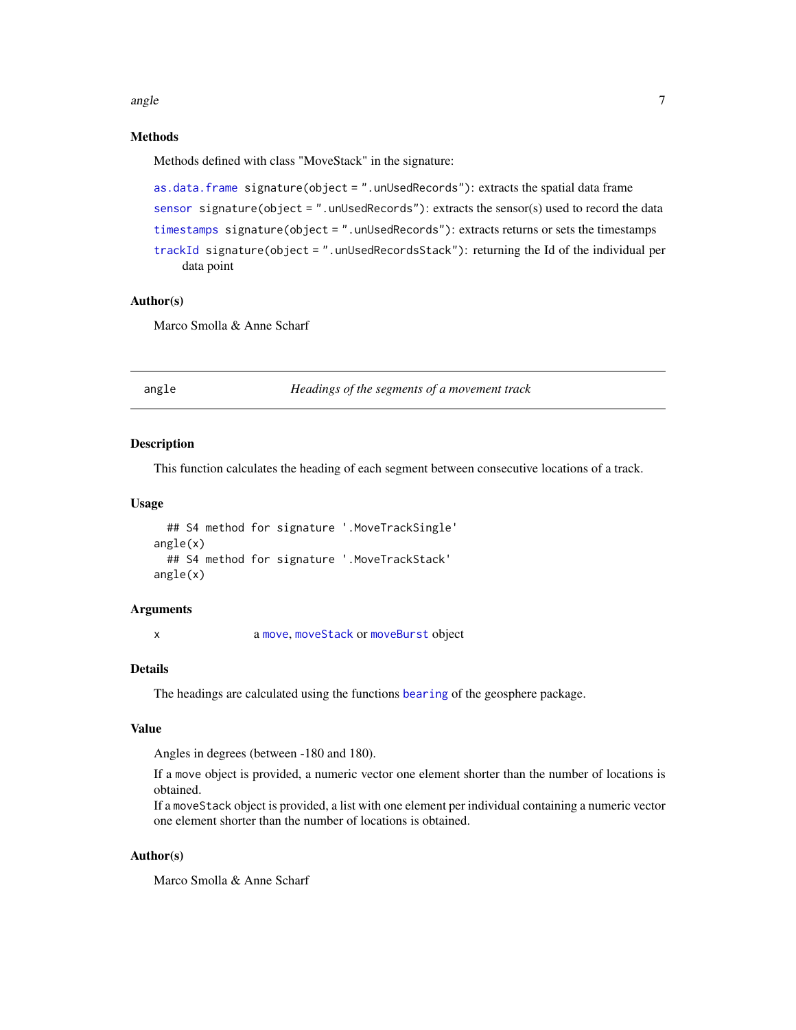### Methods

Methods defined with class "MoveStack" in the signature:

`as.data.frame` `signature(object = ".unUsedRecords")`: extracts the spatial data frame

`sensor` `signature(object = ".unUsedRecords")`: extracts the sensor(s) used to record the data

`timestamps` `signature(object = ".unUsedRecords")`: extracts returns or sets the timestamps

`trackId` `signature(object = ".unUsedRecordsStack")`: returning the Id of the individual per data point

### Author(s)

Marco Smolla & Anne Scharf

---

## angle — *Headings of the segments of a movement track*

### Description

This function calculates the heading of each segment between consecutive locations of a track.

### Usage

```
  ## S4 method for signature '.MoveTrackSingle'
angle(x)
  ## S4 method for signature '.MoveTrackStack'
angle(x)
```

### Arguments

| | |
|---|---|
| x | a `move`, `moveStack` or `moveBurst` object |

### Details

The headings are calculated using the functions `bearing` of the geosphere package.

### Value

Angles in degrees (between -180 and 180).

If a `move` object is provided, a numeric vector one element shorter than the number of locations is obtained.
If a `moveStack` object is provided, a list with one element per individual containing a numeric vector one element shorter than the number of locations is obtained.

### Author(s)

Marco Smolla & Anne Scharf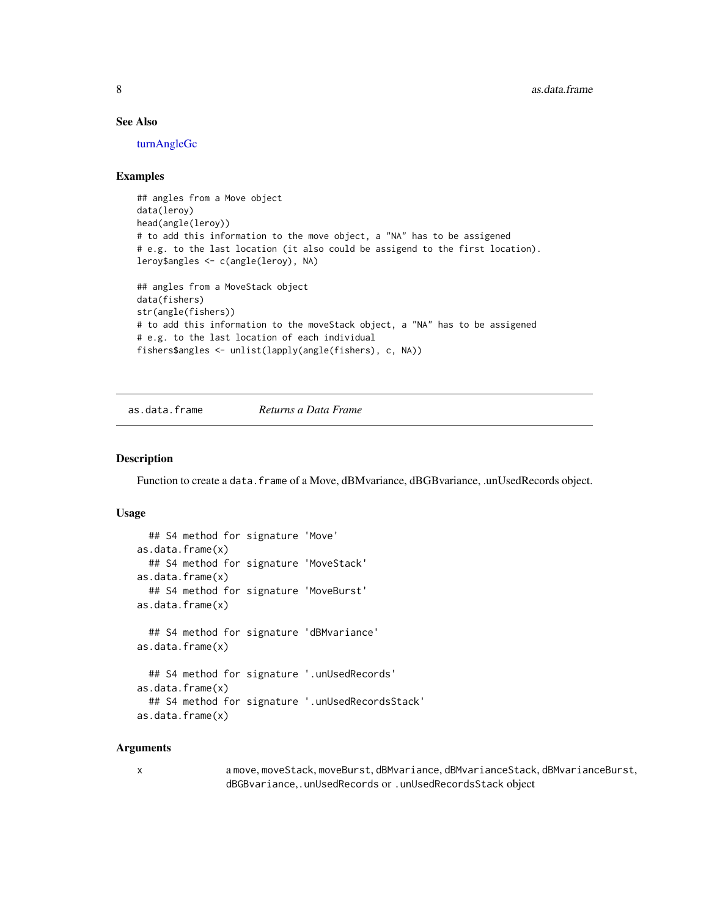### See Also

turnAngleGc

### Examples

```
## angles from a Move object
data(leroy)
head(angle(leroy))
# to add this information to the move object, a "NA" has to be assigened
# e.g. to the last location (it also could be assigend to the first location).
leroy$angles <- c(angle(leroy), NA)

## angles from a MoveStack object
data(fishers)
str(angle(fishers))
# to add this information to the moveStack object, a "NA" has to be assigened
# e.g. to the last location of each individual
fishers$angles <- unlist(lapply(angle(fishers), c, NA))
```

---

## as.data.frame — *Returns a Data Frame*

### Description

Function to create a `data.frame` of a Move, dBMvariance, dBGBvariance, .unUsedRecords object.

### Usage

```
  ## S4 method for signature 'Move'
as.data.frame(x)
  ## S4 method for signature 'MoveStack'
as.data.frame(x)
  ## S4 method for signature 'MoveBurst'
as.data.frame(x)

  ## S4 method for signature 'dBMvariance'
as.data.frame(x)

  ## S4 method for signature '.unUsedRecords'
as.data.frame(x)
  ## S4 method for signature '.unUsedRecordsStack'
as.data.frame(x)
```

### Arguments

| | |
|---|---|
| x | a `move`, `moveStack`, `moveBurst`, `dBMvariance`, `dBMvarianceStack`, `dBMvarianceBurst`, `dBGBvariance`, `.unUsedRecords` or `.unUsedRecordsStack` object |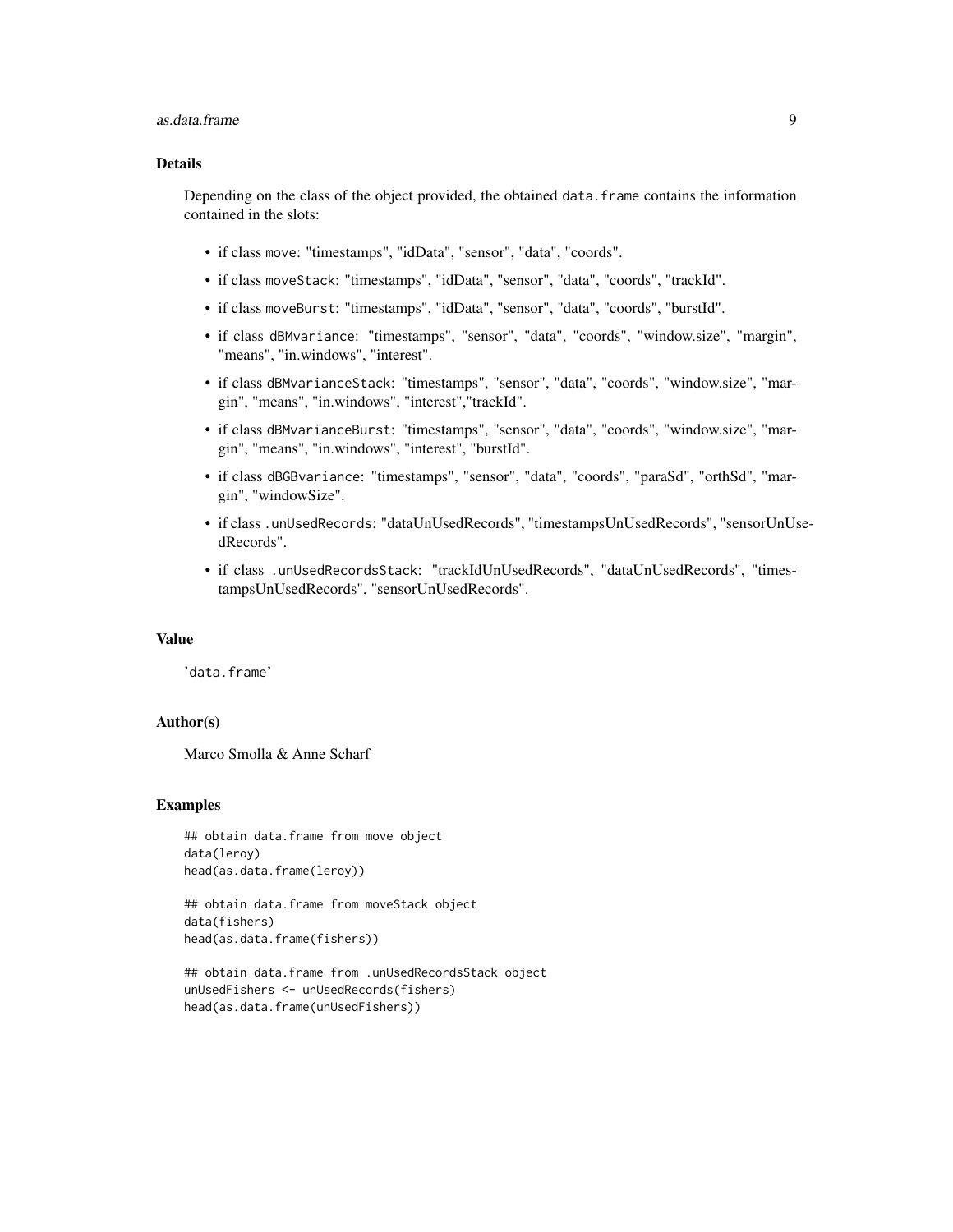## Details

Depending on the class of the object provided, the obtained `data.frame` contains the information contained in the slots:

- if class `move`: "timestamps", "idData", "sensor", "data", "coords".
- if class `moveStack`: "timestamps", "idData", "sensor", "data", "coords", "trackId".
- if class `moveBurst`: "timestamps", "idData", "sensor", "data", "coords", "burstId".
- if class `dBMvariance`: "timestamps", "sensor", "data", "coords", "window.size", "margin", "means", "in.windows", "interest".
- if class `dBMvarianceStack`: "timestamps", "sensor", "data", "coords", "window.size", "margin", "means", "in.windows", "interest","trackId".
- if class `dBMvarianceBurst`: "timestamps", "sensor", "data", "coords", "window.size", "margin", "means", "in.windows", "interest", "burstId".
- if class `dBGBvariance`: "timestamps", "sensor", "data", "coords", "paraSd", "orthSd", "margin", "windowSize".
- if class `.unUsedRecords`: "dataUnUsedRecords", "timestampsUnUsedRecords", "sensorUnUsedRecords".
- if class `.unUsedRecordsStack`: "trackIdUnUsedRecords", "dataUnUsedRecords", "timestampsUnUsedRecords", "sensorUnUsedRecords".

## Value

'data.frame'

## Author(s)

Marco Smolla & Anne Scharf

## Examples

```
## obtain data.frame from move object
data(leroy)
head(as.data.frame(leroy))

## obtain data.frame from moveStack object
data(fishers)
head(as.data.frame(fishers))

## obtain data.frame from .unUsedRecordsStack object
unUsedFishers <- unUsedRecords(fishers)
head(as.data.frame(unUsedFishers))
```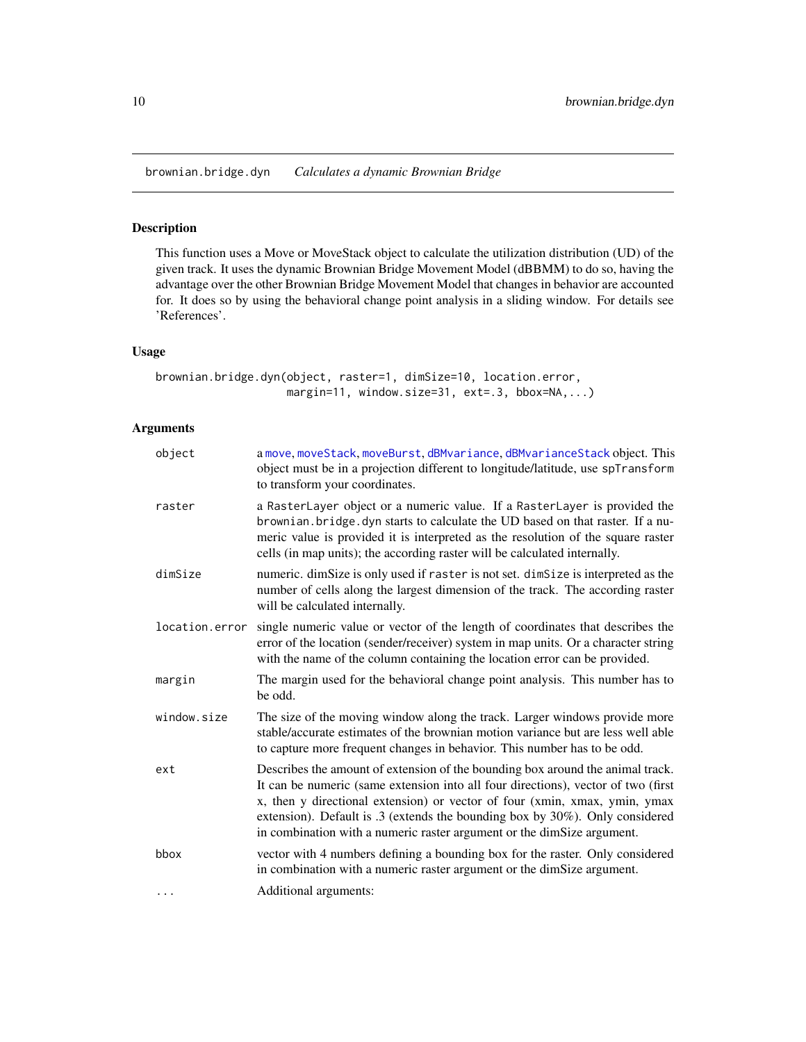brownian.bridge.dyn — *Calculates a dynamic Brownian Bridge*

## Description

This function uses a Move or MoveStack object to calculate the utilization distribution (UD) of the given track. It uses the dynamic Brownian Bridge Movement Model (dBBMM) to do so, having the advantage over the other Brownian Bridge Movement Model that changes in behavior are accounted for. It does so by using the behavioral change point analysis in a sliding window. For details see 'References'.

## Usage

```
brownian.bridge.dyn(object, raster=1, dimSize=10, location.error,
                    margin=11, window.size=31, ext=.3, bbox=NA,...)
```

## Arguments

| | |
|---|---|
| `object` | a `move`, `moveStack`, `moveBurst`, `dBMvariance`, `dBMvarianceStack` object. This object must be in a projection different to longitude/latitude, use `spTransform` to transform your coordinates. |
| `raster` | a `RasterLayer` object or a numeric value. If a `RasterLayer` is provided the `brownian.bridge.dyn` starts to calculate the UD based on that raster. If a numeric value is provided it is interpreted as the resolution of the square raster cells (in map units); the according raster will be calculated internally. |
| `dimSize` | numeric. dimSize is only used if `raster` is not set. `dimSize` is interpreted as the number of cells along the largest dimension of the track. The according raster will be calculated internally. |
| `location.error` | single numeric value or vector of the length of coordinates that describes the error of the location (sender/receiver) system in map units. Or a character string with the name of the column containing the location error can be provided. |
| `margin` | The margin used for the behavioral change point analysis. This number has to be odd. |
| `window.size` | The size of the moving window along the track. Larger windows provide more stable/accurate estimates of the brownian motion variance but are less well able to capture more frequent changes in behavior. This number has to be odd. |
| `ext` | Describes the amount of extension of the bounding box around the animal track. It can be numeric (same extension into all four directions), vector of two (first x, then y directional extension) or vector of four (xmin, xmax, ymin, ymax extension). Default is .3 (extends the bounding box by 30%). Only considered in combination with a numeric raster argument or the dimSize argument. |
| `bbox` | vector with 4 numbers defining a bounding box for the raster. Only considered in combination with a numeric raster argument or the dimSize argument. |
| `...` | Additional arguments: |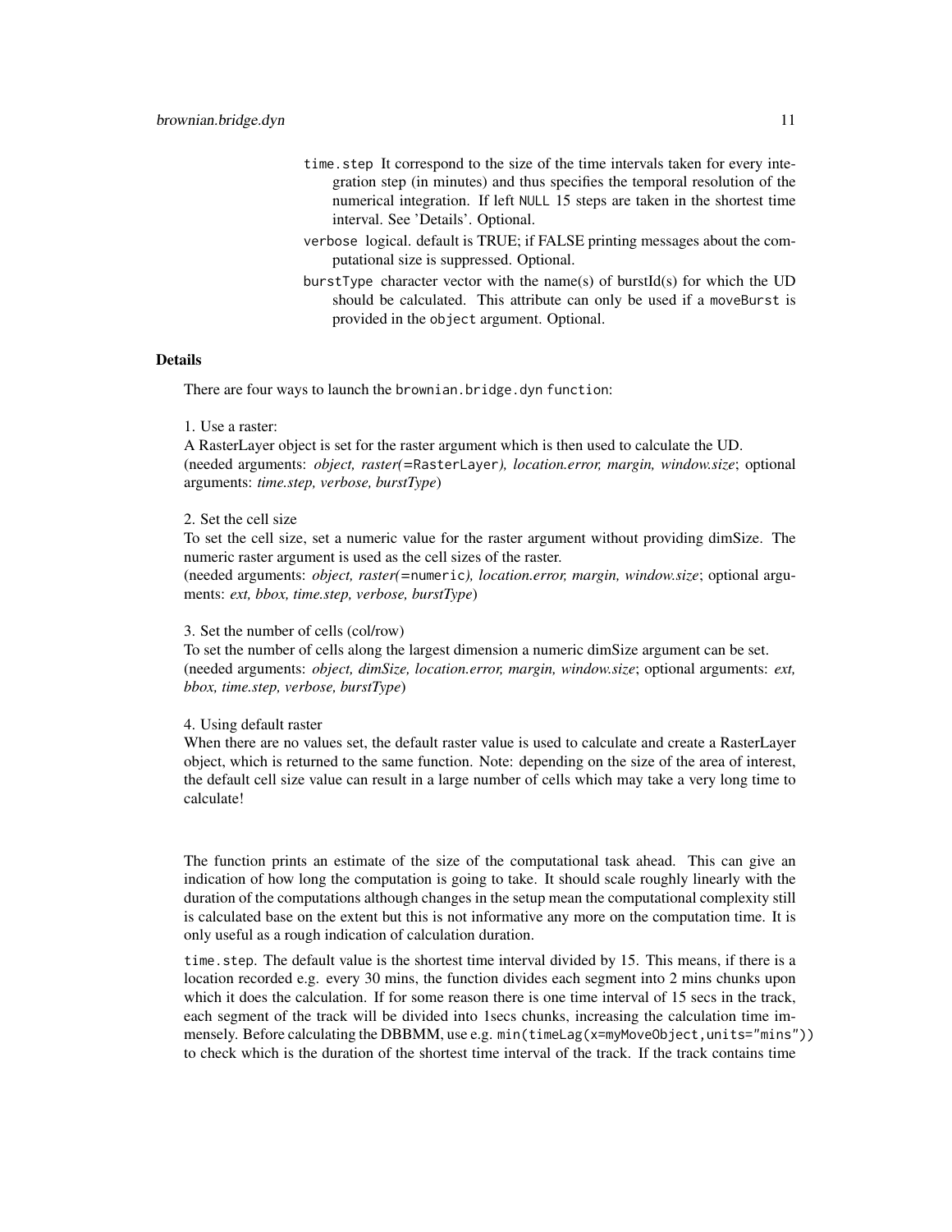- `time.step` It correspond to the size of the time intervals taken for every integration step (in minutes) and thus specifies the temporal resolution of the numerical integration. If left `NULL` 15 steps are taken in the shortest time interval. See 'Details'. Optional.
- `verbose` logical. default is TRUE; if FALSE printing messages about the computational size is suppressed. Optional.
- `burstType` character vector with the name(s) of burstId(s) for which the UD should be calculated. This attribute can only be used if a `moveBurst` is provided in the `object` argument. Optional.

## Details

There are four ways to launch the `brownian.bridge.dyn` function:

1. Use a raster:
A RasterLayer object is set for the raster argument which is then used to calculate the UD.
(needed arguments: *object, raster(*`=RasterLayer`*), location.error, margin, window.size*; optional arguments: *time.step, verbose, burstType*)

2. Set the cell size
To set the cell size, set a numeric value for the raster argument without providing dimSize. The numeric raster argument is used as the cell sizes of the raster.
(needed arguments: *object, raster(*`=numeric`*), location.error, margin, window.size*; optional arguments: *ext, bbox, time.step, verbose, burstType*)

3. Set the number of cells (col/row)
To set the number of cells along the largest dimension a numeric dimSize argument can be set.
(needed arguments: *object, dimSize, location.error, margin, window.size*; optional arguments: *ext, bbox, time.step, verbose, burstType*)

4. Using default raster
When there are no values set, the default raster value is used to calculate and create a RasterLayer object, which is returned to the same function. Note: depending on the size of the area of interest, the default cell size value can result in a large number of cells which may take a very long time to calculate!

The function prints an estimate of the size of the computational task ahead. This can give an indication of how long the computation is going to take. It should scale roughly linearly with the duration of the computations although changes in the setup mean the computational complexity still is calculated base on the extent but this is not informative any more on the computation time. It is only useful as a rough indication of calculation duration.

`time.step`. The default value is the shortest time interval divided by 15. This means, if there is a location recorded e.g. every 30 mins, the function divides each segment into 2 mins chunks upon which it does the calculation. If for some reason there is one time interval of 15 secs in the track, each segment of the track will be divided into 1secs chunks, increasing the calculation time immensely. Before calculating the DBBMM, use e.g. `min(timeLag(x=myMoveObject,units="mins"))` to check which is the duration of the shortest time interval of the track. If the track contains time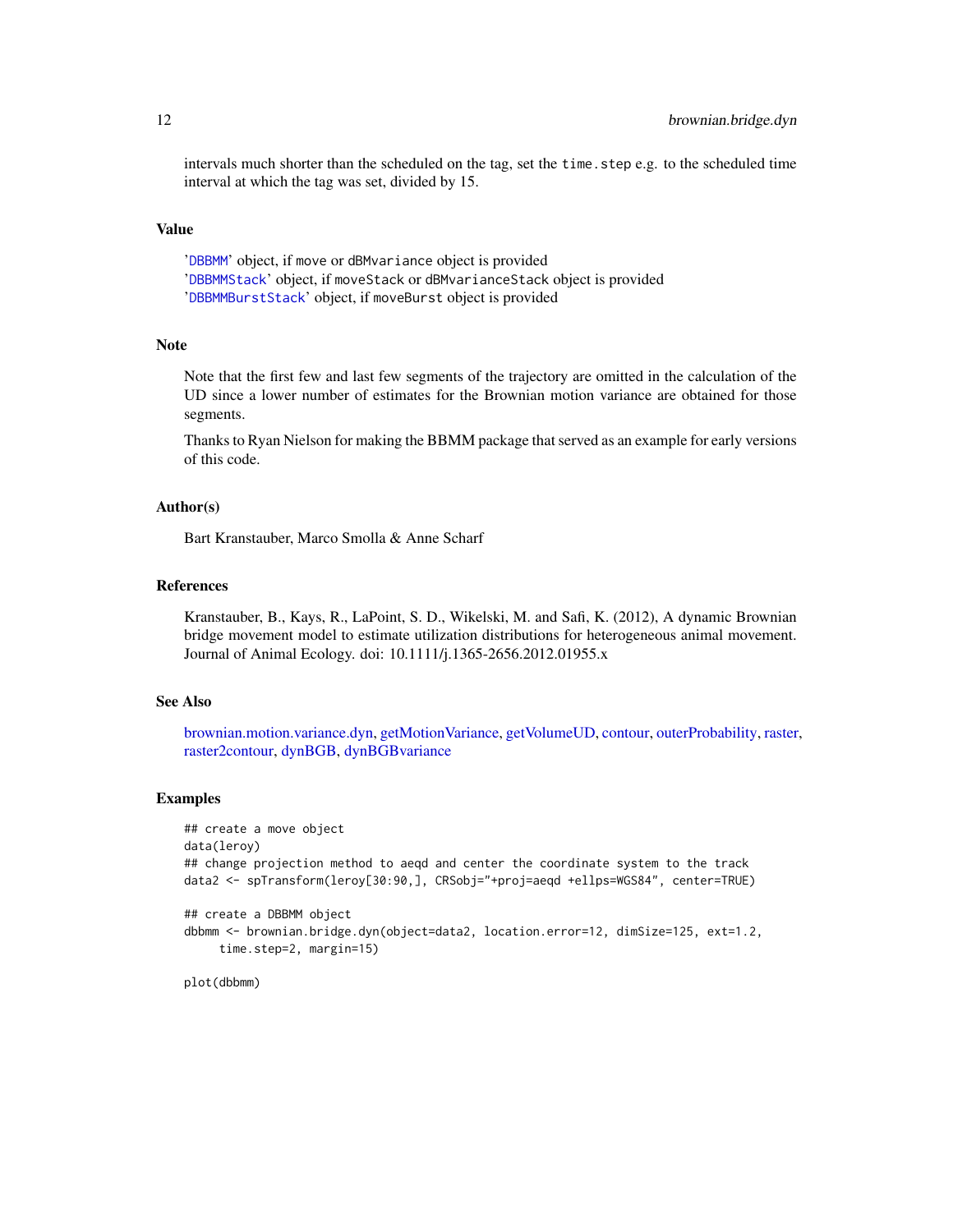intervals much shorter than the scheduled on the tag, set the `time.step` e.g. to the scheduled time interval at which the tag was set, divided by 15.

## Value

'DBBMM' object, if `move` or `dBMvariance` object is provided
'DBBMMStack' object, if `moveStack` or `dBMvarianceStack` object is provided
'DBBMMBurstStack' object, if `moveBurst` object is provided

## Note

Note that the first few and last few segments of the trajectory are omitted in the calculation of the UD since a lower number of estimates for the Brownian motion variance are obtained for those segments.

Thanks to Ryan Nielson for making the BBMM package that served as an example for early versions of this code.

## Author(s)

Bart Kranstauber, Marco Smolla & Anne Scharf

## References

Kranstauber, B., Kays, R., LaPoint, S. D., Wikelski, M. and Safi, K. (2012), A dynamic Brownian bridge movement model to estimate utilization distributions for heterogeneous animal movement. Journal of Animal Ecology. doi: 10.1111/j.1365-2656.2012.01955.x

## See Also

brownian.motion.variance.dyn, getMotionVariance, getVolumeUD, contour, outerProbability, raster, raster2contour, dynBGB, dynBGBvariance

## Examples

```
## create a move object
data(leroy)
## change projection method to aeqd and center the coordinate system to the track
data2 <- spTransform(leroy[30:90,], CRSobj="+proj=aeqd +ellps=WGS84", center=TRUE)

## create a DBBMM object
dbbmm <- brownian.bridge.dyn(object=data2, location.error=12, dimSize=125, ext=1.2,
     time.step=2, margin=15)

plot(dbbmm)
```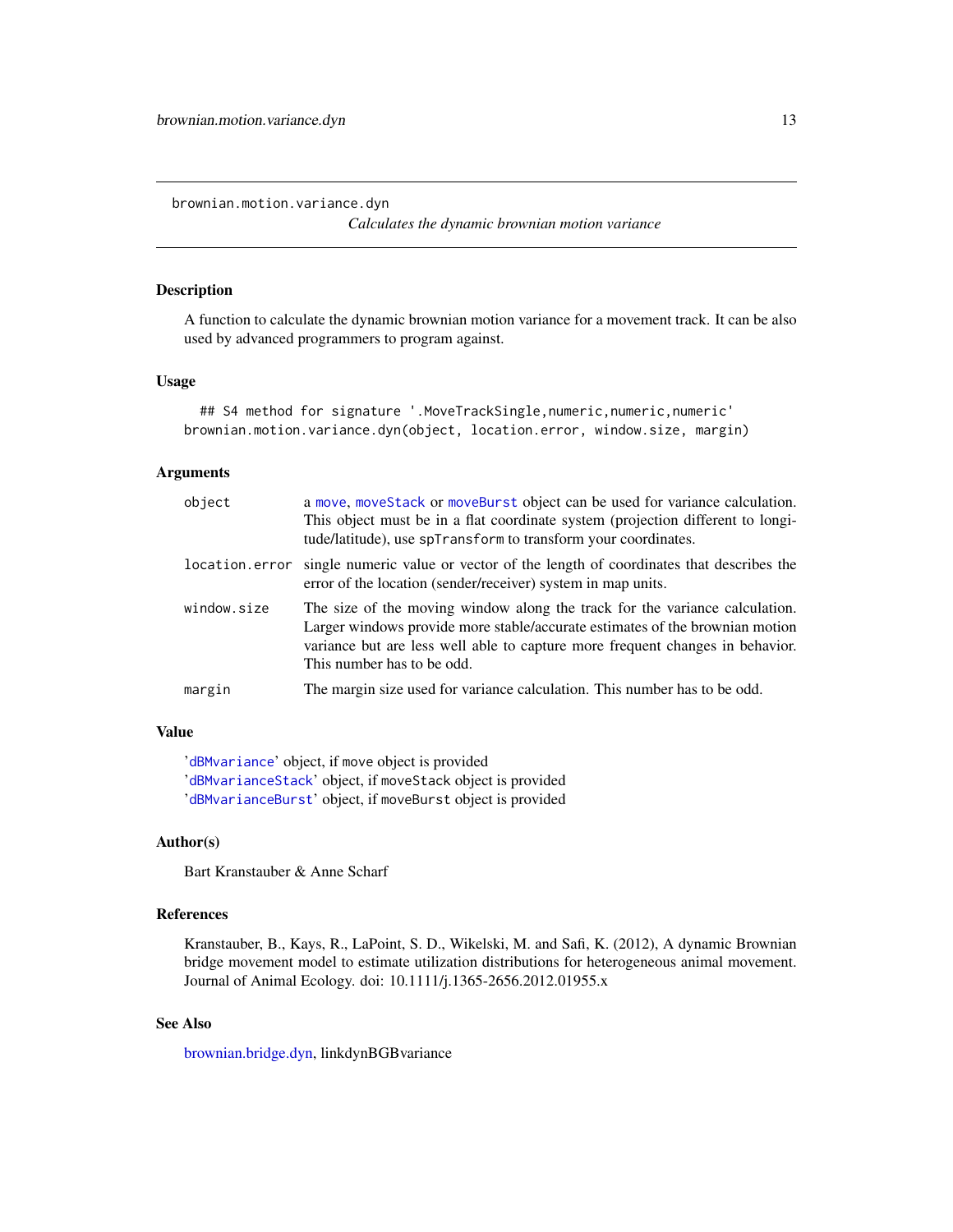# brownian.motion.variance.dyn

*Calculates the dynamic brownian motion variance*

## Description

A function to calculate the dynamic brownian motion variance for a movement track. It can be also used by advanced programmers to program against.

## Usage

```
## S4 method for signature '.MoveTrackSingle,numeric,numeric,numeric'
brownian.motion.variance.dyn(object, location.error, window.size, margin)
```

## Arguments

| | |
|---|---|
| object | a move, moveStack or moveBurst object can be used for variance calculation. This object must be in a flat coordinate system (projection different to longitude/latitude), use spTransform to transform your coordinates. |
| location.error | single numeric value or vector of the length of coordinates that describes the error of the location (sender/receiver) system in map units. |
| window.size | The size of the moving window along the track for the variance calculation. Larger windows provide more stable/accurate estimates of the brownian motion variance but are less well able to capture more frequent changes in behavior. This number has to be odd. |
| margin | The margin size used for variance calculation. This number has to be odd. |

## Value

'dBMvariance' object, if move object is provided
'dBMvarianceStack' object, if moveStack object is provided
'dBMvarianceBurst' object, if moveBurst object is provided

## Author(s)

Bart Kranstauber & Anne Scharf

## References

Kranstauber, B., Kays, R., LaPoint, S. D., Wikelski, M. and Safi, K. (2012), A dynamic Brownian bridge movement model to estimate utilization distributions for heterogeneous animal movement. Journal of Animal Ecology. doi: 10.1111/j.1365-2656.2012.01955.x

## See Also

brownian.bridge.dyn, linkdynBGBvariance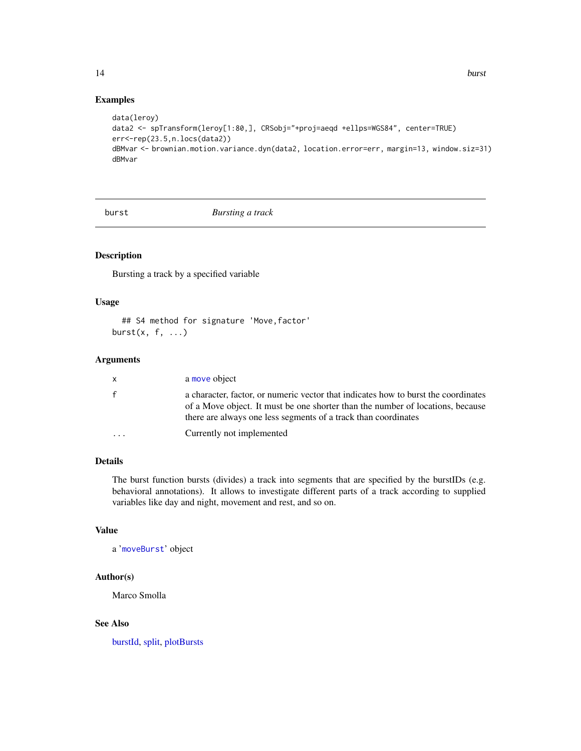## Examples

```
data(leroy)
data2 <- spTransform(leroy[1:80,], CRSobj="+proj=aeqd +ellps=WGS84", center=TRUE)
err<-rep(23.5,n.locs(data2))
dBMvar <- brownian.motion.variance.dyn(data2, location.error=err, margin=13, window.siz=31)
dBMvar
```

---

# burst — *Bursting a track*

---

## Description

Bursting a track by a specified variable

## Usage

```
## S4 method for signature 'Move,factor'
burst(x, f, ...)
```

## Arguments

| | |
|---|---|
| x | a `move` object |
| f | a character, factor, or numeric vector that indicates how to burst the coordinates of a Move object. It must be one shorter than the number of locations, because there are always one less segments of a track than coordinates |
| ... | Currently not implemented |

## Details

The burst function bursts (divides) a track into segments that are specified by the burstIDs (e.g. behavioral annotations). It allows to investigate different parts of a track according to supplied variables like day and night, movement and rest, and so on.

## Value

a '`moveBurst`' object

## Author(s)

Marco Smolla

## See Also

burstId, split, plotBursts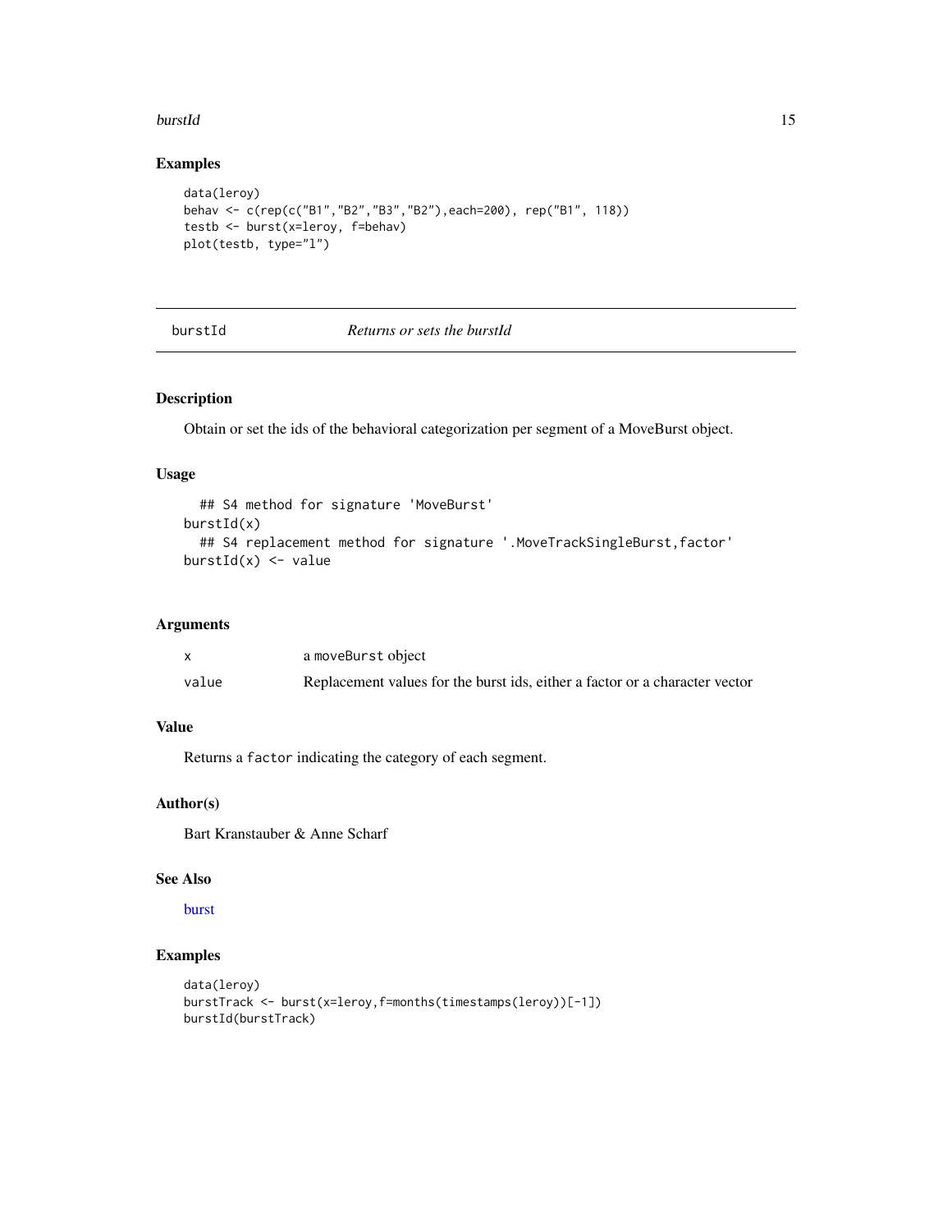## Examples

```
data(leroy)
behav <- c(rep(c("B1","B2","B3","B2"),each=200), rep("B1", 118))
testb <- burst(x=leroy, f=behav)
plot(testb, type="l")
```

---

# burstId *Returns or sets the burstId*

## Description

Obtain or set the ids of the behavioral categorization per segment of a MoveBurst object.

## Usage

```
  ## S4 method for signature 'MoveBurst'
burstId(x)
  ## S4 replacement method for signature '.MoveTrackSingleBurst,factor'
burstId(x) <- value
```

## Arguments

| | |
|---|---|
| x | a `moveBurst` object |
| value | Replacement values for the burst ids, either a factor or a character vector |

## Value

Returns a `factor` indicating the category of each segment.

## Author(s)

Bart Kranstauber & Anne Scharf

## See Also

burst

## Examples

```
data(leroy)
burstTrack <- burst(x=leroy,f=months(timestamps(leroy))[-1])
burstId(burstTrack)
```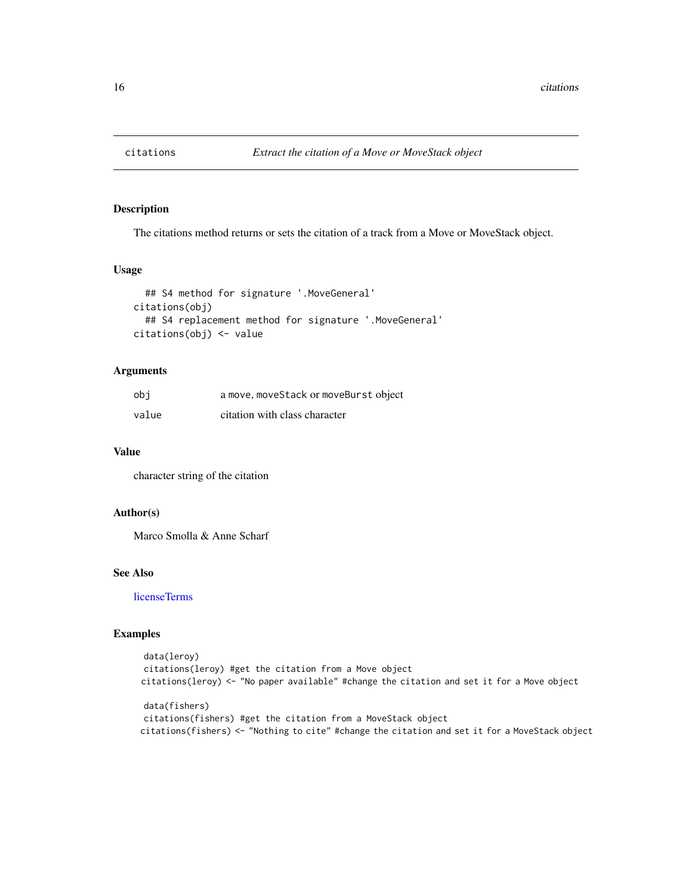# citations — *Extract the citation of a Move or MoveStack object*

## Description

The citations method returns or sets the citation of a track from a Move or MoveStack object.

## Usage

```
  ## S4 method for signature '.MoveGeneral'
citations(obj)
  ## S4 replacement method for signature '.MoveGeneral'
citations(obj) <- value
```

## Arguments

| | |
|---|---|
| `obj` | a `move`, `moveStack` or `moveBurst` object |
| `value` | citation with class character |

## Value

character string of the citation

## Author(s)

Marco Smolla & Anne Scharf

## See Also

licenseTerms

## Examples

```
 data(leroy)
 citations(leroy) #get the citation from a Move object
citations(leroy) <- "No paper available" #change the citation and set it for a Move object

 data(fishers)
 citations(fishers) #get the citation from a MoveStack object
citations(fishers) <- "Nothing to cite" #change the citation and set it for a MoveStack object
```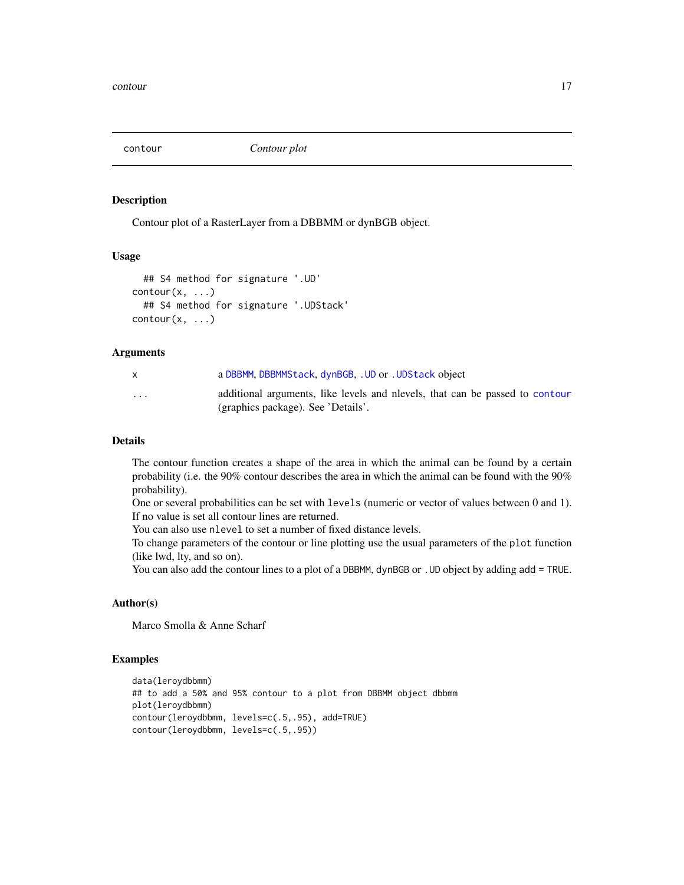contour *Contour plot*

## Description

Contour plot of a RasterLayer from a DBBMM or dynBGB object.

## Usage

```
## S4 method for signature '.UD'
contour(x, ...)
## S4 method for signature '.UDStack'
contour(x, ...)
```

## Arguments

| | |
|---|---|
| x | a DBBMM, DBBMMStack, dynBGB, .UD or .UDStack object |
| ... | additional arguments, like levels and nlevels, that can be passed to contour (graphics package). See 'Details'. |

## Details

The contour function creates a shape of the area in which the animal can be found by a certain probability (i.e. the 90% contour describes the area in which the animal can be found with the 90% probability).
One or several probabilities can be set with `levels` (numeric or vector of values between 0 and 1). If no value is set all contour lines are returned.
You can also use `nlevel` to set a number of fixed distance levels.
To change parameters of the contour or line plotting use the usual parameters of the `plot` function (like lwd, lty, and so on).
You can also add the contour lines to a plot of a `DBBMM`, `dynBGB` or `.UD` object by adding `add = TRUE`.

## Author(s)

Marco Smolla & Anne Scharf

## Examples

```
data(leroydbbmm)
## to add a 50% and 95% contour to a plot from DBBMM object dbbmm
plot(leroydbbmm)
contour(leroydbbmm, levels=c(.5,.95), add=TRUE)
contour(leroydbbmm, levels=c(.5,.95))
```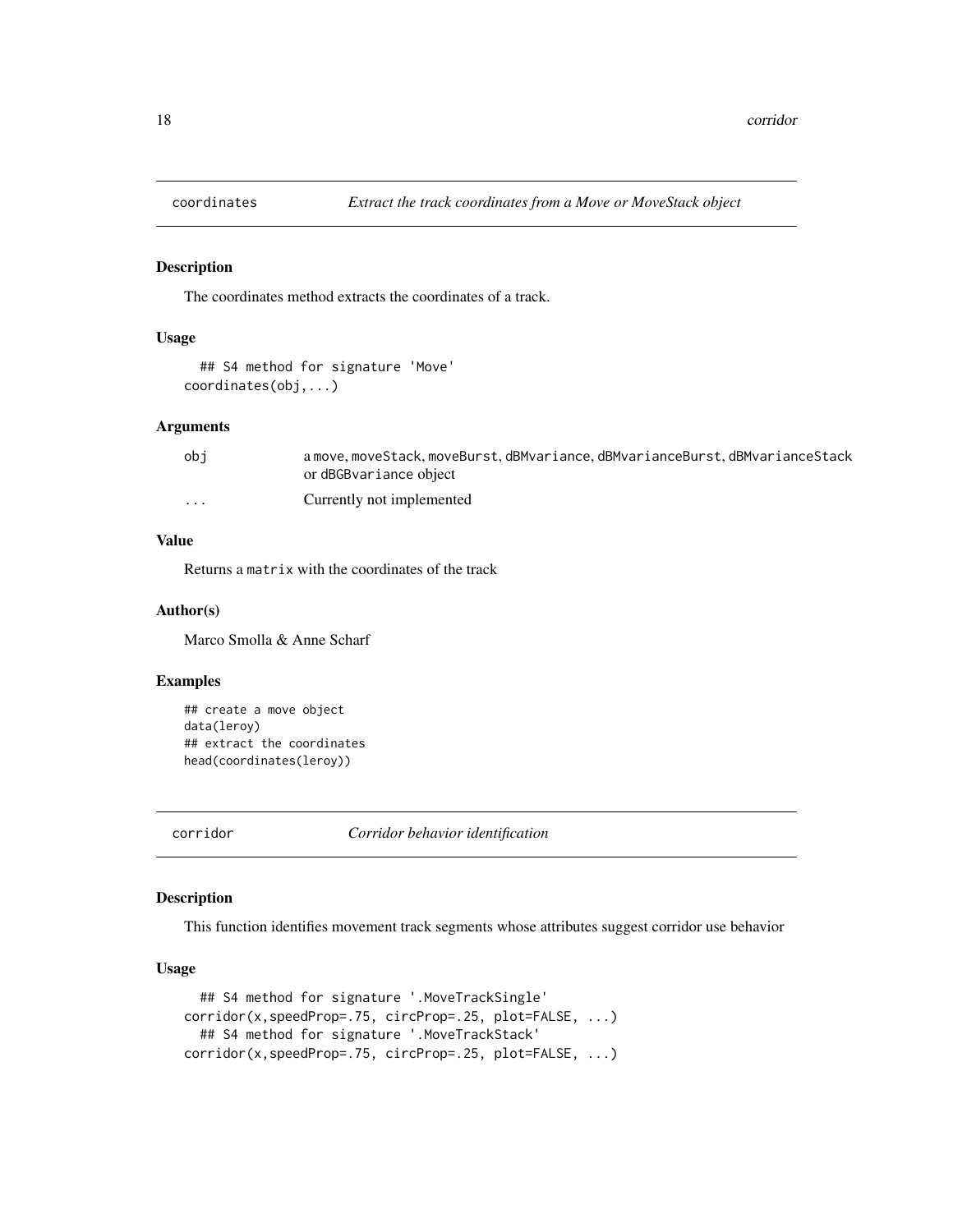## coordinates *Extract the track coordinates from a Move or MoveStack object*

### Description

The coordinates method extracts the coordinates of a track.

### Usage

```
  ## S4 method for signature 'Move'
coordinates(obj,...)
```

### Arguments

| | |
|---|---|
| obj | a move, moveStack, moveBurst, dBMvariance, dBMvarianceBurst, dBMvarianceStack or dBGBvariance object |
| ... | Currently not implemented |

### Value

Returns a `matrix` with the coordinates of the track

### Author(s)

Marco Smolla & Anne Scharf

### Examples

```
## create a move object
data(leroy)
## extract the coordinates
head(coordinates(leroy))
```

## corridor *Corridor behavior identification*

### Description

This function identifies movement track segments whose attributes suggest corridor use behavior

### Usage

```
  ## S4 method for signature '.MoveTrackSingle'
corridor(x,speedProp=.75, circProp=.25, plot=FALSE, ...)
  ## S4 method for signature '.MoveTrackStack'
corridor(x,speedProp=.75, circProp=.25, plot=FALSE, ...)
```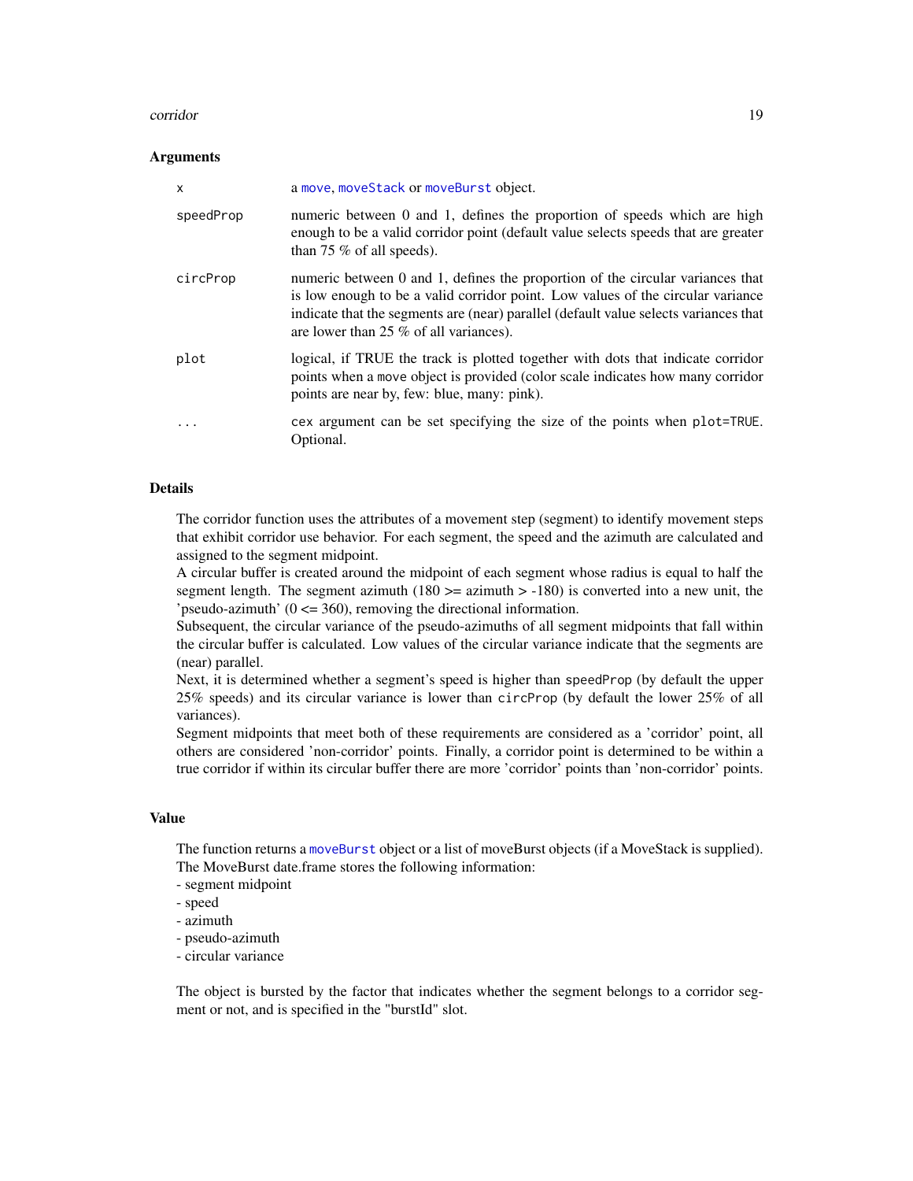### Arguments

| | |
|---|---|
| x | a move, moveStack or moveBurst object. |
| speedProp | numeric between 0 and 1, defines the proportion of speeds which are high enough to be a valid corridor point (default value selects speeds that are greater than 75 % of all speeds). |
| circProp | numeric between 0 and 1, defines the proportion of the circular variances that is low enough to be a valid corridor point. Low values of the circular variance indicate that the segments are (near) parallel (default value selects variances that are lower than 25 % of all variances). |
| plot | logical, if TRUE the track is plotted together with dots that indicate corridor points when a move object is provided (color scale indicates how many corridor points are near by, few: blue, many: pink). |
| ... | cex argument can be set specifying the size of the points when plot=TRUE. Optional. |

### Details

The corridor function uses the attributes of a movement step (segment) to identify movement steps that exhibit corridor use behavior. For each segment, the speed and the azimuth are calculated and assigned to the segment midpoint.
A circular buffer is created around the midpoint of each segment whose radius is equal to half the segment length. The segment azimuth (180 >= azimuth > -180) is converted into a new unit, the 'pseudo-azimuth' (0 <= 360), removing the directional information.
Subsequent, the circular variance of the pseudo-azimuths of all segment midpoints that fall within the circular buffer is calculated. Low values of the circular variance indicate that the segments are (near) parallel.
Next, it is determined whether a segment's speed is higher than speedProp (by default the upper 25% speeds) and its circular variance is lower than circProp (by default the lower 25% of all variances).
Segment midpoints that meet both of these requirements are considered as a 'corridor' point, all others are considered 'non-corridor' points. Finally, a corridor point is determined to be within a true corridor if within its circular buffer there are more 'corridor' points than 'non-corridor' points.

### Value

The function returns a moveBurst object or a list of moveBurst objects (if a MoveStack is supplied). The MoveBurst date.frame stores the following information:
- segment midpoint
- speed
- azimuth
- pseudo-azimuth
- circular variance

The object is bursted by the factor that indicates whether the segment belongs to a corridor segment or not, and is specified in the "burstId" slot.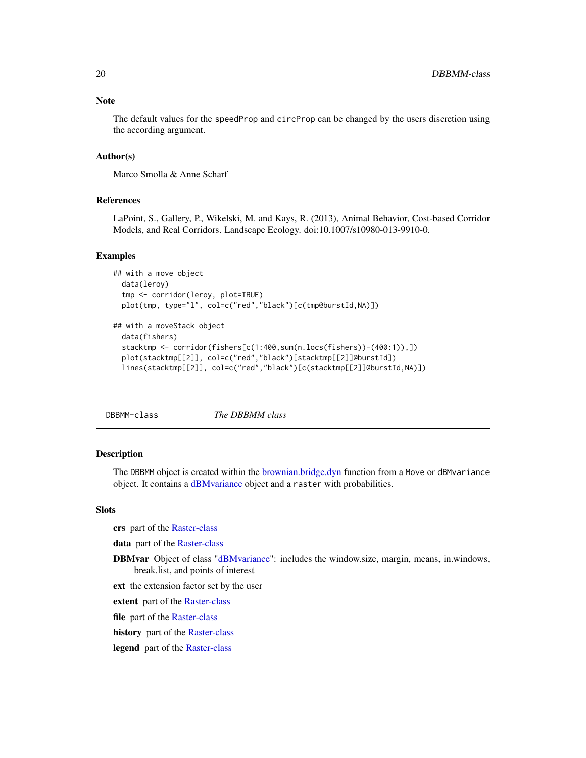## Note

The default values for the `speedProp` and `circProp` can be changed by the users discretion using the according argument.

## Author(s)

Marco Smolla & Anne Scharf

## References

LaPoint, S., Gallery, P., Wikelski, M. and Kays, R. (2013), Animal Behavior, Cost-based Corridor Models, and Real Corridors. Landscape Ecology. doi:10.1007/s10980-013-9910-0.

## Examples

```
## with a move object
  data(leroy)
  tmp <- corridor(leroy, plot=TRUE)
  plot(tmp, type="l", col=c("red","black")[c(tmp@burstId,NA)])

## with a moveStack object
  data(fishers)
  stacktmp <- corridor(fishers[c(1:400,sum(n.locs(fishers))-(400:1)),])
  plot(stacktmp[[2]], col=c("red","black")[stacktmp[[2]]@burstId])
  lines(stacktmp[[2]], col=c("red","black")[c(stacktmp[[2]]@burstId,NA)])
```

---

# DBBMM-class    *The DBBMM class*

## Description

The `DBBMM` object is created within the brownian.bridge.dyn function from a `Move` or `dBMvariance` object. It contains a dBMvariance object and a `raster` with probabilities.

## Slots

**crs** part of the Raster-class

**data** part of the Raster-class

**DBMvar** Object of class "dBMvariance": includes the window.size, margin, means, in.windows, break.list, and points of interest

**ext** the extension factor set by the user

**extent** part of the Raster-class

**file** part of the Raster-class

**history** part of the Raster-class

**legend** part of the Raster-class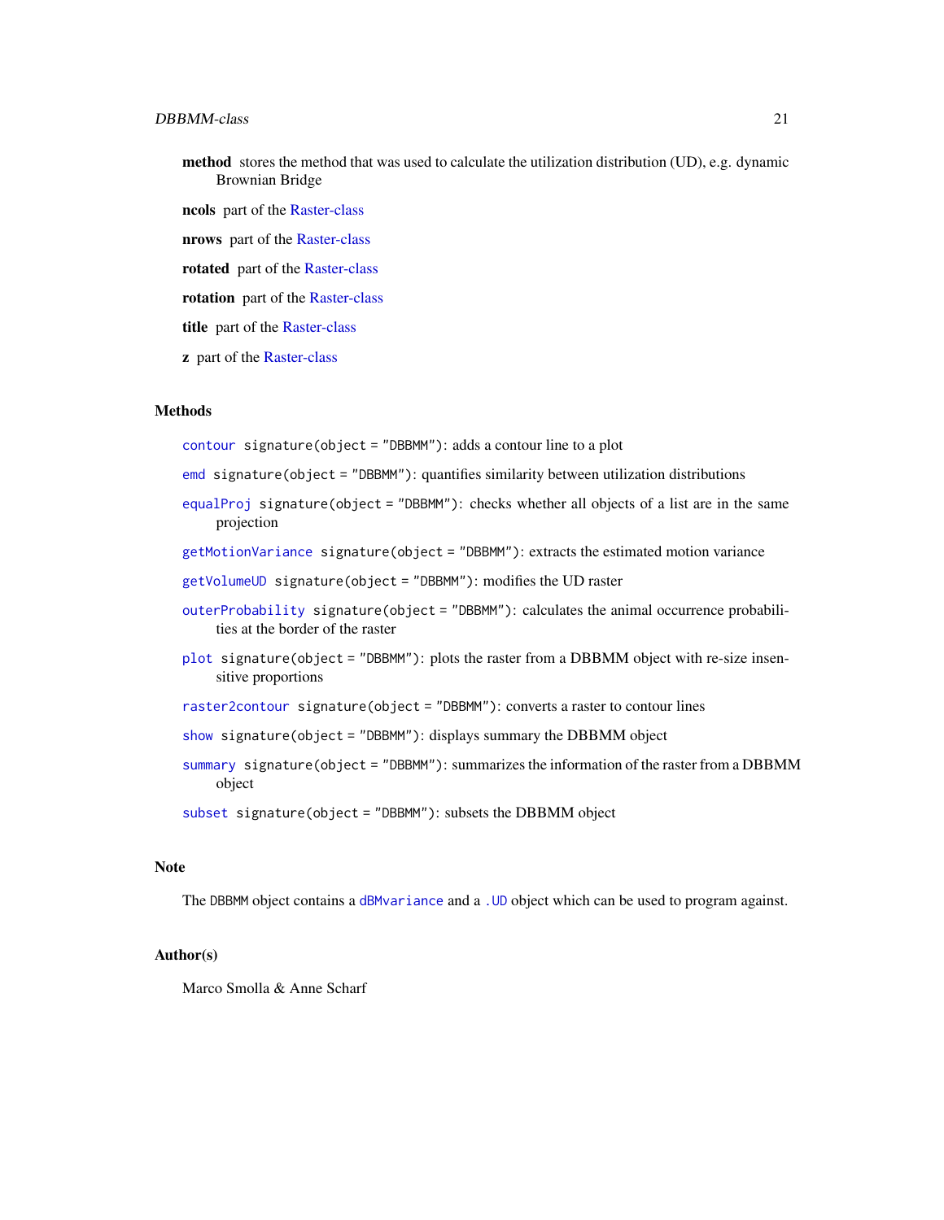**method** stores the method that was used to calculate the utilization distribution (UD), e.g. dynamic Brownian Bridge

**ncols** part of the Raster-class

**nrows** part of the Raster-class

**rotated** part of the Raster-class

**rotation** part of the Raster-class

**title** part of the Raster-class

**z** part of the Raster-class

### Methods

`contour` `signature(object = "DBBMM")`: adds a contour line to a plot

`emd` `signature(object = "DBBMM")`: quantifies similarity between utilization distributions

`equalProj` `signature(object = "DBBMM")`: checks whether all objects of a list are in the same projection

`getMotionVariance` `signature(object = "DBBMM")`: extracts the estimated motion variance

`getVolumeUD` `signature(object = "DBBMM")`: modifies the UD raster

`outerProbability` `signature(object = "DBBMM")`: calculates the animal occurrence probabilities at the border of the raster

`plot` `signature(object = "DBBMM")`: plots the raster from a DBBMM object with re-size insensitive proportions

`raster2contour` `signature(object = "DBBMM")`: converts a raster to contour lines

`show` `signature(object = "DBBMM")`: displays summary the DBBMM object

`summary` `signature(object = "DBBMM")`: summarizes the information of the raster from a DBBMM object

`subset` `signature(object = "DBBMM")`: subsets the DBBMM object

### Note

The `DBBMM` object contains a `dBMvariance` and a `.UD` object which can be used to program against.

### Author(s)

Marco Smolla & Anne Scharf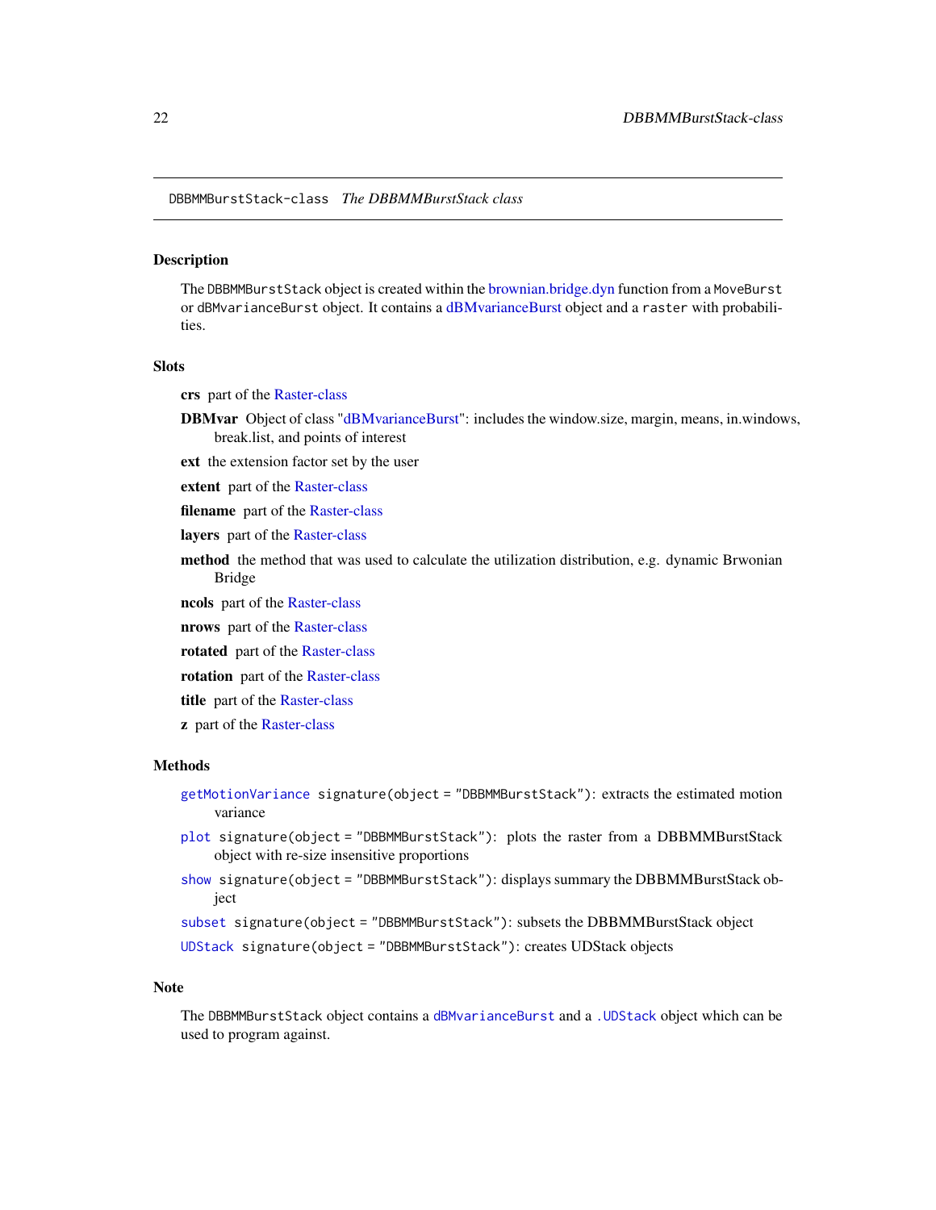## DBBMMBurstStack-class *The DBBMMBurstStack class*

### Description

The `DBBMMBurstStack` object is created within the brownian.bridge.dyn function from a `MoveBurst` or `dBMvarianceBurst` object. It contains a dBMvarianceBurst object and a `raster` with probabilities.

### Slots

**crs** part of the Raster-class

**DBMvar** Object of class "dBMvarianceBurst": includes the window.size, margin, means, in.windows, break.list, and points of interest

**ext** the extension factor set by the user

**extent** part of the Raster-class

**filename** part of the Raster-class

**layers** part of the Raster-class

**method** the method that was used to calculate the utilization distribution, e.g. dynamic Brwonian Bridge

**ncols** part of the Raster-class

**nrows** part of the Raster-class

**rotated** part of the Raster-class

**rotation** part of the Raster-class

**title** part of the Raster-class

**z** part of the Raster-class

### Methods

`getMotionVariance` `signature(object = "DBBMMBurstStack")`: extracts the estimated motion variance

`plot` `signature(object = "DBBMMBurstStack")`: plots the raster from a DBBMMBurstStack object with re-size insensitive proportions

`show` `signature(object = "DBBMMBurstStack")`: displays summary the DBBMMBurstStack object

`subset` `signature(object = "DBBMMBurstStack")`: subsets the DBBMMBurstStack object

`UDStack` `signature(object = "DBBMMBurstStack")`: creates UDStack objects

### Note

The `DBBMMBurstStack` object contains a `dBMvarianceBurst` and a `.UDStack` object which can be used to program against.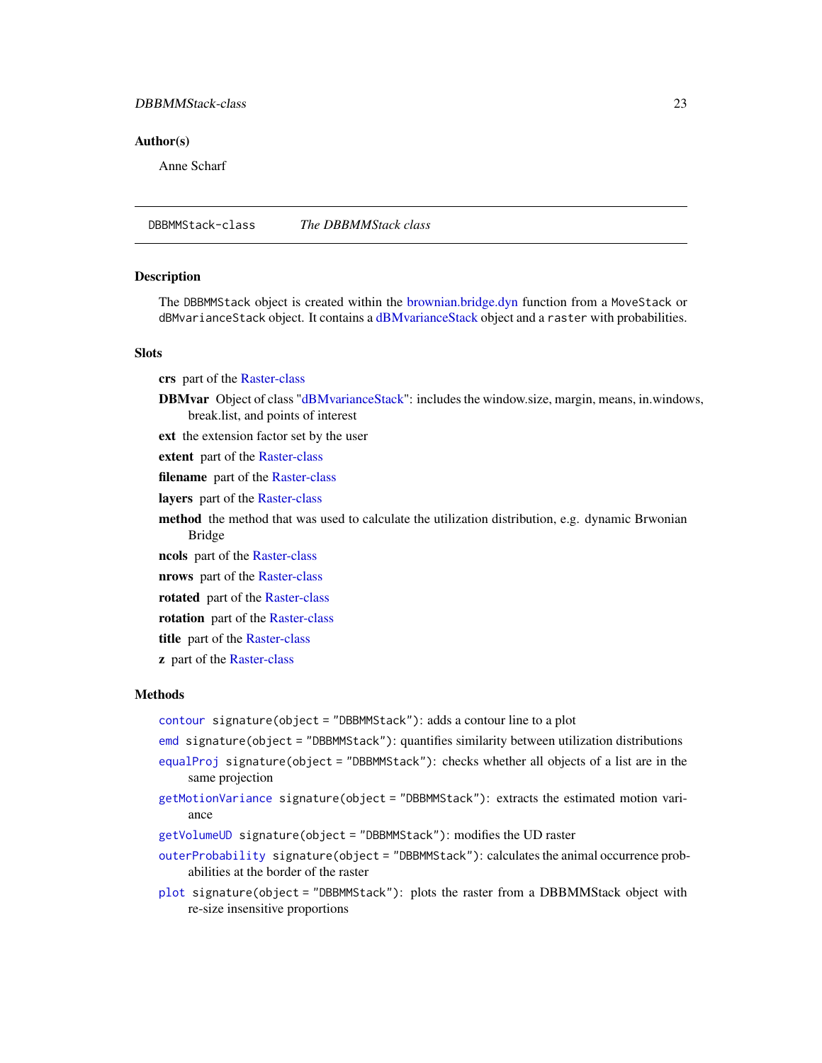## Author(s)

Anne Scharf

---

`DBBMMStack-class` *The DBBMMStack class*

---

## Description

The `DBBMMStack` object is created within the brownian.bridge.dyn function from a `MoveStack` or `dBMvarianceStack` object. It contains a dBMvarianceStack object and a `raster` with probabilities.

## Slots

**crs** part of the Raster-class

**DBMvar** Object of class "dBMvarianceStack": includes the window.size, margin, means, in.windows, break.list, and points of interest

**ext** the extension factor set by the user

**extent** part of the Raster-class

**filename** part of the Raster-class

**layers** part of the Raster-class

**method** the method that was used to calculate the utilization distribution, e.g. dynamic Brwonian Bridge

**ncols** part of the Raster-class

**nrows** part of the Raster-class

**rotated** part of the Raster-class

**rotation** part of the Raster-class

**title** part of the Raster-class

**z** part of the Raster-class

## Methods

`contour` `signature(object = "DBBMMStack")`: adds a contour line to a plot

`emd` `signature(object = "DBBMMStack")`: quantifies similarity between utilization distributions

`equalProj` `signature(object = "DBBMMStack")`: checks whether all objects of a list are in the same projection

`getMotionVariance` `signature(object = "DBBMMStack")`: extracts the estimated motion variance

`getVolumeUD` `signature(object = "DBBMMStack")`: modifies the UD raster

`outerProbability` `signature(object = "DBBMMStack")`: calculates the animal occurrence probabilities at the border of the raster

`plot` `signature(object = "DBBMMStack")`: plots the raster from a DBBMMStack object with re-size insensitive proportions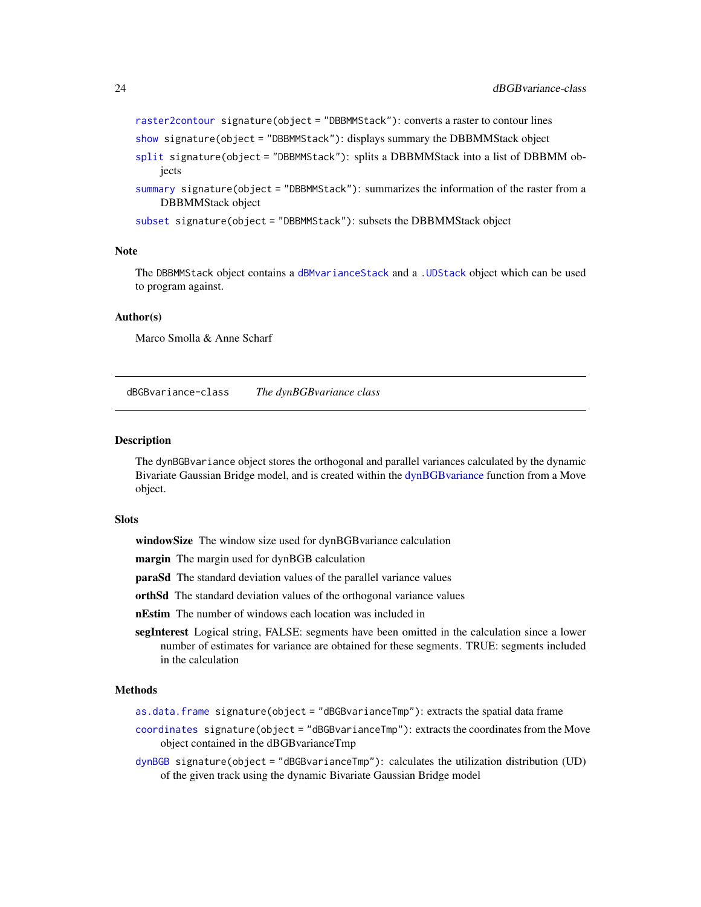raster2contour signature(object = "DBBMMStack"): converts a raster to contour lines

show signature(object = "DBBMMStack"): displays summary the DBBMMStack object

split signature(object = "DBBMMStack"): splits a DBBMMStack into a list of DBBMM objects

summary signature(object = "DBBMMStack"): summarizes the information of the raster from a DBBMMStack object

subset signature(object = "DBBMMStack"): subsets the DBBMMStack object

### Note

The DBBMMStack object contains a dBMvarianceStack and a .UDStack object which can be used to program against.

### Author(s)

Marco Smolla & Anne Scharf

---

## dBGBvariance-class *The dynBGBvariance class*

### Description

The dynBGBvariance object stores the orthogonal and parallel variances calculated by the dynamic Bivariate Gaussian Bridge model, and is created within the dynBGBvariance function from a Move object.

### Slots

**windowSize** The window size used for dynBGBvariance calculation

**margin** The margin used for dynBGB calculation

**paraSd** The standard deviation values of the parallel variance values

**orthSd** The standard deviation values of the orthogonal variance values

**nEstim** The number of windows each location was included in

**segInterest** Logical string, FALSE: segments have been omitted in the calculation since a lower number of estimates for variance are obtained for these segments. TRUE: segments included in the calculation

### Methods

as.data.frame signature(object = "dBGBvarianceTmp"): extracts the spatial data frame

coordinates signature(object = "dBGBvarianceTmp"): extracts the coordinates from the Move object contained in the dBGBvarianceTmp

dynBGB signature(object = "dBGBvarianceTmp"): calculates the utilization distribution (UD) of the given track using the dynamic Bivariate Gaussian Bridge model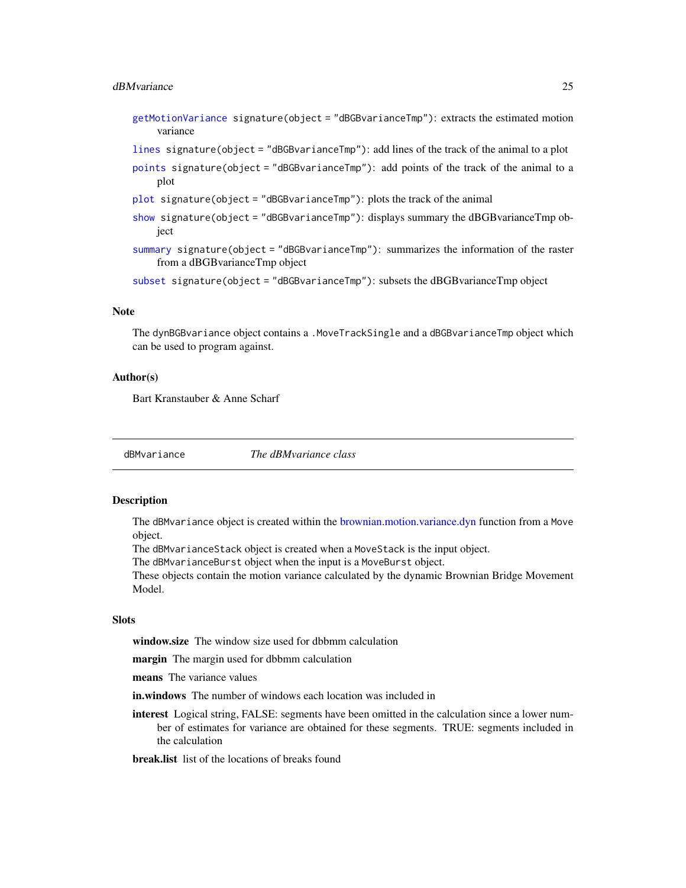getMotionVariance `signature(object = "dBGBvarianceTmp")`: extracts the estimated motion variance

lines `signature(object = "dBGBvarianceTmp")`: add lines of the track of the animal to a plot

points `signature(object = "dBGBvarianceTmp")`: add points of the track of the animal to a plot

plot `signature(object = "dBGBvarianceTmp")`: plots the track of the animal

show `signature(object = "dBGBvarianceTmp")`: displays summary the dBGBvarianceTmp object

summary `signature(object = "dBGBvarianceTmp")`: summarizes the information of the raster from a dBGBvarianceTmp object

subset `signature(object = "dBGBvarianceTmp")`: subsets the dBGBvarianceTmp object

### Note

The `dynBGBvariance` object contains a `.MoveTrackSingle` and a `dBGBvarianceTmp` object which can be used to program against.

### Author(s)

Bart Kranstauber & Anne Scharf

---

## dBMvariance *The dBMvariance class*

---

### Description

The `dBMvariance` object is created within the brownian.motion.variance.dyn function from a `Move` object.
The `dBMvarianceStack` object is created when a `MoveStack` is the input object.
The `dBMvarianceBurst` object when the input is a `MoveBurst` object.
These objects contain the motion variance calculated by the dynamic Brownian Bridge Movement Model.

### Slots

**window.size** The window size used for dbbmm calculation

**margin** The margin used for dbbmm calculation

**means** The variance values

**in.windows** The number of windows each location was included in

**interest** Logical string, FALSE: segments have been omitted in the calculation since a lower number of estimates for variance are obtained for these segments. TRUE: segments included in the calculation

**break.list** list of the locations of breaks found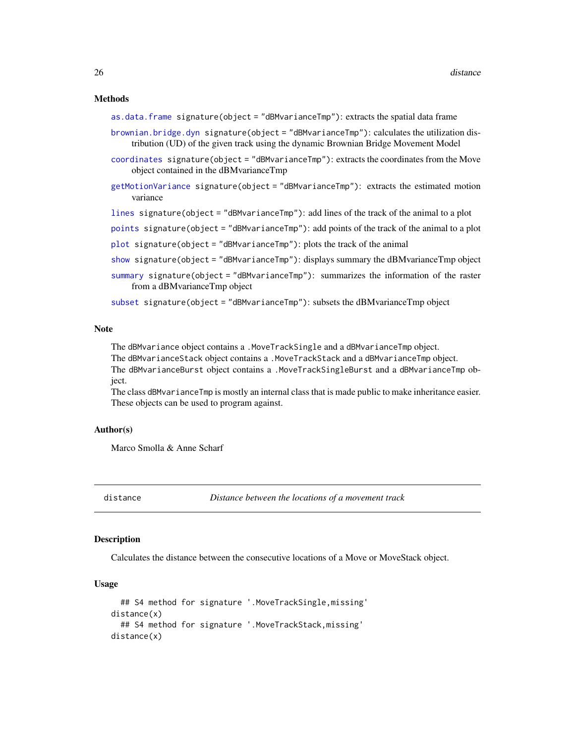### Methods

**as.data.frame** `signature(object = "dBMvarianceTmp")`: extracts the spatial data frame

**brownian.bridge.dyn** `signature(object = "dBMvarianceTmp")`: calculates the utilization distribution (UD) of the given track using the dynamic Brownian Bridge Movement Model

**coordinates** `signature(object = "dBMvarianceTmp")`: extracts the coordinates from the Move object contained in the dBMvarianceTmp

**getMotionVariance** `signature(object = "dBMvarianceTmp")`: extracts the estimated motion variance

**lines** `signature(object = "dBMvarianceTmp")`: add lines of the track of the animal to a plot

**points** `signature(object = "dBMvarianceTmp")`: add points of the track of the animal to a plot

**plot** `signature(object = "dBMvarianceTmp")`: plots the track of the animal

**show** `signature(object = "dBMvarianceTmp")`: displays summary the dBMvarianceTmp object

**summary** `signature(object = "dBMvarianceTmp")`: summarizes the information of the raster from a dBMvarianceTmp object

**subset** `signature(object = "dBMvarianceTmp")`: subsets the dBMvarianceTmp object

### Note

The `dBMvariance` object contains a `.MoveTrackSingle` and a `dBMvarianceTmp` object.
The `dBMvarianceStack` object contains a `.MoveTrackStack` and a `dBMvarianceTmp` object.
The `dBMvarianceBurst` object contains a `.MoveTrackSingleBurst` and a `dBMvarianceTmp` object.
The class `dBMvarianceTmp` is mostly an internal class that is made public to make inheritance easier. These objects can be used to program against.

### Author(s)

Marco Smolla & Anne Scharf

---

## distance — *Distance between the locations of a movement track*

### Description

Calculates the distance between the consecutive locations of a Move or MoveStack object.

### Usage

```
  ## S4 method for signature '.MoveTrackSingle,missing'
distance(x)
  ## S4 method for signature '.MoveTrackStack,missing'
distance(x)
```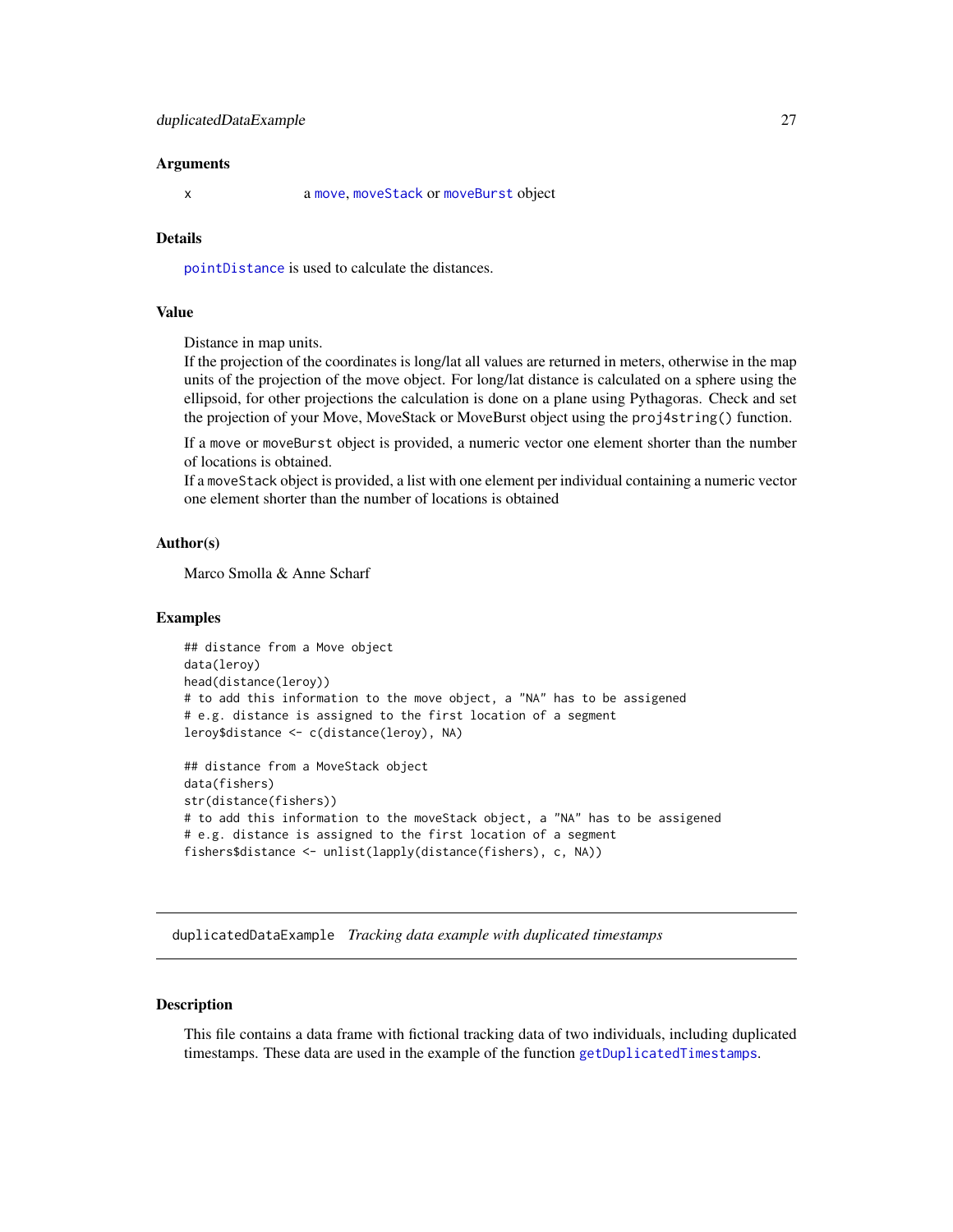### Arguments

x a move, moveStack or moveBurst object

### Details

pointDistance is used to calculate the distances.

### Value

Distance in map units.
If the projection of the coordinates is long/lat all values are returned in meters, otherwise in the map units of the projection of the move object. For long/lat distance is calculated on a sphere using the ellipsoid, for other projections the calculation is done on a plane using Pythagoras. Check and set the projection of your Move, MoveStack or MoveBurst object using the `proj4string()` function.

If a `move` or `moveBurst` object is provided, a numeric vector one element shorter than the number of locations is obtained.
If a `moveStack` object is provided, a list with one element per individual containing a numeric vector one element shorter than the number of locations is obtained

### Author(s)

Marco Smolla & Anne Scharf

### Examples

```
## distance from a Move object
data(leroy)
head(distance(leroy))
# to add this information to the move object, a "NA" has to be assigened
# e.g. distance is assigned to the first location of a segment
leroy$distance <- c(distance(leroy), NA)

## distance from a MoveStack object
data(fishers)
str(distance(fishers))
# to add this information to the moveStack object, a "NA" has to be assigened
# e.g. distance is assigned to the first location of a segment
fishers$distance <- unlist(lapply(distance(fishers), c, NA))
```

---

## duplicatedDataExample *Tracking data example with duplicated timestamps*

### Description

This file contains a data frame with fictional tracking data of two individuals, including duplicated timestamps. These data are used in the example of the function getDuplicatedTimestamps.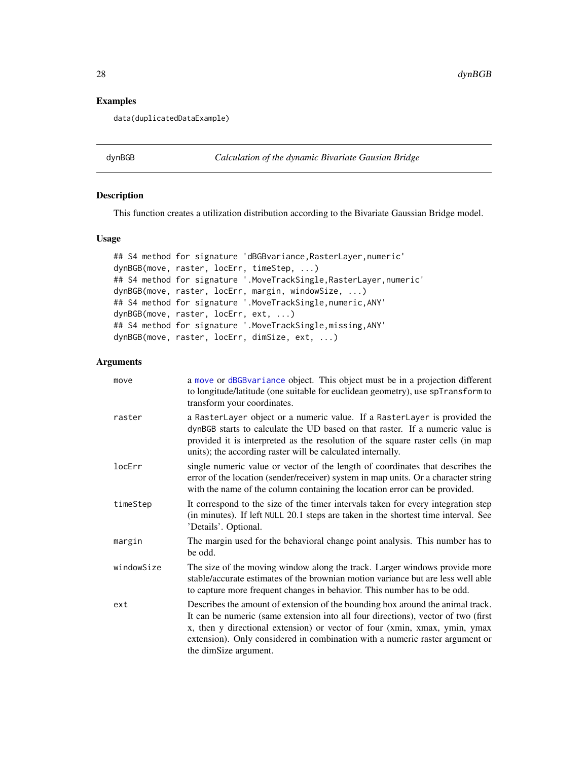## Examples

```
data(duplicatedDataExample)
```

---

## dynBGB — *Calculation of the dynamic Bivariate Gausian Bridge*

### Description

This function creates a utilization distribution according to the Bivariate Gaussian Bridge model.

### Usage

```
## S4 method for signature 'dBGBvariance,RasterLayer,numeric'
dynBGB(move, raster, locErr, timeStep, ...)
## S4 method for signature '.MoveTrackSingle,RasterLayer,numeric'
dynBGB(move, raster, locErr, margin, windowSize, ...)
## S4 method for signature '.MoveTrackSingle,numeric,ANY'
dynBGB(move, raster, locErr, ext, ...)
## S4 method for signature '.MoveTrackSingle,missing,ANY'
dynBGB(move, raster, locErr, dimSize, ext, ...)
```

### Arguments

| | |
|---|---|
| move | a move or dBGBvariance object. This object must be in a projection different to longitude/latitude (one suitable for euclidean geometry), use spTransform to transform your coordinates. |
| raster | a RasterLayer object or a numeric value. If a RasterLayer is provided the dynBGB starts to calculate the UD based on that raster. If a numeric value is provided it is interpreted as the resolution of the square raster cells (in map units); the according raster will be calculated internally. |
| locErr | single numeric value or vector of the length of coordinates that describes the error of the location (sender/receiver) system in map units. Or a character string with the name of the column containing the location error can be provided. |
| timeStep | It correspond to the size of the timer intervals taken for every integration step (in minutes). If left NULL 20.1 steps are taken in the shortest time interval. See 'Details'. Optional. |
| margin | The margin used for the behavioral change point analysis. This number has to be odd. |
| windowSize | The size of the moving window along the track. Larger windows provide more stable/accurate estimates of the brownian motion variance but are less well able to capture more frequent changes in behavior. This number has to be odd. |
| ext | Describes the amount of extension of the bounding box around the animal track. It can be numeric (same extension into all four directions), vector of two (first x, then y directional extension) or vector of four (xmin, xmax, ymin, ymax extension). Only considered in combination with a numeric raster argument or the dimSize argument. |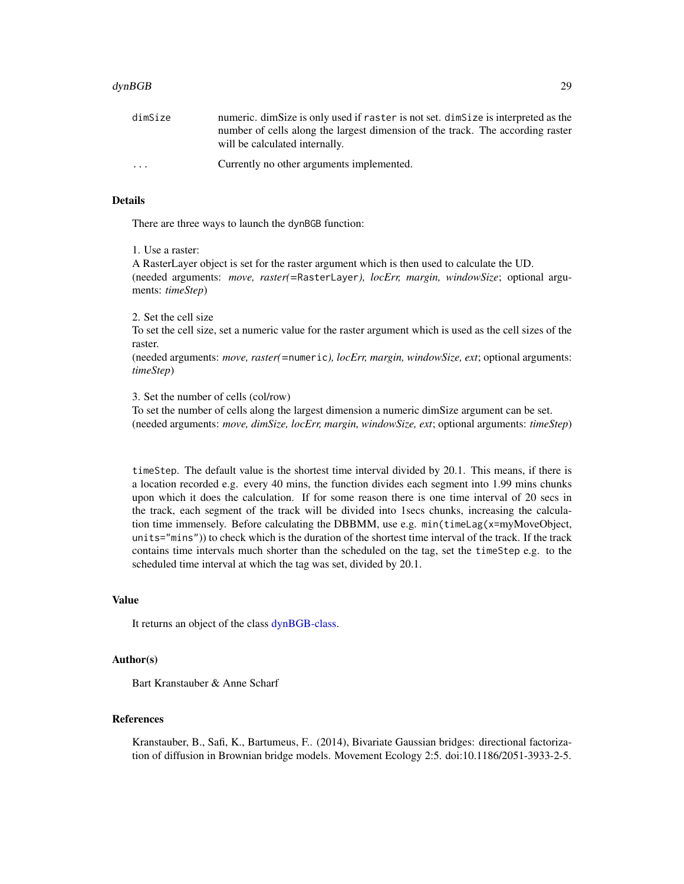| | |
|---|---|
| dimSize | numeric. dimSize is only used if raster is not set. dimSize is interpreted as the number of cells along the largest dimension of the track. The according raster will be calculated internally. |
| ... | Currently no other arguments implemented. |

## Details

There are three ways to launch the dynBGB function:

1. Use a raster:
A RasterLayer object is set for the raster argument which is then used to calculate the UD.
(needed arguments: *move, raster(*=RasterLayer*), locErr, margin, windowSize*; optional arguments: *timeStep*)

2. Set the cell size
To set the cell size, set a numeric value for the raster argument which is used as the cell sizes of the raster.
(needed arguments: *move, raster(*=numeric*), locErr, margin, windowSize, ext*; optional arguments: *timeStep*)

3. Set the number of cells (col/row)
To set the number of cells along the largest dimension a numeric dimSize argument can be set.
(needed arguments: *move, dimSize, locErr, margin, windowSize, ext*; optional arguments: *timeStep*)

timeStep. The default value is the shortest time interval divided by 20.1. This means, if there is a location recorded e.g. every 40 mins, the function divides each segment into 1.99 mins chunks upon which it does the calculation. If for some reason there is one time interval of 20 secs in the track, each segment of the track will be divided into 1secs chunks, increasing the calculation time immensely. Before calculating the DBBMM, use e.g. min(timeLag(x=myMoveObject, units="mins")) to check which is the duration of the shortest time interval of the track. If the track contains time intervals much shorter than the scheduled on the tag, set the timeStep e.g. to the scheduled time interval at which the tag was set, divided by 20.1.

## Value

It returns an object of the class dynBGB-class.

## Author(s)

Bart Kranstauber & Anne Scharf

## References

Kranstauber, B., Safi, K., Bartumeus, F.. (2014), Bivariate Gaussian bridges: directional factorization of diffusion in Brownian bridge models. Movement Ecology 2:5. doi:10.1186/2051-3933-2-5.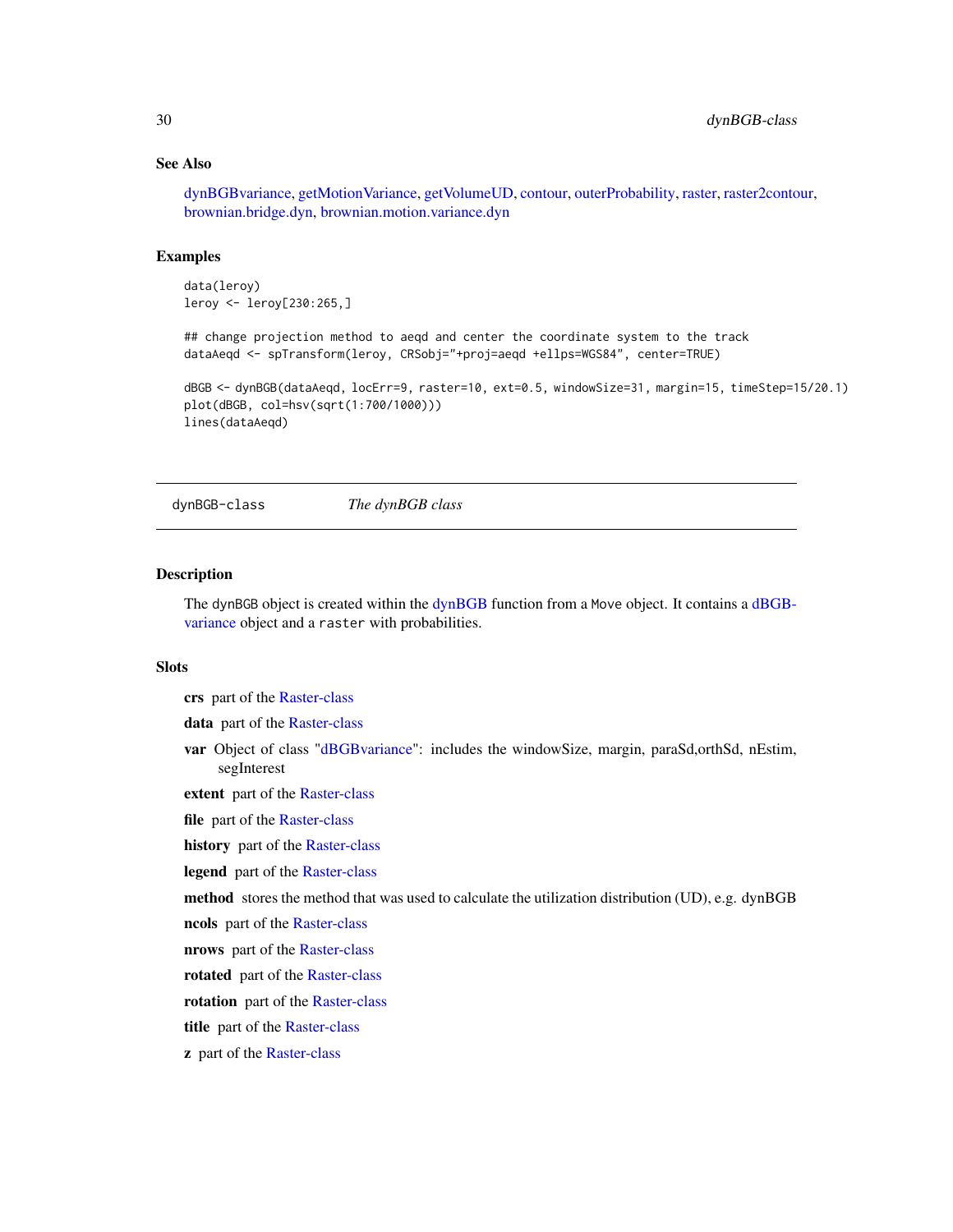### See Also

dynBGBvariance, getMotionVariance, getVolumeUD, contour, outerProbability, raster, raster2contour, brownian.bridge.dyn, brownian.motion.variance.dyn

### Examples

```
data(leroy)
leroy <- leroy[230:265,]

## change projection method to aeqd and center the coordinate system to the track
dataAeqd <- spTransform(leroy, CRSobj="+proj=aeqd +ellps=WGS84", center=TRUE)

dBGB <- dynBGB(dataAeqd, locErr=9, raster=10, ext=0.5, windowSize=31, margin=15, timeStep=15/20.1)
plot(dBGB, col=hsv(sqrt(1:700/1000)))
lines(dataAeqd)
```

---

## dynBGB-class *The dynBGB class*

---

### Description

The dynBGB object is created within the dynBGB function from a Move object. It contains a dBGB-variance object and a raster with probabilities.

### Slots

**crs** part of the Raster-class

**data** part of the Raster-class

**var** Object of class "dBGBvariance": includes the windowSize, margin, paraSd,orthSd, nEstim, segInterest

**extent** part of the Raster-class

**file** part of the Raster-class

**history** part of the Raster-class

**legend** part of the Raster-class

**method** stores the method that was used to calculate the utilization distribution (UD), e.g. dynBGB

**ncols** part of the Raster-class

**nrows** part of the Raster-class

**rotated** part of the Raster-class

**rotation** part of the Raster-class

**title** part of the Raster-class

**z** part of the Raster-class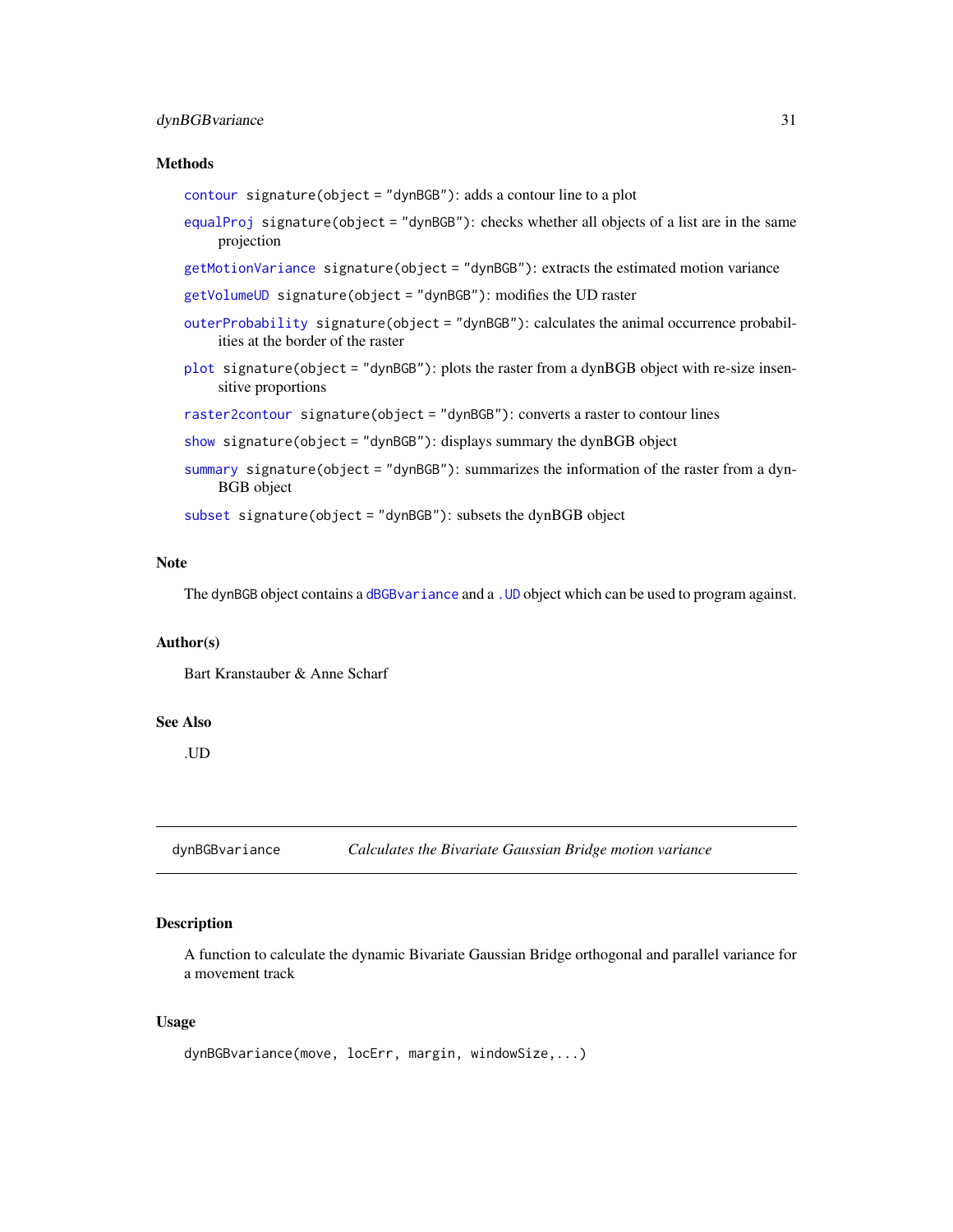### Methods

- `contour` signature(object = "dynBGB"): adds a contour line to a plot
- `equalProj` signature(object = "dynBGB"): checks whether all objects of a list are in the same projection
- `getMotionVariance` signature(object = "dynBGB"): extracts the estimated motion variance
- `getVolumeUD` signature(object = "dynBGB"): modifies the UD raster
- `outerProbability` signature(object = "dynBGB"): calculates the animal occurrence probabilities at the border of the raster
- `plot` signature(object = "dynBGB"): plots the raster from a dynBGB object with re-size insensitive proportions
- `raster2contour` signature(object = "dynBGB"): converts a raster to contour lines
- `show` signature(object = "dynBGB"): displays summary the dynBGB object
- `summary` signature(object = "dynBGB"): summarizes the information of the raster from a dynBGB object
- `subset` signature(object = "dynBGB"): subsets the dynBGB object

### Note

The `dynBGB` object contains a `dBGBvariance` and a `.UD` object which can be used to program against.

### Author(s)

Bart Kranstauber & Anne Scharf

### See Also

.UD

---

## dynBGBvariance — *Calculates the Bivariate Gaussian Bridge motion variance*

### Description

A function to calculate the dynamic Bivariate Gaussian Bridge orthogonal and parallel variance for a movement track

### Usage

```
dynBGBvariance(move, locErr, margin, windowSize,...)
```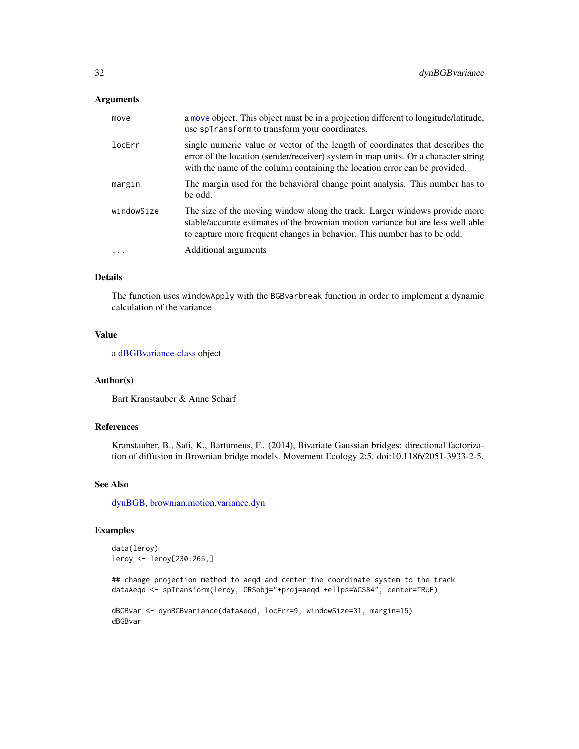### Arguments

| | |
|---|---|
| move | a move object. This object must be in a projection different to longitude/latitude, use spTransform to transform your coordinates. |
| locErr | single numeric value or vector of the length of coordinates that describes the error of the location (sender/receiver) system in map units. Or a character string with the name of the column containing the location error can be provided. |
| margin | The margin used for the behavioral change point analysis. This number has to be odd. |
| windowSize | The size of the moving window along the track. Larger windows provide more stable/accurate estimates of the brownian motion variance but are less well able to capture more frequent changes in behavior. This number has to be odd. |
| ... | Additional arguments |

### Details

The function uses windowApply with the BGBvarbreak function in order to implement a dynamic calculation of the variance

### Value

a dBGBvariance-class object

### Author(s)

Bart Kranstauber & Anne Scharf

### References

Kranstauber, B., Safi, K., Bartumeus, F.. (2014), Bivariate Gaussian bridges: directional factorization of diffusion in Brownian bridge models. Movement Ecology 2:5. doi:10.1186/2051-3933-2-5.

### See Also

dynBGB, brownian.motion.variance.dyn

### Examples

```
data(leroy)
leroy <- leroy[230:265,]

## change projection method to aeqd and center the coordinate system to the track
dataAeqd <- spTransform(leroy, CRSobj="+proj=aeqd +ellps=WGS84", center=TRUE)

dBGBvar <- dynBGBvariance(dataAeqd, locErr=9, windowSize=31, margin=15)
dBGBvar
```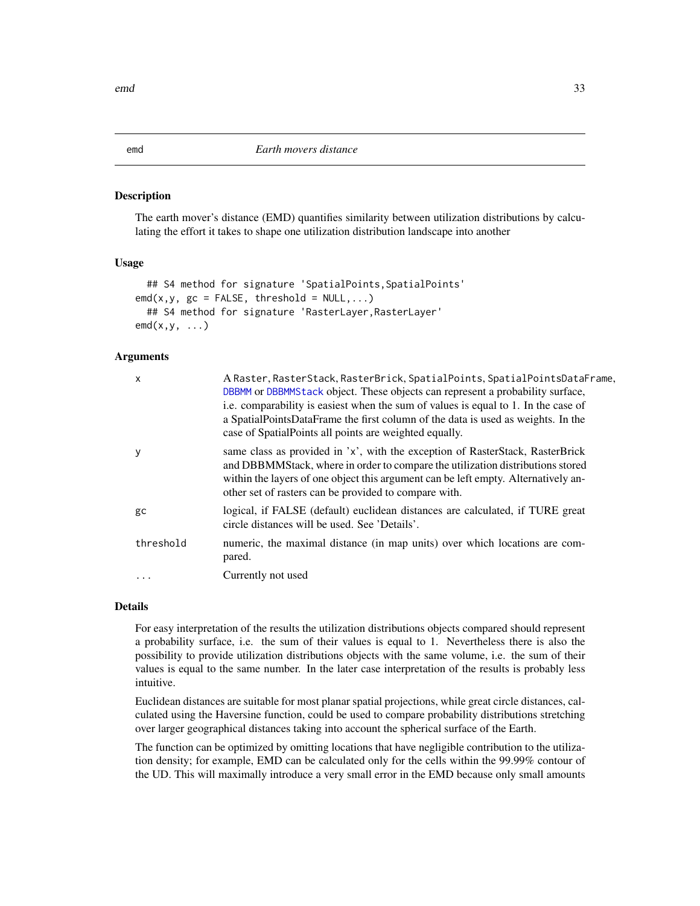## emd — *Earth movers distance*

### Description

The earth mover's distance (EMD) quantifies similarity between utilization distributions by calculating the effort it takes to shape one utilization distribution landscape into another

### Usage

```
  ## S4 method for signature 'SpatialPoints,SpatialPoints'
emd(x,y, gc = FALSE, threshold = NULL,...)
  ## S4 method for signature 'RasterLayer,RasterLayer'
emd(x,y, ...)
```

### Arguments

| | |
|---|---|
| x | A Raster, RasterStack, RasterBrick, SpatialPoints, SpatialPointsDataFrame, DBBMM or DBBMMStack object. These objects can represent a probability surface, i.e. comparability is easiest when the sum of values is equal to 1. In the case of a SpatialPointsDataFrame the first column of the data is used as weights. In the case of SpatialPoints all points are weighted equally. |
| y | same class as provided in 'x', with the exception of RasterStack, RasterBrick and DBBMMStack, where in order to compare the utilization distributions stored within the layers of one object this argument can be left empty. Alternatively another set of rasters can be provided to compare with. |
| gc | logical, if FALSE (default) euclidean distances are calculated, if TURE great circle distances will be used. See 'Details'. |
| threshold | numeric, the maximal distance (in map units) over which locations are compared. |
| ... | Currently not used |

### Details

For easy interpretation of the results the utilization distributions objects compared should represent a probability surface, i.e. the sum of their values is equal to 1. Nevertheless there is also the possibility to provide utilization distributions objects with the same volume, i.e. the sum of their values is equal to the same number. In the later case interpretation of the results is probably less intuitive.

Euclidean distances are suitable for most planar spatial projections, while great circle distances, calculated using the Haversine function, could be used to compare probability distributions stretching over larger geographical distances taking into account the spherical surface of the Earth.

The function can be optimized by omitting locations that have negligible contribution to the utilization density; for example, EMD can be calculated only for the cells within the 99.99% contour of the UD. This will maximally introduce a very small error in the EMD because only small amounts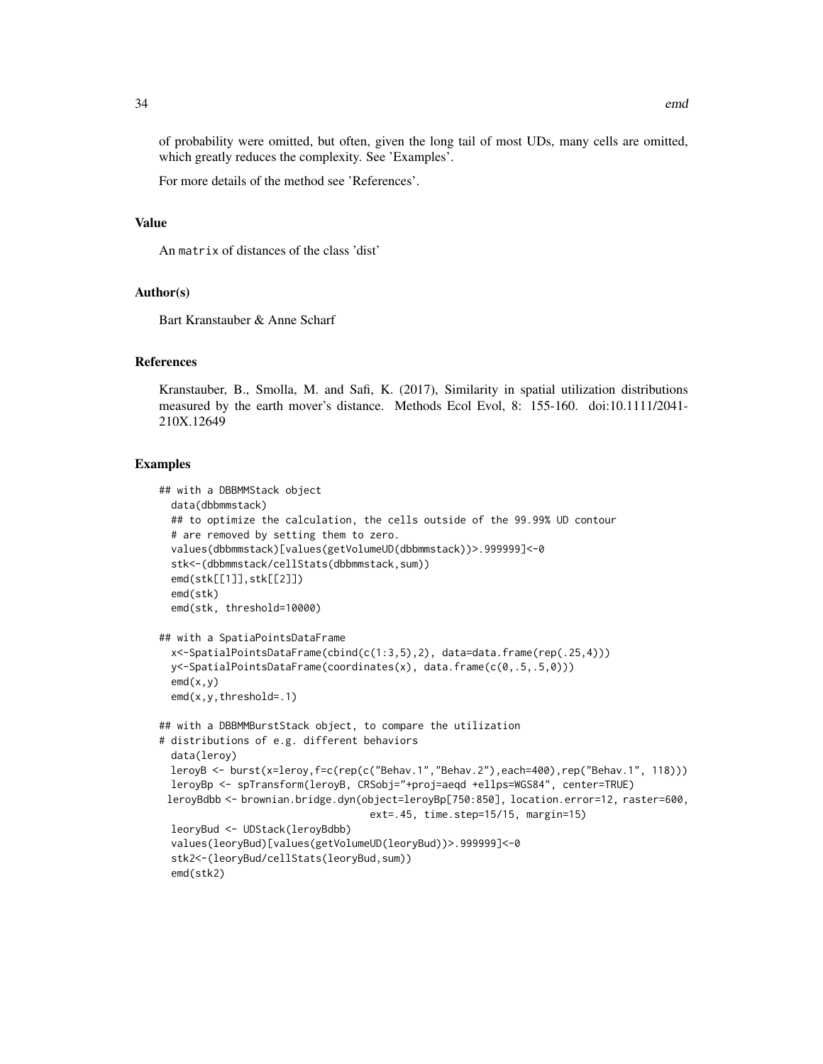of probability were omitted, but often, given the long tail of most UDs, many cells are omitted, which greatly reduces the complexity. See 'Examples'.

For more details of the method see 'References'.

### Value

An matrix of distances of the class 'dist'

### Author(s)

Bart Kranstauber & Anne Scharf

### References

Kranstauber, B., Smolla, M. and Safi, K. (2017), Similarity in spatial utilization distributions measured by the earth mover's distance. Methods Ecol Evol, 8: 155-160. doi:10.1111/2041-210X.12649

### Examples

```
## with a DBBMMStack object
  data(dbbmmstack)
  ## to optimize the calculation, the cells outside of the 99.99% UD contour
  # are removed by setting them to zero.
  values(dbbmmstack)[values(getVolumeUD(dbbmmstack))>.999999]<-0
  stk<-(dbbmmstack/cellStats(dbbmmstack,sum))
  emd(stk[[1]],stk[[2]])
  emd(stk)
  emd(stk, threshold=10000)

## with a SpatiaPointsDataFrame
  x<-SpatialPointsDataFrame(cbind(c(1:3,5),2), data=data.frame(rep(.25,4)))
  y<-SpatialPointsDataFrame(coordinates(x), data.frame(c(0,.5,.5,0)))
  emd(x,y)
  emd(x,y,threshold=.1)

## with a DBBMMBurstStack object, to compare the utilization
# distributions of e.g. different behaviors
  data(leroy)
  leroyB <- burst(x=leroy,f=c(rep(c("Behav.1","Behav.2"),each=400),rep("Behav.1", 118)))
  leroyBp <- spTransform(leroyB, CRSobj="+proj=aeqd +ellps=WGS84", center=TRUE)
 leroyBdbb <- brownian.bridge.dyn(object=leroyBp[750:850], location.error=12, raster=600,
                                  ext=.45, time.step=15/15, margin=15)
  leoryBud <- UDStack(leroyBdbb)
  values(leoryBud)[values(getVolumeUD(leoryBud))>.999999]<-0
  stk2<-(leoryBud/cellStats(leoryBud,sum))
  emd(stk2)
```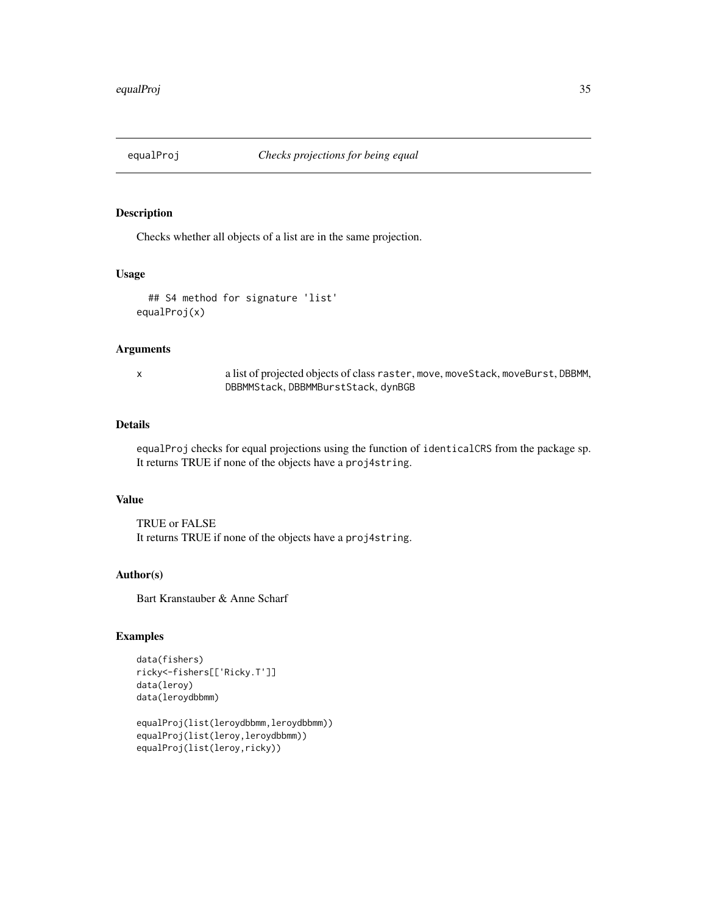# equalProj — *Checks projections for being equal*

## Description

Checks whether all objects of a list are in the same projection.

## Usage

```
  ## S4 method for signature 'list'
equalProj(x)
```

## Arguments

x	a list of projected objects of class `raster`, `move`, `moveStack`, `moveBurst`, `DBBMM`, `DBBMMStack`, `DBBMMBurstStack`, `dynBGB`

## Details

`equalProj` checks for equal projections using the function of `identicalCRS` from the package sp. It returns TRUE if none of the objects have a `proj4string`.

## Value

TRUE or FALSE
It returns TRUE if none of the objects have a `proj4string`.

## Author(s)

Bart Kranstauber & Anne Scharf

## Examples

```
data(fishers)
ricky<-fishers[['Ricky.T']]
data(leroy)
data(leroydbbmm)

equalProj(list(leroydbbmm,leroydbbmm))
equalProj(list(leroy,leroydbbmm))
equalProj(list(leroy,ricky))
```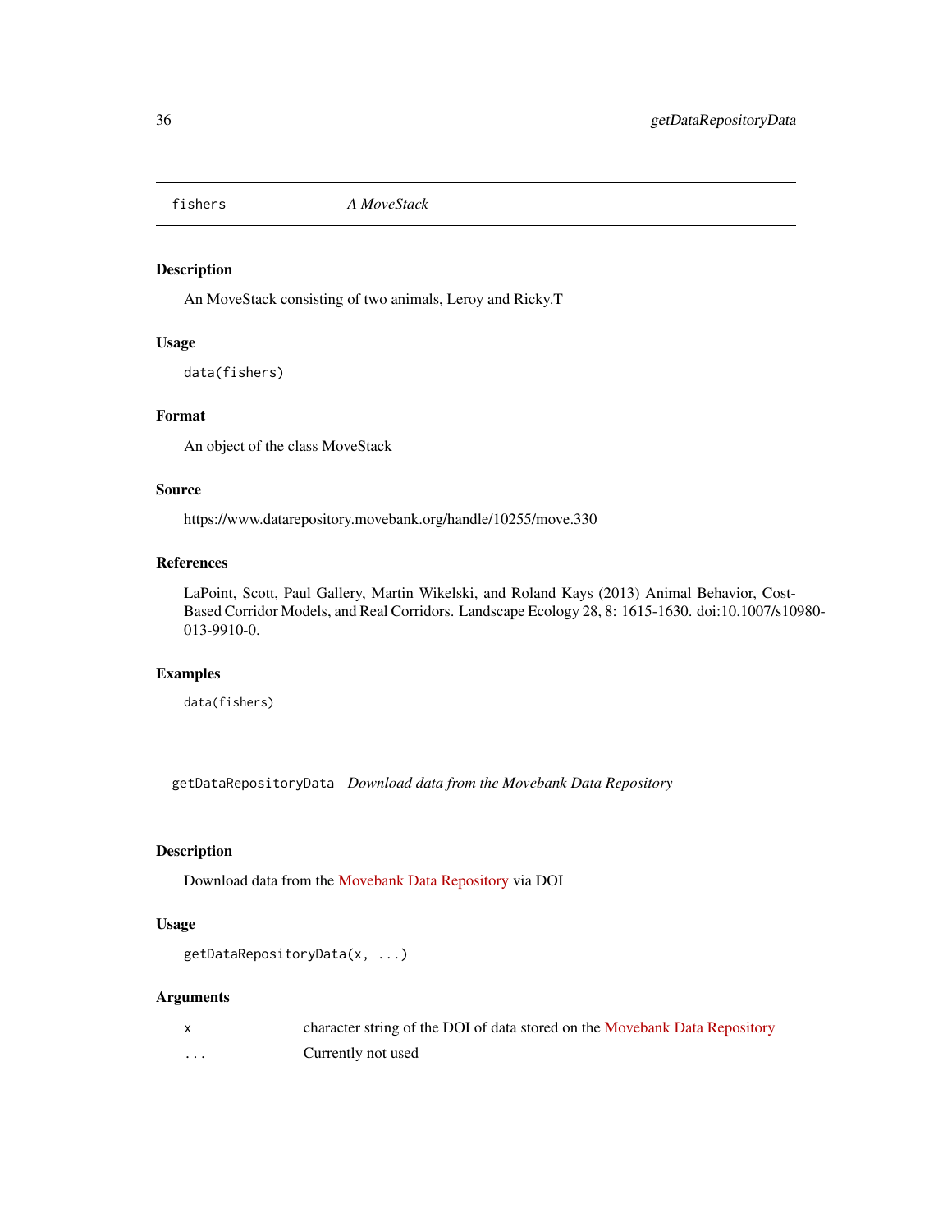## fishers *A MoveStack*

### Description

An MoveStack consisting of two animals, Leroy and Ricky.T

### Usage

```
data(fishers)
```

### Format

An object of the class MoveStack

### Source

https://www.datarepository.movebank.org/handle/10255/move.330

### References

LaPoint, Scott, Paul Gallery, Martin Wikelski, and Roland Kays (2013) Animal Behavior, Cost-Based Corridor Models, and Real Corridors. Landscape Ecology 28, 8: 1615-1630. doi:10.1007/s10980-013-9910-0.

### Examples

```
data(fishers)
```

## getDataRepositoryData *Download data from the Movebank Data Repository*

### Description

Download data from the Movebank Data Repository via DOI

### Usage

```
getDataRepositoryData(x, ...)
```

### Arguments

| | |
|---|---|
| x | character string of the DOI of data stored on the Movebank Data Repository |
| ... | Currently not used |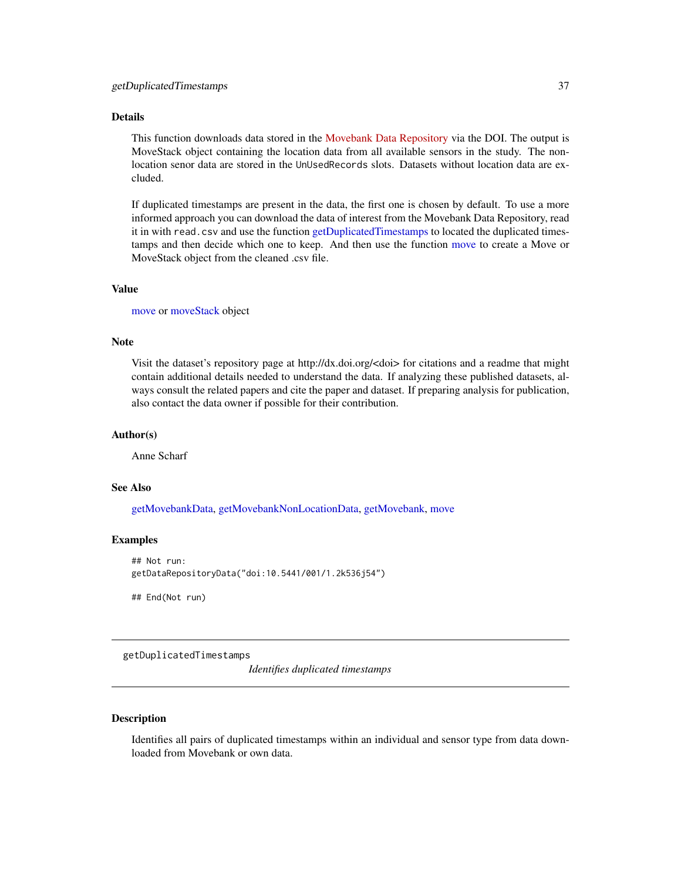### Details

This function downloads data stored in the Movebank Data Repository via the DOI. The output is MoveStack object containing the location data from all available sensors in the study. The non-location senor data are stored in the `UnUsedRecords` slots. Datasets without location data are excluded.

If duplicated timestamps are present in the data, the first one is chosen by default. To use a more informed approach you can download the data of interest from the Movebank Data Repository, read it in with `read.csv` and use the function getDuplicatedTimestamps to located the duplicated timestamps and then decide which one to keep. And then use the function move to create a Move or MoveStack object from the cleaned .csv file.

### Value

move or moveStack object

### Note

Visit the dataset's repository page at http://dx.doi.org/<doi> for citations and a readme that might contain additional details needed to understand the data. If analyzing these published datasets, always consult the related papers and cite the paper and dataset. If preparing analysis for publication, also contact the data owner if possible for their contribution.

### Author(s)

Anne Scharf

### See Also

getMovebankData, getMovebankNonLocationData, getMovebank, move

### Examples

```
## Not run:
getDataRepositoryData("doi:10.5441/001/1.2k536j54")

## End(Not run)
```

---

## getDuplicatedTimestamps *Identifies duplicated timestamps*

---

### Description

Identifies all pairs of duplicated timestamps within an individual and sensor type from data downloaded from Movebank or own data.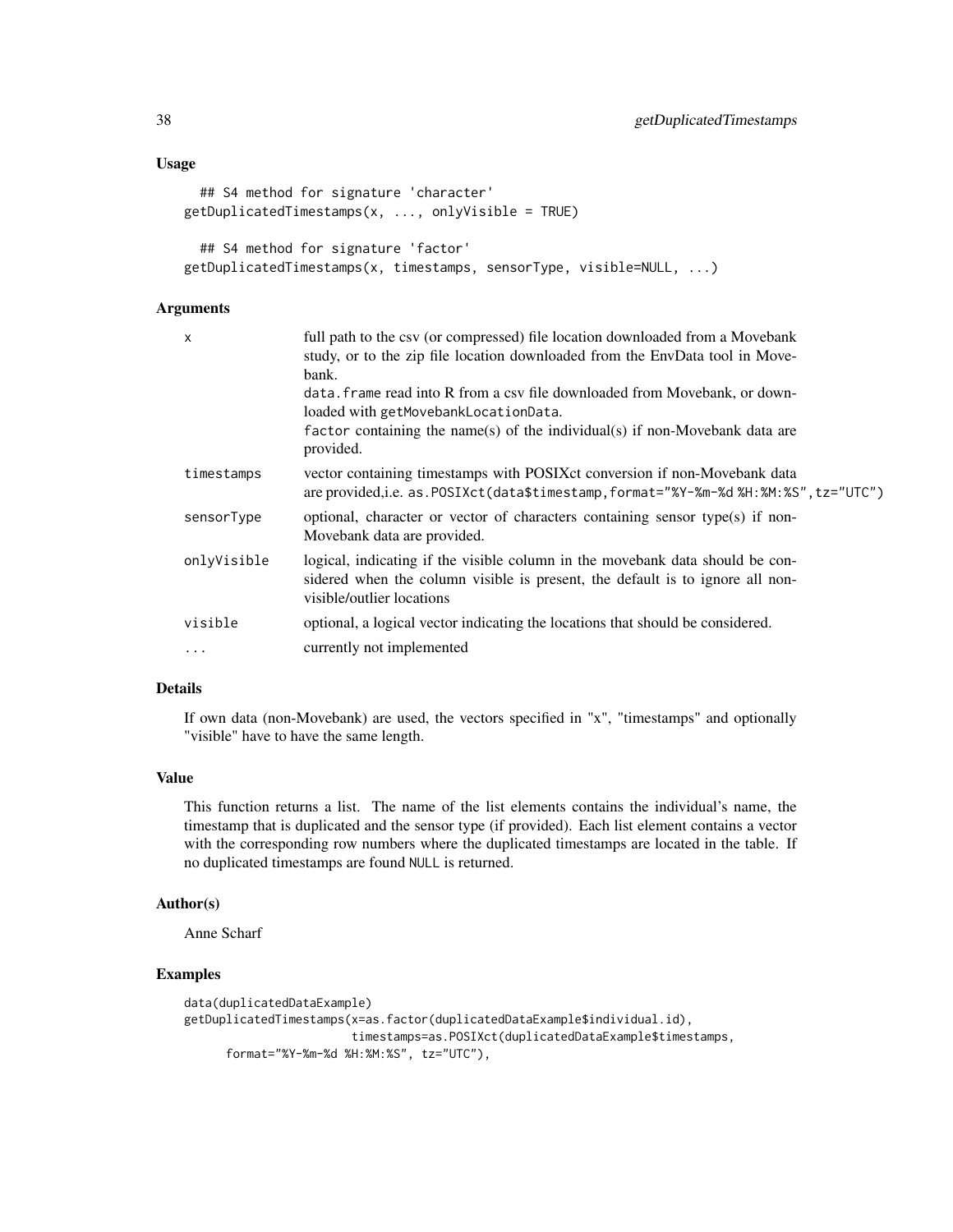## Usage

```
## S4 method for signature 'character'
getDuplicatedTimestamps(x, ..., onlyVisible = TRUE)

## S4 method for signature 'factor'
getDuplicatedTimestamps(x, timestamps, sensorType, visible=NULL, ...)
```

## Arguments

| | |
|---|---|
| x | full path to the csv (or compressed) file location downloaded from a Movebank study, or to the zip file location downloaded from the EnvData tool in Movebank.<br>`data.frame` read into R from a csv file downloaded from Movebank, or downloaded with `getMovebankLocationData`.<br>`factor` containing the name(s) of the individual(s) if non-Movebank data are provided. |
| timestamps | vector containing timestamps with POSIXct conversion if non-Movebank data are provided,i.e. `as.POSIXct(data$timestamp,format="%Y-%m-%d %H:%M:%S",tz="UTC")` |
| sensorType | optional, character or vector of characters containing sensor type(s) if non-Movebank data are provided. |
| onlyVisible | logical, indicating if the visible column in the movebank data should be considered when the column visible is present, the default is to ignore all non-visible/outlier locations |
| visible | optional, a logical vector indicating the locations that should be considered. |
| ... | currently not implemented |

## Details

If own data (non-Movebank) are used, the vectors specified in "x", "timestamps" and optionally "visible" have to have the same length.

## Value

This function returns a list. The name of the list elements contains the individual's name, the timestamp that is duplicated and the sensor type (if provided). Each list element contains a vector with the corresponding row numbers where the duplicated timestamps are located in the table. If no duplicated timestamps are found `NULL` is returned.

## Author(s)

Anne Scharf

## Examples

```
data(duplicatedDataExample)
getDuplicatedTimestamps(x=as.factor(duplicatedDataExample$individual.id),
                        timestamps=as.POSIXct(duplicatedDataExample$timestamps,
      format="%Y-%m-%d %H:%M:%S", tz="UTC"),
```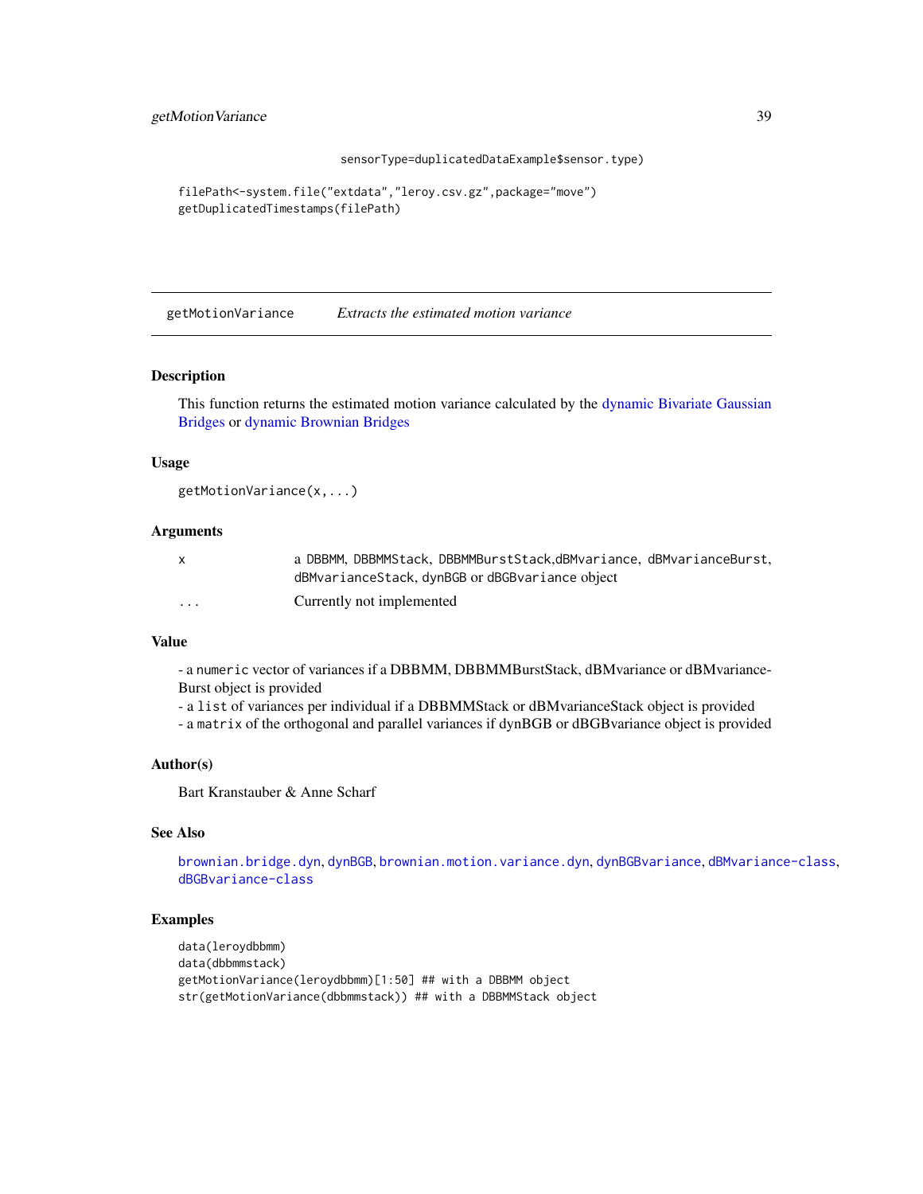```
                    sensorType=duplicatedDataExample$sensor.type)

filePath<-system.file("extdata","leroy.csv.gz",package="move")
getDuplicatedTimestamps(filePath)
```

## getMotionVariance *Extracts the estimated motion variance*

### Description

This function returns the estimated motion variance calculated by the dynamic Bivariate Gaussian Bridges or dynamic Brownian Bridges

### Usage

```
getMotionVariance(x,...)
```

### Arguments

| | |
|---|---|
| x | a DBBMM, DBBMMStack, DBBMMBurstStack,dBMvariance, dBMvarianceBurst, dBMvarianceStack, dynBGB or dBGBvariance object |
| ... | Currently not implemented |

### Value

- a `numeric` vector of variances if a DBBMM, DBBMMBurstStack, dBMvariance or dBMvariance-Burst object is provided
- a `list` of variances per individual if a DBBMMStack or dBMvarianceStack object is provided
- a `matrix` of the orthogonal and parallel variances if dynBGB or dBGBvariance object is provided

### Author(s)

Bart Kranstauber & Anne Scharf

### See Also

`brownian.bridge.dyn`, `dynBGB`, `brownian.motion.variance.dyn`, `dynBGBvariance`, `dBMvariance-class`, `dBGBvariance-class`

### Examples

```
data(leroydbbmm)
data(dbbmmstack)
getMotionVariance(leroydbbmm)[1:50] ## with a DBBMM object
str(getMotionVariance(dbbmmstack)) ## with a DBBMMStack object
```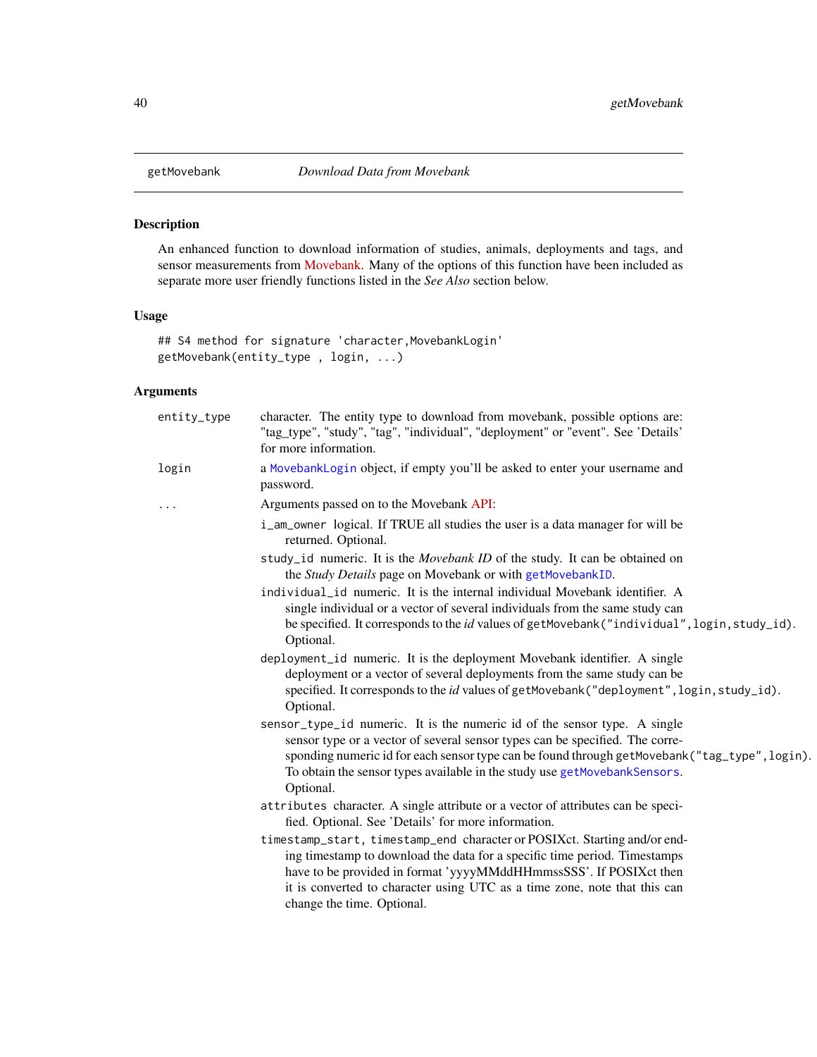## getMovebank — *Download Data from Movebank*

### Description

An enhanced function to download information of studies, animals, deployments and tags, and sensor measurements from Movebank. Many of the options of this function have been included as separate more user friendly functions listed in the *See Also* section below.

### Usage

```
## S4 method for signature 'character,MovebankLogin'
getMovebank(entity_type , login, ...)
```

### Arguments

`entity_type` character. The entity type to download from movebank, possible options are: "tag_type", "study", "tag", "individual", "deployment" or "event". See 'Details' for more information.

`login` a `MovebankLogin` object, if empty you'll be asked to enter your username and password.

`...` Arguments passed on to the Movebank API:

- `i_am_owner` logical. If TRUE all studies the user is a data manager for will be returned. Optional.
- `study_id` numeric. It is the *Movebank ID* of the study. It can be obtained on the *Study Details* page on Movebank or with `getMovebankID`.
- `individual_id` numeric. It is the internal individual Movebank identifier. A single individual or a vector of several individuals from the same study can be specified. It corresponds to the *id* values of `getMovebank("individual",login,study_id)`. Optional.
- `deployment_id` numeric. It is the deployment Movebank identifier. A single deployment or a vector of several deployments from the same study can be specified. It corresponds to the *id* values of `getMovebank("deployment",login,study_id)`. Optional.
- `sensor_type_id` numeric. It is the numeric id of the sensor type. A single sensor type or a vector of several sensor types can be specified. The corresponding numeric id for each sensor type can be found through `getMovebank("tag_type",login)`. To obtain the sensor types available in the study use `getMovebankSensors`. Optional.
- `attributes` character. A single attribute or a vector of attributes can be specified. Optional. See 'Details' for more information.
- `timestamp_start`, `timestamp_end` character or POSIXct. Starting and/or ending timestamp to download the data for a specific time period. Timestamps have to be provided in format 'yyyyMMddHHmmssSSS'. If POSIXct then it is converted to character using UTC as a time zone, note that this can change the time. Optional.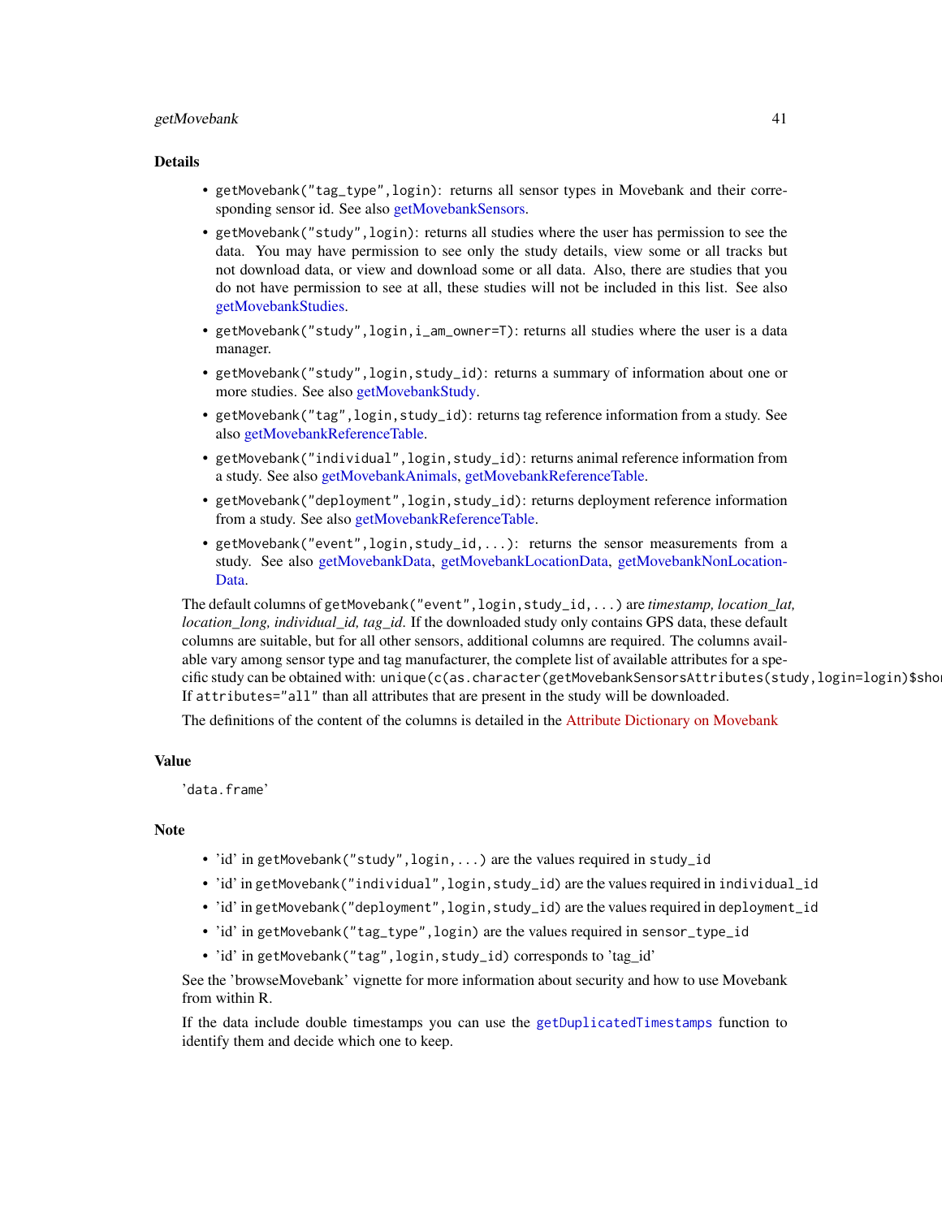### Details

- `getMovebank("tag_type",login)`: returns all sensor types in Movebank and their corresponding sensor id. See also getMovebankSensors.
- `getMovebank("study",login)`: returns all studies where the user has permission to see the data. You may have permission to see only the study details, view some or all tracks but not download data, or view and download some or all data. Also, there are studies that you do not have permission to see at all, these studies will not be included in this list. See also getMovebankStudies.
- `getMovebank("study",login,i_am_owner=T)`: returns all studies where the user is a data manager.
- `getMovebank("study",login,study_id)`: returns a summary of information about one or more studies. See also getMovebankStudy.
- `getMovebank("tag",login,study_id)`: returns tag reference information from a study. See also getMovebankReferenceTable.
- `getMovebank("individual",login,study_id)`: returns animal reference information from a study. See also getMovebankAnimals, getMovebankReferenceTable.
- `getMovebank("deployment",login,study_id)`: returns deployment reference information from a study. See also getMovebankReferenceTable.
- `getMovebank("event",login,study_id,...)`: returns the sensor measurements from a study. See also getMovebankData, getMovebankLocationData, getMovebankNonLocationData.

The default columns of `getMovebank("event",login,study_id,...)` are *timestamp, location_lat, location_long, individual_id, tag_id*. If the downloaded study only contains GPS data, these default columns are suitable, but for all other sensors, additional columns are required. The columns available vary among sensor type and tag manufacturer, the complete list of available attributes for a specific study can be obtained with: `unique(c(as.character(getMovebankSensorsAttributes(study,login=login)$sho`
If `attributes="all"` than all attributes that are present in the study will be downloaded.

The definitions of the content of the columns is detailed in the Attribute Dictionary on Movebank

### Value

'data.frame'

### Note

- 'id' in `getMovebank("study",login,...)` are the values required in `study_id`
- 'id' in `getMovebank("individual",login,study_id)` are the values required in `individual_id`
- 'id' in `getMovebank("deployment",login,study_id)` are the values required in `deployment_id`
- 'id' in `getMovebank("tag_type",login)` are the values required in `sensor_type_id`
- 'id' in `getMovebank("tag",login,study_id)` corresponds to 'tag_id'

See the 'browseMovebank' vignette for more information about security and how to use Movebank from within R.

If the data include double timestamps you can use the `getDuplicatedTimestamps` function to identify them and decide which one to keep.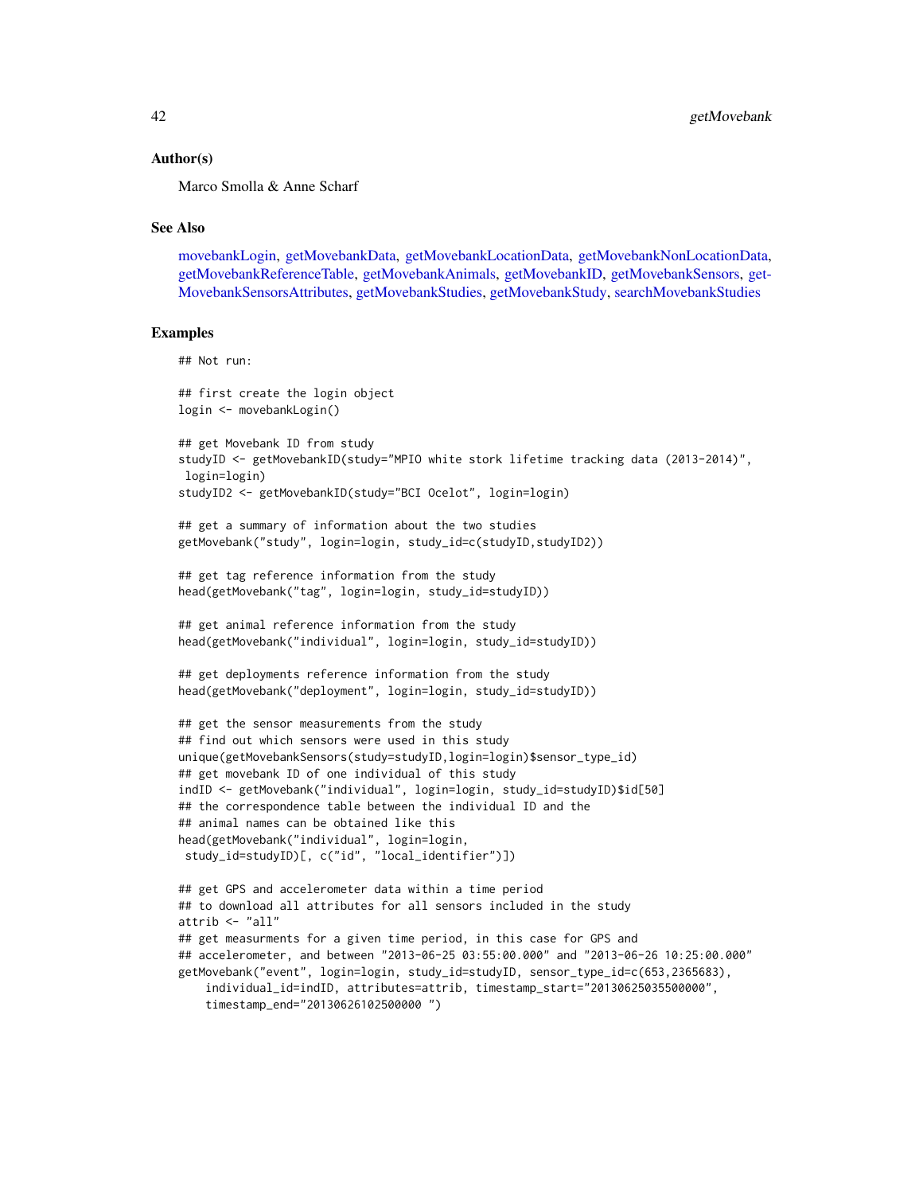### Author(s)

Marco Smolla & Anne Scharf

### See Also

movebankLogin, getMovebankData, getMovebankLocationData, getMovebankNonLocationData, getMovebankReferenceTable, getMovebankAnimals, getMovebankID, getMovebankSensors, getMovebankSensorsAttributes, getMovebankStudies, getMovebankStudy, searchMovebankStudies

### Examples

```
## Not run:

## first create the login object
login <- movebankLogin()

## get Movebank ID from study
studyID <- getMovebankID(study="MPIO white stork lifetime tracking data (2013-2014)",
 login=login)
studyID2 <- getMovebankID(study="BCI Ocelot", login=login)

## get a summary of information about the two studies
getMovebank("study", login=login, study_id=c(studyID,studyID2))

## get tag reference information from the study
head(getMovebank("tag", login=login, study_id=studyID))

## get animal reference information from the study
head(getMovebank("individual", login=login, study_id=studyID))

## get deployments reference information from the study
head(getMovebank("deployment", login=login, study_id=studyID))

## get the sensor measurements from the study
## find out which sensors were used in this study
unique(getMovebankSensors(study=studyID,login=login)$sensor_type_id)
## get movebank ID of one individual of this study
indID <- getMovebank("individual", login=login, study_id=studyID)$id[50]
## the correspondence table between the individual ID and the
## animal names can be obtained like this
head(getMovebank("individual", login=login,
 study_id=studyID)[, c("id", "local_identifier")])

## get GPS and accelerometer data within a time period
## to download all attributes for all sensors included in the study
attrib <- "all"
## get measurments for a given time period, in this case for GPS and
## accelerometer, and between "2013-06-25 03:55:00.000" and "2013-06-26 10:25:00.000"
getMovebank("event", login=login, study_id=studyID, sensor_type_id=c(653,2365683),
    individual_id=indID, attributes=attrib, timestamp_start="20130625035500000",
    timestamp_end="20130626102500000 ")
```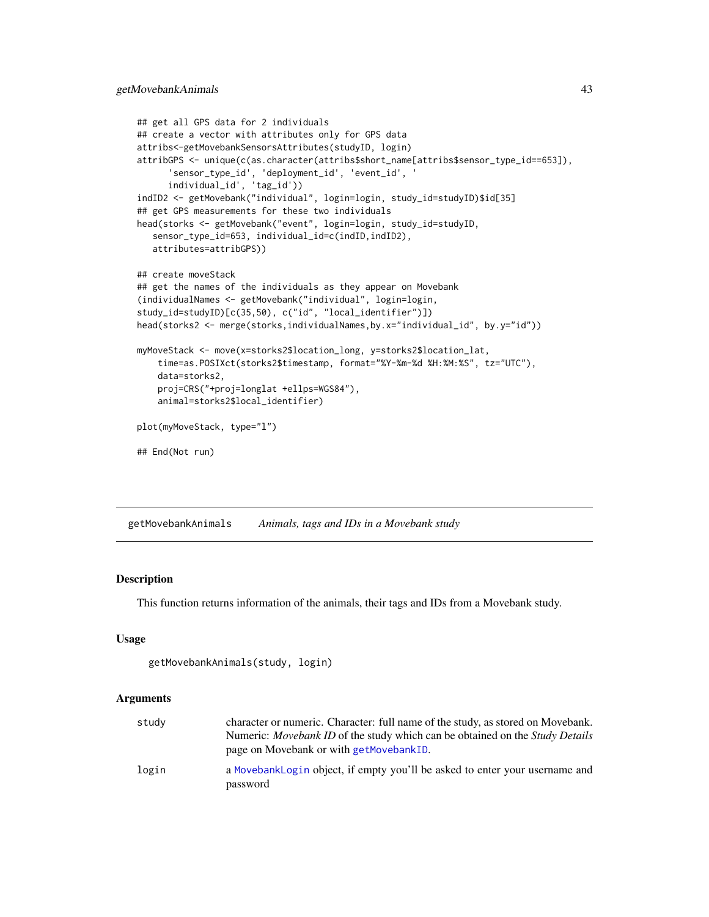```
## get all GPS data for 2 individuals
## create a vector with attributes only for GPS data
attribs<-getMovebankSensorsAttributes(studyID, login)
attribGPS <- unique(c(as.character(attribs$short_name[attribs$sensor_type_id==653]),
      'sensor_type_id', 'deployment_id', 'event_id', '
      individual_id', 'tag_id'))
indID2 <- getMovebank("individual", login=login, study_id=studyID)$id[35]
## get GPS measurements for these two individuals
head(storks <- getMovebank("event", login=login, study_id=studyID,
   sensor_type_id=653, individual_id=c(indID,indID2),
   attributes=attribGPS))

## create moveStack
## get the names of the individuals as they appear on Movebank
(individualNames <- getMovebank("individual", login=login,
study_id=studyID)[c(35,50), c("id", "local_identifier")])
head(storks2 <- merge(storks,individualNames,by.x="individual_id", by.y="id"))

myMoveStack <- move(x=storks2$location_long, y=storks2$location_lat,
    time=as.POSIXct(storks2$timestamp, format="%Y-%m-%d %H:%M:%S", tz="UTC"),
    data=storks2,
    proj=CRS("+proj=longlat +ellps=WGS84"),
    animal=storks2$local_identifier)

plot(myMoveStack, type="l")

## End(Not run)
```

---

## getMovebankAnimals *Animals, tags and IDs in a Movebank study*

### Description

This function returns information of the animals, their tags and IDs from a Movebank study.

### Usage

```
getMovebankAnimals(study, login)
```

### Arguments

| | |
|---|---|
| study | character or numeric. Character: full name of the study, as stored on Movebank. Numeric: *Movebank ID* of the study which can be obtained on the *Study Details* page on Movebank or with getMovebankID. |
| login | a MovebankLogin object, if empty you'll be asked to enter your username and password |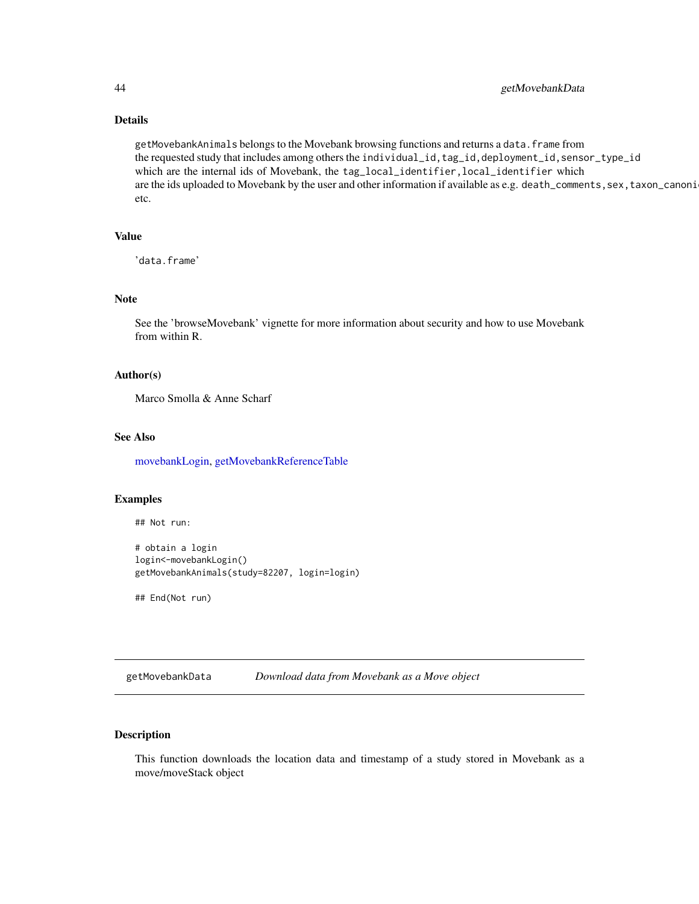## Details

`getMovebankAnimals` belongs to the Movebank browsing functions and returns a `data.frame` from the requested study that includes among others the `individual_id,tag_id,deployment_id,sensor_type_id` which are the internal ids of Movebank, the `tag_local_identifier,local_identifier` which are the ids uploaded to Movebank by the user and other information if available as e.g. `death_comments,sex,taxon_canoni` etc.

## Value

'`data.frame`'

## Note

See the 'browseMovebank' vignette for more information about security and how to use Movebank from within R.

## Author(s)

Marco Smolla & Anne Scharf

## See Also

movebankLogin, getMovebankReferenceTable

## Examples

```
## Not run:

# obtain a login
login<-movebankLogin()
getMovebankAnimals(study=82207, login=login)

## End(Not run)
```

---

# getMovebankData *Download data from Movebank as a Move object*

## Description

This function downloads the location data and timestamp of a study stored in Movebank as a move/moveStack object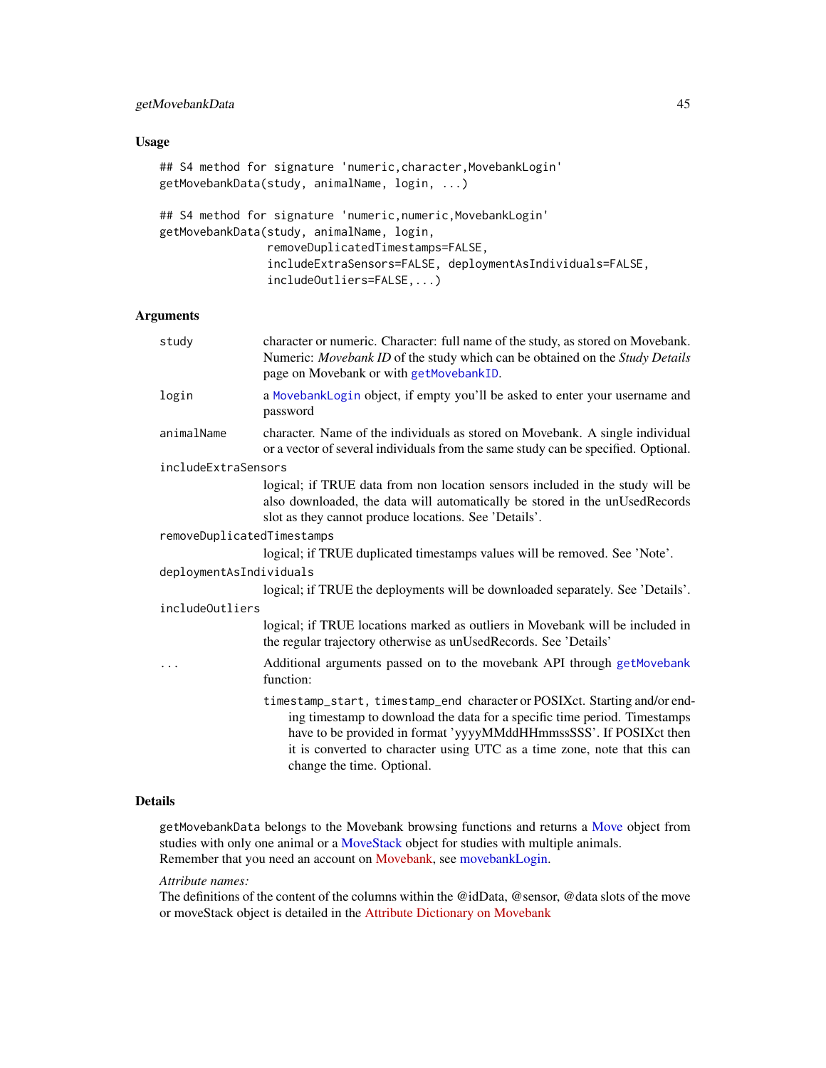## Usage

```
## S4 method for signature 'numeric,character,MovebankLogin'
getMovebankData(study, animalName, login, ...)

## S4 method for signature 'numeric,numeric,MovebankLogin'
getMovebankData(study, animalName, login,
                removeDuplicatedTimestamps=FALSE,
                includeExtraSensors=FALSE, deploymentAsIndividuals=FALSE,
                includeOutliers=FALSE,...)
```

## Arguments

`study` character or numeric. Character: full name of the study, as stored on Movebank. Numeric: *Movebank ID* of the study which can be obtained on the *Study Details* page on Movebank or with `getMovebankID`.

`login` a `MovebankLogin` object, if empty you'll be asked to enter your username and password

`animalName` character. Name of the individuals as stored on Movebank. A single individual or a vector of several individuals from the same study can be specified. Optional.

`includeExtraSensors` logical; if TRUE data from non location sensors included in the study will be also downloaded, the data will automatically be stored in the unUsedRecords slot as they cannot produce locations. See 'Details'.

`removeDuplicatedTimestamps` logical; if TRUE duplicated timestamps values will be removed. See 'Note'.

`deploymentAsIndividuals` logical; if TRUE the deployments will be downloaded separately. See 'Details'.

`includeOutliers` logical; if TRUE locations marked as outliers in Movebank will be included in the regular trajectory otherwise as unUsedRecords. See 'Details'

`...` Additional arguments passed on to the movebank API through `getMovebank` function:

`timestamp_start, timestamp_end` character or POSIXct. Starting and/or ending timestamp to download the data for a specific time period. Timestamps have to be provided in format 'yyyyMMddHHmmssSSS'. If POSIXct then it is converted to character using UTC as a time zone, note that this can change the time. Optional.

## Details

`getMovebankData` belongs to the Movebank browsing functions and returns a Move object from studies with only one animal or a MoveStack object for studies with multiple animals.
Remember that you need an account on Movebank, see movebankLogin.

*Attribute names:*
The definitions of the content of the columns within the @idData, @sensor, @data slots of the move or moveStack object is detailed in the Attribute Dictionary on Movebank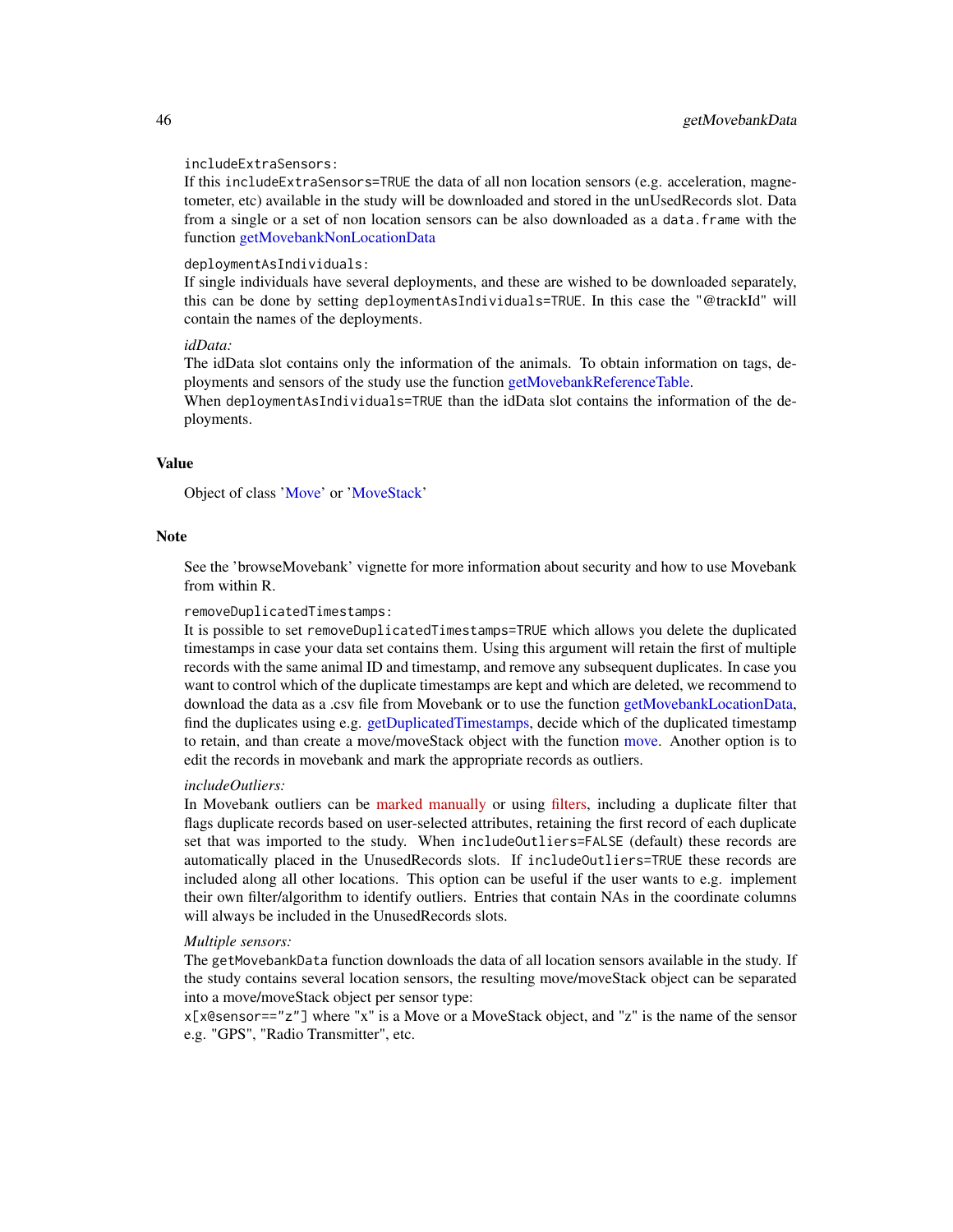`includeExtraSensors:`
If this `includeExtraSensors=TRUE` the data of all non location sensors (e.g. acceleration, magnetometer, etc) available in the study will be downloaded and stored in the unUsedRecords slot. Data from a single or a set of non location sensors can be also downloaded as a `data.frame` with the function getMovebankNonLocationData

`deploymentAsIndividuals:`
If single individuals have several deployments, and these are wished to be downloaded separately, this can be done by setting `deploymentAsIndividuals=TRUE`. In this case the "@trackId" will contain the names of the deployments.

*idData:*
The idData slot contains only the information of the animals. To obtain information on tags, deployments and sensors of the study use the function getMovebankReferenceTable.
When `deploymentAsIndividuals=TRUE` than the idData slot contains the information of the deployments.

## Value

Object of class 'Move' or 'MoveStack'

## Note

See the 'browseMovebank' vignette for more information about security and how to use Movebank from within R.

`removeDuplicatedTimestamps:`
It is possible to set `removeDuplicatedTimestamps=TRUE` which allows you delete the duplicated timestamps in case your data set contains them. Using this argument will retain the first of multiple records with the same animal ID and timestamp, and remove any subsequent duplicates. In case you want to control which of the duplicate timestamps are kept and which are deleted, we recommend to download the data as a .csv file from Movebank or to use the function getMovebankLocationData, find the duplicates using e.g. getDuplicatedTimestamps, decide which of the duplicated timestamp to retain, and than create a move/moveStack object with the function move. Another option is to edit the records in movebank and mark the appropriate records as outliers.

*includeOutliers:*
In Movebank outliers can be marked manually or using filters, including a duplicate filter that flags duplicate records based on user-selected attributes, retaining the first record of each duplicate set that was imported to the study. When `includeOutliers=FALSE` (default) these records are automatically placed in the UnusedRecords slots. If `includeOutliers=TRUE` these records are included along all other locations. This option can be useful if the user wants to e.g. implement their own filter/algorithm to identify outliers. Entries that contain NAs in the coordinate columns will always be included in the UnusedRecords slots.

*Multiple sensors:*
The `getMovebankData` function downloads the data of all location sensors available in the study. If the study contains several location sensors, the resulting move/moveStack object can be separated into a move/moveStack object per sensor type:
`x[x@sensor=="z"]` where "x" is a Move or a MoveStack object, and "z" is the name of the sensor e.g. "GPS", "Radio Transmitter", etc.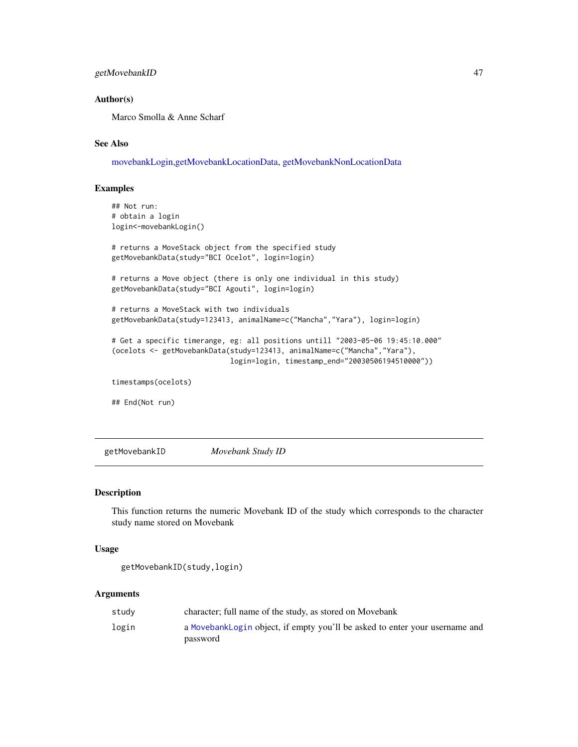### Author(s)

Marco Smolla & Anne Scharf

### See Also

movebankLogin,getMovebankLocationData, getMovebankNonLocationData

### Examples

```
## Not run:
# obtain a login
login<-movebankLogin()

# returns a MoveStack object from the specified study
getMovebankData(study="BCI Ocelot", login=login)

# returns a Move object (there is only one individual in this study)
getMovebankData(study="BCI Agouti", login=login)

# returns a MoveStack with two individuals
getMovebankData(study=123413, animalName=c("Mancha","Yara"), login=login)

# Get a specific timerange, eg: all positions untill "2003-05-06 19:45:10.000"
(ocelots <- getMovebankData(study=123413, animalName=c("Mancha","Yara"),
                            login=login, timestamp_end="20030506194510000"))

timestamps(ocelots)

## End(Not run)
```

---

## getMovebankID &nbsp;&nbsp;&nbsp;&nbsp; *Movebank Study ID*

### Description

This function returns the numeric Movebank ID of the study which corresponds to the character study name stored on Movebank

### Usage

```
getMovebankID(study,login)
```

### Arguments

| | |
|---|---|
| study | character; full name of the study, as stored on Movebank |
| login | a MovebankLogin object, if empty you'll be asked to enter your username and password |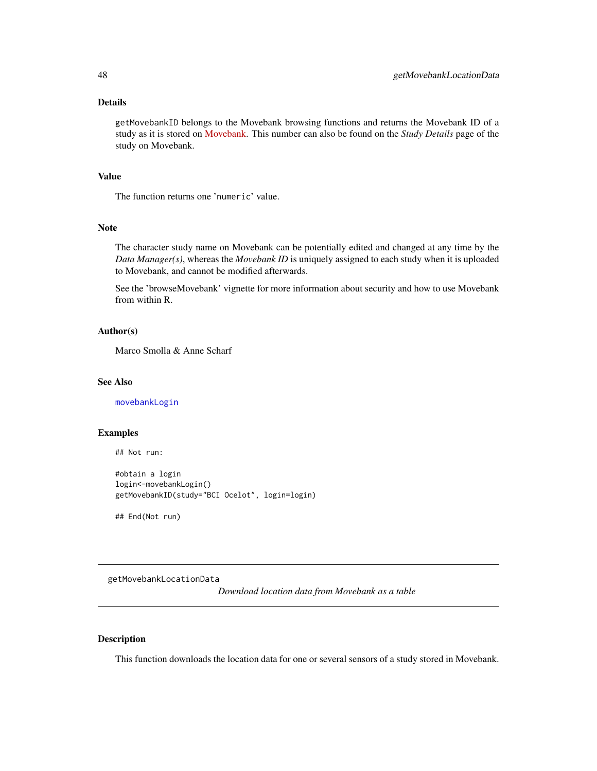### Details

getMovebankID belongs to the Movebank browsing functions and returns the Movebank ID of a study as it is stored on Movebank. This number can also be found on the *Study Details* page of the study on Movebank.

### Value

The function returns one 'numeric' value.

### Note

The character study name on Movebank can be potentially edited and changed at any time by the *Data Manager(s)*, whereas the *Movebank ID* is uniquely assigned to each study when it is uploaded to Movebank, and cannot be modified afterwards.

See the 'browseMovebank' vignette for more information about security and how to use Movebank from within R.

### Author(s)

Marco Smolla & Anne Scharf

### See Also

movebankLogin

### Examples

```
## Not run:

#obtain a login
login<-movebankLogin()
getMovebankID(study="BCI Ocelot", login=login)

## End(Not run)
```

---

## getMovebankLocationData

*Download location data from Movebank as a table*

---

### Description

This function downloads the location data for one or several sensors of a study stored in Movebank.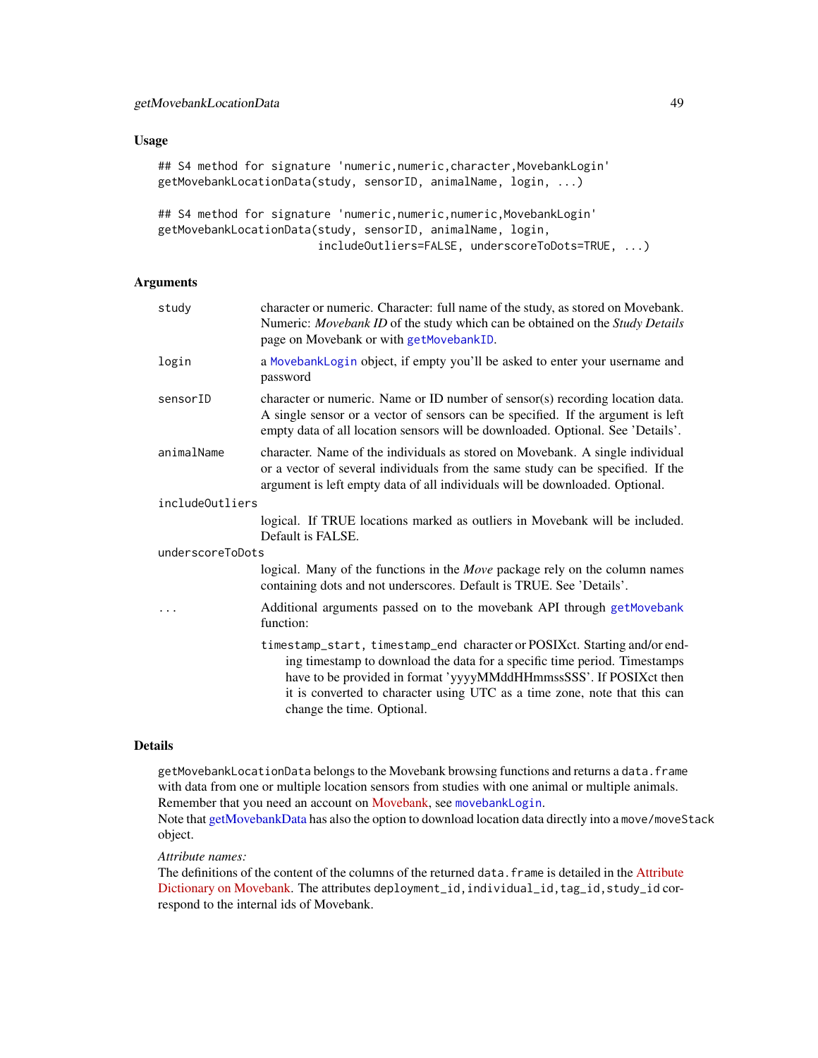### Usage

```
## S4 method for signature 'numeric,numeric,character,MovebankLogin'
getMovebankLocationData(study, sensorID, animalName, login, ...)

## S4 method for signature 'numeric,numeric,numeric,MovebankLogin'
getMovebankLocationData(study, sensorID, animalName, login,
                        includeOutliers=FALSE, underscoreToDots=TRUE, ...)
```

### Arguments

`study` — character or numeric. Character: full name of the study, as stored on Movebank. Numeric: *Movebank ID* of the study which can be obtained on the *Study Details* page on Movebank or with `getMovebankID`.

`login` — a `MovebankLogin` object, if empty you'll be asked to enter your username and password

`sensorID` — character or numeric. Name or ID number of sensor(s) recording location data. A single sensor or a vector of sensors can be specified. If the argument is left empty data of all location sensors will be downloaded. Optional. See 'Details'.

`animalName` — character. Name of the individuals as stored on Movebank. A single individual or a vector of several individuals from the same study can be specified. If the argument is left empty data of all individuals will be downloaded. Optional.

`includeOutliers` — logical. If TRUE locations marked as outliers in Movebank will be included. Default is FALSE.

`underscoreToDots` — logical. Many of the functions in the *Move* package rely on the column names containing dots and not underscores. Default is TRUE. See 'Details'.

`...` — Additional arguments passed on to the movebank API through `getMovebank` function:

- `timestamp_start, timestamp_end` character or POSIXct. Starting and/or ending timestamp to download the data for a specific time period. Timestamps have to be provided in format 'yyyyMMddHHmmssSSS'. If POSIXct then it is converted to character using UTC as a time zone, note that this can change the time. Optional.

### Details

`getMovebankLocationData` belongs to the Movebank browsing functions and returns a `data.frame` with data from one or multiple location sensors from studies with one animal or multiple animals. Remember that you need an account on Movebank, see `movebankLogin`.
Note that getMovebankData has also the option to download location data directly into a `move/moveStack` object.

*Attribute names:*
The definitions of the content of the columns of the returned `data.frame` is detailed in the Attribute Dictionary on Movebank. The attributes `deployment_id,individual_id,tag_id,study_id` correspond to the internal ids of Movebank.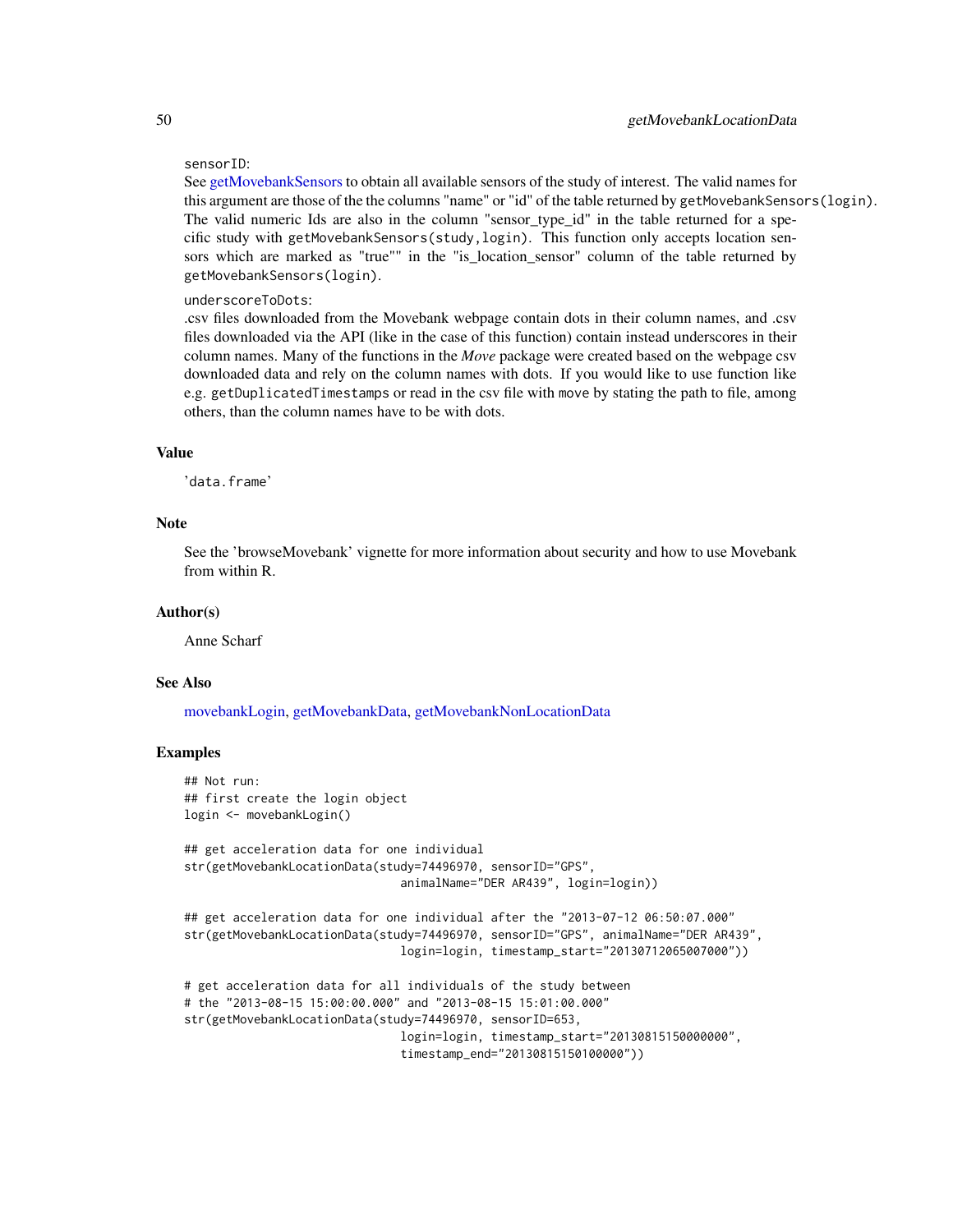sensorID:
See getMovebankSensors to obtain all available sensors of the study of interest. The valid names for this argument are those of the the columns "name" or "id" of the table returned by getMovebankSensors(login). The valid numeric Ids are also in the column "sensor_type_id" in the table returned for a specific study with getMovebankSensors(study,login). This function only accepts location sensors which are marked as "true"" in the "is_location_sensor" column of the table returned by getMovebankSensors(login).

underscoreToDots:
.csv files downloaded from the Movebank webpage contain dots in their column names, and .csv files downloaded via the API (like in the case of this function) contain instead underscores in their column names. Many of the functions in the *Move* package were created based on the webpage csv downloaded data and rely on the column names with dots. If you would like to use function like e.g. getDuplicatedTimestamps or read in the csv file with move by stating the path to file, among others, than the column names have to be with dots.

### Value

'data.frame'

### Note

See the 'browseMovebank' vignette for more information about security and how to use Movebank from within R.

### Author(s)

Anne Scharf

### See Also

movebankLogin, getMovebankData, getMovebankNonLocationData

### Examples

```
## Not run:
## first create the login object
login <- movebankLogin()

## get acceleration data for one individual
str(getMovebankLocationData(study=74496970, sensorID="GPS",
                            animalName="DER AR439", login=login))

## get acceleration data for one individual after the "2013-07-12 06:50:07.000"
str(getMovebankLocationData(study=74496970, sensorID="GPS", animalName="DER AR439",
                            login=login, timestamp_start="20130712065007000"))

# get acceleration data for all individuals of the study between
# the "2013-08-15 15:00:00.000" and "2013-08-15 15:01:00.000"
str(getMovebankLocationData(study=74496970, sensorID=653,
                            login=login, timestamp_start="20130815150000000",
                            timestamp_end="20130815150100000"))
```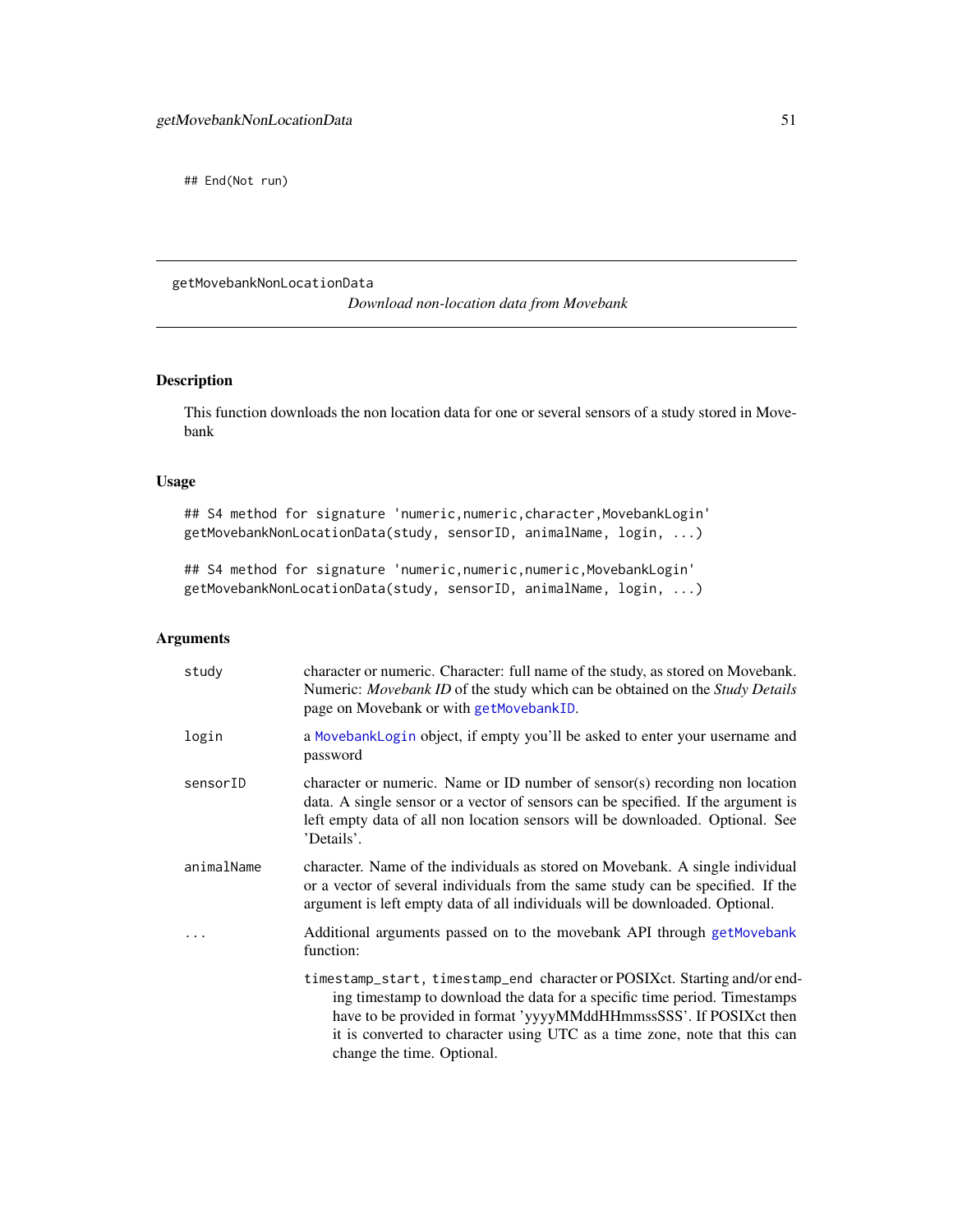```
## End(Not run)
```

---

getMovebankNonLocationData    *Download non-location data from Movebank*

---

## Description

This function downloads the non location data for one or several sensors of a study stored in Movebank

## Usage

```
## S4 method for signature 'numeric,numeric,character,MovebankLogin'
getMovebankNonLocationData(study, sensorID, animalName, login, ...)

## S4 method for signature 'numeric,numeric,numeric,MovebankLogin'
getMovebankNonLocationData(study, sensorID, animalName, login, ...)
```

## Arguments

| | |
|---|---|
| study | character or numeric. Character: full name of the study, as stored on Movebank. Numeric: *Movebank ID* of the study which can be obtained on the *Study Details* page on Movebank or with getMovebankID. |
| login | a MovebankLogin object, if empty you'll be asked to enter your username and password |
| sensorID | character or numeric. Name or ID number of sensor(s) recording non location data. A single sensor or a vector of sensors can be specified. If the argument is left empty data of all non location sensors will be downloaded. Optional. See 'Details'. |
| animalName | character. Name of the individuals as stored on Movebank. A single individual or a vector of several individuals from the same study can be specified. If the argument is left empty data of all individuals will be downloaded. Optional. |
| ... | Additional arguments passed on to the movebank API through getMovebank function:<br><br>timestamp_start, timestamp_end character or POSIXct. Starting and/or ending timestamp to download the data for a specific time period. Timestamps have to be provided in format 'yyyyMMddHHmmssSSS'. If POSIXct then it is converted to character using UTC as a time zone, note that this can change the time. Optional. |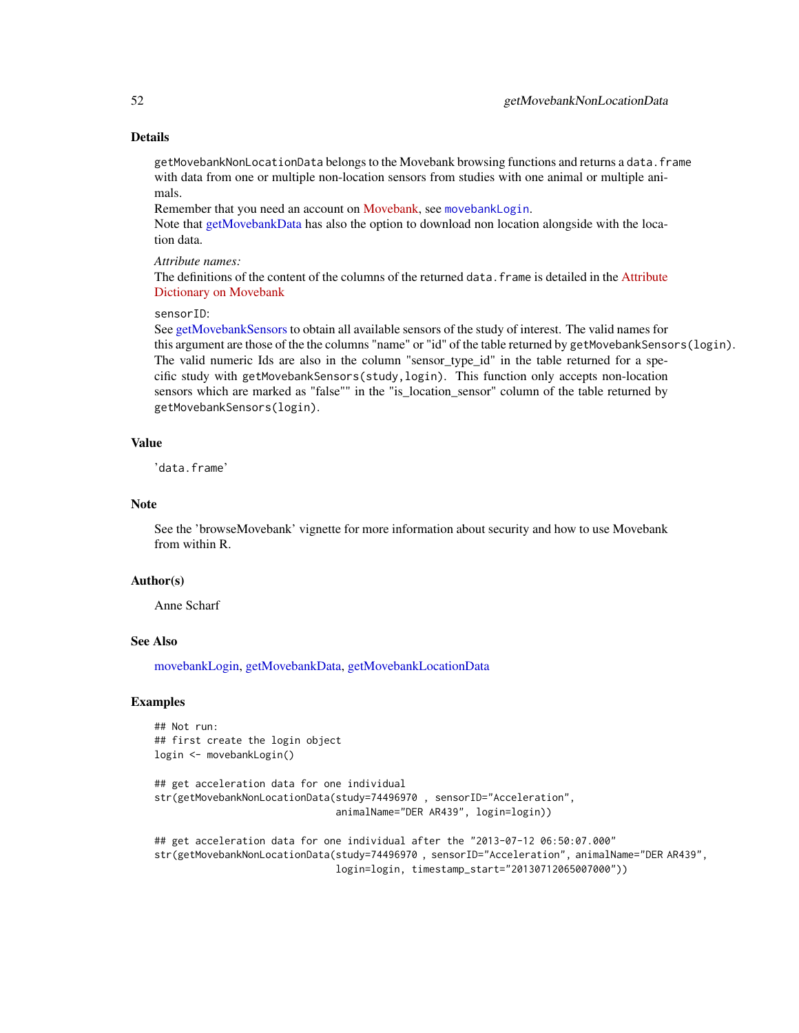### Details

getMovebankNonLocationData belongs to the Movebank browsing functions and returns a data.frame with data from one or multiple non-location sensors from studies with one animal or multiple animals.

Remember that you need an account on Movebank, see movebankLogin.

Note that getMovebankData has also the option to download non location alongside with the location data.

*Attribute names:*

The definitions of the content of the columns of the returned data.frame is detailed in the Attribute Dictionary on Movebank

sensorID:

See getMovebankSensors to obtain all available sensors of the study of interest. The valid names for this argument are those of the the columns "name" or "id" of the table returned by getMovebankSensors(login). The valid numeric Ids are also in the column "sensor_type_id" in the table returned for a specific study with getMovebankSensors(study,login). This function only accepts non-location sensors which are marked as "false"" in the "is_location_sensor" column of the table returned by getMovebankSensors(login).

### Value

'data.frame'

### Note

See the 'browseMovebank' vignette for more information about security and how to use Movebank from within R.

### Author(s)

Anne Scharf

### See Also

movebankLogin, getMovebankData, getMovebankLocationData

### Examples

```
## Not run:
## first create the login object
login <- movebankLogin()

## get acceleration data for one individual
str(getMovebankNonLocationData(study=74496970 , sensorID="Acceleration",
                               animalName="DER AR439", login=login))

## get acceleration data for one individual after the "2013-07-12 06:50:07.000"
str(getMovebankNonLocationData(study=74496970 , sensorID="Acceleration", animalName="DER AR439",
                               login=login, timestamp_start="20130712065007000"))
```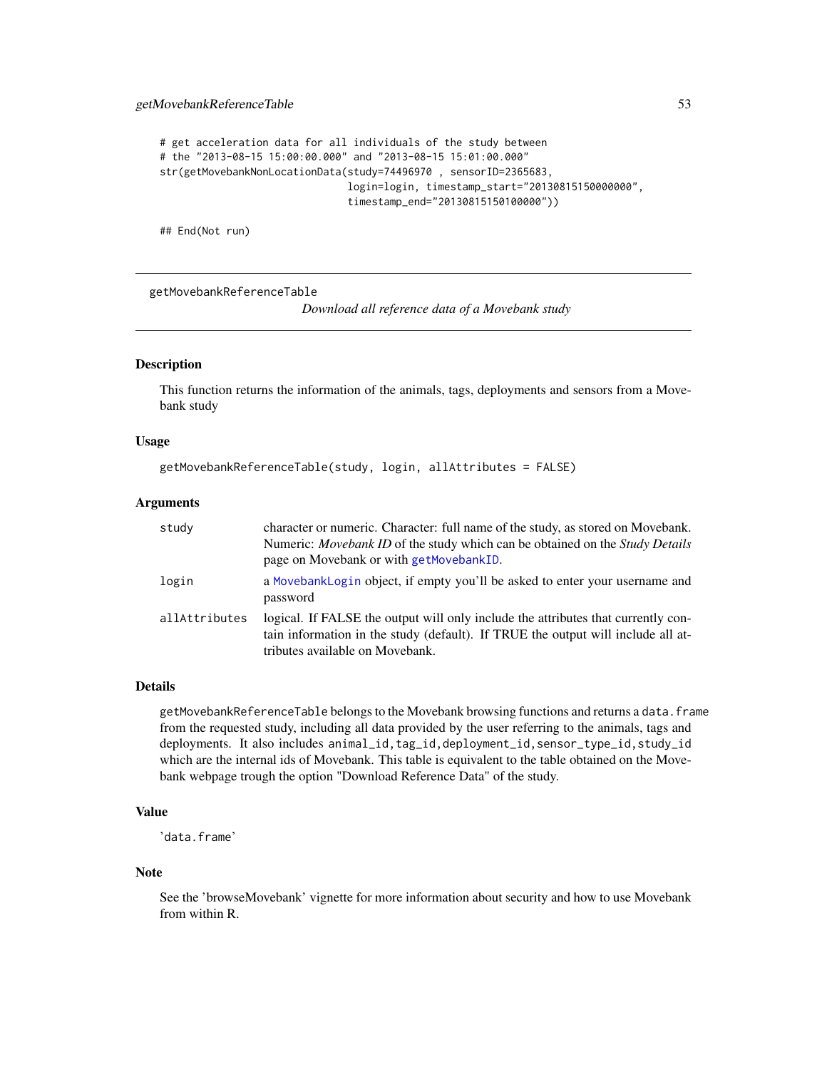```
# get acceleration data for all individuals of the study between
# the "2013-08-15 15:00:00.000" and "2013-08-15 15:01:00.000"
str(getMovebankNonLocationData(study=74496970 , sensorID=2365683,
                                login=login, timestamp_start="20130815150000000",
                                timestamp_end="20130815150100000"))

## End(Not run)
```

---

## getMovebankReferenceTable — *Download all reference data of a Movebank study*

### Description

This function returns the information of the animals, tags, deployments and sensors from a Movebank study

### Usage

```
getMovebankReferenceTable(study, login, allAttributes = FALSE)
```

### Arguments

| | |
|---|---|
| study | character or numeric. Character: full name of the study, as stored on Movebank. Numeric: *Movebank ID* of the study which can be obtained on the *Study Details* page on Movebank or with `getMovebankID`. |
| login | a `MovebankLogin` object, if empty you'll be asked to enter your username and password |
| allAttributes | logical. If FALSE the output will only include the attributes that currently contain information in the study (default). If TRUE the output will include all attributes available on Movebank. |

### Details

`getMovebankReferenceTable` belongs to the Movebank browsing functions and returns a `data.frame` from the requested study, including all data provided by the user referring to the animals, tags and deployments. It also includes `animal_id,tag_id,deployment_id,sensor_type_id,study_id` which are the internal ids of Movebank. This table is equivalent to the table obtained on the Movebank webpage trough the option "Download Reference Data" of the study.

### Value

'`data.frame`'

### Note

See the 'browseMovebank' vignette for more information about security and how to use Movebank from within R.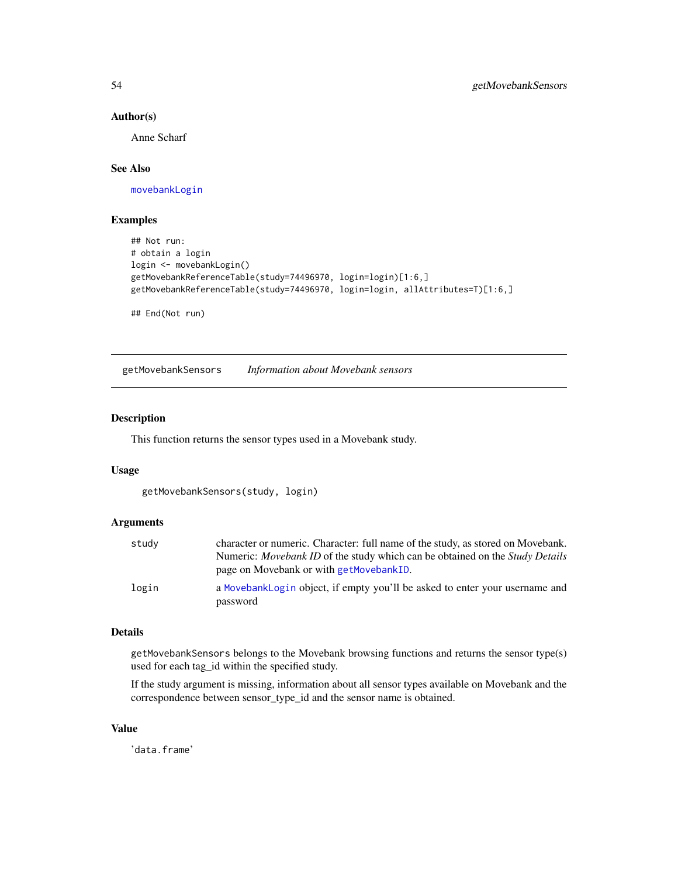### Author(s)

Anne Scharf

### See Also

movebankLogin

### Examples

```
## Not run:
# obtain a login
login <- movebankLogin()
getMovebankReferenceTable(study=74496970, login=login)[1:6,]
getMovebankReferenceTable(study=74496970, login=login, allAttributes=T)[1:6,]

## End(Not run)
```

---

## getMovebankSensors — *Information about Movebank sensors*

---

### Description

This function returns the sensor types used in a Movebank study.

### Usage

```
getMovebankSensors(study, login)
```

### Arguments

| | |
|---|---|
| study | character or numeric. Character: full name of the study, as stored on Movebank. Numeric: *Movebank ID* of the study which can be obtained on the *Study Details* page on Movebank or with getMovebankID. |
| login | a MovebankLogin object, if empty you'll be asked to enter your username and password |

### Details

getMovebankSensors belongs to the Movebank browsing functions and returns the sensor type(s) used for each tag_id within the specified study.

If the study argument is missing, information about all sensor types available on Movebank and the correspondence between sensor_type_id and the sensor name is obtained.

### Value

'data.frame'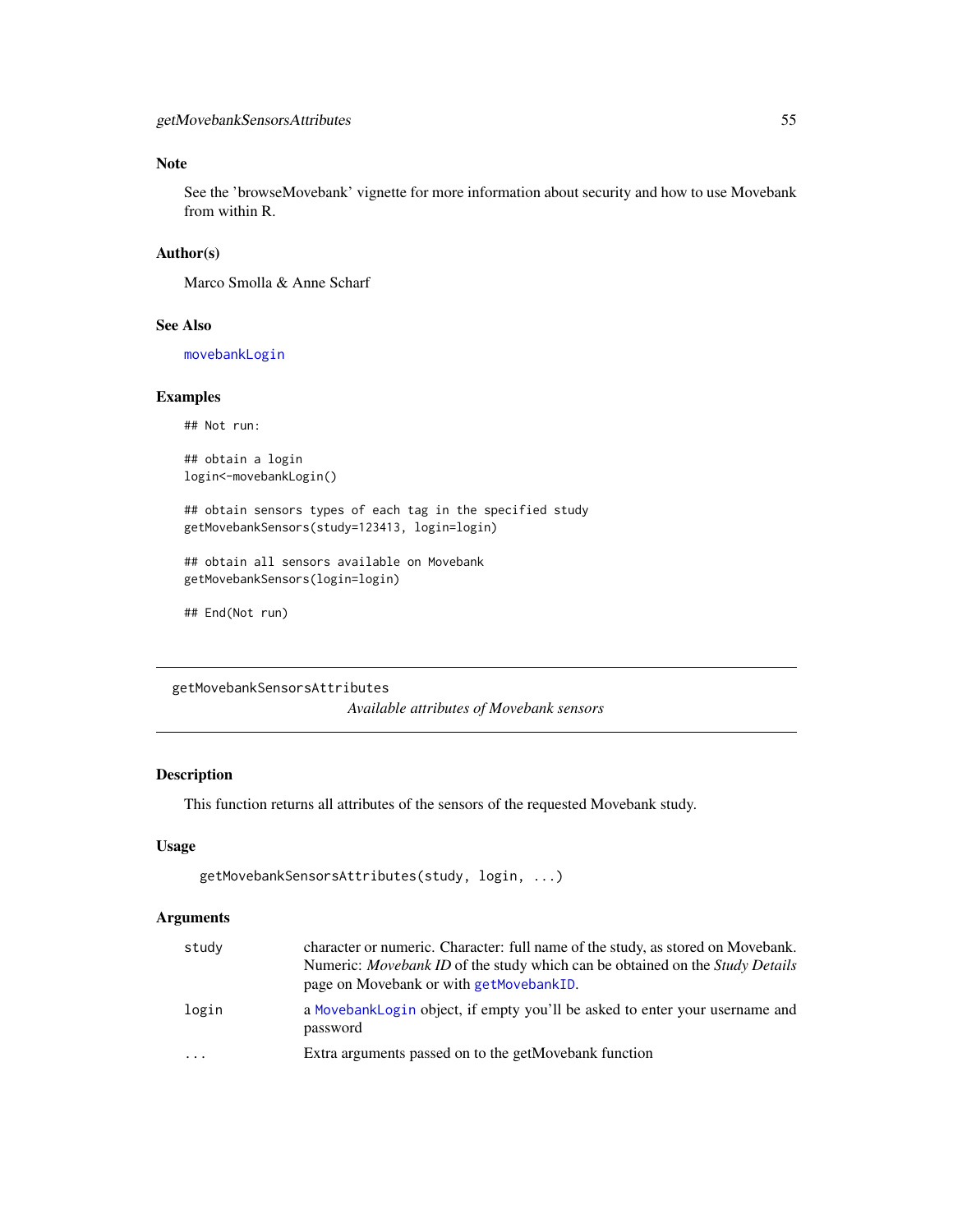### Note

See the 'browseMovebank' vignette for more information about security and how to use Movebank from within R.

### Author(s)

Marco Smolla & Anne Scharf

### See Also

movebankLogin

### Examples

```
## Not run:

## obtain a login
login<-movebankLogin()

## obtain sensors types of each tag in the specified study
getMovebankSensors(study=123413, login=login)

## obtain all sensors available on Movebank
getMovebankSensors(login=login)

## End(Not run)
```

---

## getMovebankSensorsAttributes

*Available attributes of Movebank sensors*

---

### Description

This function returns all attributes of the sensors of the requested Movebank study.

### Usage

```
getMovebankSensorsAttributes(study, login, ...)
```

### Arguments

| | |
|---|---|
| study | character or numeric. Character: full name of the study, as stored on Movebank. Numeric: *Movebank ID* of the study which can be obtained on the *Study Details* page on Movebank or with getMovebankID. |
| login | a MovebankLogin object, if empty you'll be asked to enter your username and password |
| ... | Extra arguments passed on to the getMovebank function |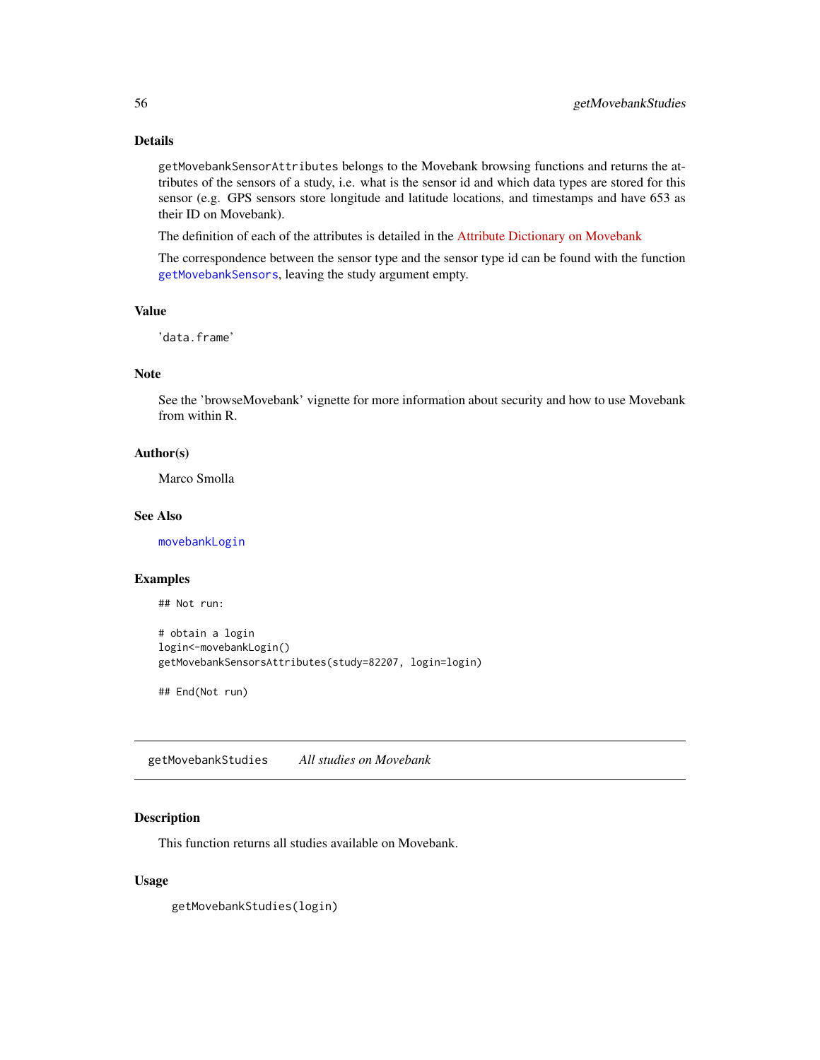### Details

getMovebankSensorAttributes belongs to the Movebank browsing functions and returns the attributes of the sensors of a study, i.e. what is the sensor id and which data types are stored for this sensor (e.g. GPS sensors store longitude and latitude locations, and timestamps and have 653 as their ID on Movebank).

The definition of each of the attributes is detailed in the Attribute Dictionary on Movebank

The correspondence between the sensor type and the sensor type id can be found with the function getMovebankSensors, leaving the study argument empty.

### Value

'data.frame'

### Note

See the 'browseMovebank' vignette for more information about security and how to use Movebank from within R.

### Author(s)

Marco Smolla

### See Also

movebankLogin

### Examples

```
## Not run:

# obtain a login
login<-movebankLogin()
getMovebankSensorsAttributes(study=82207, login=login)

## End(Not run)
```

---

## getMovebankStudies &nbsp;&nbsp;&nbsp; *All studies on Movebank*

### Description

This function returns all studies available on Movebank.

### Usage

```
getMovebankStudies(login)
```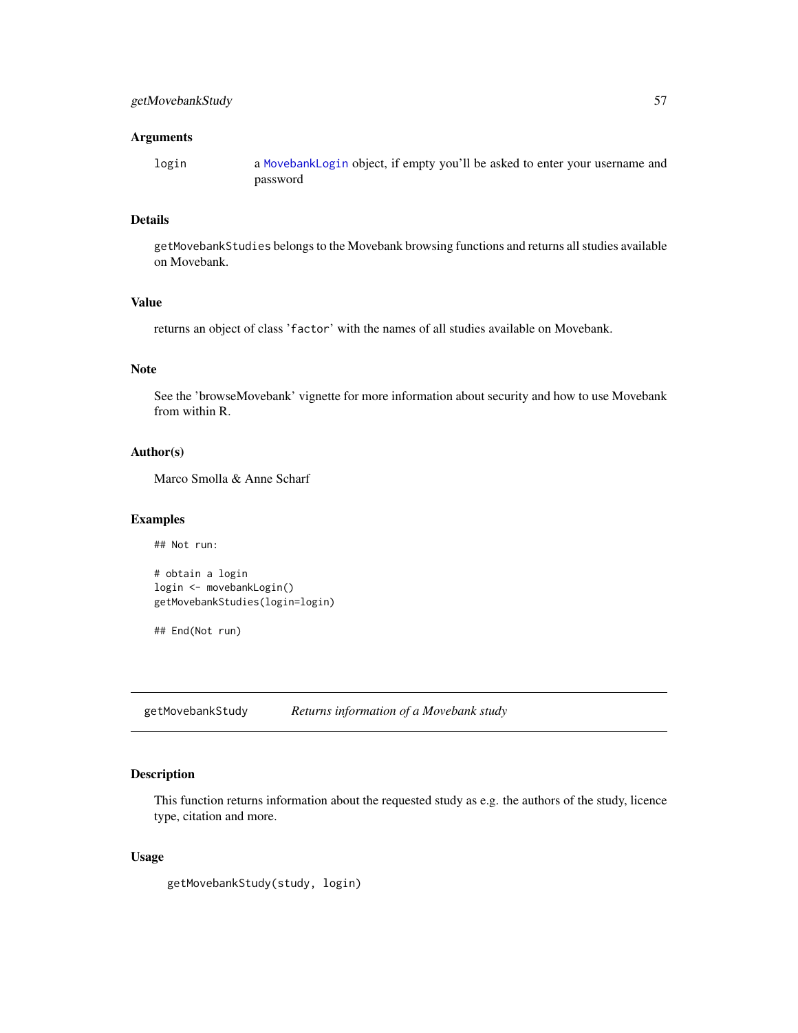## Arguments

login a MovebankLogin object, if empty you'll be asked to enter your username and password

## Details

getMovebankStudies belongs to the Movebank browsing functions and returns all studies available on Movebank.

## Value

returns an object of class 'factor' with the names of all studies available on Movebank.

## Note

See the 'browseMovebank' vignette for more information about security and how to use Movebank from within R.

## Author(s)

Marco Smolla & Anne Scharf

## Examples

```
## Not run:

# obtain a login
login <- movebankLogin()
getMovebankStudies(login=login)

## End(Not run)
```

---

# getMovebankStudy *Returns information of a Movebank study*

## Description

This function returns information about the requested study as e.g. the authors of the study, licence type, citation and more.

## Usage

```
getMovebankStudy(study, login)
```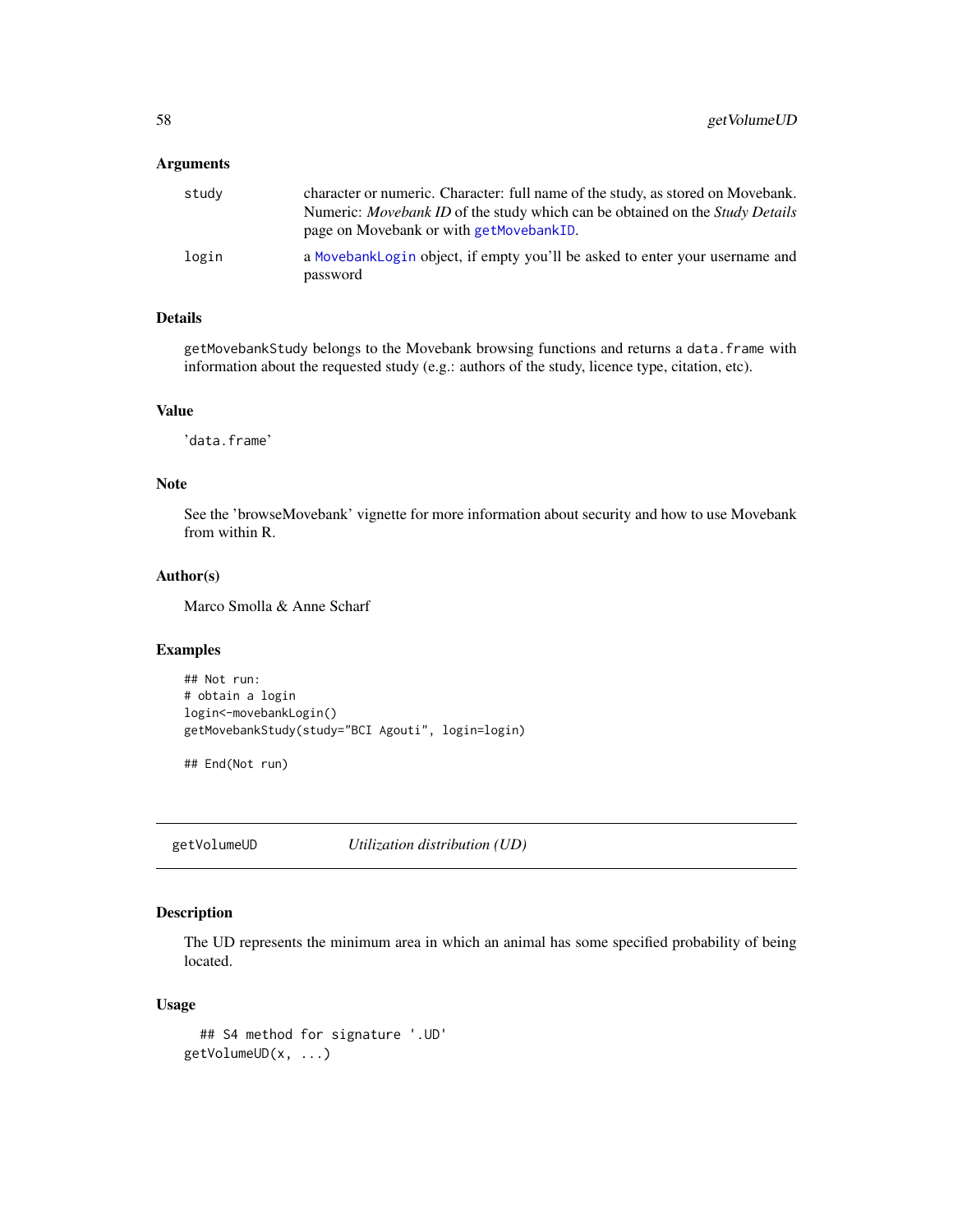### Arguments

| | |
|---|---|
| study | character or numeric. Character: full name of the study, as stored on Movebank. Numeric: *Movebank ID* of the study which can be obtained on the *Study Details* page on Movebank or with `getMovebankID`. |
| login | a `MovebankLogin` object, if empty you'll be asked to enter your username and password |

### Details

getMovebankStudy belongs to the Movebank browsing functions and returns a data.frame with information about the requested study (e.g.: authors of the study, licence type, citation, etc).

### Value

'data.frame'

### Note

See the 'browseMovebank' vignette for more information about security and how to use Movebank from within R.

### Author(s)

Marco Smolla & Anne Scharf

### Examples

```
## Not run:
# obtain a login
login<-movebankLogin()
getMovebankStudy(study="BCI Agouti", login=login)

## End(Not run)
```

---

## getVolumeUD *Utilization distribution (UD)*

---

### Description

The UD represents the minimum area in which an animal has some specified probability of being located.

### Usage

```
## S4 method for signature '.UD'
getVolumeUD(x, ...)
```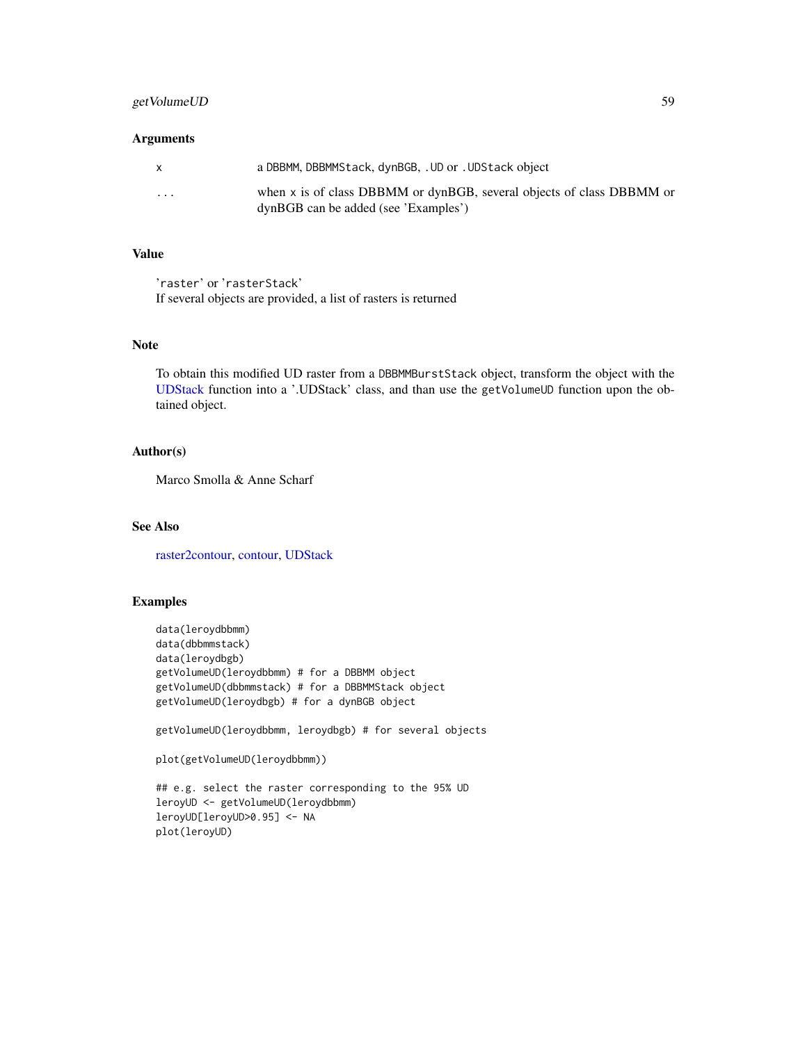### Arguments

| | |
|---|---|
| x | a DBBMM, DBBMMStack, dynBGB, .UD or .UDStack object |
| ... | when x is of class DBBMM or dynBGB, several objects of class DBBMM or dynBGB can be added (see 'Examples') |

### Value

'raster' or 'rasterStack'
If several objects are provided, a list of rasters is returned

### Note

To obtain this modified UD raster from a DBBMMBurstStack object, transform the object with the UDStack function into a '.UDStack' class, and than use the getVolumeUD function upon the obtained object.

### Author(s)

Marco Smolla & Anne Scharf

### See Also

raster2contour, contour, UDStack

### Examples

```
data(leroydbbmm)
data(dbbmmstack)
data(leroydbgb)
getVolumeUD(leroydbbmm) # for a DBBMM object
getVolumeUD(dbbmmstack) # for a DBBMMStack object
getVolumeUD(leroydbgb) # for a dynBGB object

getVolumeUD(leroydbbmm, leroydbgb) # for several objects

plot(getVolumeUD(leroydbbmm))

## e.g. select the raster corresponding to the 95% UD
leroyUD <- getVolumeUD(leroydbbmm)
leroyUD[leroyUD>0.95] <- NA
plot(leroyUD)
```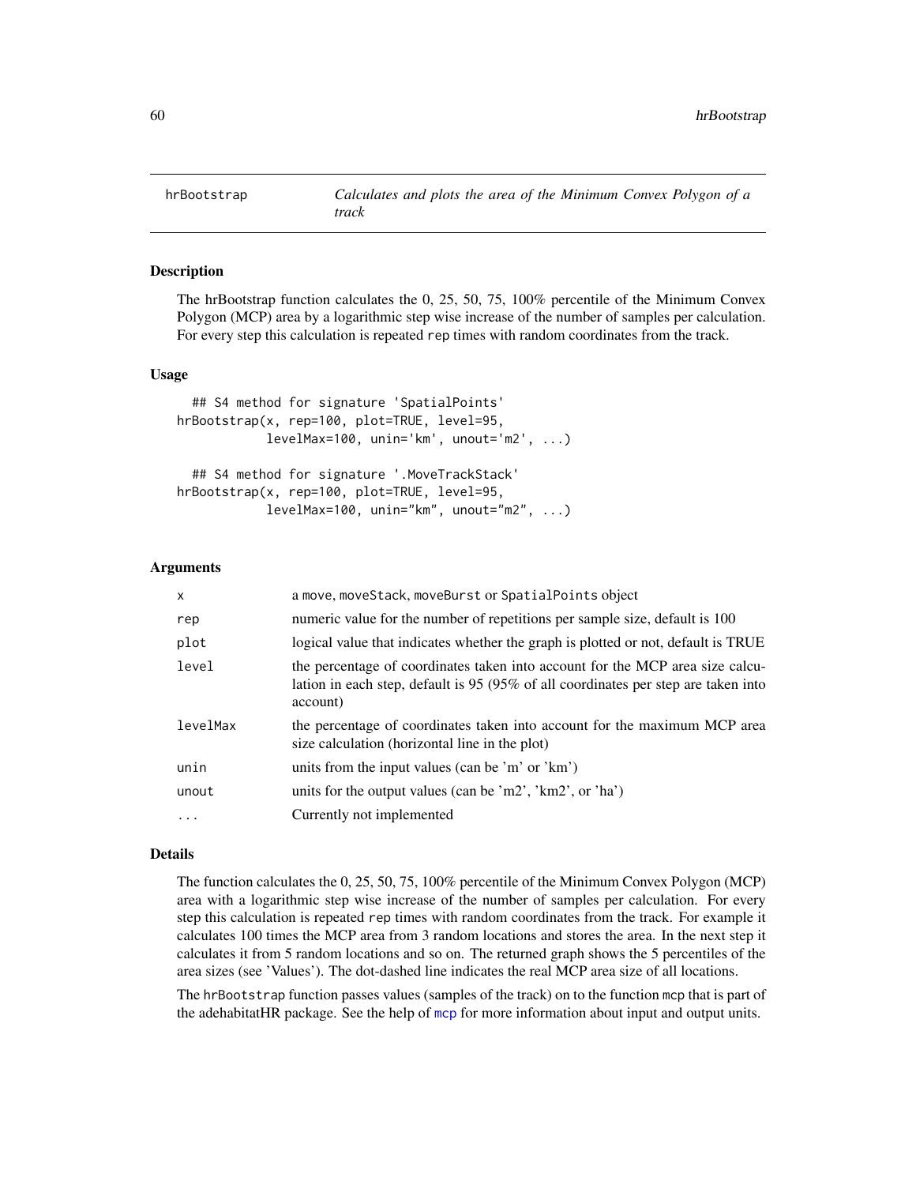# hrBootstrap — *Calculates and plots the area of the Minimum Convex Polygon of a track*

## Description

The hrBootstrap function calculates the 0, 25, 50, 75, 100% percentile of the Minimum Convex Polygon (MCP) area by a logarithmic step wise increase of the number of samples per calculation. For every step this calculation is repeated `rep` times with random coordinates from the track.

## Usage

```
  ## S4 method for signature 'SpatialPoints'
hrBootstrap(x, rep=100, plot=TRUE, level=95,
            levelMax=100, unin='km', unout='m2', ...)

  ## S4 method for signature '.MoveTrackStack'
hrBootstrap(x, rep=100, plot=TRUE, level=95,
            levelMax=100, unin="km", unout="m2", ...)
```

## Arguments

| | |
|---|---|
| `x` | a `move`, `moveStack`, `moveBurst` or `SpatialPoints` object |
| `rep` | numeric value for the number of repetitions per sample size, default is 100 |
| `plot` | logical value that indicates whether the graph is plotted or not, default is TRUE |
| `level` | the percentage of coordinates taken into account for the MCP area size calculation in each step, default is 95 (95% of all coordinates per step are taken into account) |
| `levelMax` | the percentage of coordinates taken into account for the maximum MCP area size calculation (horizontal line in the plot) |
| `unin` | units from the input values (can be 'm' or 'km') |
| `unout` | units for the output values (can be 'm2', 'km2', or 'ha') |
| `...` | Currently not implemented |

## Details

The function calculates the 0, 25, 50, 75, 100% percentile of the Minimum Convex Polygon (MCP) area with a logarithmic step wise increase of the number of samples per calculation. For every step this calculation is repeated `rep` times with random coordinates from the track. For example it calculates 100 times the MCP area from 3 random locations and stores the area. In the next step it calculates it from 5 random locations and so on. The returned graph shows the 5 percentiles of the area sizes (see 'Values'). The dot-dashed line indicates the real MCP area size of all locations.

The `hrBootstrap` function passes values (samples of the track) on to the function `mcp` that is part of the adehabitatHR package. See the help of `mcp` for more information about input and output units.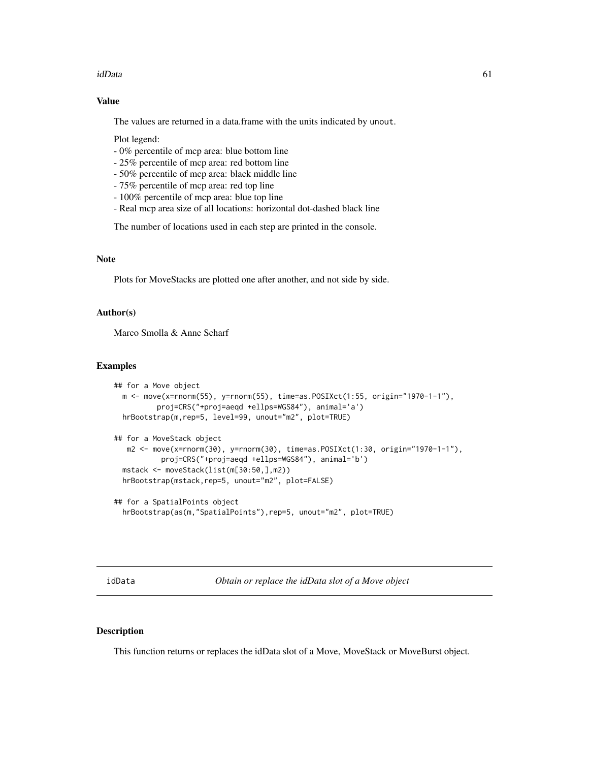### Value

The values are returned in a data.frame with the units indicated by `unout`.

Plot legend:
- 0% percentile of mcp area: blue bottom line
- 25% percentile of mcp area: red bottom line
- 50% percentile of mcp area: black middle line
- 75% percentile of mcp area: red top line
- 100% percentile of mcp area: blue top line
- Real mcp area size of all locations: horizontal dot-dashed black line

The number of locations used in each step are printed in the console.

### Note

Plots for MoveStacks are plotted one after another, and not side by side.

### Author(s)

Marco Smolla & Anne Scharf

### Examples

```
## for a Move object
  m <- move(x=rnorm(55), y=rnorm(55), time=as.POSIXct(1:55, origin="1970-1-1"),
          proj=CRS("+proj=aeqd +ellps=WGS84"), animal='a')
  hrBootstrap(m,rep=5, level=99, unout="m2", plot=TRUE)

## for a MoveStack object
   m2 <- move(x=rnorm(30), y=rnorm(30), time=as.POSIXct(1:30, origin="1970-1-1"),
           proj=CRS("+proj=aeqd +ellps=WGS84"), animal='b')
  mstack <- moveStack(list(m[30:50,],m2))
  hrBootstrap(mstack,rep=5, unout="m2", plot=FALSE)

## for a SpatialPoints object
  hrBootstrap(as(m,"SpatialPoints"),rep=5, unout="m2", plot=TRUE)
```

---

## idData — *Obtain or replace the idData slot of a Move object*

### Description

This function returns or replaces the idData slot of a Move, MoveStack or MoveBurst object.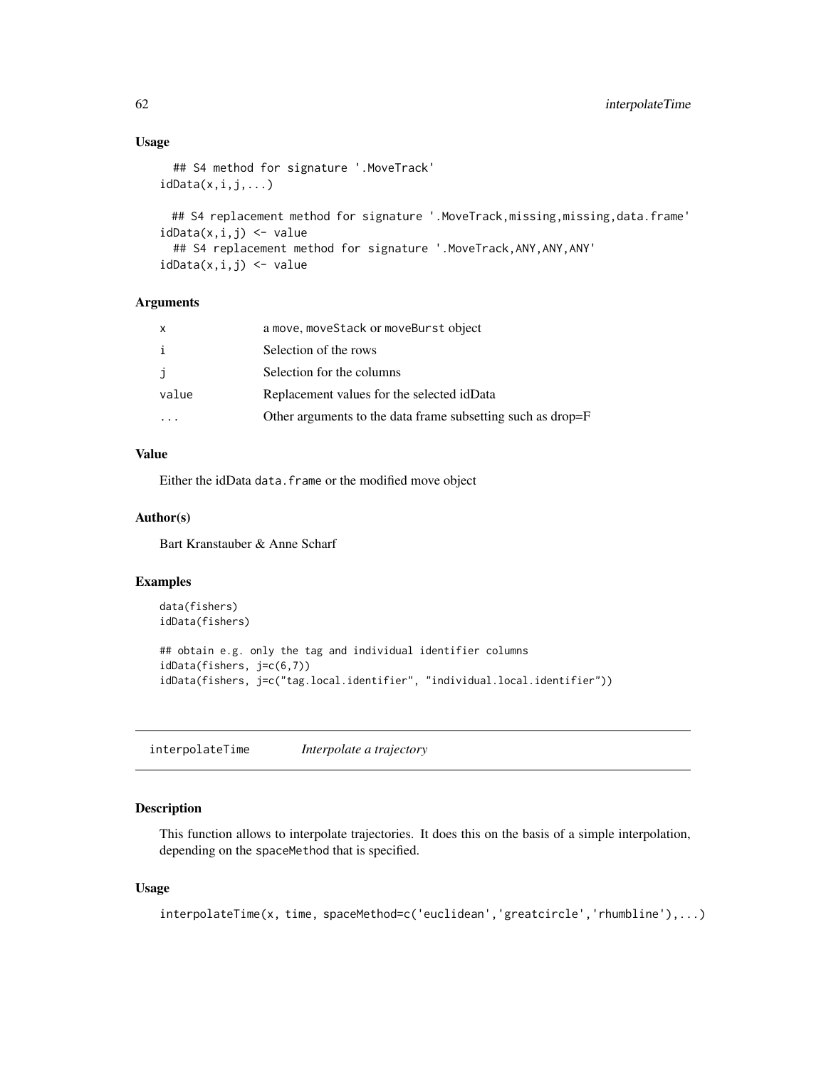### Usage

```
  ## S4 method for signature '.MoveTrack'
idData(x,i,j,...)

  ## S4 replacement method for signature '.MoveTrack,missing,missing,data.frame'
idData(x,i,j) <- value
  ## S4 replacement method for signature '.MoveTrack,ANY,ANY,ANY'
idData(x,i,j) <- value
```

### Arguments

| | |
|---|---|
| x | a move, moveStack or moveBurst object |
| i | Selection of the rows |
| j | Selection for the columns |
| value | Replacement values for the selected idData |
| ... | Other arguments to the data frame subsetting such as drop=F |

### Value

Either the idData data.frame or the modified move object

### Author(s)

Bart Kranstauber & Anne Scharf

### Examples

```
data(fishers)
idData(fishers)

## obtain e.g. only the tag and individual identifier columns
idData(fishers, j=c(6,7))
idData(fishers, j=c("tag.local.identifier", "individual.local.identifier"))
```

---

## interpolateTime *Interpolate a trajectory*

### Description

This function allows to interpolate trajectories. It does this on the basis of a simple interpolation, depending on the spaceMethod that is specified.

### Usage

```
interpolateTime(x, time, spaceMethod=c('euclidean','greatcircle','rhumbline'),...)
```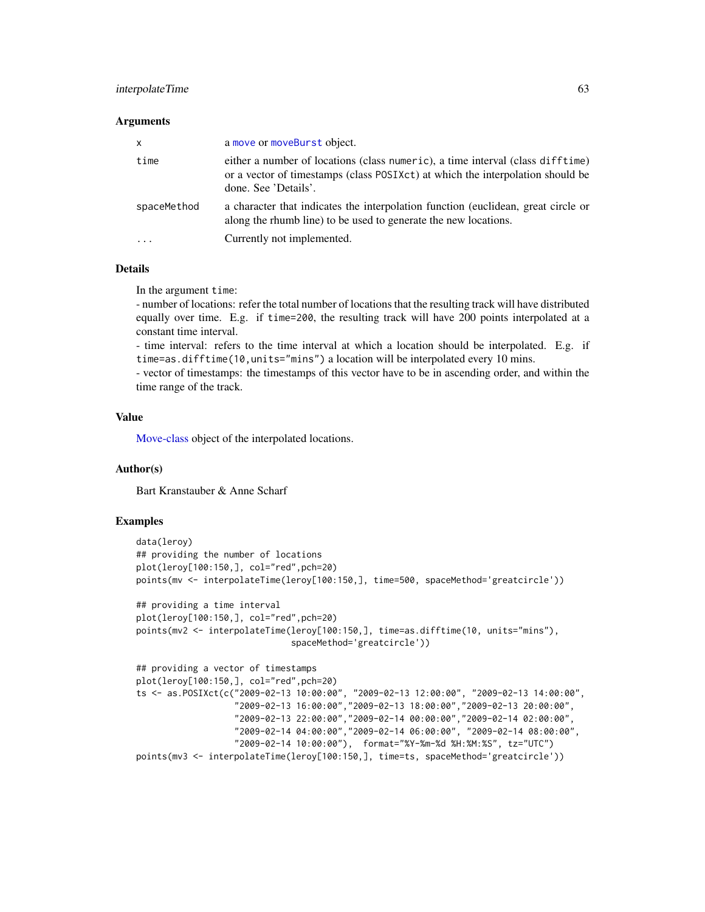### Arguments

| | |
|---|---|
| x | a move or moveBurst object. |
| time | either a number of locations (class numeric), a time interval (class difftime) or a vector of timestamps (class POSIXct) at which the interpolation should be done. See 'Details'. |
| spaceMethod | a character that indicates the interpolation function (euclidean, great circle or along the rhumb line) to be used to generate the new locations. |
| ... | Currently not implemented. |

### Details

In the argument time:

- number of locations: refer the total number of locations that the resulting track will have distributed equally over time. E.g. if time=200, the resulting track will have 200 points interpolated at a constant time interval.

- time interval: refers to the time interval at which a location should be interpolated. E.g. if time=as.difftime(10,units="mins") a location will be interpolated every 10 mins.

- vector of timestamps: the timestamps of this vector have to be in ascending order, and within the time range of the track.

### Value

Move-class object of the interpolated locations.

### Author(s)

Bart Kranstauber & Anne Scharf

### Examples

```
data(leroy)
## providing the number of locations
plot(leroy[100:150,], col="red",pch=20)
points(mv <- interpolateTime(leroy[100:150,], time=500, spaceMethod='greatcircle'))

## providing a time interval
plot(leroy[100:150,], col="red",pch=20)
points(mv2 <- interpolateTime(leroy[100:150,], time=as.difftime(10, units="mins"),
                              spaceMethod='greatcircle'))

## providing a vector of timestamps
plot(leroy[100:150,], col="red",pch=20)
ts <- as.POSIXct(c("2009-02-13 10:00:00", "2009-02-13 12:00:00", "2009-02-13 14:00:00",
                   "2009-02-13 16:00:00","2009-02-13 18:00:00","2009-02-13 20:00:00",
                   "2009-02-13 22:00:00","2009-02-14 00:00:00","2009-02-14 02:00:00",
                   "2009-02-14 04:00:00","2009-02-14 06:00:00", "2009-02-14 08:00:00",
                   "2009-02-14 10:00:00"),  format="%Y-%m-%d %H:%M:%S", tz="UTC")
points(mv3 <- interpolateTime(leroy[100:150,], time=ts, spaceMethod='greatcircle'))
```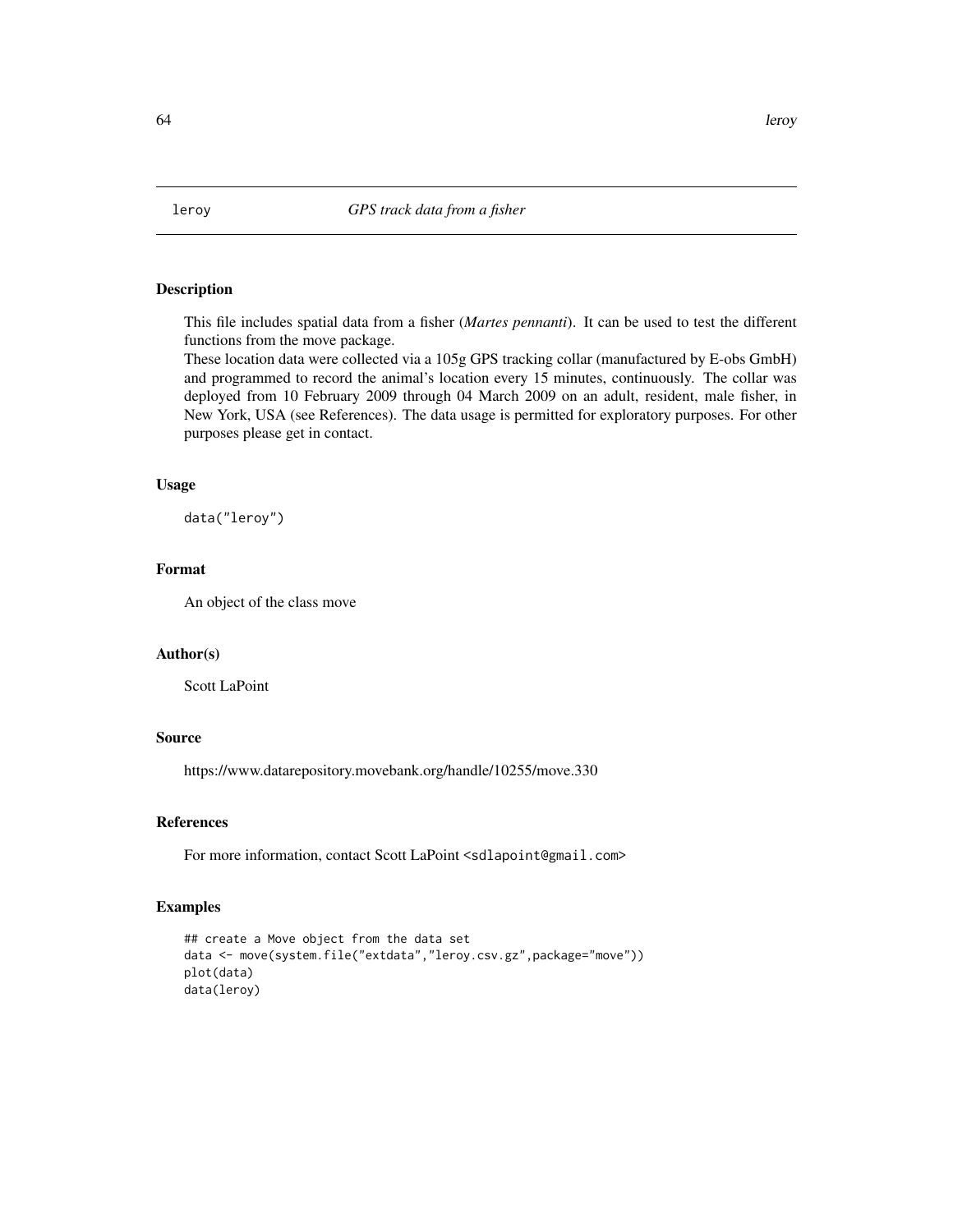# leroy — *GPS track data from a fisher*

## Description

This file includes spatial data from a fisher (*Martes pennanti*). It can be used to test the different functions from the move package.

These location data were collected via a 105g GPS tracking collar (manufactured by E-obs GmbH) and programmed to record the animal's location every 15 minutes, continuously. The collar was deployed from 10 February 2009 through 04 March 2009 on an adult, resident, male fisher, in New York, USA (see References). The data usage is permitted for exploratory purposes. For other purposes please get in contact.

## Usage

```
data("leroy")
```

## Format

An object of the class move

## Author(s)

Scott LaPoint

## Source

https://www.datarepository.movebank.org/handle/10255/move.330

## References

For more information, contact Scott LaPoint <sdlapoint@gmail.com>

## Examples

```
## create a Move object from the data set
data <- move(system.file("extdata","leroy.csv.gz",package="move"))
plot(data)
data(leroy)
```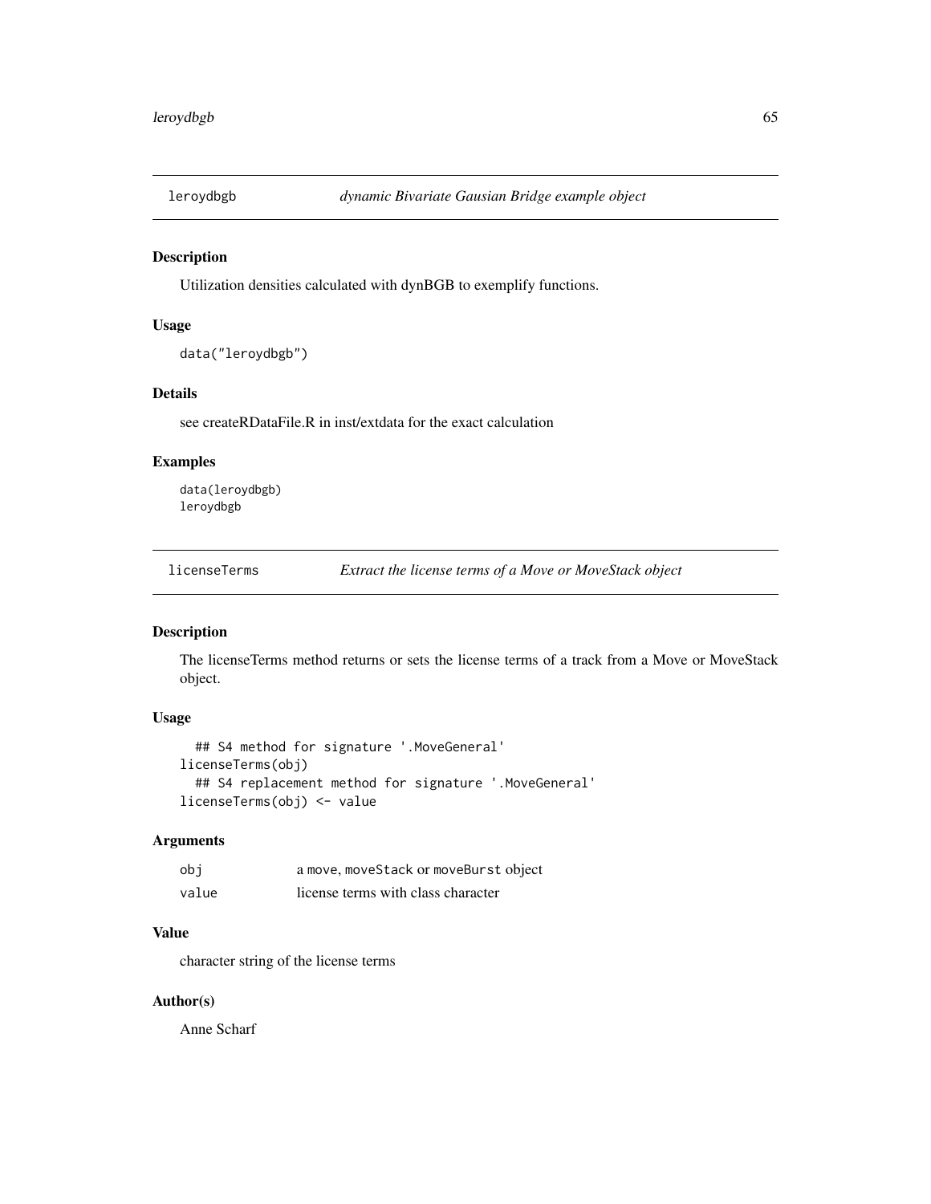## leroydbgb *dynamic Bivariate Gausian Bridge example object*

### Description

Utilization densities calculated with dynBGB to exemplify functions.

### Usage

```
data("leroydbgb")
```

### Details

see createRDataFile.R in inst/extdata for the exact calculation

### Examples

```
data(leroydbgb)
leroydbgb
```

## licenseTerms *Extract the license terms of a Move or MoveStack object*

### Description

The licenseTerms method returns or sets the license terms of a track from a Move or MoveStack object.

### Usage

```
  ## S4 method for signature '.MoveGeneral'
licenseTerms(obj)
  ## S4 replacement method for signature '.MoveGeneral'
licenseTerms(obj) <- value
```

### Arguments

| | |
|---|---|
| obj | a `move`, `moveStack` or `moveBurst` object |
| value | license terms with class character |

### Value

character string of the license terms

### Author(s)

Anne Scharf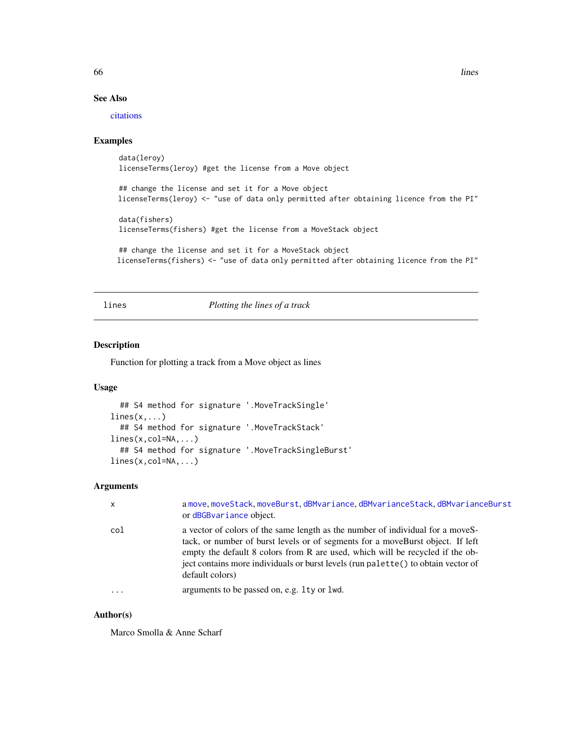## See Also

citations

## Examples

```
data(leroy)
licenseTerms(leroy) #get the license from a Move object

## change the license and set it for a Move object
licenseTerms(leroy) <- "use of data only permitted after obtaining licence from the PI"

data(fishers)
licenseTerms(fishers) #get the license from a MoveStack object

## change the license and set it for a MoveStack object
licenseTerms(fishers) <- "use of data only permitted after obtaining licence from the PI"
```

---

# lines — *Plotting the lines of a track*

## Description

Function for plotting a track from a Move object as lines

## Usage

```
## S4 method for signature '.MoveTrackSingle'
lines(x,...)
## S4 method for signature '.MoveTrackStack'
lines(x,col=NA,...)
## S4 method for signature '.MoveTrackSingleBurst'
lines(x,col=NA,...)
```

## Arguments

| | |
|---|---|
| x | a `move`, `moveStack`, `moveBurst`, `dBMvariance`, `dBMvarianceStack`, `dBMvarianceBurst` or `dBGBvariance` object. |
| col | a vector of colors of the same length as the number of individual for a moveStack, or number of burst levels or of segments for a moveBurst object. If left empty the default 8 colors from R are used, which will be recycled if the object contains more individuals or burst levels (run `palette()` to obtain vector of default colors) |
| ... | arguments to be passed on, e.g. `lty` or `lwd`. |

## Author(s)

Marco Smolla & Anne Scharf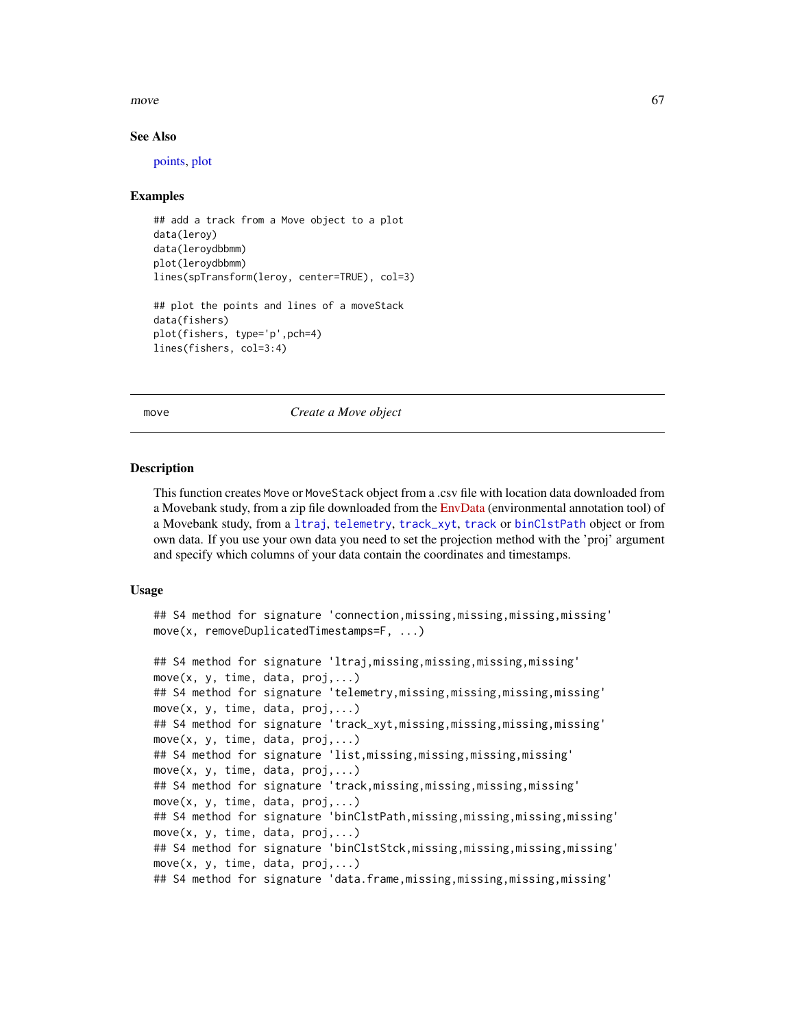### See Also

points, plot

### Examples

```
## add a track from a Move object to a plot
data(leroy)
data(leroydbbmm)
plot(leroydbbmm)
lines(spTransform(leroy, center=TRUE), col=3)

## plot the points and lines of a moveStack
data(fishers)
plot(fishers, type='p',pch=4)
lines(fishers, col=3:4)
```

---

## move *Create a Move object*

### Description

This function creates Move or MoveStack object from a .csv file with location data downloaded from a Movebank study, from a zip file downloaded from the EnvData (environmental annotation tool) of a Movebank study, from a ltraj, telemetry, track_xyt, track or binClstPath object or from own data. If you use your own data you need to set the projection method with the 'proj' argument and specify which columns of your data contain the coordinates and timestamps.

### Usage

```
## S4 method for signature 'connection,missing,missing,missing,missing'
move(x, removeDuplicatedTimestamps=F, ...)

## S4 method for signature 'ltraj,missing,missing,missing,missing'
move(x, y, time, data, proj,...)
## S4 method for signature 'telemetry,missing,missing,missing,missing'
move(x, y, time, data, proj,...)
## S4 method for signature 'track_xyt,missing,missing,missing,missing'
move(x, y, time, data, proj,...)
## S4 method for signature 'list,missing,missing,missing,missing'
move(x, y, time, data, proj,...)
## S4 method for signature 'track,missing,missing,missing,missing'
move(x, y, time, data, proj,...)
## S4 method for signature 'binClstPath,missing,missing,missing,missing'
move(x, y, time, data, proj,...)
## S4 method for signature 'binClstStck,missing,missing,missing,missing'
move(x, y, time, data, proj,...)
## S4 method for signature 'data.frame,missing,missing,missing,missing'
```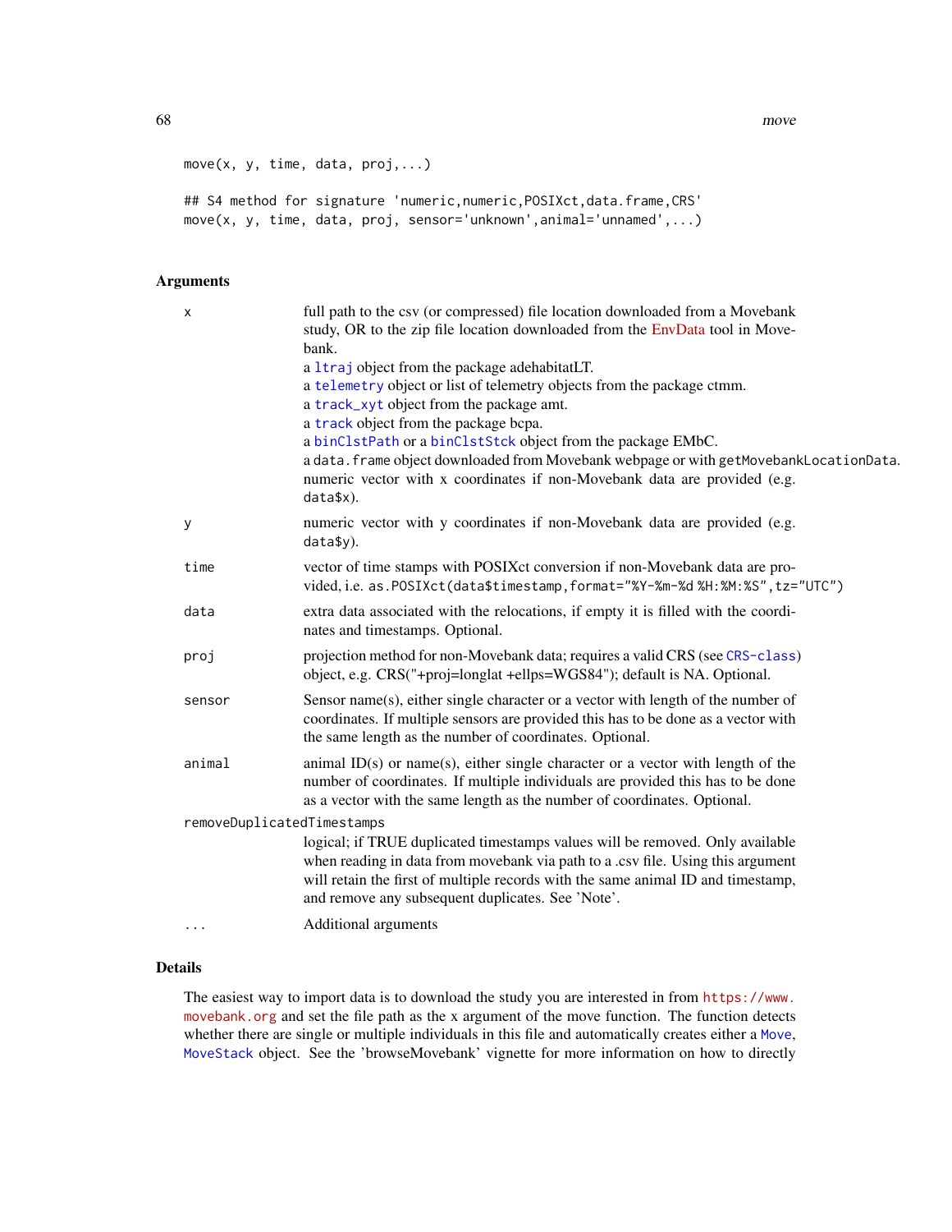```
move(x, y, time, data, proj,...)

## S4 method for signature 'numeric,numeric,POSIXct,data.frame,CRS'
move(x, y, time, data, proj, sensor='unknown',animal='unnamed',...)
```

## Arguments

- `x` — full path to the csv (or compressed) file location downloaded from a Movebank study, OR to the zip file location downloaded from the EnvData tool in Movebank.
  a `ltraj` object from the package adehabitatLT.
  a `telemetry` object or list of telemetry objects from the package ctmm.
  a `track_xyt` object from the package amt.
  a `track` object from the package bcpa.
  a `binClstPath` or a `binClstStck` object from the package EMbC.
  a `data.frame` object downloaded from Movebank webpage or with `getMovebankLocationData`.
  numeric vector with x coordinates if non-Movebank data are provided (e.g. `data$x`).
- `y` — numeric vector with y coordinates if non-Movebank data are provided (e.g. `data$y`).
- `time` — vector of time stamps with POSIXct conversion if non-Movebank data are provided, i.e. `as.POSIXct(data$timestamp,format="%Y-%m-%d %H:%M:%S",tz="UTC")`
- `data` — extra data associated with the relocations, if empty it is filled with the coordinates and timestamps. Optional.
- `proj` — projection method for non-Movebank data; requires a valid CRS (see `CRS-class`) object, e.g. CRS("+proj=longlat +ellps=WGS84"); default is NA. Optional.
- `sensor` — Sensor name(s), either single character or a vector with length of the number of coordinates. If multiple sensors are provided this has to be done as a vector with the same length as the number of coordinates. Optional.
- `animal` — animal ID(s) or name(s), either single character or a vector with length of the number of coordinates. If multiple individuals are provided this has to be done as a vector with the same length as the number of coordinates. Optional.
- `removeDuplicatedTimestamps` — logical; if TRUE duplicated timestamps values will be removed. Only available when reading in data from movebank via path to a .csv file. Using this argument will retain the first of multiple records with the same animal ID and timestamp, and remove any subsequent duplicates. See 'Note'.
- `...` — Additional arguments

## Details

The easiest way to import data is to download the study you are interested in from https://www.movebank.org and set the file path as the x argument of the move function. The function detects whether there are single or multiple individuals in this file and automatically creates either a `Move`, `MoveStack` object. See the 'browseMovebank' vignette for more information on how to directly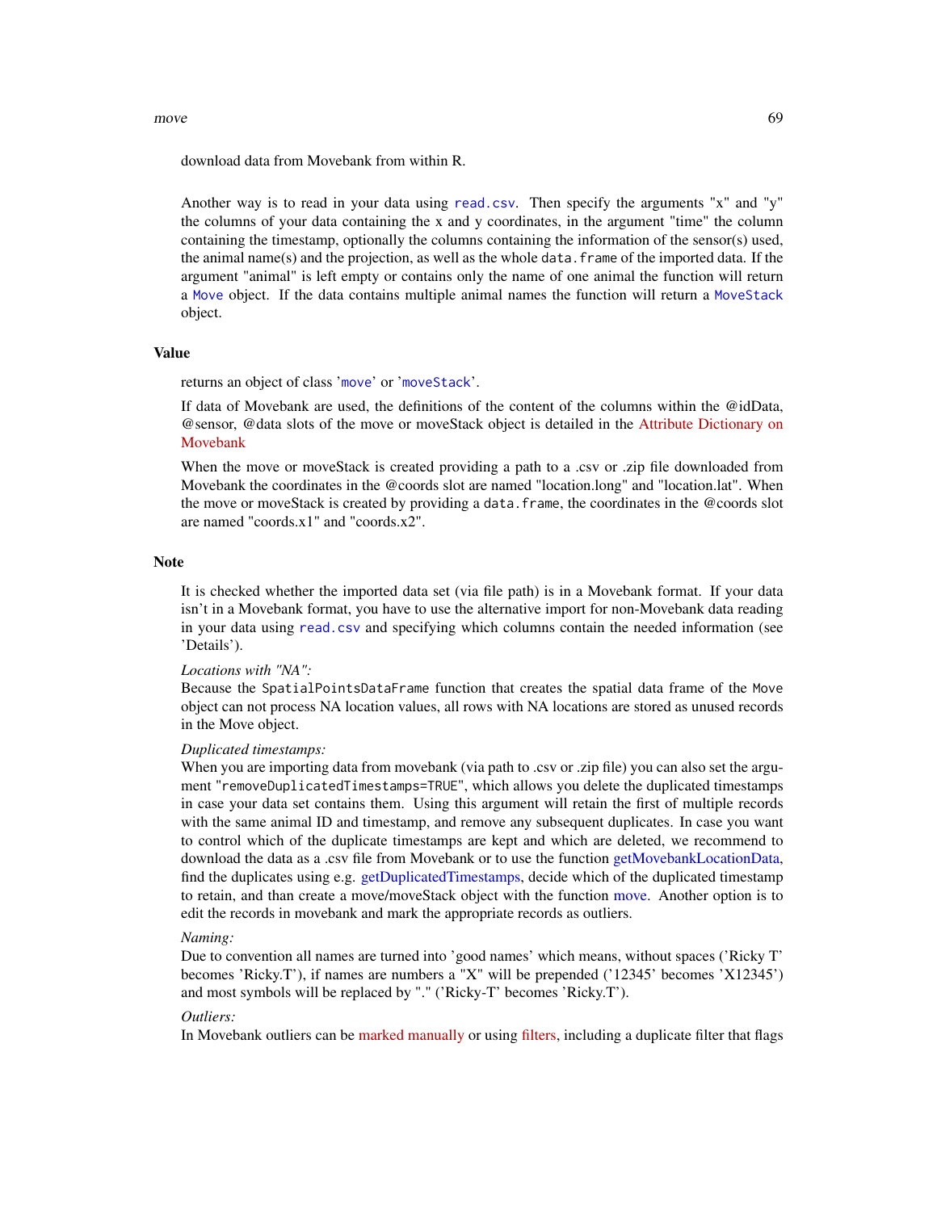download data from Movebank from within R.

Another way is to read in your data using `read.csv`. Then specify the arguments "x" and "y" the columns of your data containing the x and y coordinates, in the argument "time" the column containing the timestamp, optionally the columns containing the information of the sensor(s) used, the animal name(s) and the projection, as well as the whole `data.frame` of the imported data. If the argument "animal" is left empty or contains only the name of one animal the function will return a `Move` object. If the data contains multiple animal names the function will return a `MoveStack` object.

## Value

returns an object of class '`move`' or '`moveStack`'.

If data of Movebank are used, the definitions of the content of the columns within the @idData, @sensor, @data slots of the move or moveStack object is detailed in the Attribute Dictionary on Movebank

When the move or moveStack is created providing a path to a .csv or .zip file downloaded from Movebank the coordinates in the @coords slot are named "location.long" and "location.lat". When the move or moveStack is created by providing a `data.frame`, the coordinates in the @coords slot are named "coords.x1" and "coords.x2".

## Note

It is checked whether the imported data set (via file path) is in a Movebank format. If your data isn't in a Movebank format, you have to use the alternative import for non-Movebank data reading in your data using `read.csv` and specifying which columns contain the needed information (see 'Details').

*Locations with "NA":*
Because the `SpatialPointsDataFrame` function that creates the spatial data frame of the `Move` object can not process NA location values, all rows with NA locations are stored as unused records in the Move object.

*Duplicated timestamps:*
When you are importing data from movebank (via path to .csv or .zip file) you can also set the argument "`removeDuplicatedTimestamps=TRUE`", which allows you delete the duplicated timestamps in case your data set contains them. Using this argument will retain the first of multiple records with the same animal ID and timestamp, and remove any subsequent duplicates. In case you want to control which of the duplicate timestamps are kept and which are deleted, we recommend to download the data as a .csv file from Movebank or to use the function getMovebankLocationData, find the duplicates using e.g. getDuplicatedTimestamps, decide which of the duplicated timestamp to retain, and than create a move/moveStack object with the function move. Another option is to edit the records in movebank and mark the appropriate records as outliers.

*Naming:*
Due to convention all names are turned into 'good names' which means, without spaces ('Ricky T' becomes 'Ricky.T'), if names are numbers a "X" will be prepended ('12345' becomes 'X12345') and most symbols will be replaced by "." ('Ricky-T' becomes 'Ricky.T').

*Outliers:*
In Movebank outliers can be marked manually or using filters, including a duplicate filter that flags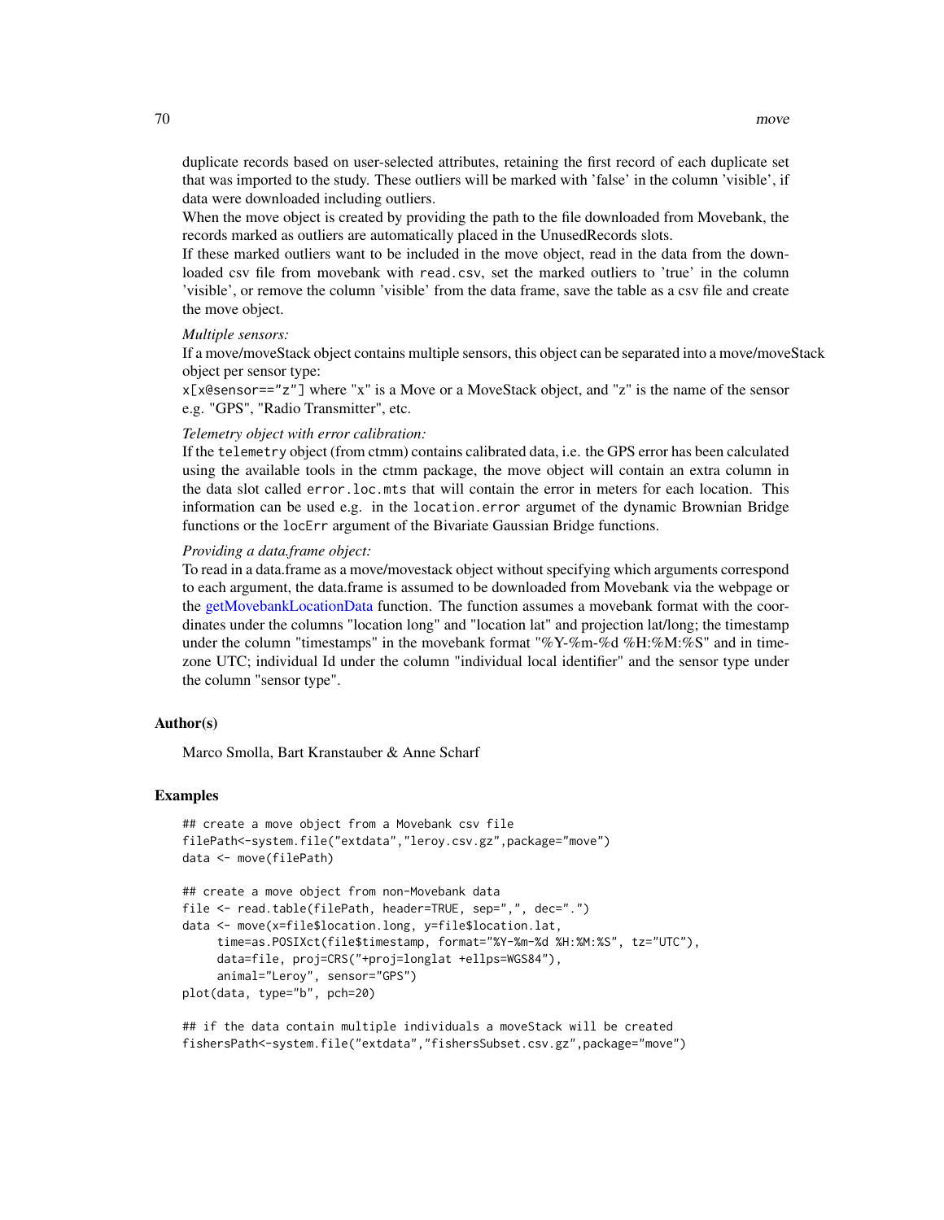duplicate records based on user-selected attributes, retaining the first record of each duplicate set that was imported to the study. These outliers will be marked with 'false' in the column 'visible', if data were downloaded including outliers.
When the move object is created by providing the path to the file downloaded from Movebank, the records marked as outliers are automatically placed in the UnusedRecords slots.
If these marked outliers want to be included in the move object, read in the data from the downloaded csv file from movebank with `read.csv`, set the marked outliers to 'true' in the column 'visible', or remove the column 'visible' from the data frame, save the table as a csv file and create the move object.

*Multiple sensors:*
If a move/moveStack object contains multiple sensors, this object can be separated into a move/moveStack object per sensor type:
`x[x@sensor=="z"]` where "x" is a Move or a MoveStack object, and "z" is the name of the sensor e.g. "GPS", "Radio Transmitter", etc.

*Telemetry object with error calibration:*
If the `telemetry` object (from ctmm) contains calibrated data, i.e. the GPS error has been calculated using the available tools in the ctmm package, the move object will contain an extra column in the data slot called `error.loc.mts` that will contain the error in meters for each location. This information can be used e.g. in the `location.error` argumet of the dynamic Brownian Bridge functions or the `locErr` argument of the Bivariate Gaussian Bridge functions.

*Providing a data.frame object:*
To read in a data.frame as a move/movestack object without specifying which arguments correspond to each argument, the data.frame is assumed to be downloaded from Movebank via the webpage or the getMovebankLocationData function. The function assumes a movebank format with the coordinates under the columns "location long" and "location lat" and projection lat/long; the timestamp under the column "timestamps" in the movebank format "%Y-%m-%d %H:%M:%S" and in timezone UTC; individual Id under the column "individual local identifier" and the sensor type under the column "sensor type".

## Author(s)

Marco Smolla, Bart Kranstauber & Anne Scharf

## Examples

```
## create a move object from a Movebank csv file
filePath<-system.file("extdata","leroy.csv.gz",package="move")
data <- move(filePath)

## create a move object from non-Movebank data
file <- read.table(filePath, header=TRUE, sep=",", dec=".")
data <- move(x=file$location.long, y=file$location.lat,
     time=as.POSIXct(file$timestamp, format="%Y-%m-%d %H:%M:%S", tz="UTC"),
     data=file, proj=CRS("+proj=longlat +ellps=WGS84"),
     animal="Leroy", sensor="GPS")
plot(data, type="b", pch=20)

## if the data contain multiple individuals a moveStack will be created
fishersPath<-system.file("extdata","fishersSubset.csv.gz",package="move")
```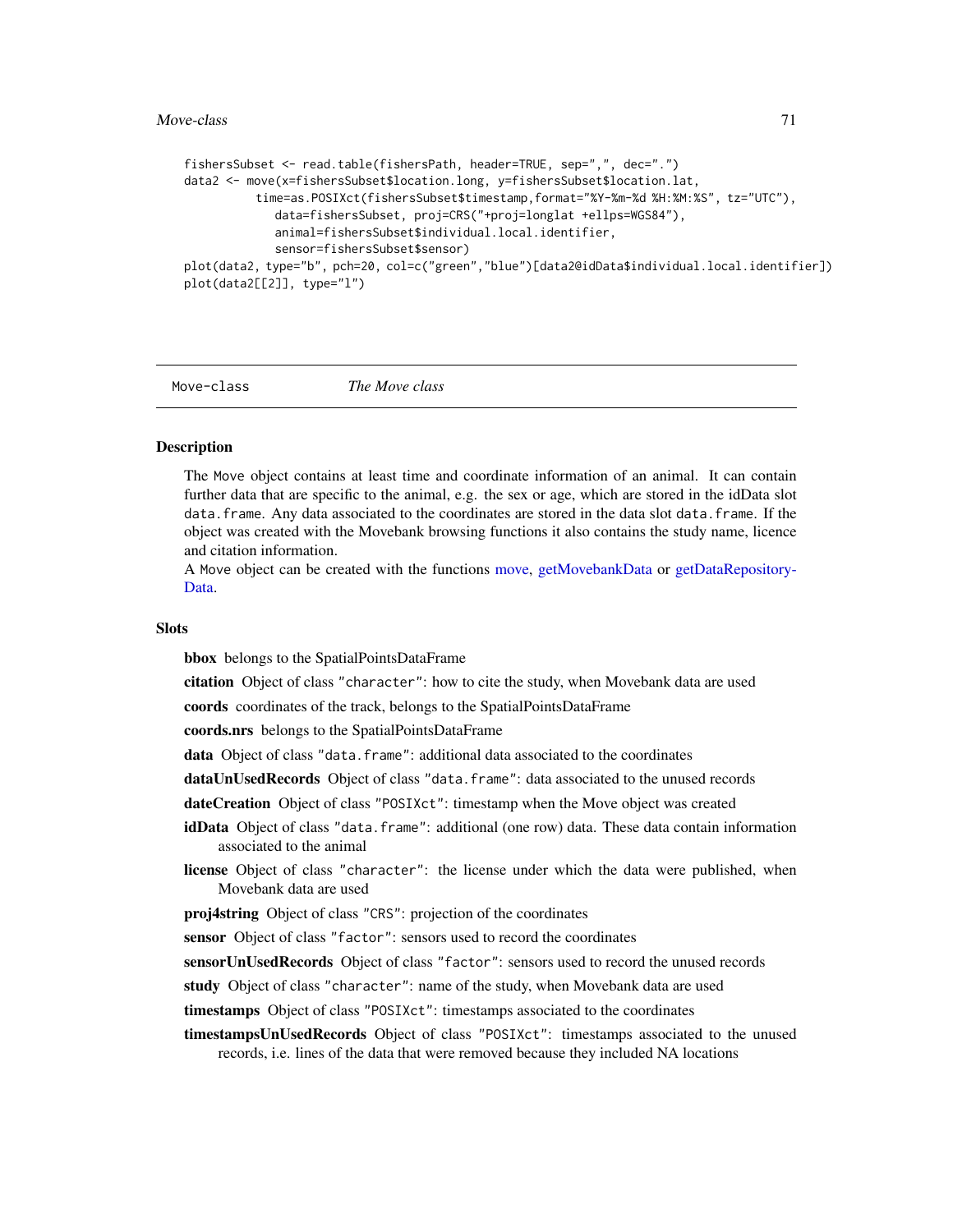```
fishersSubset <- read.table(fishersPath, header=TRUE, sep=",", dec=".")
data2 <- move(x=fishersSubset$location.long, y=fishersSubset$location.lat,
          time=as.POSIXct(fishersSubset$timestamp,format="%Y-%m-%d %H:%M:%S", tz="UTC"),
             data=fishersSubset, proj=CRS("+proj=longlat +ellps=WGS84"),
             animal=fishersSubset$individual.local.identifier,
             sensor=fishersSubset$sensor)
plot(data2, type="b", pch=20, col=c("green","blue")[data2@idData$individual.local.identifier])
plot(data2[[2]], type="l")
```

## Move-class *The Move class*

### Description

The Move object contains at least time and coordinate information of an animal. It can contain further data that are specific to the animal, e.g. the sex or age, which are stored in the idData slot data.frame. Any data associated to the coordinates are stored in the data slot data.frame. If the object was created with the Movebank browsing functions it also contains the study name, licence and citation information.

A Move object can be created with the functions move, getMovebankData or getDataRepositoryData.

### Slots

**bbox** belongs to the SpatialPointsDataFrame

**citation** Object of class "character": how to cite the study, when Movebank data are used

**coords** coordinates of the track, belongs to the SpatialPointsDataFrame

**coords.nrs** belongs to the SpatialPointsDataFrame

**data** Object of class "data.frame": additional data associated to the coordinates

**dataUnUsedRecords** Object of class "data.frame": data associated to the unused records

**dateCreation** Object of class "POSIXct": timestamp when the Move object was created

**idData** Object of class "data.frame": additional (one row) data. These data contain information associated to the animal

**license** Object of class "character": the license under which the data were published, when Movebank data are used

**proj4string** Object of class "CRS": projection of the coordinates

**sensor** Object of class "factor": sensors used to record the coordinates

**sensorUnUsedRecords** Object of class "factor": sensors used to record the unused records

**study** Object of class "character": name of the study, when Movebank data are used

**timestamps** Object of class "POSIXct": timestamps associated to the coordinates

**timestampsUnUsedRecords** Object of class "POSIXct": timestamps associated to the unused records, i.e. lines of the data that were removed because they included NA locations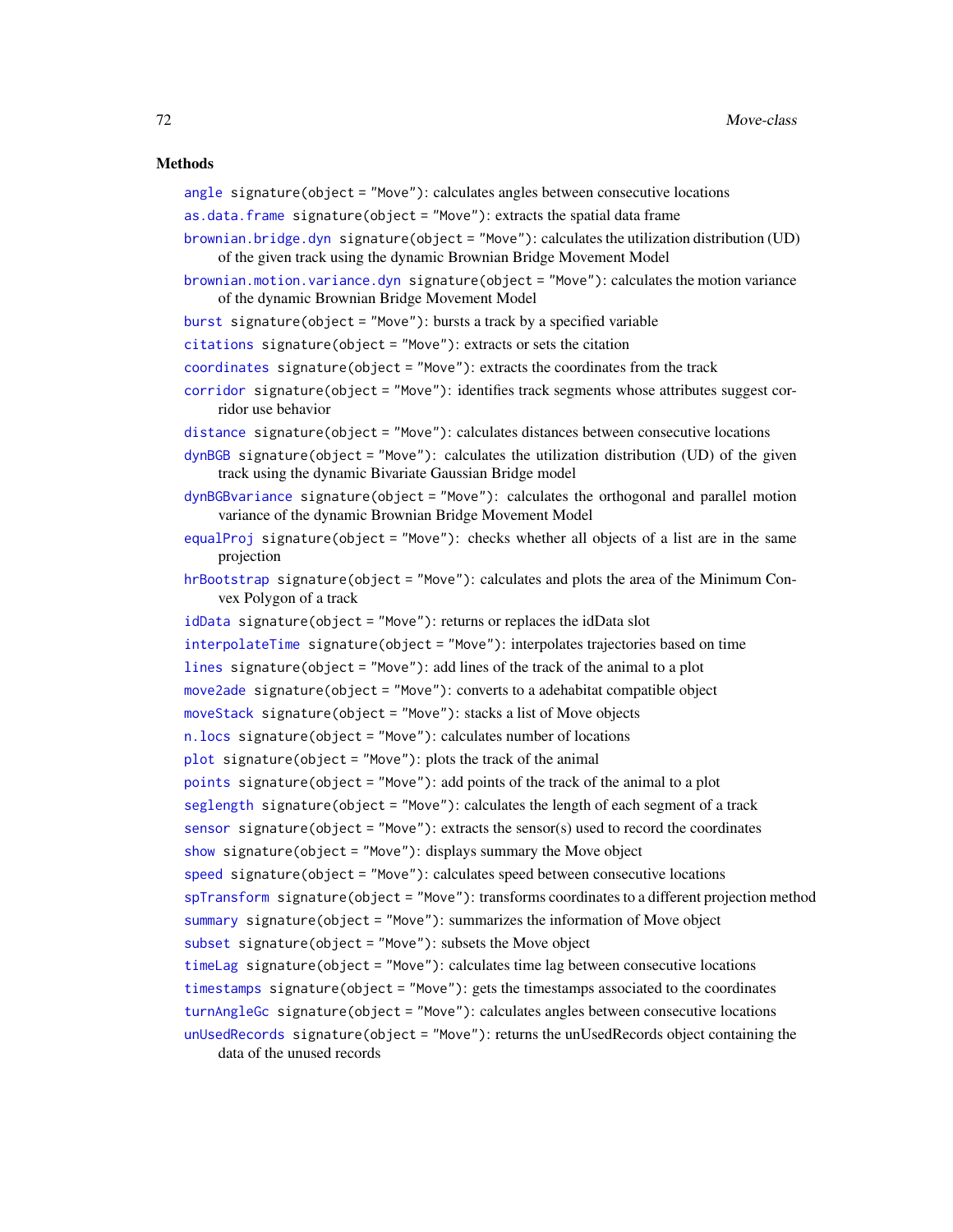### Methods

`angle` `signature(object = "Move")`: calculates angles between consecutive locations

`as.data.frame` `signature(object = "Move")`: extracts the spatial data frame

`brownian.bridge.dyn` `signature(object = "Move")`: calculates the utilization distribution (UD) of the given track using the dynamic Brownian Bridge Movement Model

`brownian.motion.variance.dyn` `signature(object = "Move")`: calculates the motion variance of the dynamic Brownian Bridge Movement Model

`burst` `signature(object = "Move")`: bursts a track by a specified variable

`citations` `signature(object = "Move")`: extracts or sets the citation

`coordinates` `signature(object = "Move")`: extracts the coordinates from the track

`corridor` `signature(object = "Move")`: identifies track segments whose attributes suggest corridor use behavior

`distance` `signature(object = "Move")`: calculates distances between consecutive locations

`dynBGB` `signature(object = "Move")`: calculates the utilization distribution (UD) of the given track using the dynamic Bivariate Gaussian Bridge model

`dynBGBvariance` `signature(object = "Move")`: calculates the orthogonal and parallel motion variance of the dynamic Brownian Bridge Movement Model

`equalProj` `signature(object = "Move")`: checks whether all objects of a list are in the same projection

`hrBootstrap` `signature(object = "Move")`: calculates and plots the area of the Minimum Convex Polygon of a track

`idData` `signature(object = "Move")`: returns or replaces the idData slot

`interpolateTime` `signature(object = "Move")`: interpolates trajectories based on time

`lines` `signature(object = "Move")`: add lines of the track of the animal to a plot

`move2ade` `signature(object = "Move")`: converts to a adehabitat compatible object

`moveStack` `signature(object = "Move")`: stacks a list of Move objects

`n.locs` `signature(object = "Move")`: calculates number of locations

`plot` `signature(object = "Move")`: plots the track of the animal

`points` `signature(object = "Move")`: add points of the track of the animal to a plot

`seglength` `signature(object = "Move")`: calculates the length of each segment of a track

`sensor` `signature(object = "Move")`: extracts the sensor(s) used to record the coordinates

`show` `signature(object = "Move")`: displays summary the Move object

`speed` `signature(object = "Move")`: calculates speed between consecutive locations

`spTransform` `signature(object = "Move")`: transforms coordinates to a different projection method

`summary` `signature(object = "Move")`: summarizes the information of Move object

`subset` `signature(object = "Move")`: subsets the Move object

`timeLag` `signature(object = "Move")`: calculates time lag between consecutive locations

`timestamps` `signature(object = "Move")`: gets the timestamps associated to the coordinates

`turnAngleGc` `signature(object = "Move")`: calculates angles between consecutive locations

`unUsedRecords` `signature(object = "Move")`: returns the unUsedRecords object containing the data of the unused records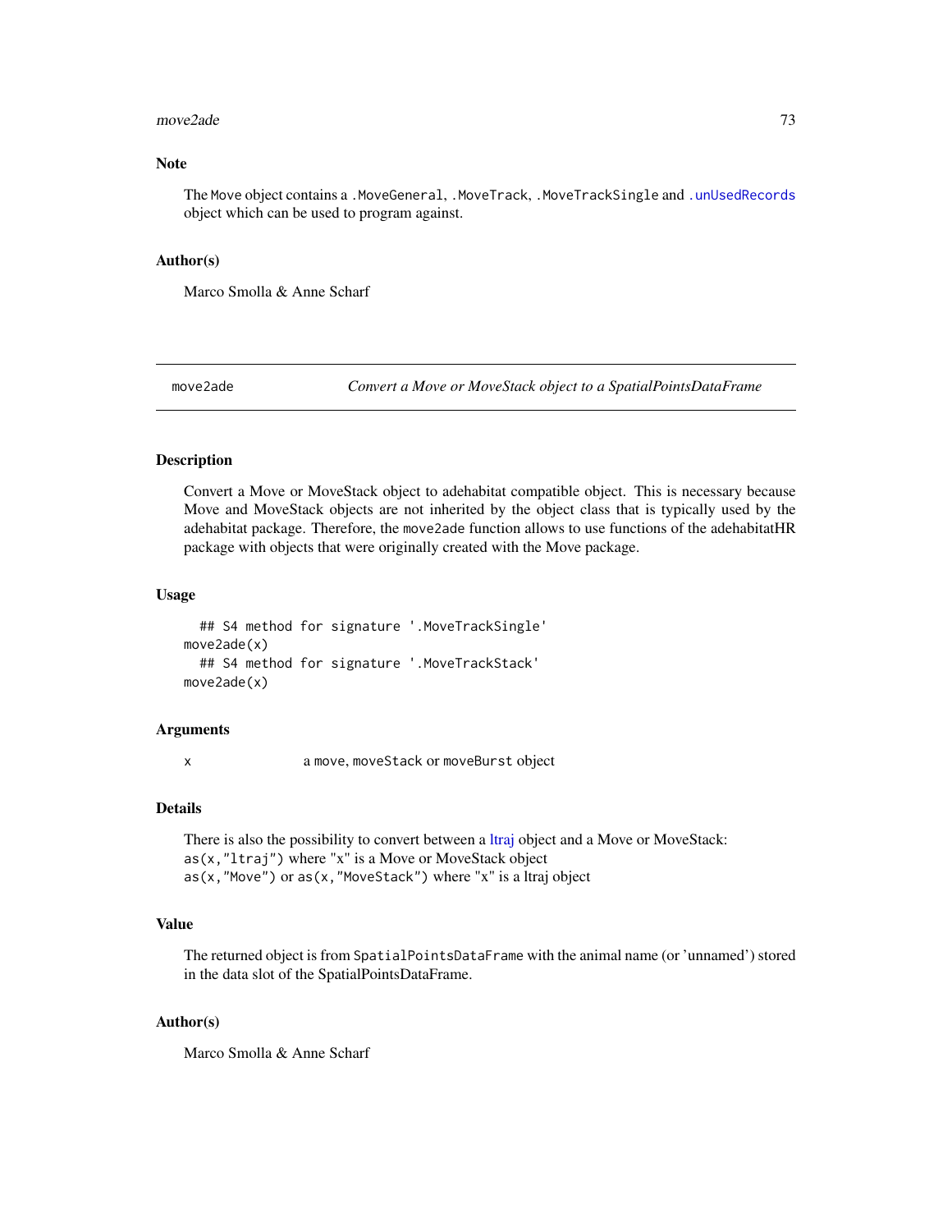## Note

The `Move` object contains a `.MoveGeneral`, `.MoveTrack`, `.MoveTrackSingle` and `.unUsedRecords` object which can be used to program against.

## Author(s)

Marco Smolla & Anne Scharf

---

# move2ade — *Convert a Move or MoveStack object to a SpatialPointsDataFrame*

## Description

Convert a Move or MoveStack object to adehabitat compatible object. This is necessary because Move and MoveStack objects are not inherited by the object class that is typically used by the adehabitat package. Therefore, the `move2ade` function allows to use functions of the adehabitatHR package with objects that were originally created with the Move package.

## Usage

```
  ## S4 method for signature '.MoveTrackSingle'
move2ade(x)
  ## S4 method for signature '.MoveTrackStack'
move2ade(x)
```

## Arguments

| | |
|---|---|
| x | a `move`, `moveStack` or `moveBurst` object |

## Details

There is also the possibility to convert between a ltraj object and a Move or MoveStack:
`as(x,"ltraj")` where "x" is a Move or MoveStack object
`as(x,"Move")` or `as(x,"MoveStack")` where "x" is a ltraj object

## Value

The returned object is from `SpatialPointsDataFrame` with the animal name (or 'unnamed') stored in the data slot of the SpatialPointsDataFrame.

## Author(s)

Marco Smolla & Anne Scharf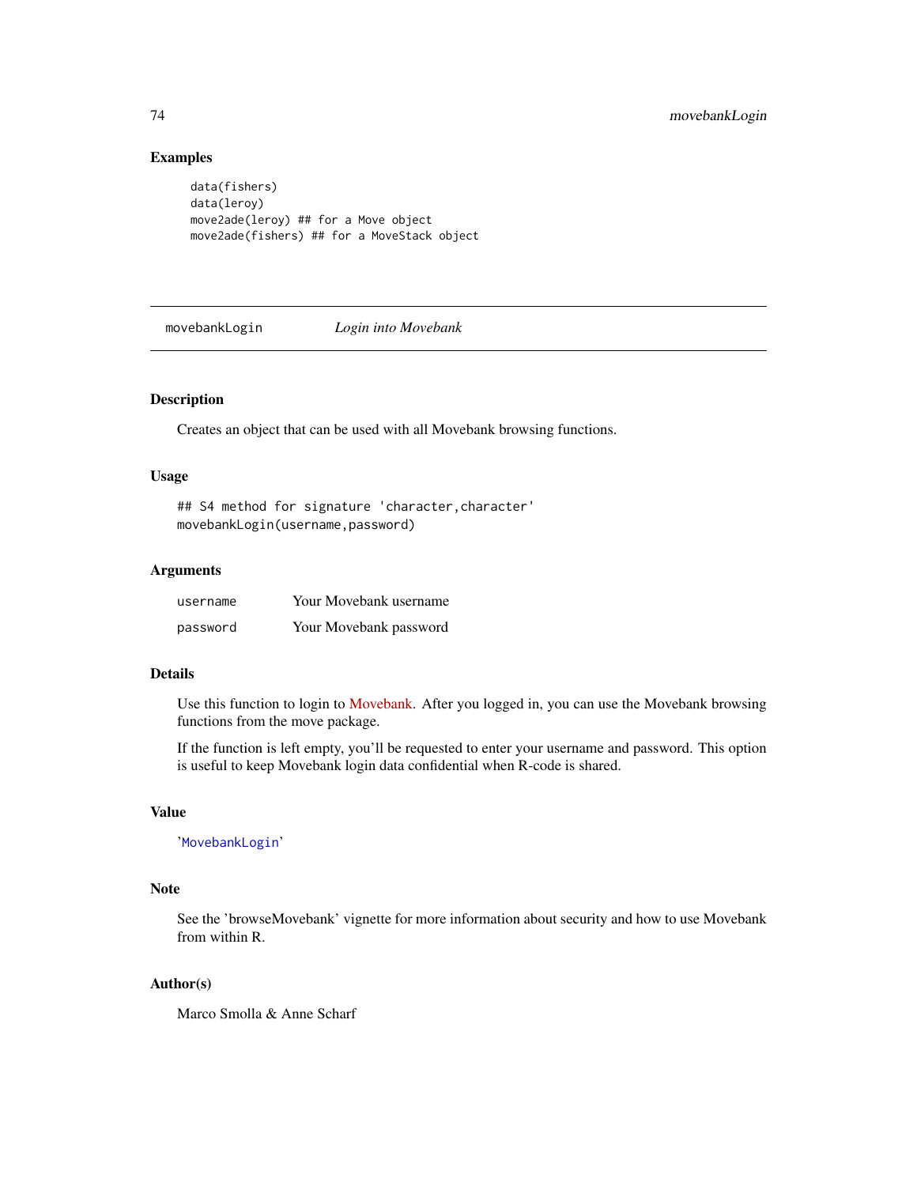## Examples

```
data(fishers)
data(leroy)
move2ade(leroy) ## for a Move object
move2ade(fishers) ## for a MoveStack object
```

---

# movebankLogin *Login into Movebank*

---

## Description

Creates an object that can be used with all Movebank browsing functions.

## Usage

```
## S4 method for signature 'character,character'
movebankLogin(username,password)
```

## Arguments

| | |
|---|---|
| `username` | Your Movebank username |
| `password` | Your Movebank password |

## Details

Use this function to login to Movebank. After you logged in, you can use the Movebank browsing functions from the move package.

If the function is left empty, you'll be requested to enter your username and password. This option is useful to keep Movebank login data confidential when R-code is shared.

## Value

'`MovebankLogin`'

## Note

See the 'browseMovebank' vignette for more information about security and how to use Movebank from within R.

## Author(s)

Marco Smolla & Anne Scharf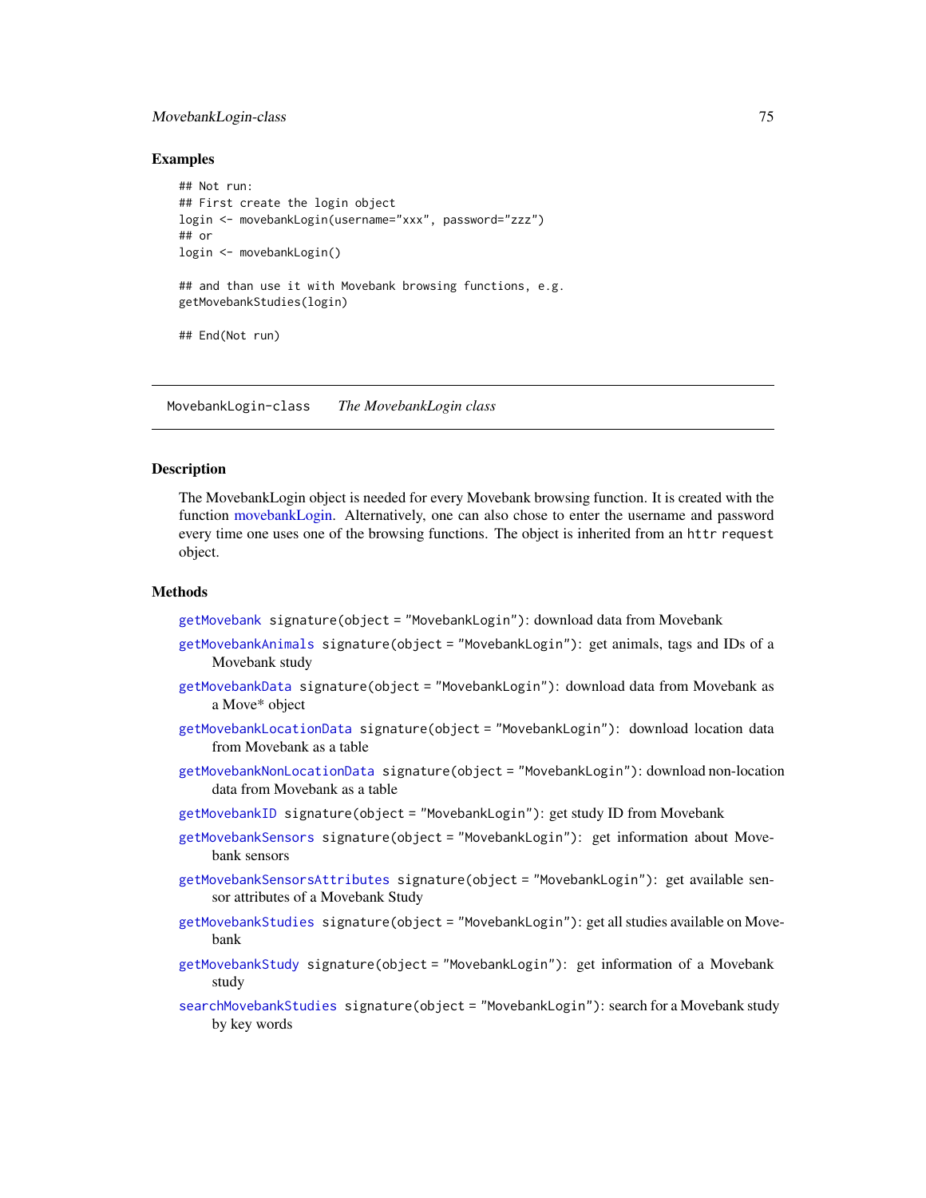### Examples

```
## Not run:
## First create the login object
login <- movebankLogin(username="xxx", password="zzz")
## or
login <- movebankLogin()

## and than use it with Movebank browsing functions, e.g.
getMovebankStudies(login)

## End(Not run)
```

---

## MovebankLogin-class *The MovebankLogin class*

---

### Description

The MovebankLogin object is needed for every Movebank browsing function. It is created with the function movebankLogin. Alternatively, one can also chose to enter the username and password every time one uses one of the browsing functions. The object is inherited from an `httr request` object.

### Methods

- `getMovebank` `signature(object = "MovebankLogin")`: download data from Movebank
- `getMovebankAnimals` `signature(object = "MovebankLogin")`: get animals, tags and IDs of a Movebank study
- `getMovebankData` `signature(object = "MovebankLogin")`: download data from Movebank as a Move* object
- `getMovebankLocationData` `signature(object = "MovebankLogin")`: download location data from Movebank as a table
- `getMovebankNonLocationData` `signature(object = "MovebankLogin")`: download non-location data from Movebank as a table
- `getMovebankID` `signature(object = "MovebankLogin")`: get study ID from Movebank
- `getMovebankSensors` `signature(object = "MovebankLogin")`: get information about Movebank sensors
- `getMovebankSensorsAttributes` `signature(object = "MovebankLogin")`: get available sensor attributes of a Movebank Study
- `getMovebankStudies` `signature(object = "MovebankLogin")`: get all studies available on Movebank
- `getMovebankStudy` `signature(object = "MovebankLogin")`: get information of a Movebank study
- `searchMovebankStudies` `signature(object = "MovebankLogin")`: search for a Movebank study by key words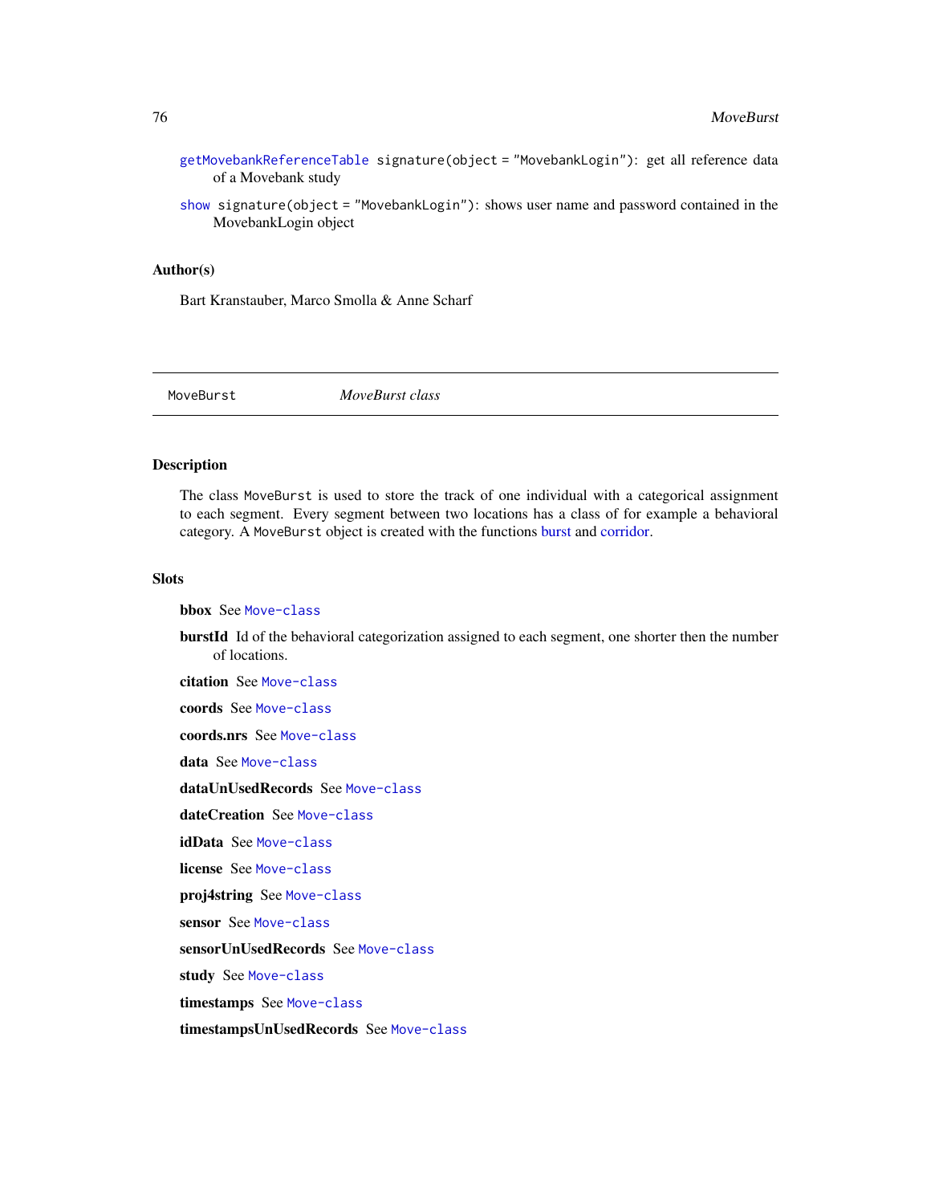`getMovebankReferenceTable` `signature(object = "MovebankLogin")`: get all reference data of a Movebank study

`show` `signature(object = "MovebankLogin")`: shows user name and password contained in the MovebankLogin object

### Author(s)

Bart Kranstauber, Marco Smolla & Anne Scharf

---

## MoveBurst — *MoveBurst class*

---

### Description

The class `MoveBurst` is used to store the track of one individual with a categorical assignment to each segment. Every segment between two locations has a class of for example a behavioral category. A `MoveBurst` object is created with the functions burst and corridor.

### Slots

**bbox** See `Move-class`

**burstId** Id of the behavioral categorization assigned to each segment, one shorter then the number of locations.

**citation** See `Move-class`

**coords** See `Move-class`

**coords.nrs** See `Move-class`

**data** See `Move-class`

**dataUnUsedRecords** See `Move-class`

**dateCreation** See `Move-class`

**idData** See `Move-class`

**license** See `Move-class`

**proj4string** See `Move-class`

**sensor** See `Move-class`

**sensorUnUsedRecords** See `Move-class`

**study** See `Move-class`

**timestamps** See `Move-class`

**timestampsUnUsedRecords** See `Move-class`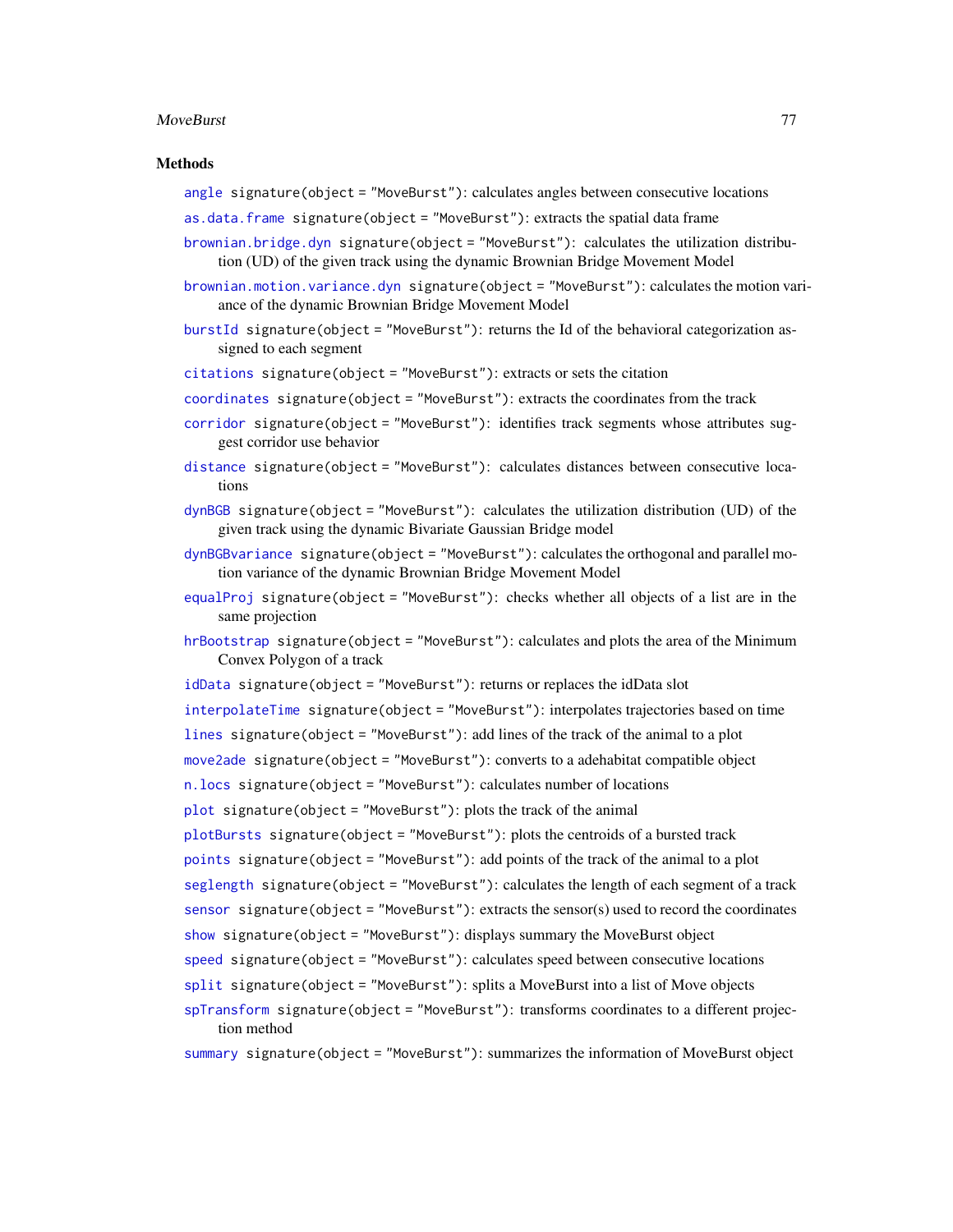### Methods

`angle` `signature(object = "MoveBurst")`: calculates angles between consecutive locations

`as.data.frame` `signature(object = "MoveBurst")`: extracts the spatial data frame

`brownian.bridge.dyn` `signature(object = "MoveBurst")`: calculates the utilization distribution (UD) of the given track using the dynamic Brownian Bridge Movement Model

`brownian.motion.variance.dyn` `signature(object = "MoveBurst")`: calculates the motion variance of the dynamic Brownian Bridge Movement Model

`burstId` `signature(object = "MoveBurst")`: returns the Id of the behavioral categorization assigned to each segment

`citations` `signature(object = "MoveBurst")`: extracts or sets the citation

`coordinates` `signature(object = "MoveBurst")`: extracts the coordinates from the track

`corridor` `signature(object = "MoveBurst")`: identifies track segments whose attributes suggest corridor use behavior

`distance` `signature(object = "MoveBurst")`: calculates distances between consecutive locations

`dynBGB` `signature(object = "MoveBurst")`: calculates the utilization distribution (UD) of the given track using the dynamic Bivariate Gaussian Bridge model

`dynBGBvariance` `signature(object = "MoveBurst")`: calculates the orthogonal and parallel motion variance of the dynamic Brownian Bridge Movement Model

`equalProj` `signature(object = "MoveBurst")`: checks whether all objects of a list are in the same projection

`hrBootstrap` `signature(object = "MoveBurst")`: calculates and plots the area of the Minimum Convex Polygon of a track

`idData` `signature(object = "MoveBurst")`: returns or replaces the idData slot

`interpolateTime` `signature(object = "MoveBurst")`: interpolates trajectories based on time

`lines` `signature(object = "MoveBurst")`: add lines of the track of the animal to a plot

`move2ade` `signature(object = "MoveBurst")`: converts to a adehabitat compatible object

`n.locs` `signature(object = "MoveBurst")`: calculates number of locations

`plot` `signature(object = "MoveBurst")`: plots the track of the animal

`plotBursts` `signature(object = "MoveBurst")`: plots the centroids of a bursted track

`points` `signature(object = "MoveBurst")`: add points of the track of the animal to a plot

`seglength` `signature(object = "MoveBurst")`: calculates the length of each segment of a track

`sensor` `signature(object = "MoveBurst")`: extracts the sensor(s) used to record the coordinates

`show` `signature(object = "MoveBurst")`: displays summary the MoveBurst object

`speed` `signature(object = "MoveBurst")`: calculates speed between consecutive locations

`split` `signature(object = "MoveBurst")`: splits a MoveBurst into a list of Move objects

`spTransform` `signature(object = "MoveBurst")`: transforms coordinates to a different projection method

`summary` `signature(object = "MoveBurst")`: summarizes the information of MoveBurst object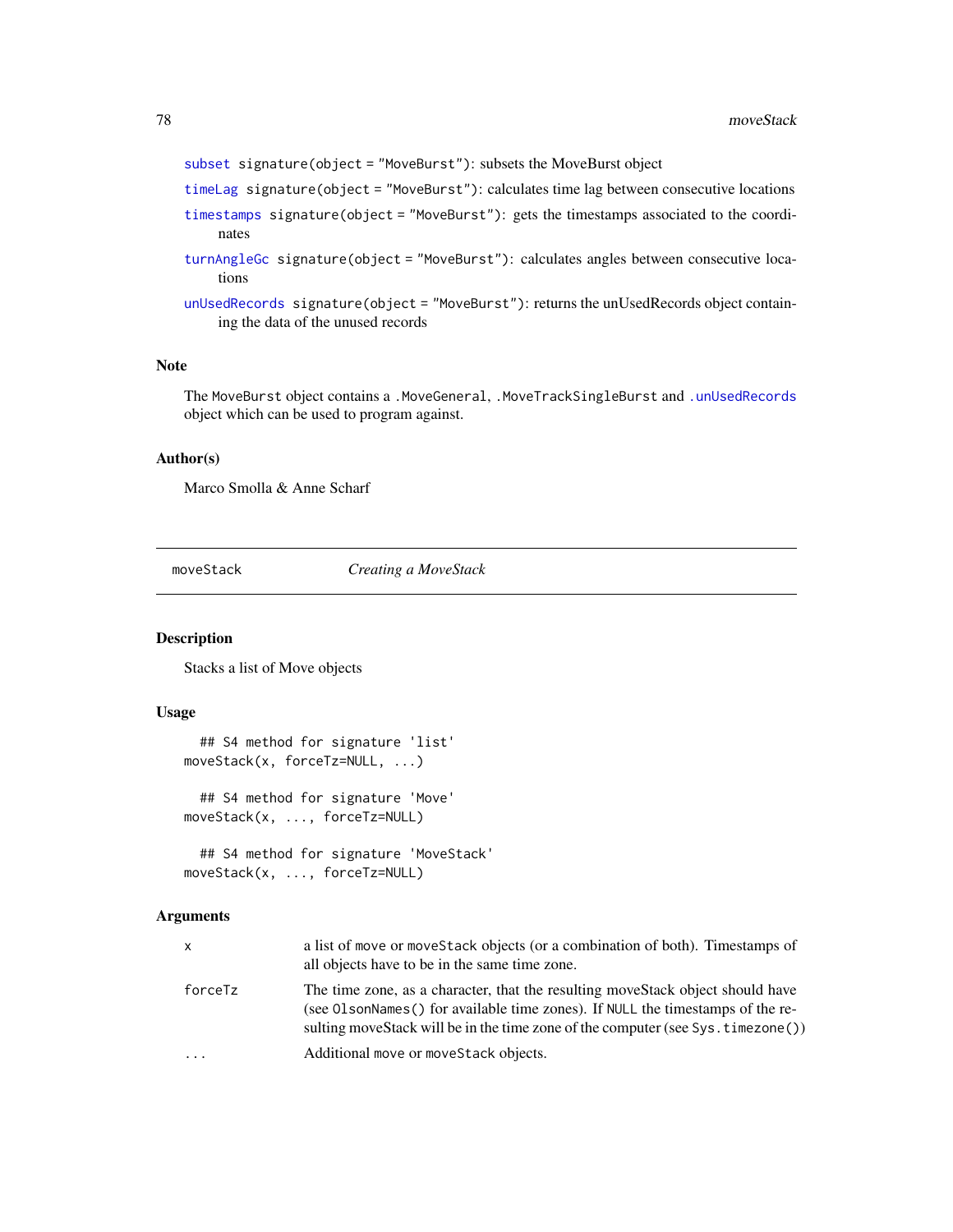subset signature(object = "MoveBurst"): subsets the MoveBurst object

timeLag signature(object = "MoveBurst"): calculates time lag between consecutive locations

timestamps signature(object = "MoveBurst"): gets the timestamps associated to the coordinates

turnAngleGc signature(object = "MoveBurst"): calculates angles between consecutive locations

unUsedRecords signature(object = "MoveBurst"): returns the unUsedRecords object containing the data of the unused records

### Note

The MoveBurst object contains a .MoveGeneral, .MoveTrackSingleBurst and .unUsedRecords object which can be used to program against.

### Author(s)

Marco Smolla & Anne Scharf

---

## moveStack — *Creating a MoveStack*

### Description

Stacks a list of Move objects

### Usage

```
  ## S4 method for signature 'list'
moveStack(x, forceTz=NULL, ...)

  ## S4 method for signature 'Move'
moveStack(x, ..., forceTz=NULL)

  ## S4 method for signature 'MoveStack'
moveStack(x, ..., forceTz=NULL)
```

### Arguments

| | |
|---|---|
| x | a list of move or moveStack objects (or a combination of both). Timestamps of all objects have to be in the same time zone. |
| forceTz | The time zone, as a character, that the resulting moveStack object should have (see OlsonNames() for available time zones). If NULL the timestamps of the resulting moveStack will be in the time zone of the computer (see Sys.timezone()) |
| ... | Additional move or moveStack objects. |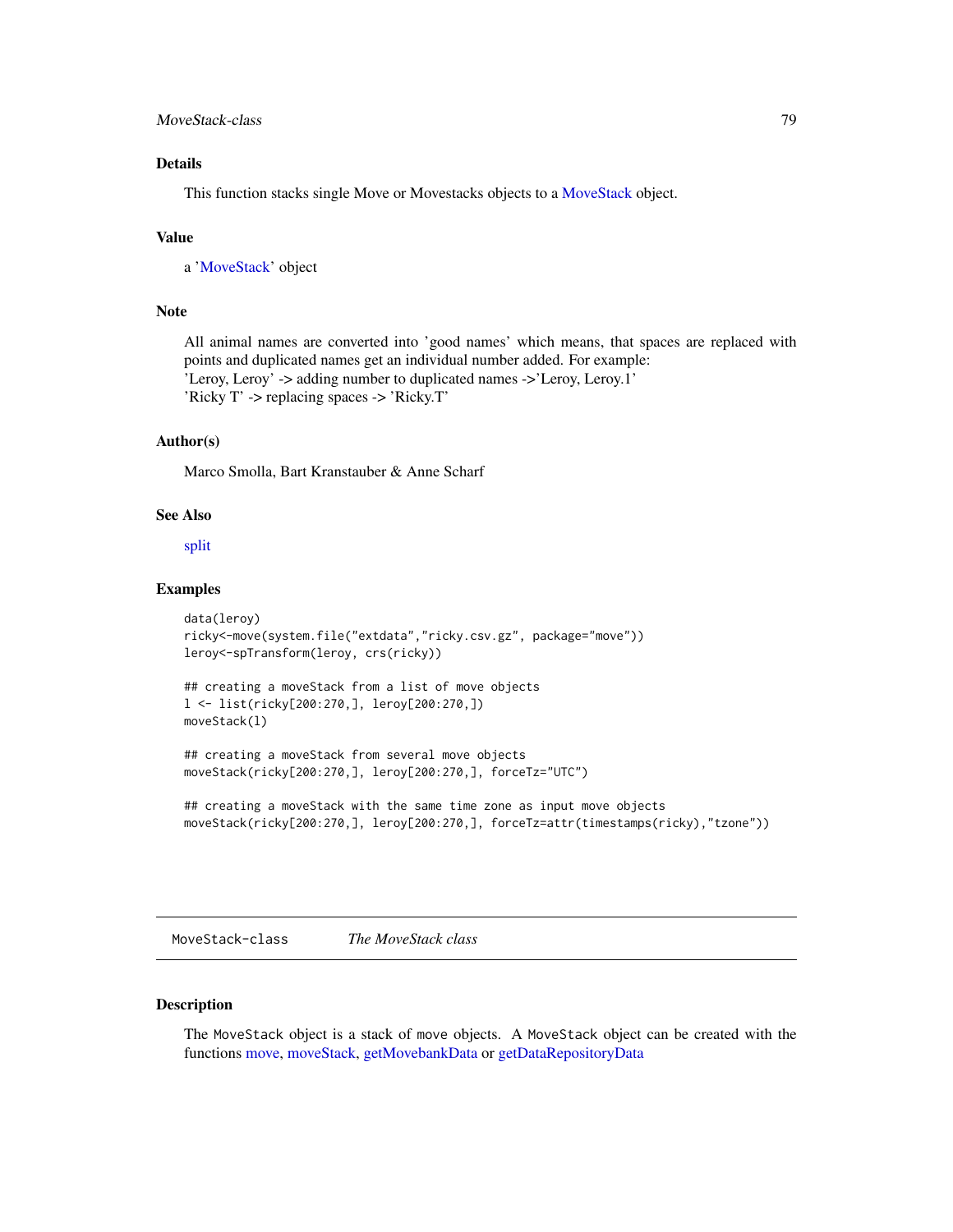### Details

This function stacks single Move or Movestacks objects to a MoveStack object.

### Value

a 'MoveStack' object

### Note

All animal names are converted into 'good names' which means, that spaces are replaced with points and duplicated names get an individual number added. For example:
'Leroy, Leroy' -> adding number to duplicated names ->'Leroy, Leroy.1'
'Ricky T' -> replacing spaces -> 'Ricky.T'

### Author(s)

Marco Smolla, Bart Kranstauber & Anne Scharf

### See Also

split

### Examples

```
data(leroy)
ricky<-move(system.file("extdata","ricky.csv.gz", package="move"))
leroy<-spTransform(leroy, crs(ricky))

## creating a moveStack from a list of move objects
l <- list(ricky[200:270,], leroy[200:270,])
moveStack(l)

## creating a moveStack from several move objects
moveStack(ricky[200:270,], leroy[200:270,], forceTz="UTC")

## creating a moveStack with the same time zone as input move objects
moveStack(ricky[200:270,], leroy[200:270,], forceTz=attr(timestamps(ricky),"tzone"))
```

---

## MoveStack-class *The MoveStack class*

### Description

The `MoveStack` object is a stack of `move` objects. A `MoveStack` object can be created with the functions move, moveStack, getMovebankData or getDataRepositoryData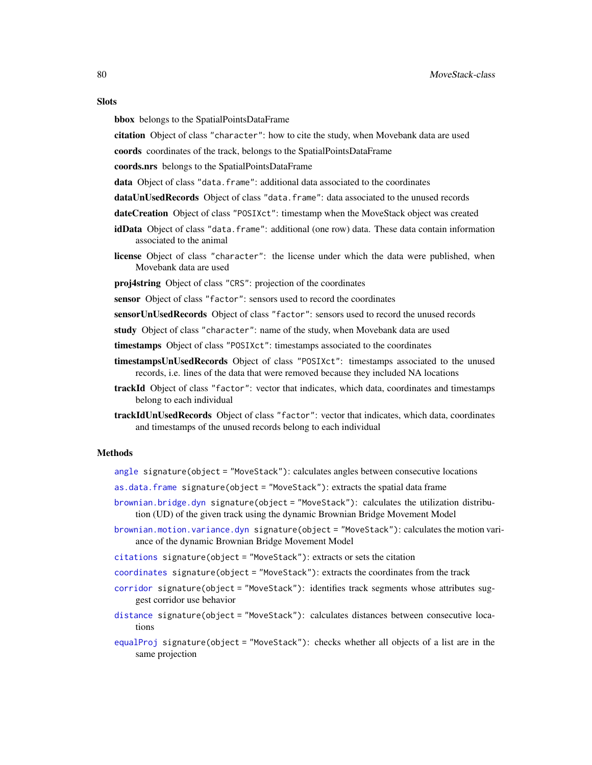### Slots

**bbox** belongs to the SpatialPointsDataFrame

**citation** Object of class "character": how to cite the study, when Movebank data are used

**coords** coordinates of the track, belongs to the SpatialPointsDataFrame

**coords.nrs** belongs to the SpatialPointsDataFrame

**data** Object of class "data.frame": additional data associated to the coordinates

**dataUnUsedRecords** Object of class "data.frame": data associated to the unused records

**dateCreation** Object of class "POSIXct": timestamp when the MoveStack object was created

**idData** Object of class "data.frame": additional (one row) data. These data contain information associated to the animal

**license** Object of class "character": the license under which the data were published, when Movebank data are used

**proj4string** Object of class "CRS": projection of the coordinates

**sensor** Object of class "factor": sensors used to record the coordinates

**sensorUnUsedRecords** Object of class "factor": sensors used to record the unused records

**study** Object of class "character": name of the study, when Movebank data are used

**timestamps** Object of class "POSIXct": timestamps associated to the coordinates

**timestampsUnUsedRecords** Object of class "POSIXct": timestamps associated to the unused records, i.e. lines of the data that were removed because they included NA locations

**trackId** Object of class "factor": vector that indicates, which data, coordinates and timestamps belong to each individual

**trackIdUnUsedRecords** Object of class "factor": vector that indicates, which data, coordinates and timestamps of the unused records belong to each individual

### Methods

`angle` `signature(object = "MoveStack")`: calculates angles between consecutive locations

`as.data.frame` `signature(object = "MoveStack")`: extracts the spatial data frame

`brownian.bridge.dyn` `signature(object = "MoveStack")`: calculates the utilization distribution (UD) of the given track using the dynamic Brownian Bridge Movement Model

`brownian.motion.variance.dyn` `signature(object = "MoveStack")`: calculates the motion variance of the dynamic Brownian Bridge Movement Model

`citations` `signature(object = "MoveStack")`: extracts or sets the citation

`coordinates` `signature(object = "MoveStack")`: extracts the coordinates from the track

`corridor` `signature(object = "MoveStack")`: identifies track segments whose attributes suggest corridor use behavior

`distance` `signature(object = "MoveStack")`: calculates distances between consecutive locations

`equalProj` `signature(object = "MoveStack")`: checks whether all objects of a list are in the same projection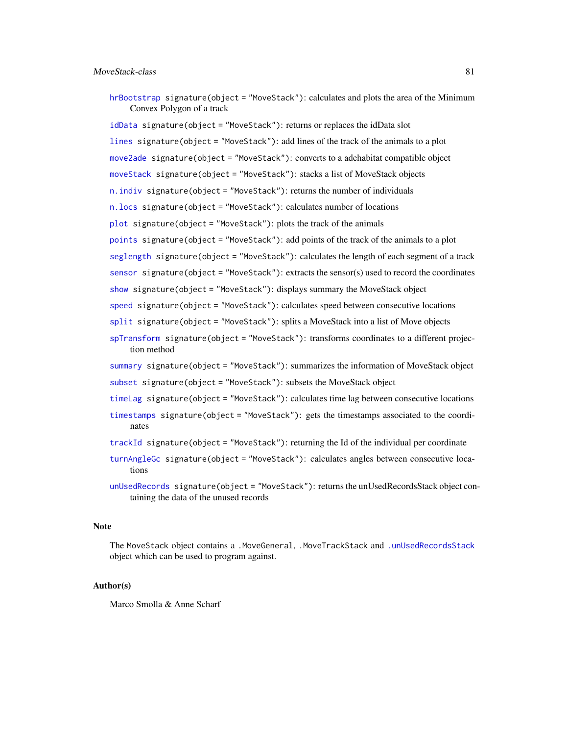**hrBootstrap** `signature(object = "MoveStack")`: calculates and plots the area of the Minimum Convex Polygon of a track

**idData** `signature(object = "MoveStack")`: returns or replaces the idData slot

**lines** `signature(object = "MoveStack")`: add lines of the track of the animals to a plot

**move2ade** `signature(object = "MoveStack")`: converts to a adehabitat compatible object

**moveStack** `signature(object = "MoveStack")`: stacks a list of MoveStack objects

**n.indiv** `signature(object = "MoveStack")`: returns the number of individuals

**n.locs** `signature(object = "MoveStack")`: calculates number of locations

**plot** `signature(object = "MoveStack")`: plots the track of the animals

**points** `signature(object = "MoveStack")`: add points of the track of the animals to a plot

**seglength** `signature(object = "MoveStack")`: calculates the length of each segment of a track

**sensor** `signature(object = "MoveStack")`: extracts the sensor(s) used to record the coordinates

**show** `signature(object = "MoveStack")`: displays summary the MoveStack object

**speed** `signature(object = "MoveStack")`: calculates speed between consecutive locations

**split** `signature(object = "MoveStack")`: splits a MoveStack into a list of Move objects

**spTransform** `signature(object = "MoveStack")`: transforms coordinates to a different projection method

**summary** `signature(object = "MoveStack")`: summarizes the information of MoveStack object

**subset** `signature(object = "MoveStack")`: subsets the MoveStack object

**timeLag** `signature(object = "MoveStack")`: calculates time lag between consecutive locations

**timestamps** `signature(object = "MoveStack")`: gets the timestamps associated to the coordinates

**trackId** `signature(object = "MoveStack")`: returning the Id of the individual per coordinate

**turnAngleGc** `signature(object = "MoveStack")`: calculates angles between consecutive locations

**unUsedRecords** `signature(object = "MoveStack")`: returns the unUsedRecordsStack object containing the data of the unused records

## Note

The `MoveStack` object contains a `.MoveGeneral`, `.MoveTrackStack` and `.unUsedRecordsStack` object which can be used to program against.

## Author(s)

Marco Smolla & Anne Scharf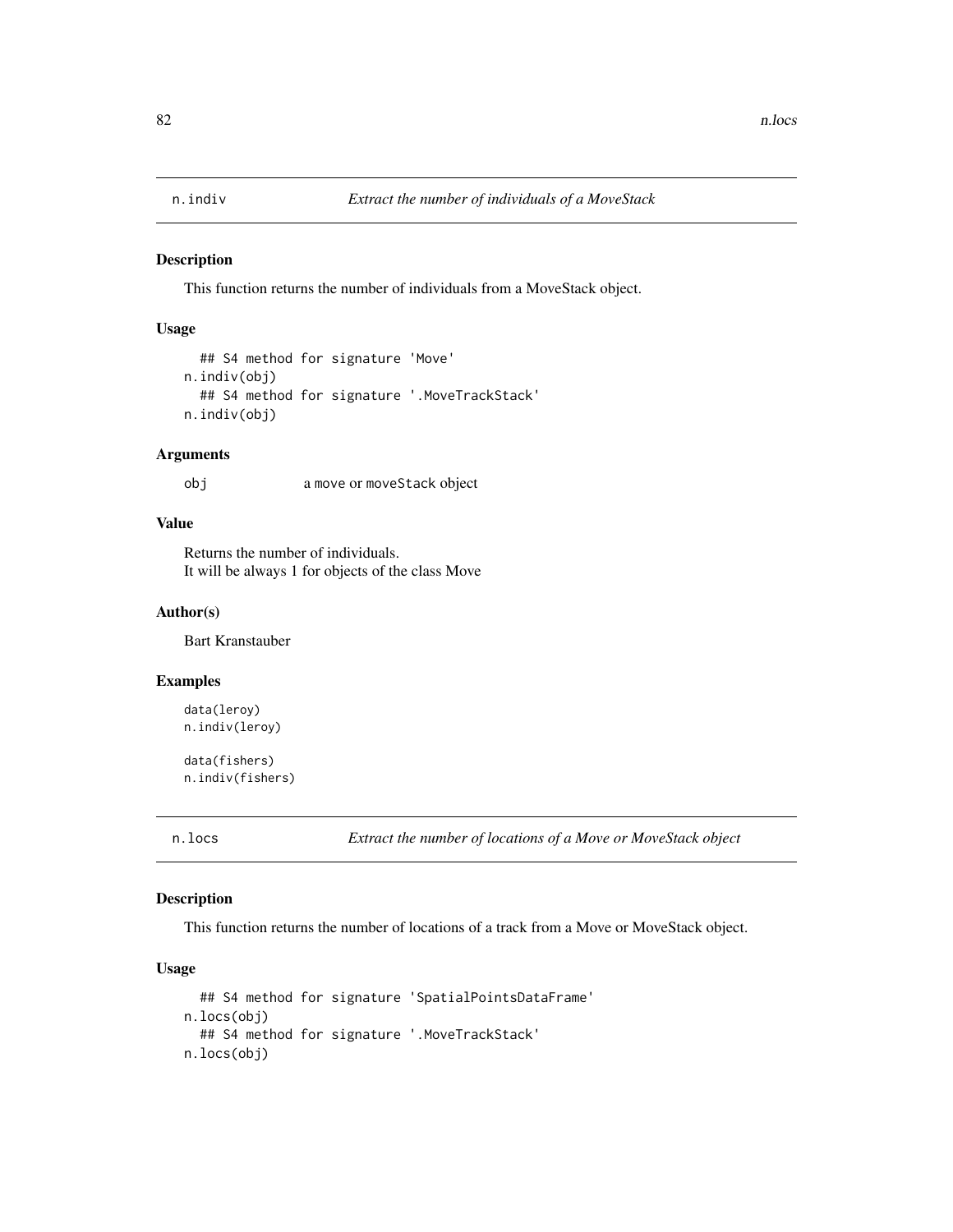## n.indiv — *Extract the number of individuals of a MoveStack*

### Description

This function returns the number of individuals from a MoveStack object.

### Usage

```
  ## S4 method for signature 'Move'
n.indiv(obj)
  ## S4 method for signature '.MoveTrackStack'
n.indiv(obj)
```

### Arguments

| | |
|---|---|
| obj | a move or moveStack object |

### Value

Returns the number of individuals.
It will be always 1 for objects of the class Move

### Author(s)

Bart Kranstauber

### Examples

```
data(leroy)
n.indiv(leroy)

data(fishers)
n.indiv(fishers)
```

## n.locs — *Extract the number of locations of a Move or MoveStack object*

### Description

This function returns the number of locations of a track from a Move or MoveStack object.

### Usage

```
  ## S4 method for signature 'SpatialPointsDataFrame'
n.locs(obj)
  ## S4 method for signature '.MoveTrackStack'
n.locs(obj)
```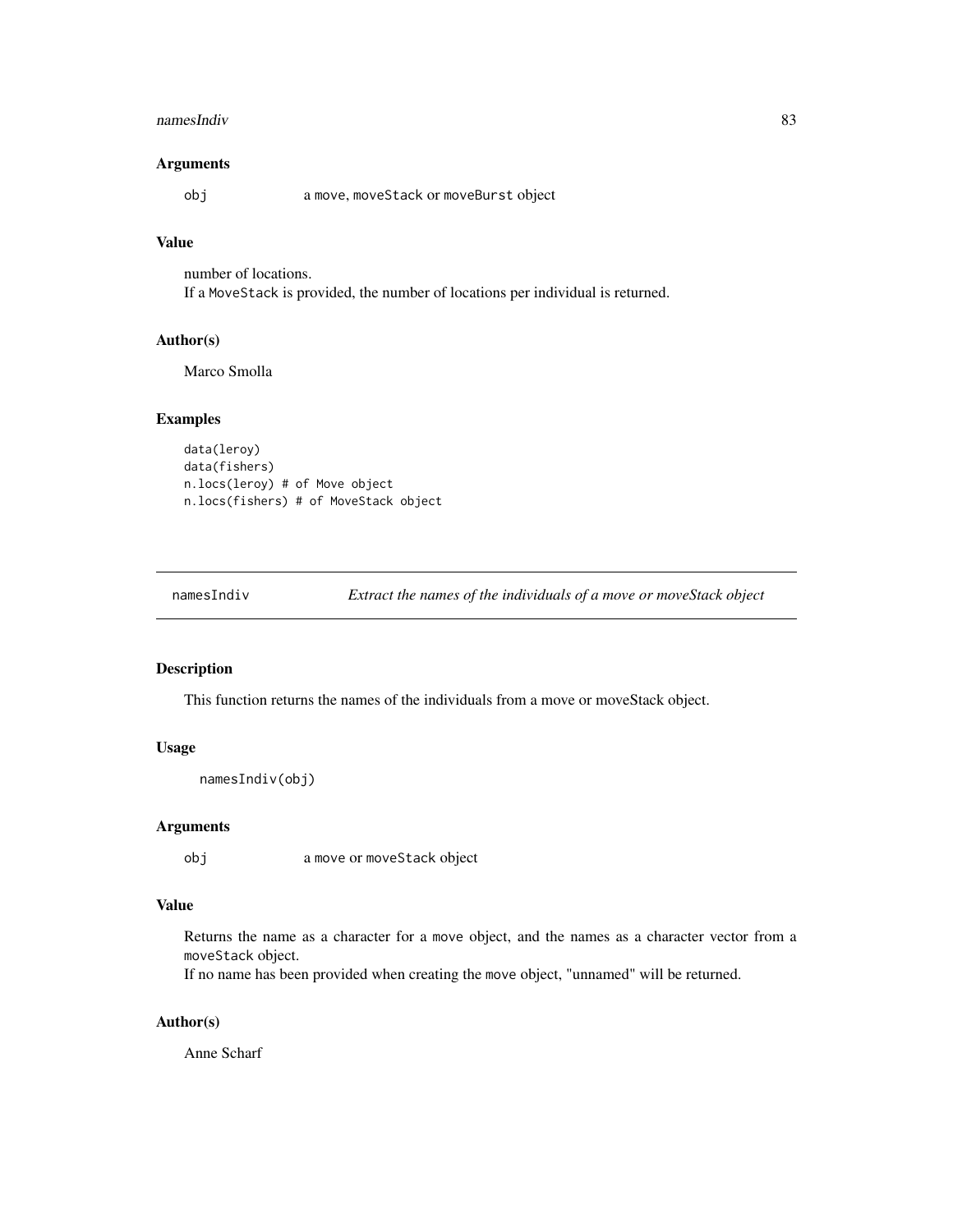### Arguments

obj a `move`, `moveStack` or `moveBurst` object

### Value

number of locations.
If a `MoveStack` is provided, the number of locations per individual is returned.

### Author(s)

Marco Smolla

### Examples

```
data(leroy)
data(fishers)
n.locs(leroy) # of Move object
n.locs(fishers) # of MoveStack object
```

---

## namesIndiv *Extract the names of the individuals of a move or moveStack object*

---

### Description

This function returns the names of the individuals from a move or moveStack object.

### Usage

```
namesIndiv(obj)
```

### Arguments

obj a `move` or `moveStack` object

### Value

Returns the name as a character for a `move` object, and the names as a character vector from a `moveStack` object.
If no name has been provided when creating the `move` object, "unnamed" will be returned.

### Author(s)

Anne Scharf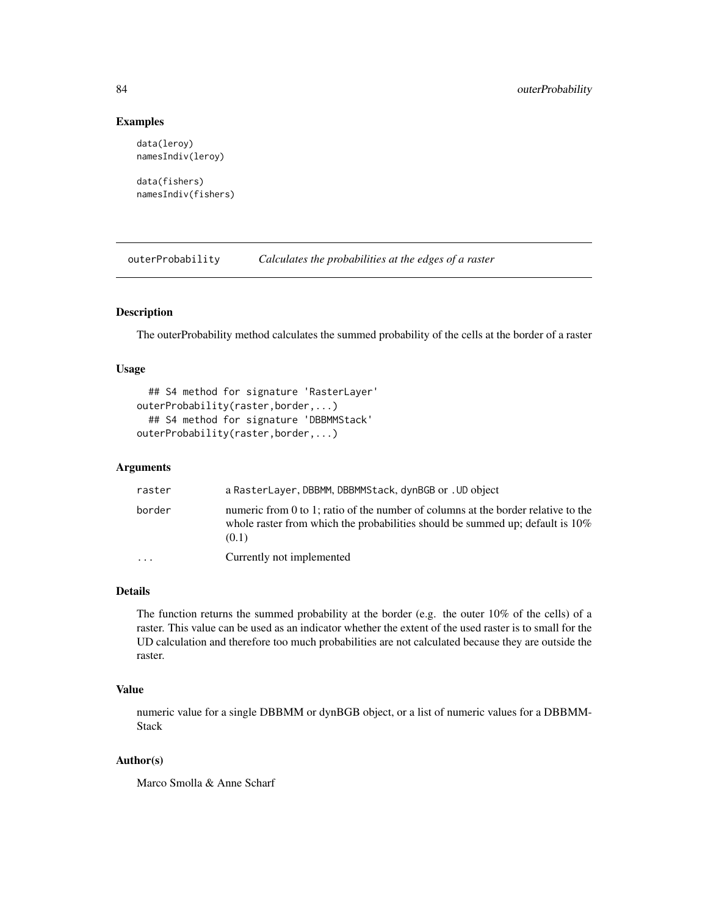## Examples

```
data(leroy)
namesIndiv(leroy)

data(fishers)
namesIndiv(fishers)
```

---

# outerProbability — *Calculates the probabilities at the edges of a raster*

---

### Description

The outerProbability method calculates the summed probability of the cells at the border of a raster

### Usage

```
  ## S4 method for signature 'RasterLayer'
outerProbability(raster,border,...)
  ## S4 method for signature 'DBBMMStack'
outerProbability(raster,border,...)
```

### Arguments

| | |
|---|---|
| `raster` | a `RasterLayer`, `DBBMM`, `DBBMMStack`, `dynBGB` or `.UD` object |
| `border` | numeric from 0 to 1; ratio of the number of columns at the border relative to the whole raster from which the probabilities should be summed up; default is 10% (0.1) |
| `...` | Currently not implemented |

### Details

The function returns the summed probability at the border (e.g. the outer 10% of the cells) of a raster. This value can be used as an indicator whether the extent of the used raster is to small for the UD calculation and therefore too much probabilities are not calculated because they are outside the raster.

### Value

numeric value for a single DBBMM or dynBGB object, or a list of numeric values for a DBBMM-Stack

### Author(s)

Marco Smolla & Anne Scharf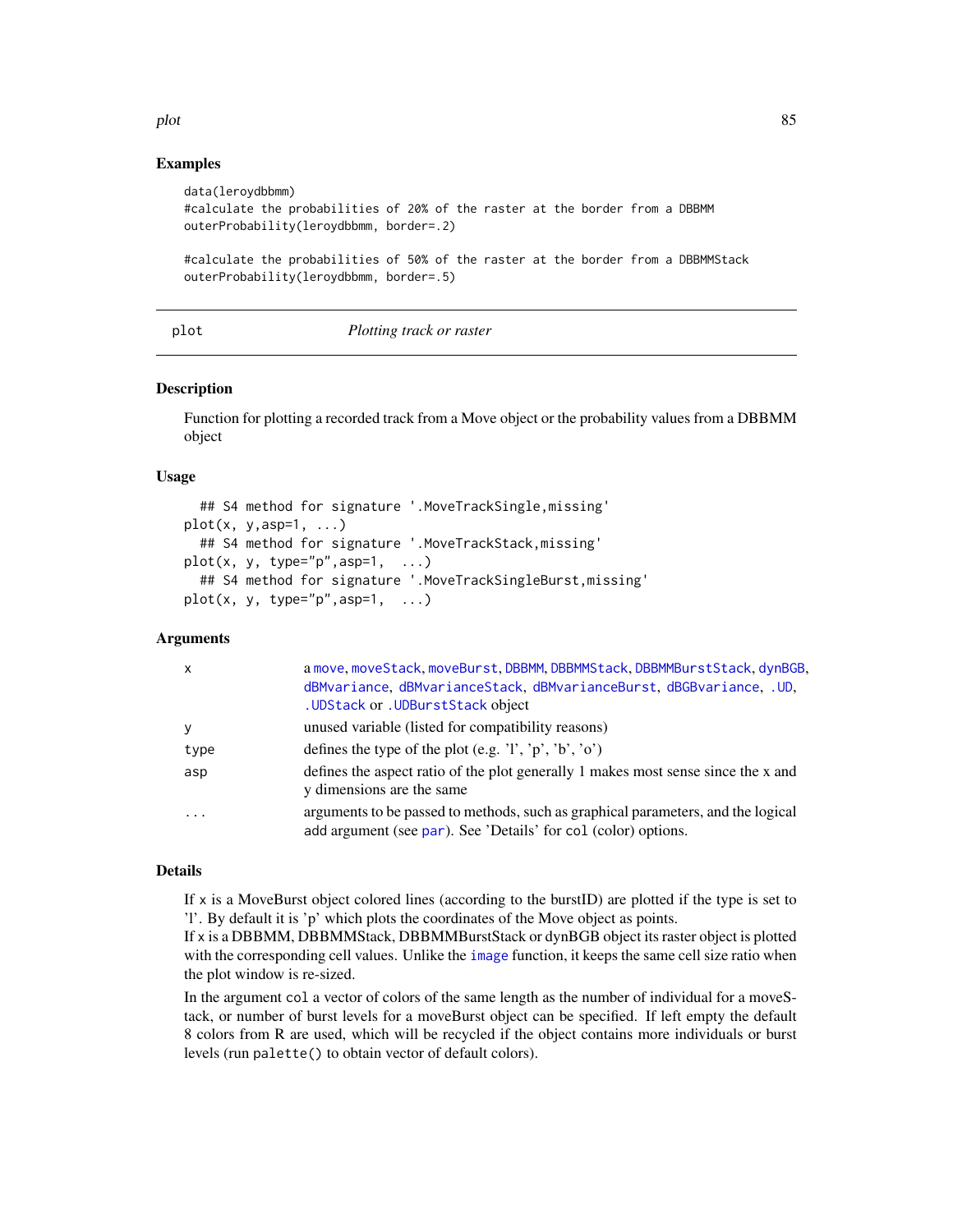## Examples

```
data(leroydbbmm)
#calculate the probabilities of 20% of the raster at the border from a DBBMM
outerProbability(leroydbbmm, border=.2)

#calculate the probabilities of 50% of the raster at the border from a DBBMMStack
outerProbability(leroydbbmm, border=.5)
```

---

plot *Plotting track or raster*

---

## Description

Function for plotting a recorded track from a Move object or the probability values from a DBBMM object

## Usage

```
  ## S4 method for signature '.MoveTrackSingle,missing'
plot(x, y,asp=1, ...)
  ## S4 method for signature '.MoveTrackStack,missing'
plot(x, y, type="p",asp=1,  ...)
  ## S4 method for signature '.MoveTrackSingleBurst,missing'
plot(x, y, type="p",asp=1,  ...)
```

## Arguments

| | |
|---|---|
| x | a move, moveStack, moveBurst, DBBMM, DBBMMStack, DBBMMBurstStack, dynBGB, dBMvariance, dBMvarianceStack, dBMvarianceBurst, dBGBvariance, .UD, .UDStack or .UDBurstStack object |
| y | unused variable (listed for compatibility reasons) |
| type | defines the type of the plot (e.g. 'l', 'p', 'b', 'o') |
| asp | defines the aspect ratio of the plot generally 1 makes most sense since the x and y dimensions are the same |
| ... | arguments to be passed to methods, such as graphical parameters, and the logical add argument (see par). See 'Details' for col (color) options. |

## Details

If x is a MoveBurst object colored lines (according to the burstID) are plotted if the type is set to 'l'. By default it is 'p' which plots the coordinates of the Move object as points.
If x is a DBBMM, DBBMMStack, DBBMMBurstStack or dynBGB object its raster object is plotted with the corresponding cell values. Unlike the image function, it keeps the same cell size ratio when the plot window is re-sized.

In the argument col a vector of colors of the same length as the number of individual for a moveStack, or number of burst levels for a moveBurst object can be specified. If left empty the default 8 colors from R are used, which will be recycled if the object contains more individuals or burst levels (run palette() to obtain vector of default colors).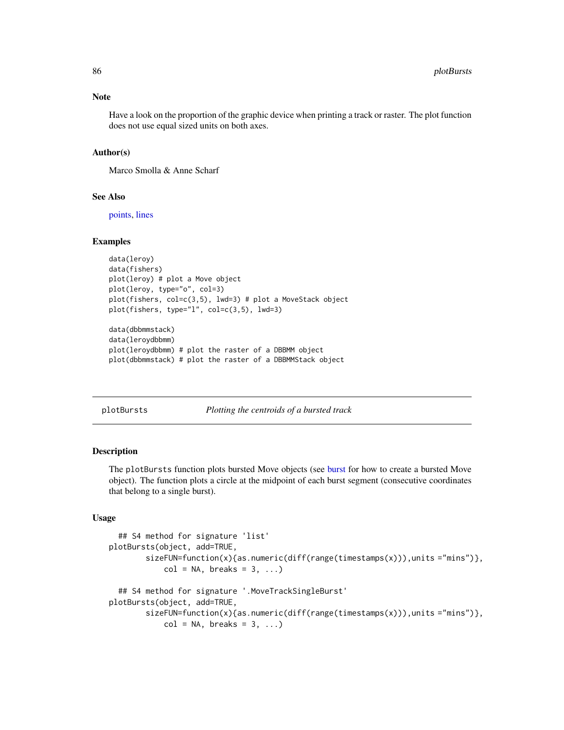## Note

Have a look on the proportion of the graphic device when printing a track or raster. The plot function does not use equal sized units on both axes.

## Author(s)

Marco Smolla & Anne Scharf

## See Also

points, lines

## Examples

```
data(leroy)
data(fishers)
plot(leroy) # plot a Move object
plot(leroy, type="o", col=3)
plot(fishers, col=c(3,5), lwd=3) # plot a MoveStack object
plot(fishers, type="l", col=c(3,5), lwd=3)

data(dbbmmstack)
data(leroydbbmm)
plot(leroydbbmm) # plot the raster of a DBBMM object
plot(dbbmmstack) # plot the raster of a DBBMMStack object
```

---

# plotBursts — *Plotting the centroids of a bursted track*

## Description

The plotBursts function plots bursted Move objects (see burst for how to create a bursted Move object). The function plots a circle at the midpoint of each burst segment (consecutive coordinates that belong to a single burst).

## Usage

```
  ## S4 method for signature 'list'
plotBursts(object, add=TRUE,
        sizeFUN=function(x){as.numeric(diff(range(timestamps(x))),units ="mins")},
           col = NA, breaks = 3, ...)

  ## S4 method for signature '.MoveTrackSingleBurst'
plotBursts(object, add=TRUE,
        sizeFUN=function(x){as.numeric(diff(range(timestamps(x))),units ="mins")},
           col = NA, breaks = 3, ...)
```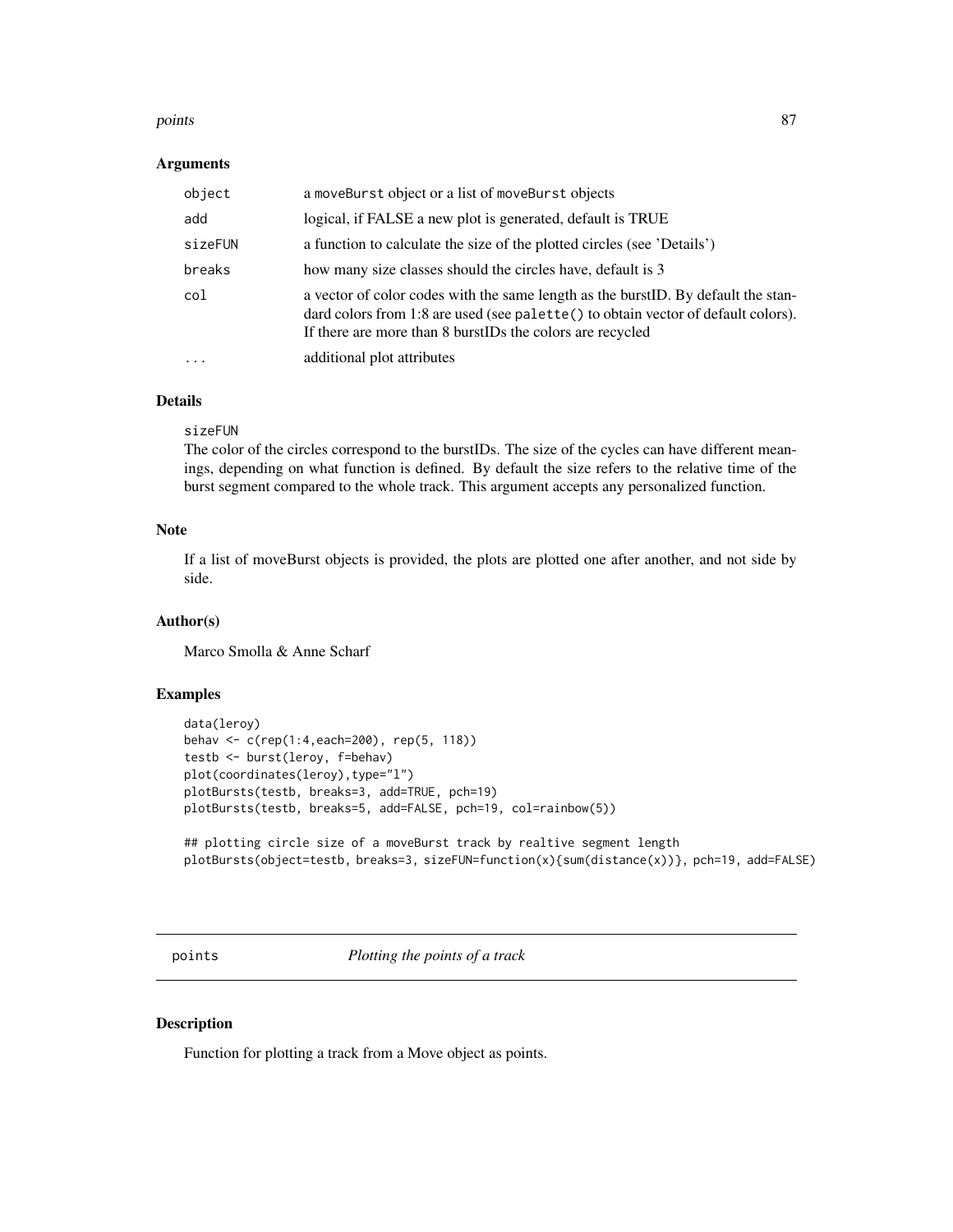### Arguments

| | |
|---|---|
| object | a moveBurst object or a list of moveBurst objects |
| add | logical, if FALSE a new plot is generated, default is TRUE |
| sizeFUN | a function to calculate the size of the plotted circles (see 'Details') |
| breaks | how many size classes should the circles have, default is 3 |
| col | a vector of color codes with the same length as the burstID. By default the standard colors from 1:8 are used (see palette() to obtain vector of default colors). If there are more than 8 burstIDs the colors are recycled |
| ... | additional plot attributes |

### Details

sizeFUN
The color of the circles correspond to the burstIDs. The size of the cycles can have different meanings, depending on what function is defined. By default the size refers to the relative time of the burst segment compared to the whole track. This argument accepts any personalized function.

### Note

If a list of moveBurst objects is provided, the plots are plotted one after another, and not side by side.

### Author(s)

Marco Smolla & Anne Scharf

### Examples

```
data(leroy)
behav <- c(rep(1:4,each=200), rep(5, 118))
testb <- burst(leroy, f=behav)
plot(coordinates(leroy),type="l")
plotBursts(testb, breaks=3, add=TRUE, pch=19)
plotBursts(testb, breaks=5, add=FALSE, pch=19, col=rainbow(5))

## plotting circle size of a moveBurst track by realtive segment length
plotBursts(object=testb, breaks=3, sizeFUN=function(x){sum(distance(x))}, pch=19, add=FALSE)
```

## points    *Plotting the points of a track*

### Description

Function for plotting a track from a Move object as points.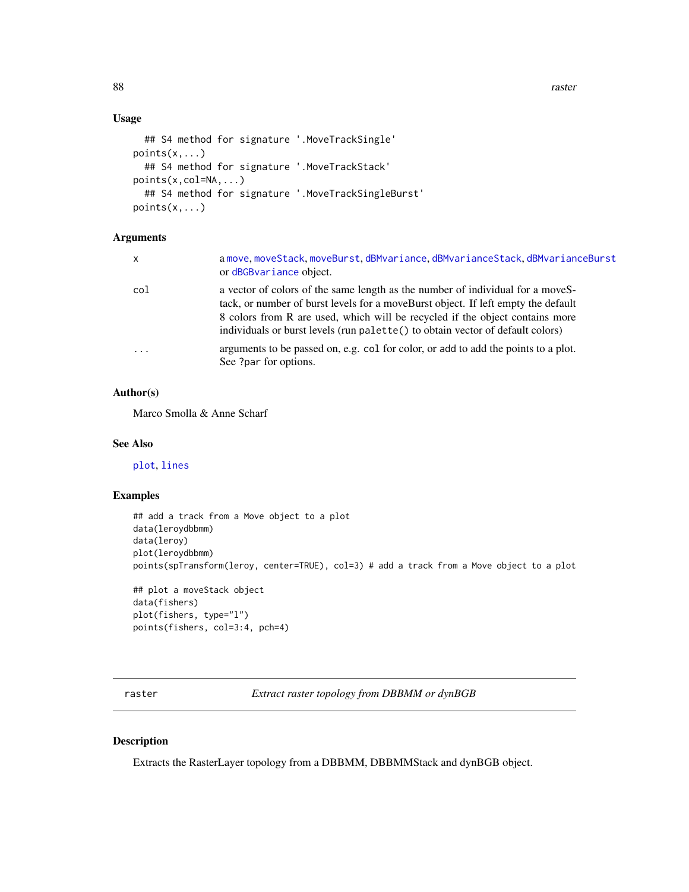### Usage

```
  ## S4 method for signature '.MoveTrackSingle'
points(x,...)
  ## S4 method for signature '.MoveTrackStack'
points(x,col=NA,...)
  ## S4 method for signature '.MoveTrackSingleBurst'
points(x,...)
```

### Arguments

| | |
|---|---|
| x | a move, moveStack, moveBurst, dBMvariance, dBMvarianceStack, dBMvarianceBurst or dBGBvariance object. |
| col | a vector of colors of the same length as the number of individual for a moveStack, or number of burst levels for a moveBurst object. If left empty the default 8 colors from R are used, which will be recycled if the object contains more individuals or burst levels (run `palette()` to obtain vector of default colors) |
| ... | arguments to be passed on, e.g. `col` for color, or `add` to add the points to a plot. See `?par` for options. |

### Author(s)

Marco Smolla & Anne Scharf

### See Also

plot, lines

### Examples

```
## add a track from a Move object to a plot
data(leroydbbmm)
data(leroy)
plot(leroydbbmm)
points(spTransform(leroy, center=TRUE), col=3) # add a track from a Move object to a plot

## plot a moveStack object
data(fishers)
plot(fishers, type="l")
points(fishers, col=3:4, pch=4)
```

---

## raster — *Extract raster topology from DBBMM or dynBGB*

### Description

Extracts the RasterLayer topology from a DBBMM, DBBMMStack and dynBGB object.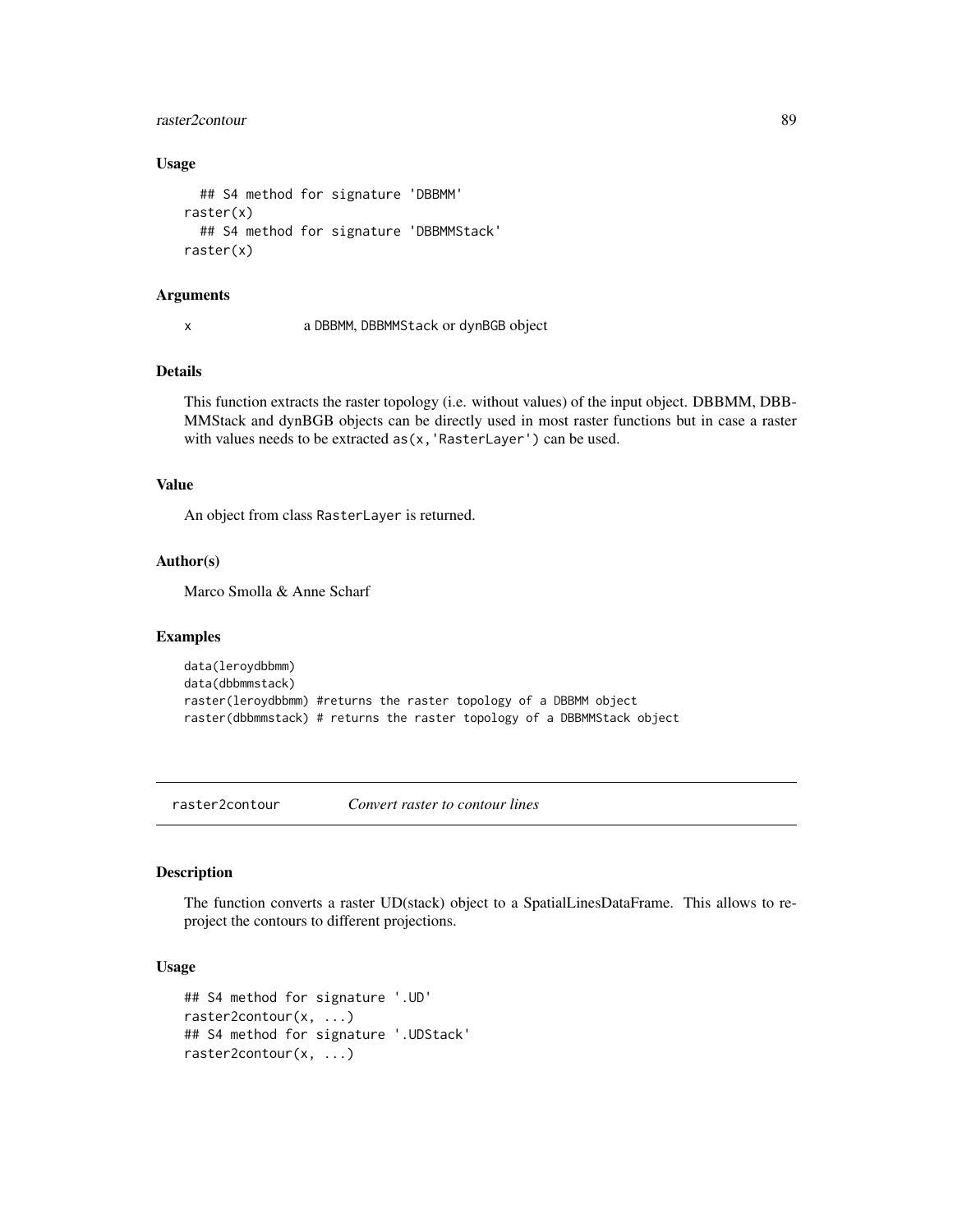### Usage

```
  ## S4 method for signature 'DBBMM'
raster(x)
  ## S4 method for signature 'DBBMMStack'
raster(x)
```

### Arguments

x	a DBBMM, DBBMMStack or dynBGB object

### Details

This function extracts the raster topology (i.e. without values) of the input object. DBBMM, DBB-MMStack and dynBGB objects can be directly used in most raster functions but in case a raster with values needs to be extracted `as(x,'RasterLayer')` can be used.

### Value

An object from class RasterLayer is returned.

### Author(s)

Marco Smolla & Anne Scharf

### Examples

```
data(leroydbbmm)
data(dbbmmstack)
raster(leroydbbmm) #returns the raster topology of a DBBMM object
raster(dbbmmstack) # returns the raster topology of a DBBMMStack object
```

---

## raster2contour *Convert raster to contour lines*

### Description

The function converts a raster UD(stack) object to a SpatialLinesDataFrame. This allows to re-project the contours to different projections.

### Usage

```
## S4 method for signature '.UD'
raster2contour(x, ...)
## S4 method for signature '.UDStack'
raster2contour(x, ...)
```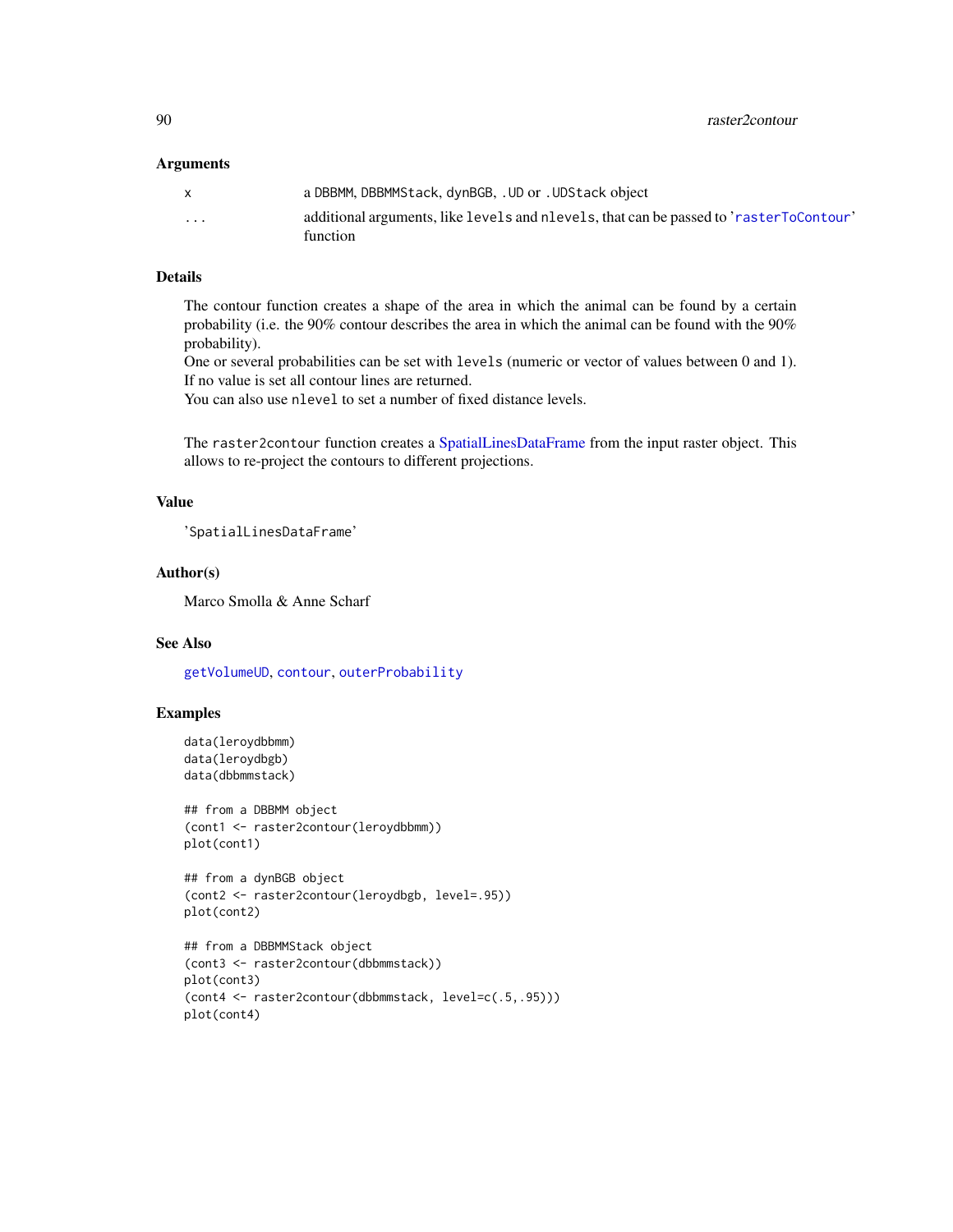## Arguments

| | |
|---|---|
| x | a DBBMM, DBBMMStack, dynBGB, .UD or .UDStack object |
| ... | additional arguments, like levels and nlevels, that can be passed to 'rasterToContour' function |

## Details

The contour function creates a shape of the area in which the animal can be found by a certain probability (i.e. the 90% contour describes the area in which the animal can be found with the 90% probability).
One or several probabilities can be set with `levels` (numeric or vector of values between 0 and 1). If no value is set all contour lines are returned.
You can also use `nlevel` to set a number of fixed distance levels.

The `raster2contour` function creates a SpatialLinesDataFrame from the input raster object. This allows to re-project the contours to different projections.

## Value

'SpatialLinesDataFrame'

## Author(s)

Marco Smolla & Anne Scharf

## See Also

getVolumeUD, contour, outerProbability

## Examples

```
data(leroydbbmm)
data(leroydbgb)
data(dbbmmstack)

## from a DBBMM object
(cont1 <- raster2contour(leroydbbmm))
plot(cont1)

## from a dynBGB object
(cont2 <- raster2contour(leroydbgb, level=.95))
plot(cont2)

## from a DBBMMStack object
(cont3 <- raster2contour(dbbmmstack))
plot(cont3)
(cont4 <- raster2contour(dbbmmstack, level=c(.5,.95)))
plot(cont4)
```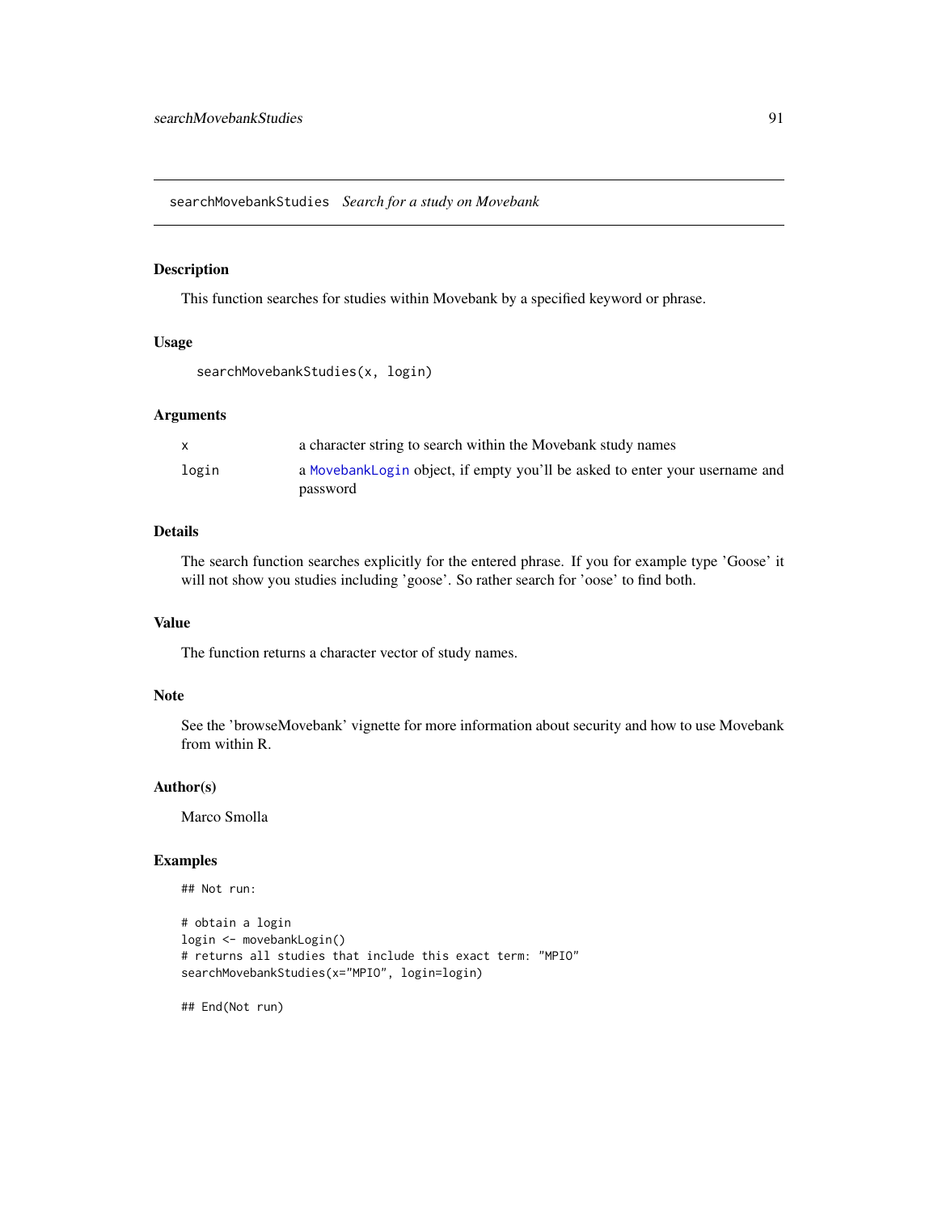## searchMovebankStudies    *Search for a study on Movebank*

### Description

This function searches for studies within Movebank by a specified keyword or phrase.

### Usage

```
searchMovebankStudies(x, login)
```

### Arguments

| | |
|---|---|
| x | a character string to search within the Movebank study names |
| login | a MovebankLogin object, if empty you'll be asked to enter your username and password |

### Details

The search function searches explicitly for the entered phrase. If you for example type 'Goose' it will not show you studies including 'goose'. So rather search for 'oose' to find both.

### Value

The function returns a character vector of study names.

### Note

See the 'browseMovebank' vignette for more information about security and how to use Movebank from within R.

### Author(s)

Marco Smolla

### Examples

```
## Not run:

# obtain a login
login <- movebankLogin()
# returns all studies that include this exact term: "MPIO"
searchMovebankStudies(x="MPIO", login=login)

## End(Not run)
```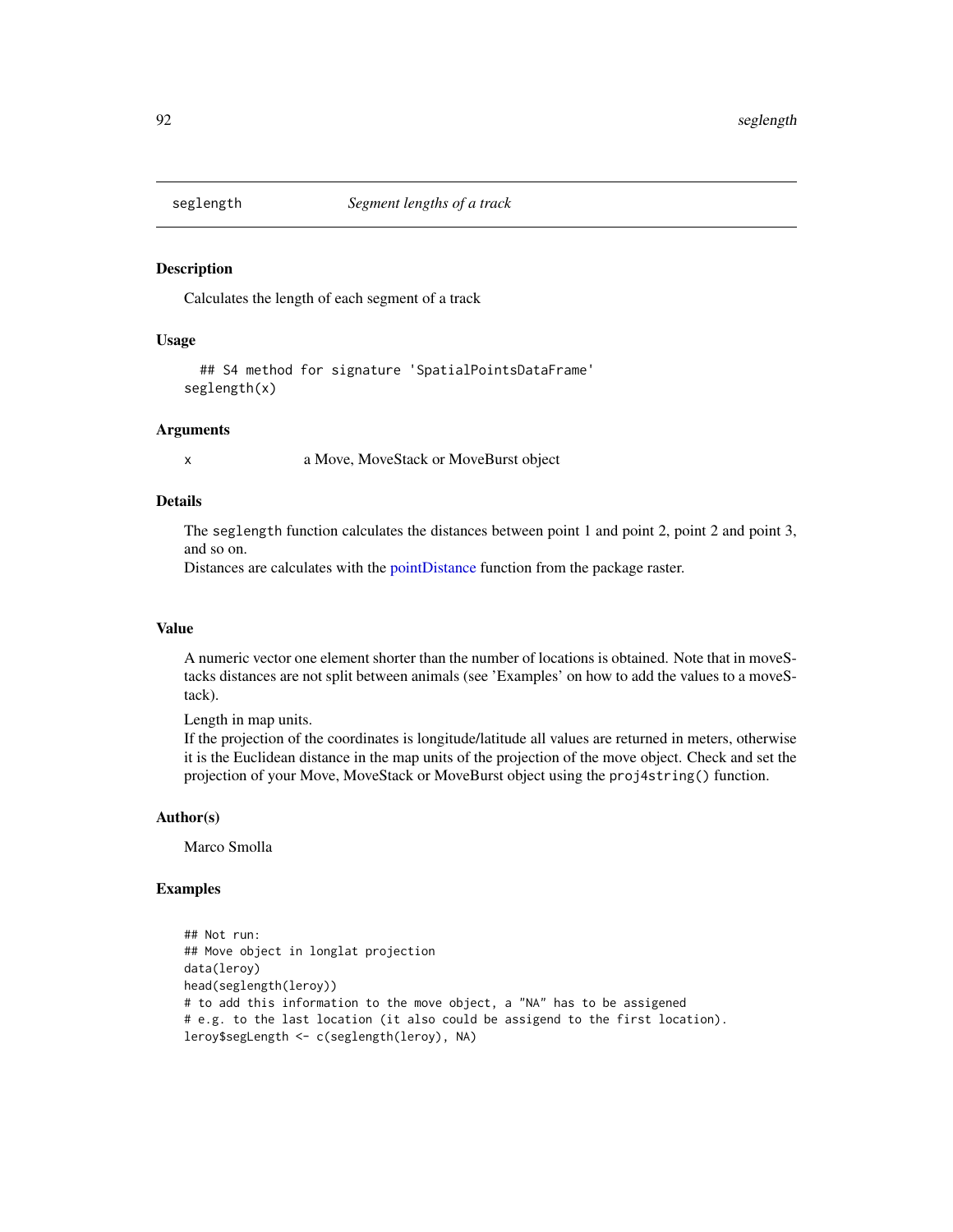# seglength — *Segment lengths of a track*

## Description

Calculates the length of each segment of a track

## Usage

```
## S4 method for signature 'SpatialPointsDataFrame'
seglength(x)
```

## Arguments

| | |
|---|---|
| x | a Move, MoveStack or MoveBurst object |

## Details

The `seglength` function calculates the distances between point 1 and point 2, point 2 and point 3, and so on.
Distances are calculates with the pointDistance function from the package raster.

## Value

A numeric vector one element shorter than the number of locations is obtained. Note that in moveStacks distances are not split between animals (see 'Examples' on how to add the values to a moveStack).

Length in map units.
If the projection of the coordinates is longitude/latitude all values are returned in meters, otherwise it is the Euclidean distance in the map units of the projection of the move object. Check and set the projection of your Move, MoveStack or MoveBurst object using the `proj4string()` function.

## Author(s)

Marco Smolla

## Examples

```
## Not run:
## Move object in longlat projection
data(leroy)
head(seglength(leroy))
# to add this information to the move object, a "NA" has to be assigened
# e.g. to the last location (it also could be assigend to the first location).
leroy$segLength <- c(seglength(leroy), NA)
```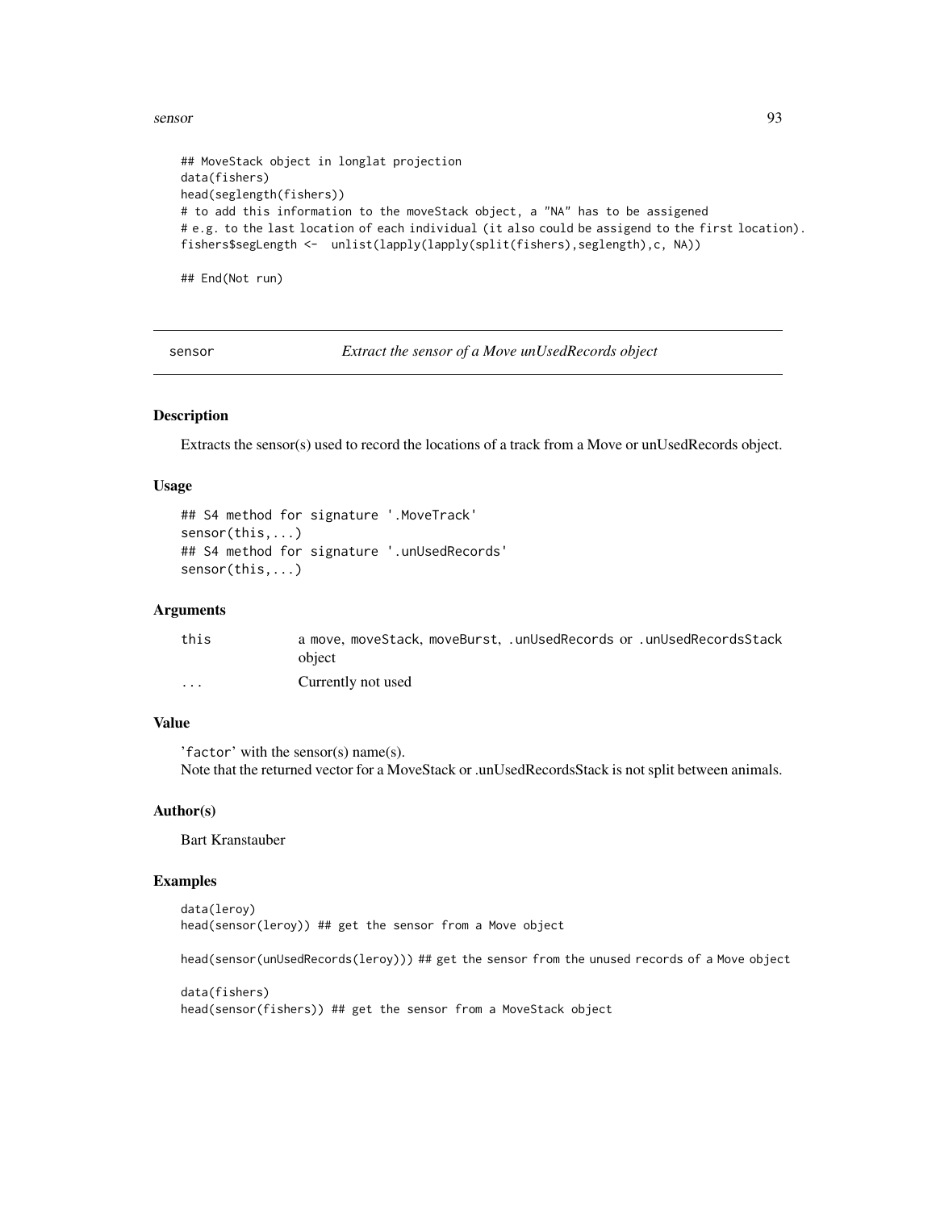```
## MoveStack object in longlat projection
data(fishers)
head(seglength(fishers))
# to add this information to the moveStack object, a "NA" has to be assigened
# e.g. to the last location of each individual (it also could be assigend to the first location).
fishers$segLength <-  unlist(lapply(lapply(split(fishers),seglength),c, NA))

## End(Not run)
```

---

## sensor — *Extract the sensor of a Move unUsedRecords object*

### Description

Extracts the sensor(s) used to record the locations of a track from a Move or unUsedRecords object.

### Usage

```
## S4 method for signature '.MoveTrack'
sensor(this,...)
## S4 method for signature '.unUsedRecords'
sensor(this,...)
```

### Arguments

| | |
|---|---|
| `this` | a move, moveStack, moveBurst, .unUsedRecords or .unUsedRecordsStack object |
| `...` | Currently not used |

### Value

'`factor`' with the sensor(s) name(s).
Note that the returned vector for a MoveStack or .unUsedRecordsStack is not split between animals.

### Author(s)

Bart Kranstauber

### Examples

```
data(leroy)
head(sensor(leroy)) ## get the sensor from a Move object

head(sensor(unUsedRecords(leroy))) ## get the sensor from the unused records of a Move object

data(fishers)
head(sensor(fishers)) ## get the sensor from a MoveStack object
```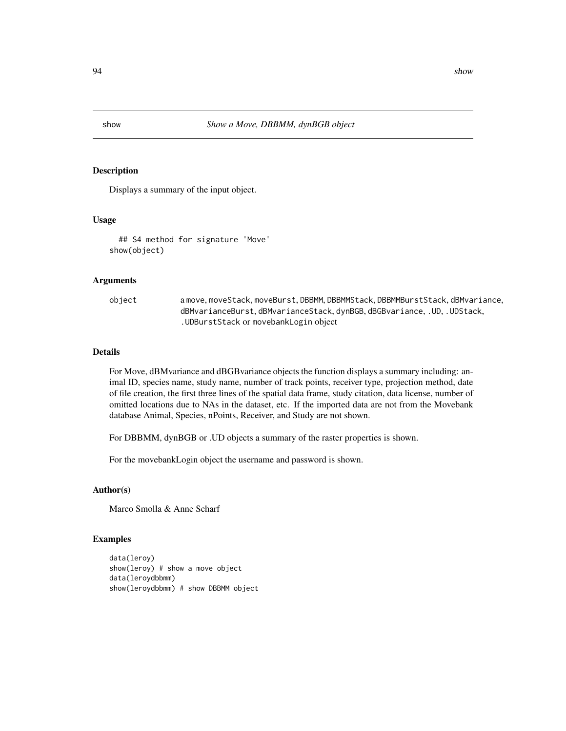## show — *Show a Move, DBBMM, dynBGB object*

### Description

Displays a summary of the input object.

### Usage

```
  ## S4 method for signature 'Move'
show(object)
```

### Arguments

| | |
|---|---|
| object | a move, moveStack, moveBurst, DBBMM, DBBMMStack, DBBMMBurstStack, dBMvariance, dBMvarianceBurst, dBMvarianceStack, dynBGB, dBGBvariance, .UD, .UDStack, .UDBurstStack or movebankLogin object |

### Details

For Move, dBMvariance and dBGBvariance objects the function displays a summary including: animal ID, species name, study name, number of track points, receiver type, projection method, date of file creation, the first three lines of the spatial data frame, study citation, data license, number of omitted locations due to NAs in the dataset, etc. If the imported data are not from the Movebank database Animal, Species, nPoints, Receiver, and Study are not shown.

For DBBMM, dynBGB or .UD objects a summary of the raster properties is shown.

For the movebankLogin object the username and password is shown.

### Author(s)

Marco Smolla & Anne Scharf

### Examples

```
data(leroy)
show(leroy) # show a move object
data(leroydbbmm)
show(leroydbbmm) # show DBBMM object
```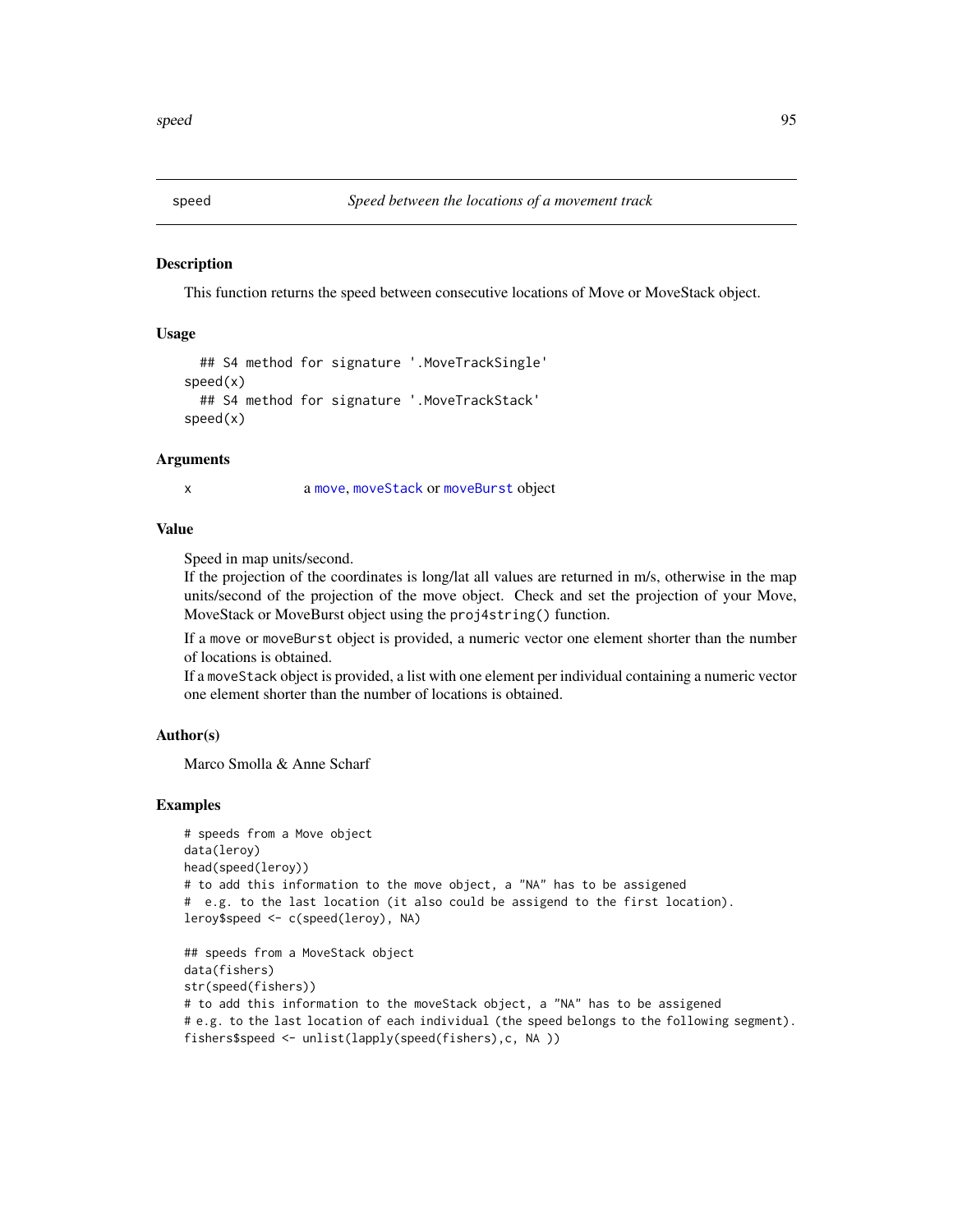# speed — *Speed between the locations of a movement track*

## Description

This function returns the speed between consecutive locations of Move or MoveStack object.

## Usage

```
  ## S4 method for signature '.MoveTrackSingle'
speed(x)
  ## S4 method for signature '.MoveTrackStack'
speed(x)
```

## Arguments

x — a move, moveStack or moveBurst object

## Value

Speed in map units/second.
If the projection of the coordinates is long/lat all values are returned in m/s, otherwise in the map units/second of the projection of the move object. Check and set the projection of your Move, MoveStack or MoveBurst object using the `proj4string()` function.

If a `move` or `moveBurst` object is provided, a numeric vector one element shorter than the number of locations is obtained.
If a `moveStack` object is provided, a list with one element per individual containing a numeric vector one element shorter than the number of locations is obtained.

## Author(s)

Marco Smolla & Anne Scharf

## Examples

```
# speeds from a Move object
data(leroy)
head(speed(leroy))
# to add this information to the move object, a "NA" has to be assigened
#  e.g. to the last location (it also could be assigend to the first location).
leroy$speed <- c(speed(leroy), NA)

## speeds from a MoveStack object
data(fishers)
str(speed(fishers))
# to add this information to the moveStack object, a "NA" has to be assigened
# e.g. to the last location of each individual (the speed belongs to the following segment).
fishers$speed <- unlist(lapply(speed(fishers),c, NA ))
```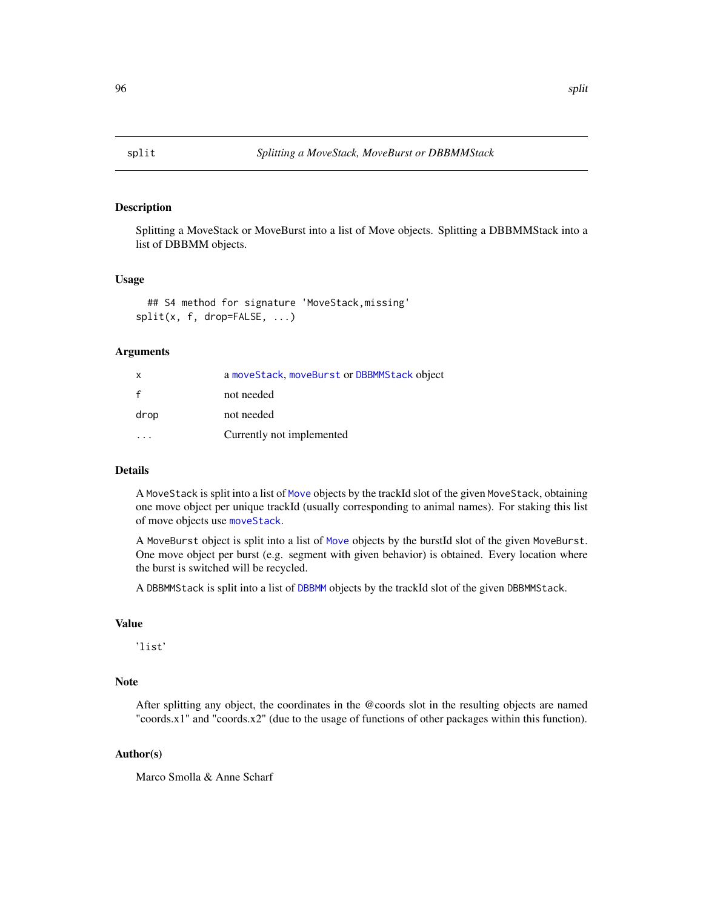# split — *Splitting a MoveStack, MoveBurst or DBBMMStack*

## Description

Splitting a MoveStack or MoveBurst into a list of Move objects. Splitting a DBBMMStack into a list of DBBMM objects.

## Usage

```
## S4 method for signature 'MoveStack,missing'
split(x, f, drop=FALSE, ...)
```

## Arguments

| | |
|---|---|
| x | a `moveStack`, `moveBurst` or `DBBMMStack` object |
| f | not needed |
| drop | not needed |
| ... | Currently not implemented |

## Details

A `MoveStack` is split into a list of `Move` objects by the trackId slot of the given `MoveStack`, obtaining one move object per unique trackId (usually corresponding to animal names). For staking this list of move objects use `moveStack`.

A `MoveBurst` object is split into a list of `Move` objects by the burstId slot of the given `MoveBurst`. One move object per burst (e.g. segment with given behavior) is obtained. Every location where the burst is switched will be recycled.

A `DBBMMStack` is split into a list of `DBBMM` objects by the trackId slot of the given `DBBMMStack`.

## Value

'list'

## Note

After splitting any object, the coordinates in the @coords slot in the resulting objects are named "coords.x1" and "coords.x2" (due to the usage of functions of other packages within this function).

## Author(s)

Marco Smolla & Anne Scharf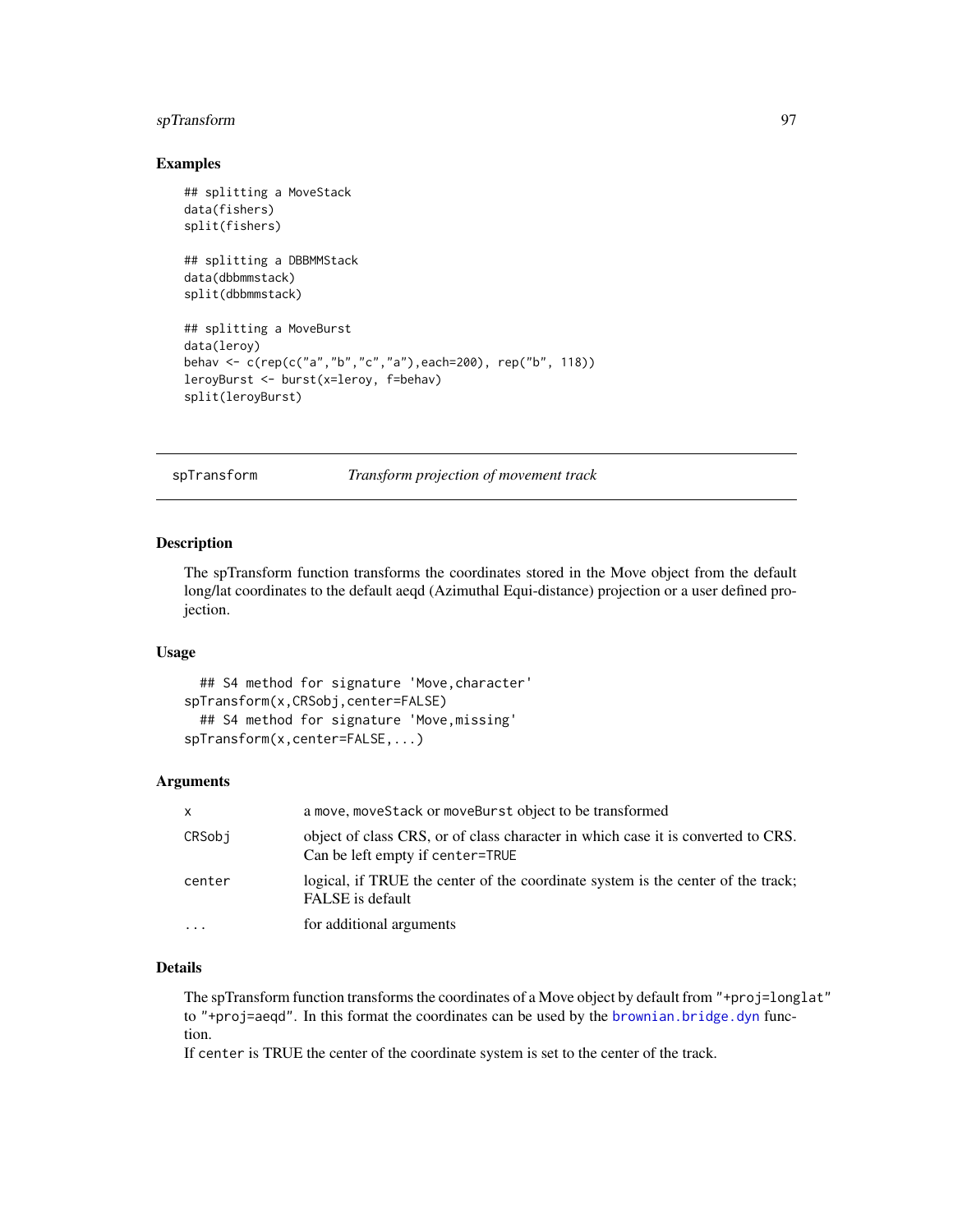### Examples

```
## splitting a MoveStack
data(fishers)
split(fishers)

## splitting a DBBMMStack
data(dbbmmstack)
split(dbbmmstack)

## splitting a MoveBurst
data(leroy)
behav <- c(rep(c("a","b","c","a"),each=200), rep("b", 118))
leroyBurst <- burst(x=leroy, f=behav)
split(leroyBurst)
```

---

## spTransform — *Transform projection of movement track*

### Description

The spTransform function transforms the coordinates stored in the Move object from the default long/lat coordinates to the default aeqd (Azimuthal Equi-distance) projection or a user defined projection.

### Usage

```
  ## S4 method for signature 'Move,character'
spTransform(x,CRSobj,center=FALSE)
  ## S4 method for signature 'Move,missing'
spTransform(x,center=FALSE,...)
```

### Arguments

| | |
|---|---|
| `x` | a `move`, `moveStack` or `moveBurst` object to be transformed |
| `CRSobj` | object of class CRS, or of class character in which case it is converted to CRS. Can be left empty if `center=TRUE` |
| `center` | logical, if TRUE the center of the coordinate system is the center of the track; FALSE is default |
| `...` | for additional arguments |

### Details

The spTransform function transforms the coordinates of a Move object by default from `"+proj=longlat"` to `"+proj=aeqd"`. In this format the coordinates can be used by the `brownian.bridge.dyn` function.
If `center` is TRUE the center of the coordinate system is set to the center of the track.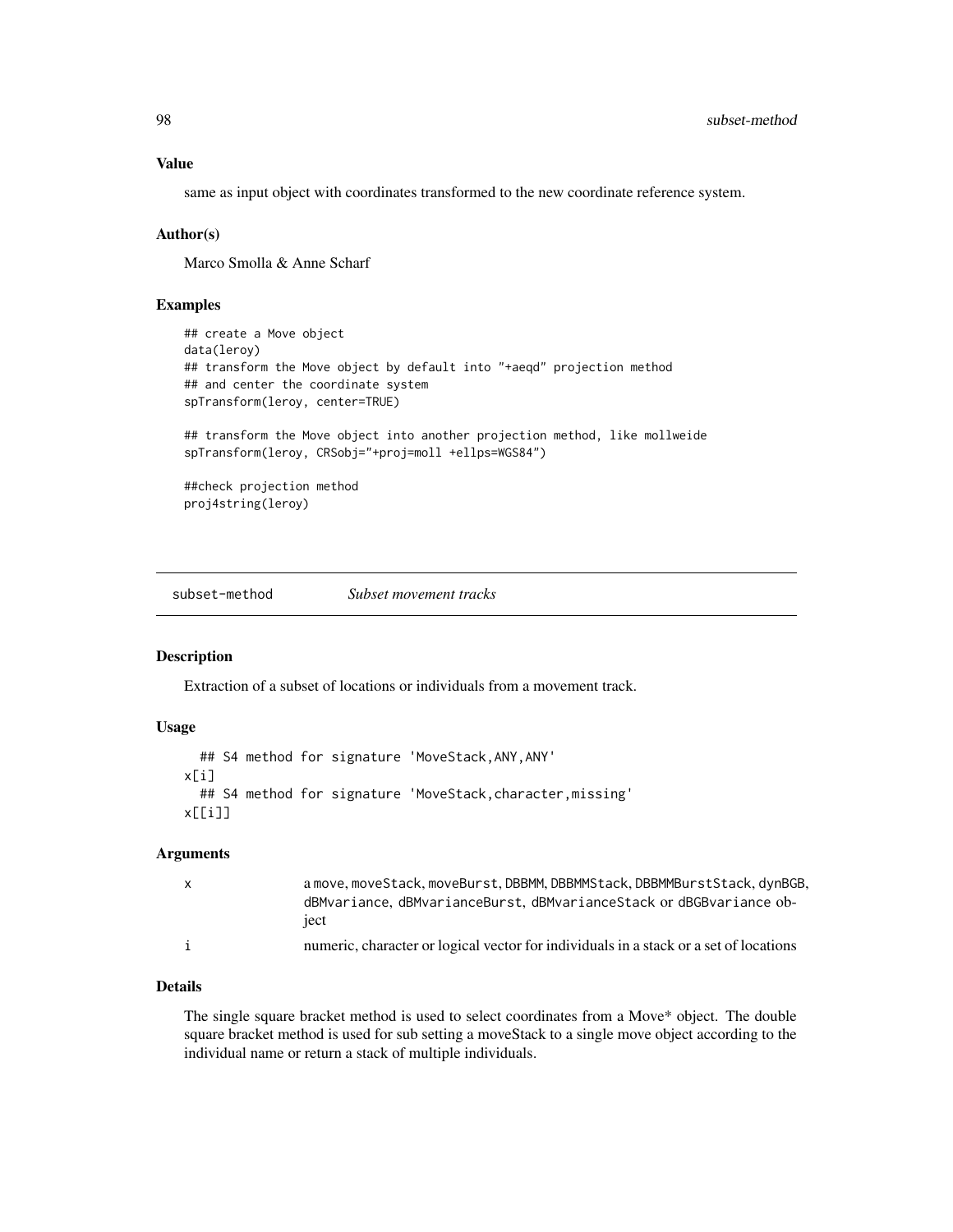### Value

same as input object with coordinates transformed to the new coordinate reference system.

### Author(s)

Marco Smolla & Anne Scharf

### Examples

```
## create a Move object
data(leroy)
## transform the Move object by default into "+aeqd" projection method
## and center the coordinate system
spTransform(leroy, center=TRUE)

## transform the Move object into another projection method, like mollweide
spTransform(leroy, CRSobj="+proj=moll +ellps=WGS84")

##check projection method
proj4string(leroy)
```

---

## subset-method *Subset movement tracks*

### Description

Extraction of a subset of locations or individuals from a movement track.

### Usage

```
  ## S4 method for signature 'MoveStack,ANY,ANY'
x[i]
  ## S4 method for signature 'MoveStack,character,missing'
x[[i]]
```

### Arguments

| | |
|---|---|
| x | a move, moveStack, moveBurst, DBBMM, DBBMMStack, DBBMMBurstStack, dynBGB, dBMvariance, dBMvarianceBurst, dBMvarianceStack or dBGBvariance object |
| i | numeric, character or logical vector for individuals in a stack or a set of locations |

### Details

The single square bracket method is used to select coordinates from a Move* object. The double square bracket method is used for sub setting a moveStack to a single move object according to the individual name or return a stack of multiple individuals.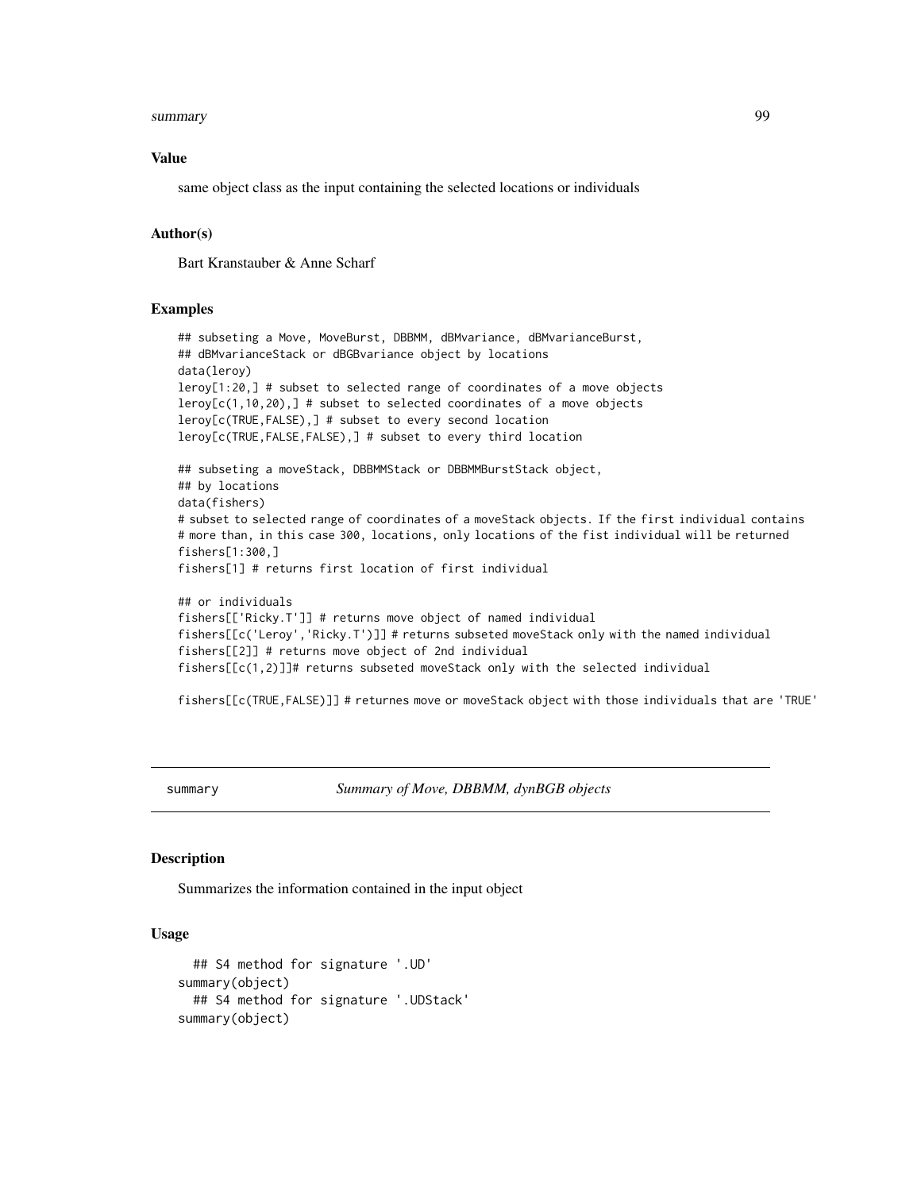### Value

same object class as the input containing the selected locations or individuals

### Author(s)

Bart Kranstauber & Anne Scharf

### Examples

```
## subseting a Move, MoveBurst, DBBMM, dBMvariance, dBMvarianceBurst,
## dBMvarianceStack or dBGBvariance object by locations
data(leroy)
leroy[1:20,] # subset to selected range of coordinates of a move objects
leroy[c(1,10,20),] # subset to selected coordinates of a move objects
leroy[c(TRUE,FALSE),] # subset to every second location
leroy[c(TRUE,FALSE,FALSE),] # subset to every third location

## subseting a moveStack, DBBMMStack or DBBMMBurstStack object,
## by locations
data(fishers)
# subset to selected range of coordinates of a moveStack objects. If the first individual contains
# more than, in this case 300, locations, only locations of the fist individual will be returned
fishers[1:300,]
fishers[1] # returns first location of first individual

## or individuals
fishers[['Ricky.T']] # returns move object of named individual
fishers[[c('Leroy','Ricky.T')]] # returns subseted moveStack only with the named individual
fishers[[2]] # returns move object of 2nd individual
fishers[[c(1,2)]]# returns subseted moveStack only with the selected individual

fishers[[c(TRUE,FALSE)]] # returnes move or moveStack object with those individuals that are 'TRUE'
```

---

## summary — *Summary of Move, DBBMM, dynBGB objects*

### Description

Summarizes the information contained in the input object

### Usage

```
  ## S4 method for signature '.UD'
summary(object)
  ## S4 method for signature '.UDStack'
summary(object)
```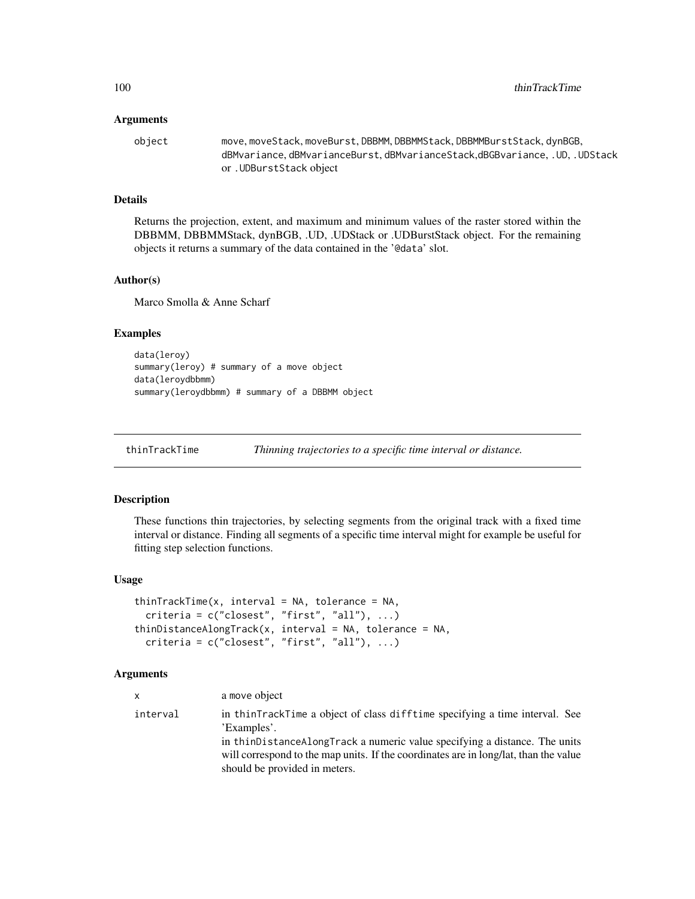### Arguments

| | |
|---|---|
| object | move, moveStack, moveBurst, DBBMM, DBBMMStack, DBBMMBurstStack, dynBGB, dBMvariance, dBMvarianceBurst, dBMvarianceStack,dBGBvariance, .UD, .UDStack or .UDBurstStack object |

### Details

Returns the projection, extent, and maximum and minimum values of the raster stored within the DBBMM, DBBMMStack, dynBGB, .UD, .UDStack or .UDBurstStack object. For the remaining objects it returns a summary of the data contained in the '@data' slot.

### Author(s)

Marco Smolla & Anne Scharf

### Examples

```
data(leroy)
summary(leroy) # summary of a move object
data(leroydbbmm)
summary(leroydbbmm) # summary of a DBBMM object
```

---

## thinTrackTime *Thinning trajectories to a specific time interval or distance.*

---

### Description

These functions thin trajectories, by selecting segments from the original track with a fixed time interval or distance. Finding all segments of a specific time interval might for example be useful for fitting step selection functions.

### Usage

```
thinTrackTime(x, interval = NA, tolerance = NA,
  criteria = c("closest", "first", "all"), ...)
thinDistanceAlongTrack(x, interval = NA, tolerance = NA,
  criteria = c("closest", "first", "all"), ...)
```

### Arguments

| | |
|---|---|
| x | a move object |
| interval | in thinTrackTime a object of class difftime specifying a time interval. See 'Examples'. <br> in thinDistanceAlongTrack a numeric value specifying a distance. The units will correspond to the map units. If the coordinates are in long/lat, than the value should be provided in meters. |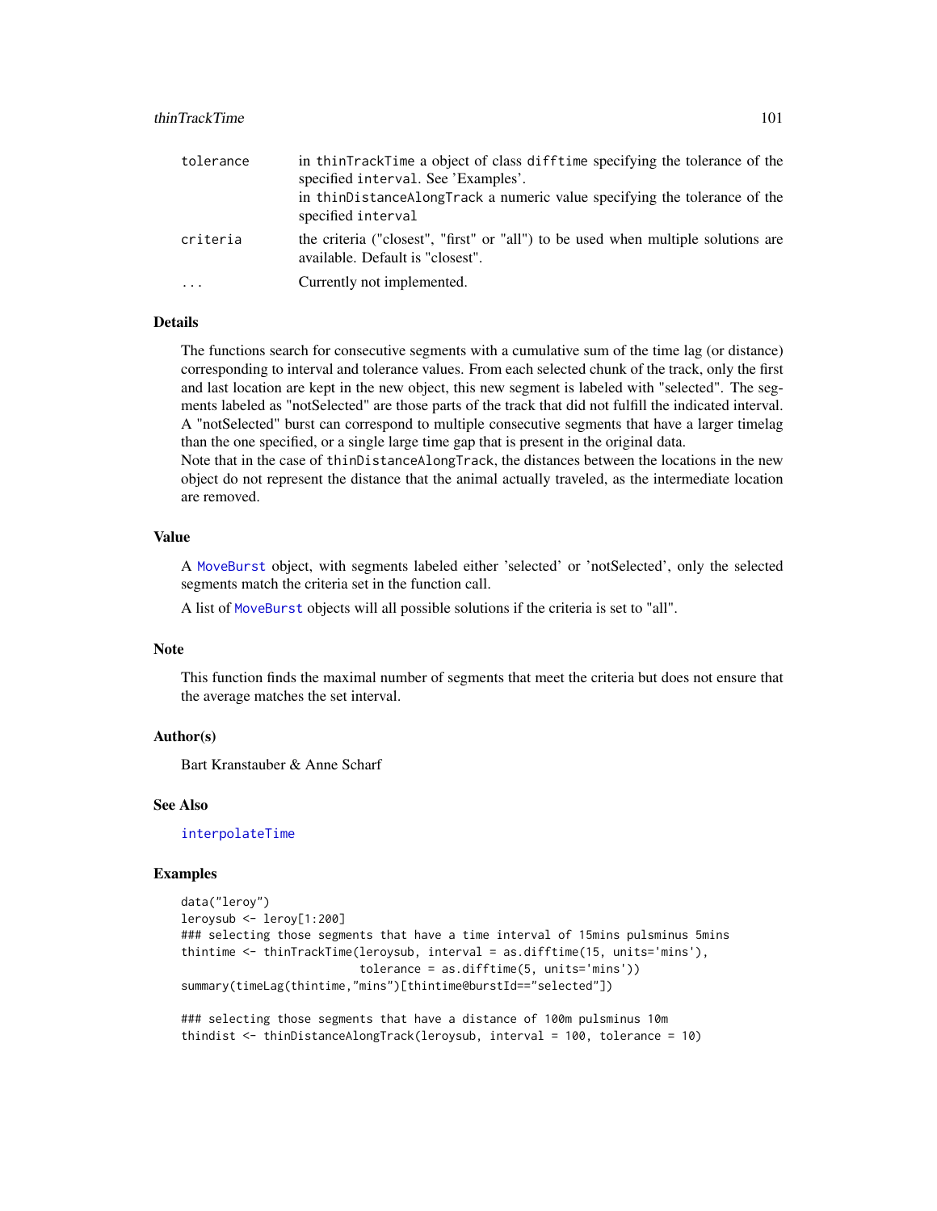| | |
|---|---|
| tolerance | in thinTrackTime a object of class difftime specifying the tolerance of the specified interval. See 'Examples'.<br>in thinDistanceAlongTrack a numeric value specifying the tolerance of the specified interval |
| criteria | the criteria ("closest", "first" or "all") to be used when multiple solutions are available. Default is "closest". |
| ... | Currently not implemented. |

### Details

The functions search for consecutive segments with a cumulative sum of the time lag (or distance) corresponding to interval and tolerance values. From each selected chunk of the track, only the first and last location are kept in the new object, this new segment is labeled with "selected". The segments labeled as "notSelected" are those parts of the track that did not fulfill the indicated interval. A "notSelected" burst can correspond to multiple consecutive segments that have a larger timelag than the one specified, or a single large time gap that is present in the original data.
Note that in the case of thinDistanceAlongTrack, the distances between the locations in the new object do not represent the distance that the animal actually traveled, as the intermediate location are removed.

### Value

A MoveBurst object, with segments labeled either 'selected' or 'notSelected', only the selected segments match the criteria set in the function call.

A list of MoveBurst objects will all possible solutions if the criteria is set to "all".

### Note

This function finds the maximal number of segments that meet the criteria but does not ensure that the average matches the set interval.

### Author(s)

Bart Kranstauber & Anne Scharf

### See Also

interpolateTime

### Examples

```
data("leroy")
leroysub <- leroy[1:200]
### selecting those segments that have a time interval of 15mins pulsminus 5mins
thintime <- thinTrackTime(leroysub, interval = as.difftime(15, units='mins'),
                          tolerance = as.difftime(5, units='mins'))
summary(timeLag(thintime,"mins")[thintime@burstId=="selected"])

### selecting those segments that have a distance of 100m pulsminus 10m
thindist <- thinDistanceAlongTrack(leroysub, interval = 100, tolerance = 10)
```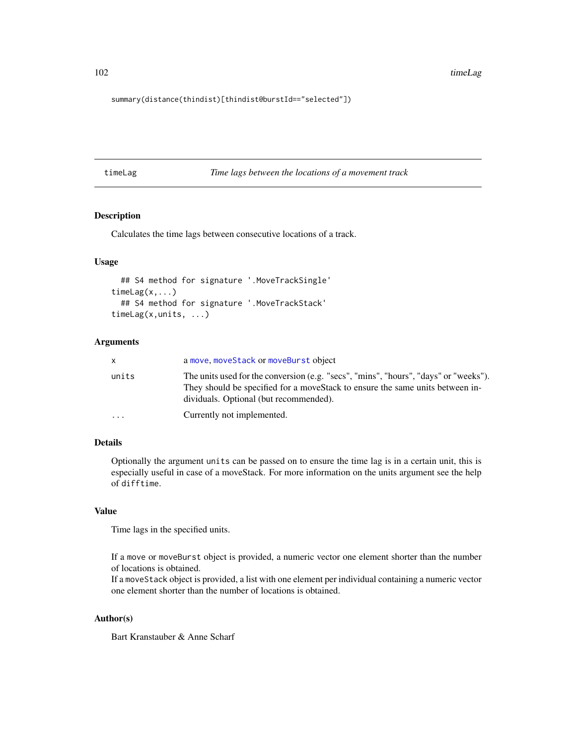```
summary(distance(thindist)[thindist@burstId=="selected"])
```

---

## timeLag — *Time lags between the locations of a movement track*

---

### Description

Calculates the time lags between consecutive locations of a track.

### Usage

```
  ## S4 method for signature '.MoveTrackSingle'
timeLag(x,...)
  ## S4 method for signature '.MoveTrackStack'
timeLag(x,units, ...)
```

### Arguments

| | |
|---|---|
| x | a move, moveStack or moveBurst object |
| units | The units used for the conversion (e.g. "secs", "mins", "hours", "days" or "weeks"). They should be specified for a moveStack to ensure the same units between individuals. Optional (but recommended). |
| ... | Currently not implemented. |

### Details

Optionally the argument `units` can be passed on to ensure the time lag is in a certain unit, this is especially useful in case of a moveStack. For more information on the units argument see the help of `difftime`.

### Value

Time lags in the specified units.

If a `move` or `moveBurst` object is provided, a numeric vector one element shorter than the number of locations is obtained.
If a `moveStack` object is provided, a list with one element per individual containing a numeric vector one element shorter than the number of locations is obtained.

### Author(s)

Bart Kranstauber & Anne Scharf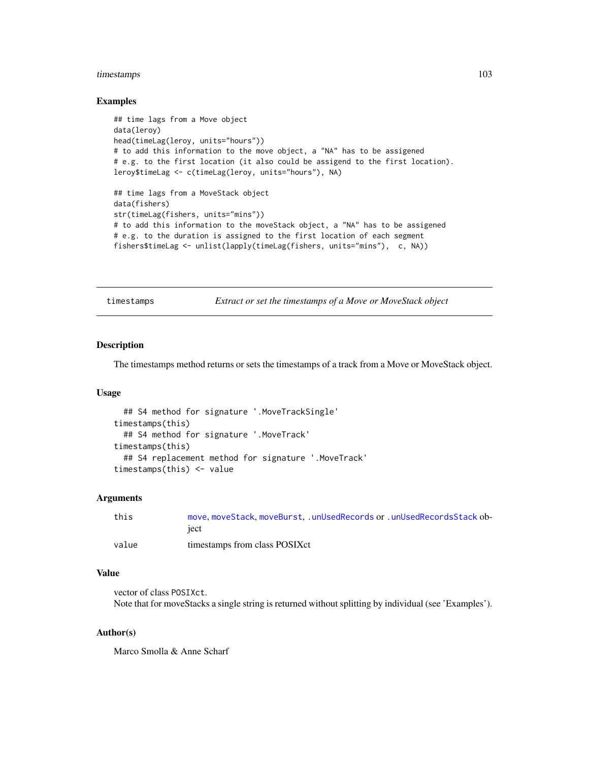## Examples

```
## time lags from a Move object
data(leroy)
head(timeLag(leroy, units="hours"))
# to add this information to the move object, a "NA" has to be assigened
# e.g. to the first location (it also could be assigend to the first location).
leroy$timeLag <- c(timeLag(leroy, units="hours"), NA)

## time lags from a MoveStack object
data(fishers)
str(timeLag(fishers, units="mins"))
# to add this information to the moveStack object, a "NA" has to be assigened
# e.g. to the duration is assigned to the first location of each segment
fishers$timeLag <- unlist(lapply(timeLag(fishers, units="mins"),  c, NA))
```

---

timestamps *Extract or set the timestamps of a Move or MoveStack object*

---

## Description

The timestamps method returns or sets the timestamps of a track from a Move or MoveStack object.

## Usage

```
  ## S4 method for signature '.MoveTrackSingle'
timestamps(this)
  ## S4 method for signature '.MoveTrack'
timestamps(this)
  ## S4 replacement method for signature '.MoveTrack'
timestamps(this) <- value
```

## Arguments

| | |
|---|---|
| this | move, moveStack, moveBurst, .unUsedRecords or .unUsedRecordsStack object |
| value | timestamps from class POSIXct |

## Value

vector of class POSIXct.
Note that for moveStacks a single string is returned without splitting by individual (see 'Examples').

## Author(s)

Marco Smolla & Anne Scharf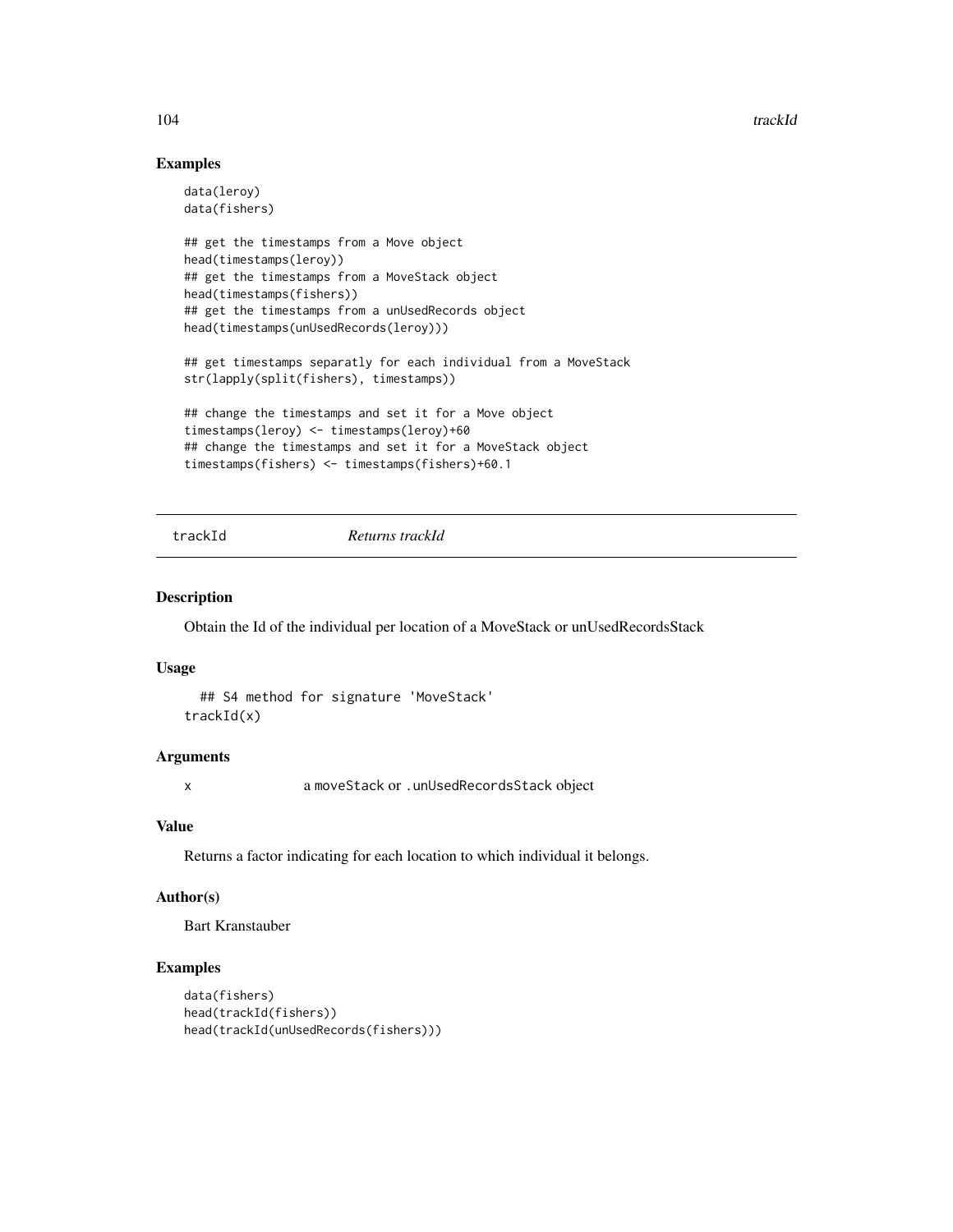## Examples

```
data(leroy)
data(fishers)

## get the timestamps from a Move object
head(timestamps(leroy))
## get the timestamps from a MoveStack object
head(timestamps(fishers))
## get the timestamps from a unUsedRecords object
head(timestamps(unUsedRecords(leroy)))

## get timestamps separatly for each individual from a MoveStack
str(lapply(split(fishers), timestamps))

## change the timestamps and set it for a Move object
timestamps(leroy) <- timestamps(leroy)+60
## change the timestamps and set it for a MoveStack object
timestamps(fishers) <- timestamps(fishers)+60.1
```

---

# trackId *Returns trackId*

---

## Description

Obtain the Id of the individual per location of a MoveStack or unUsedRecordsStack

## Usage

```
  ## S4 method for signature 'MoveStack'
trackId(x)
```

## Arguments

x a moveStack or .unUsedRecordsStack object

## Value

Returns a factor indicating for each location to which individual it belongs.

## Author(s)

Bart Kranstauber

## Examples

```
data(fishers)
head(trackId(fishers))
head(trackId(unUsedRecords(fishers)))
```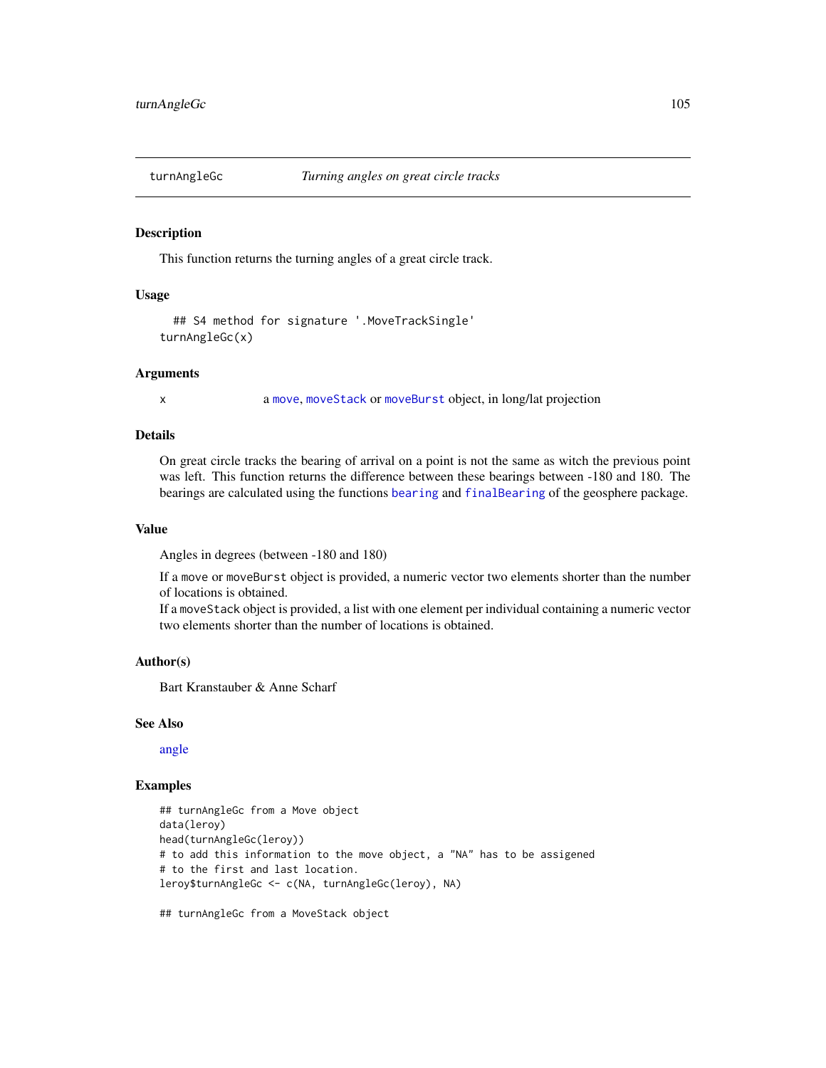turnAngleGc *Turning angles on great circle tracks*

---

### Description

This function returns the turning angles of a great circle track.

### Usage

```
  ## S4 method for signature '.MoveTrackSingle'
turnAngleGc(x)
```

### Arguments

x a move, moveStack or moveBurst object, in long/lat projection

### Details

On great circle tracks the bearing of arrival on a point is not the same as witch the previous point was left. This function returns the difference between these bearings between -180 and 180. The bearings are calculated using the functions bearing and finalBearing of the geosphere package.

### Value

Angles in degrees (between -180 and 180)

If a move or moveBurst object is provided, a numeric vector two elements shorter than the number of locations is obtained.
If a moveStack object is provided, a list with one element per individual containing a numeric vector two elements shorter than the number of locations is obtained.

### Author(s)

Bart Kranstauber & Anne Scharf

### See Also

angle

### Examples

```
## turnAngleGc from a Move object
data(leroy)
head(turnAngleGc(leroy))
# to add this information to the move object, a "NA" has to be assigened
# to the first and last location.
leroy$turnAngleGc <- c(NA, turnAngleGc(leroy), NA)

## turnAngleGc from a MoveStack object
```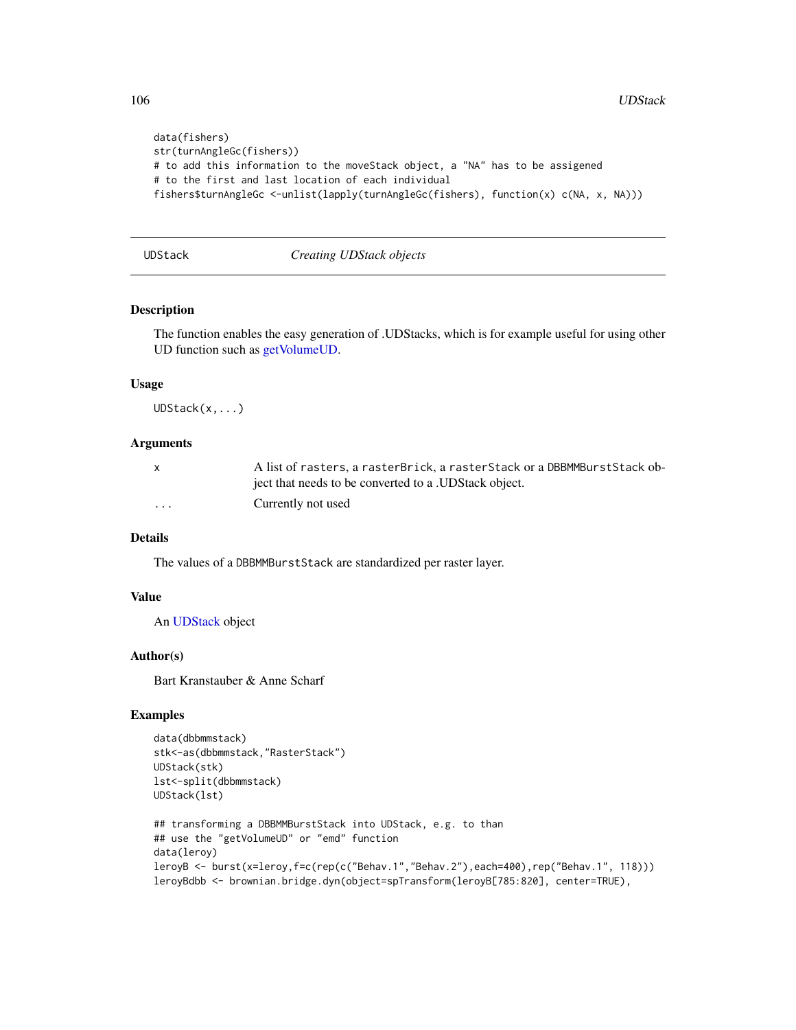```
data(fishers)
str(turnAngleGc(fishers))
# to add this information to the moveStack object, a "NA" has to be assigened
# to the first and last location of each individual
fishers$turnAngleGc <-unlist(lapply(turnAngleGc(fishers), function(x) c(NA, x, NA)))
```

---

UDStack — *Creating UDStack objects*

---

## Description

The function enables the easy generation of .UDStacks, which is for example useful for using other UD function such as getVolumeUD.

## Usage

```
UDStack(x,...)
```

## Arguments

| | |
|---|---|
| x | A list of rasters, a rasterBrick, a rasterStack or a DBBMMBurstStack object that needs to be converted to a .UDStack object. |
| ... | Currently not used |

## Details

The values of a DBBMMBurstStack are standardized per raster layer.

## Value

An UDStack object

## Author(s)

Bart Kranstauber & Anne Scharf

## Examples

```
data(dbbmmstack)
stk<-as(dbbmmstack,"RasterStack")
UDStack(stk)
lst<-split(dbbmmstack)
UDStack(lst)

## transforming a DBBMMBurstStack into UDStack, e.g. to than
## use the "getVolumeUD" or "emd" function
data(leroy)
leroyB <- burst(x=leroy,f=c(rep(c("Behav.1","Behav.2"),each=400),rep("Behav.1", 118)))
leroyBdbb <- brownian.bridge.dyn(object=spTransform(leroyB[785:820], center=TRUE),
```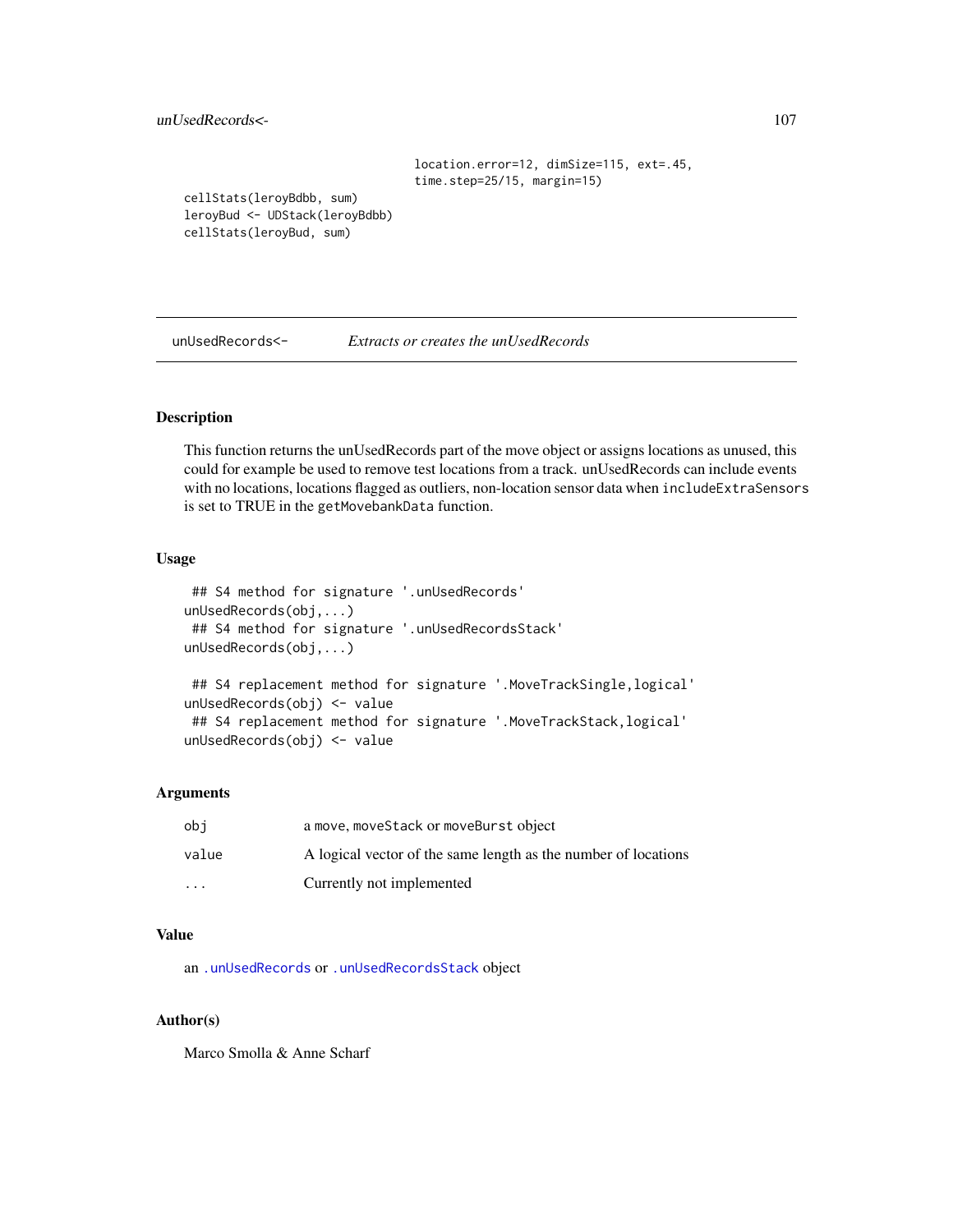```
                                    location.error=12, dimSize=115, ext=.45,
                                    time.step=25/15, margin=15)
cellStats(leroyBdbb, sum)
leroyBud <- UDStack(leroyBdbb)
cellStats(leroyBud, sum)
```

---

## unUsedRecords<- *Extracts or creates the unUsedRecords*

---

### Description

This function returns the unUsedRecords part of the move object or assigns locations as unused, this could for example be used to remove test locations from a track. unUsedRecords can include events with no locations, locations flagged as outliers, non-location sensor data when `includeExtraSensors` is set to TRUE in the `getMovebankData` function.

### Usage

```
 ## S4 method for signature '.unUsedRecords'
unUsedRecords(obj,...)
 ## S4 method for signature '.unUsedRecordsStack'
unUsedRecords(obj,...)

 ## S4 replacement method for signature '.MoveTrackSingle,logical'
unUsedRecords(obj) <- value
 ## S4 replacement method for signature '.MoveTrackStack,logical'
unUsedRecords(obj) <- value
```

### Arguments

| | |
|---|---|
| obj | a `move`, `moveStack` or `moveBurst` object |
| value | A logical vector of the same length as the number of locations |
| ... | Currently not implemented |

### Value

an `.unUsedRecords` or `.unUsedRecordsStack` object

### Author(s)

Marco Smolla & Anne Scharf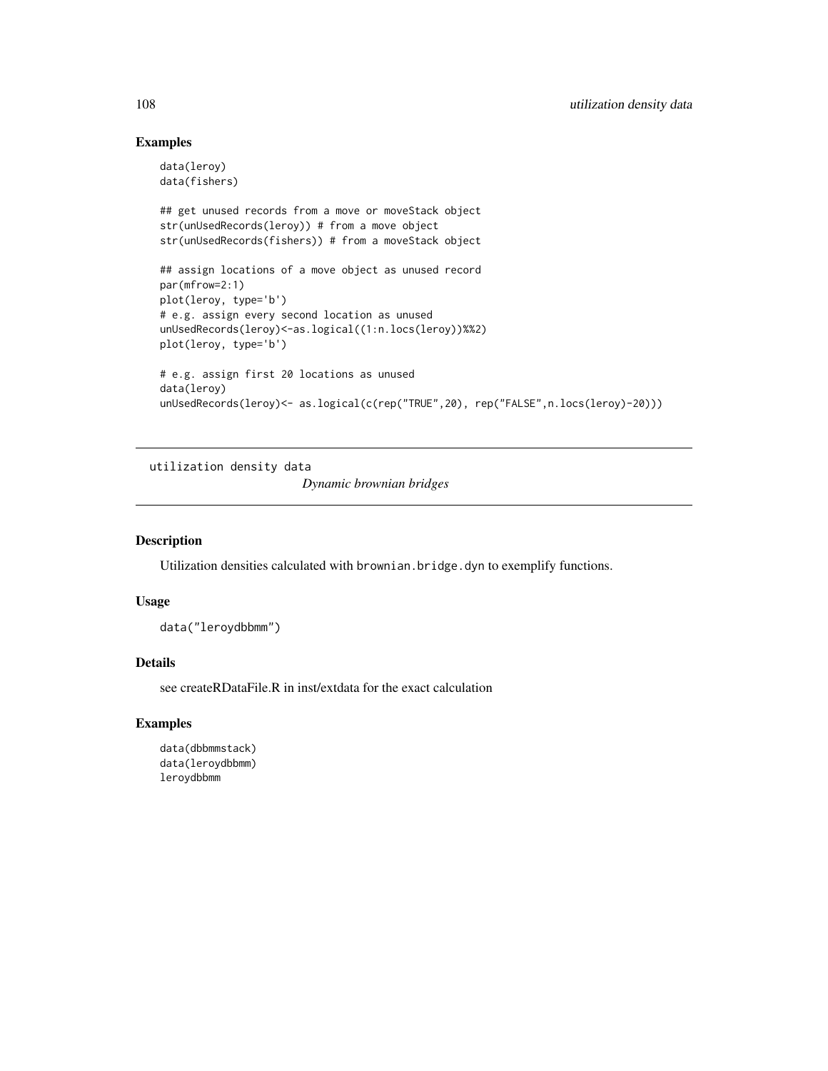## Examples

```
data(leroy)
data(fishers)

## get unused records from a move or moveStack object
str(unUsedRecords(leroy)) # from a move object
str(unUsedRecords(fishers)) # from a moveStack object

## assign locations of a move object as unused record
par(mfrow=2:1)
plot(leroy, type='b')
# e.g. assign every second location as unused
unUsedRecords(leroy)<-as.logical((1:n.locs(leroy))%%2)
plot(leroy, type='b')

# e.g. assign first 20 locations as unused
data(leroy)
unUsedRecords(leroy)<- as.logical(c(rep("TRUE",20), rep("FALSE",n.locs(leroy)-20)))
```

---

# utilization density data

*Dynamic brownian bridges*

---

## Description

Utilization densities calculated with `brownian.bridge.dyn` to exemplify functions.

## Usage

```
data("leroydbbmm")
```

## Details

see createRDataFile.R in inst/extdata for the exact calculation

## Examples

```
data(dbbmmstack)
data(leroydbbmm)
leroydbbmm
```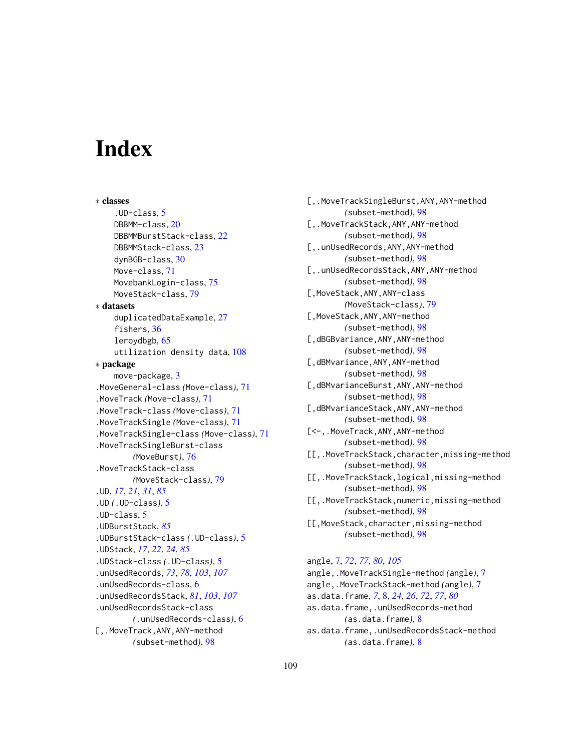# Index

* **classes**
  - .UD-class, 5
  - DBBMM-class, 20
  - DBBMMBurstStack-class, 22
  - DBBMMStack-class, 23
  - dynBGB-class, 30
  - Move-class, 71
  - MovebankLogin-class, 75
  - MoveStack-class, 79

* **datasets**
  - duplicatedDataExample, 27
  - fishers, 36
  - leroydbgb, 65
  - utilization density data, 108

* **package**
  - move-package, 3

.MoveGeneral-class *(Move-class)*, 71
.MoveTrack *(Move-class)*, 71
.MoveTrack-class *(Move-class)*, 71
.MoveTrackSingle *(Move-class)*, 71
.MoveTrackSingle-class *(Move-class)*, 71
.MoveTrackSingleBurst-class *(MoveBurst)*, 76
.MoveTrackStack-class *(MoveStack-class)*, 79
.UD, *17*, *21*, *31*, *85*
.UD *(.UD-class)*, 5
.UD-class, 5
.UDBurstStack, *85*
.UDBurstStack-class *(.UD-class)*, 5
.UDStack, *17*, *22*, *24*, *85*
.UDStack-class *(.UD-class)*, 5
.unUsedRecords, *73*, *78*, *103*, *107*
.unUsedRecords-class, 6
.unUsedRecordsStack, *81*, *103*, *107*
.unUsedRecordsStack-class *(.unUsedRecords-class)*, 6
[,.MoveTrack,ANY,ANY-method *(subset-method)*, 98
[,.MoveTrackSingleBurst,ANY,ANY-method *(subset-method)*, 98
[,.MoveTrackStack,ANY,ANY-method *(subset-method)*, 98
[,.unUsedRecords,ANY,ANY-method *(subset-method)*, 98
[,.unUsedRecordsStack,ANY,ANY-method *(subset-method)*, 98
[,MoveStack,ANY,ANY-class *(MoveStack-class)*, 79
[,MoveStack,ANY,ANY-method *(subset-method)*, 98
[,dBGBvariance,ANY,ANY-method *(subset-method)*, 98
[,dBMvariance,ANY,ANY-method *(subset-method)*, 98
[,dBMvarianceBurst,ANY,ANY-method *(subset-method)*, 98
[,dBMvarianceStack,ANY,ANY-method *(subset-method)*, 98
[<-,.MoveTrack,ANY,ANY-method *(subset-method)*, 98
[[,.MoveTrackStack,character,missing-method *(subset-method)*, 98
[[,.MoveTrackStack,logical,missing-method *(subset-method)*, 98
[[,.MoveTrackStack,numeric,missing-method *(subset-method)*, 98
[[,MoveStack,character,missing-method *(subset-method)*, 98

angle, *7*, *72*, *77*, *80*, *105*
angle,.MoveTrackSingle-method *(angle)*, 7
angle,.MoveTrackStack-method *(angle)*, 7
as.data.frame, *7*, *8*, *24*, *26*, *72*, *77*, *80*
as.data.frame,.unUsedRecords-method *(as.data.frame)*, 8
as.data.frame,.unUsedRecordsStack-method *(as.data.frame)*, 8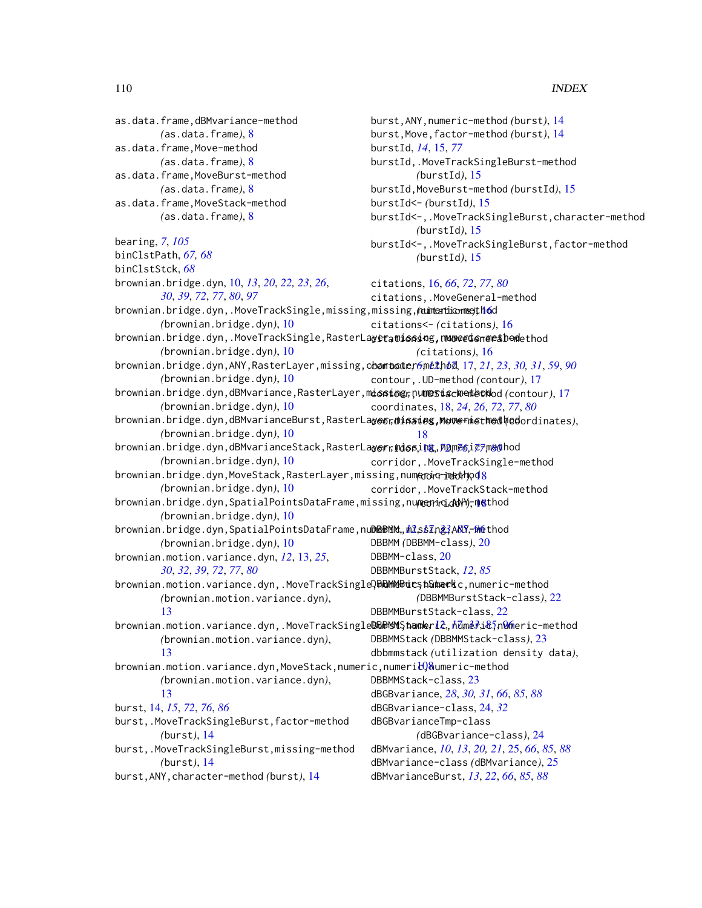as.data.frame,dBMvariance-method
(as.data.frame), 8
as.data.frame,Move-method
(as.data.frame), 8
as.data.frame,MoveBurst-method
(as.data.frame), 8
as.data.frame,MoveStack-method
(as.data.frame), 8

bearing, *7*, *105*
binClstPath, *67, 68*
binClstStck, *68*
brownian.bridge.dyn, 10, *13*, *20*, *22, 23*, *26*, *30*, *39*, *72*, *77*, *80*, *97*
brownian.bridge.dyn,.MoveTrackSingle,missing,missing,numeric-method
(brownian.bridge.dyn), 10
brownian.bridge.dyn,.MoveTrackSingle,RasterLayer,missing,numeric-method
(brownian.bridge.dyn), 10
brownian.bridge.dyn,ANY,RasterLayer,missing,character-method
(brownian.bridge.dyn), 10
brownian.bridge.dyn,dBMvariance,RasterLayer,missing,numeric-method
(brownian.bridge.dyn), 10
brownian.bridge.dyn,dBMvarianceBurst,RasterLayer,missing,numeric-method
(brownian.bridge.dyn), 10
brownian.bridge.dyn,dBMvarianceStack,RasterLayer,missing,numeric-method
(brownian.bridge.dyn), 10
brownian.bridge.dyn,MoveStack,RasterLayer,missing,numeric-method
(brownian.bridge.dyn), 10
brownian.bridge.dyn,SpatialPointsDataFrame,missing,numeric,ANY-method
(brownian.bridge.dyn), 10
brownian.bridge.dyn,SpatialPointsDataFrame,numeric,missing,ANY-method
(brownian.bridge.dyn), 10
brownian.motion.variance.dyn, *12*, 13, *25*, *30*, *32*, *39*, *72*, *77*, *80*
brownian.motion.variance.dyn,.MoveTrackSingle,numeric,numeric,numeric-method
(brownian.motion.variance.dyn), 13
brownian.motion.variance.dyn,.MoveTrackSingleBurst,numeric,numeric,numeric-method
(brownian.motion.variance.dyn), 13
brownian.motion.variance.dyn,MoveStack,numeric,numeric,numeric-method
(brownian.motion.variance.dyn), 13
burst, 14, *15*, *72*, *76*, *86*
burst,.MoveTrackSingleBurst,factor-method
(burst), 14
burst,.MoveTrackSingleBurst,missing-method
(burst), 14
burst,ANY,character-method (burst), 14
burst,ANY,numeric-method (burst), 14
burst,Move,factor-method (burst), 14
burstId, *14*, 15, *77*
burstId,.MoveTrackSingleBurst-method
(burstId), 15
burstId,MoveBurst-method (burstId), 15
burstId<- (burstId), 15
burstId<-,.MoveTrackSingleBurst,character-method
(burstId), 15
burstId<-,.MoveTrackSingleBurst,factor-method
(burstId), 15

citations, 16, *66*, *72*, *77*, *80*
citations,.MoveGeneral-method
(citations), 16
citations<- (citations), 16
citations<-,.MoveGeneral-method
(citations), 16
contour, *6*, *12*, 17, 17, *21*, *23*, *30, 31*, *59*, *90*
contour,.UD-method (contour), 17
contour,.UDStack-method (contour), 17
coordinates, 18, *24*, *26*, *72*, *77*, *80*
coordinates,Move-method (coordinates), 18
corridor, 18, *72*, *76, 77*, *80*
corridor,.MoveTrackSingle-method
(corridor), 18
corridor,.MoveTrackStack-method
(corridor), 18

DBBMM, *12*, *17*, *23*, *85*, *96*
DBBMM (DBBMM-class), 20
DBBMM-class, 20
DBBMMBurstStack, *12*, *85*
DBBMMBurstStack
(DBBMMBurstStack-class), 22
DBBMMBurstStack-class, 22
DBBMMStack, *12*, *17*, *33*, *85*, *96*
DBBMMStack (DBBMMStack-class), 23
dbbmmstack (utilization density data), 108
DBBMMStack-class, 23
dBGBvariance, *28*, *30, 31*, *66*, *85*, *88*
dBGBvariance-class, 24, *32*
dBGBvarianceTmp-class
(dBGBvariance-class), 24
dBMvariance, *10*, *13*, *20, 21*, 25, *66*, *85*, *88*
dBMvariance-class (dBMvariance), 25
dBMvarianceBurst, *13*, *22*, *66*, *85*, *88*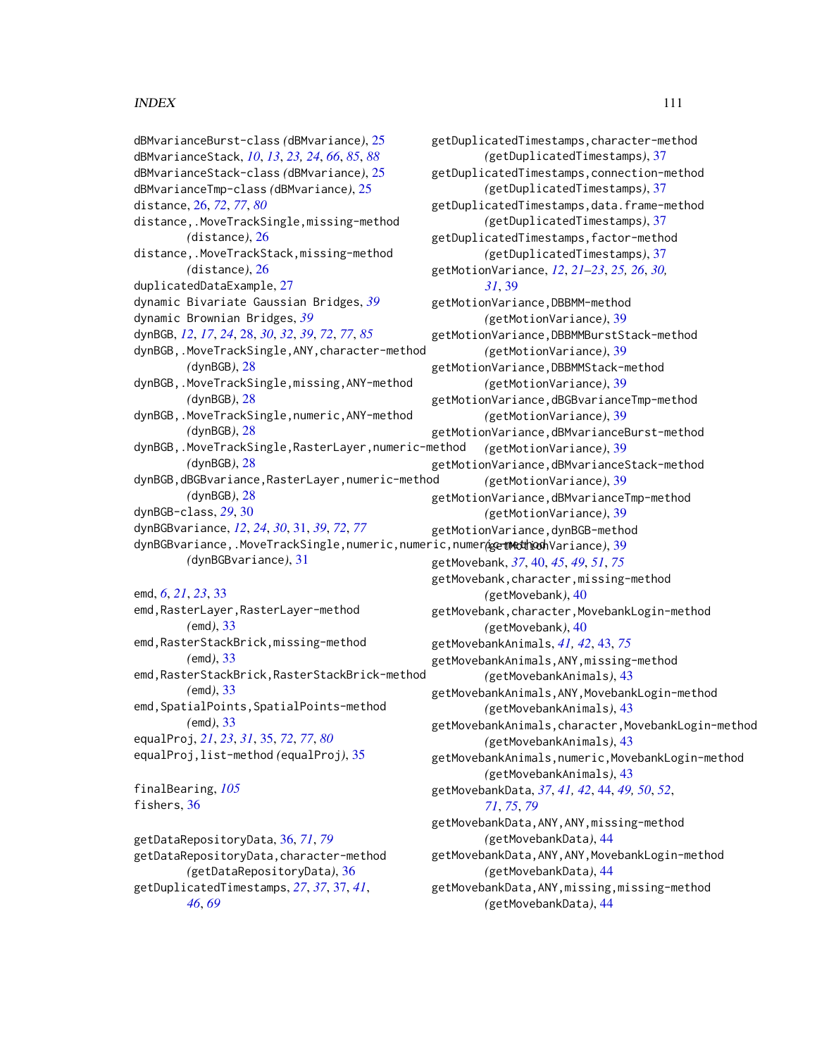dBMvarianceBurst-class *(*dBMvariance*)*, 25
dBMvarianceStack, *10*, *13*, *23, 24*, *66*, *85*, *88*
dBMvarianceStack-class *(*dBMvariance*)*, 25
dBMvarianceTmp-class *(*dBMvariance*)*, 25
distance, 26, *72*, *77*, *80*
distance,.MoveTrackSingle,missing-method *(*distance*)*, 26
distance,.MoveTrackStack,missing-method *(*distance*)*, 26
duplicatedDataExample, 27
dynamic Bivariate Gaussian Bridges, *39*
dynamic Brownian Bridges, *39*
dynBGB, *12*, *17*, *24*, 28, *30*, *32*, *39*, *72*, *77*, *85*
dynBGB,.MoveTrackSingle,ANY,character-method *(*dynBGB*)*, 28
dynBGB,.MoveTrackSingle,missing,ANY-method *(*dynBGB*)*, 28
dynBGB,.MoveTrackSingle,numeric,ANY-method *(*dynBGB*)*, 28
dynBGB,.MoveTrackSingle,RasterLayer,numeric-method *(*dynBGB*)*, 28
dynBGB,dBGBvariance,RasterLayer,numeric-method *(*dynBGB*)*, 28
dynBGB-class, *29*, 30
dynBGBvariance, *12*, *24*, *30*, 31, *39*, *72*, *77*
dynBGBvariance,.MoveTrackSingle,numeric,numeric,numeric-method *(*dynBGBvariance*)*, 31

emd, *6*, *21*, *23*, 33
emd,RasterLayer,RasterLayer-method *(*emd*)*, 33
emd,RasterStackBrick,missing-method *(*emd*)*, 33
emd,RasterStackBrick,RasterStackBrick-method *(*emd*)*, 33
emd,SpatialPoints,SpatialPoints-method *(*emd*)*, 33
equalProj, *21*, *23*, *31*, 35, *72*, *77*, *80*
equalProj,list-method *(*equalProj*)*, 35

finalBearing, *105*
fishers, 36

getDataRepositoryData, 36, *71*, *79*
getDataRepositoryData,character-method *(*getDataRepositoryData*)*, 36
getDuplicatedTimestamps, *27*, *37*, 37, *41*, *46*, *69*
getDuplicatedTimestamps,character-method *(*getDuplicatedTimestamps*)*, 37
getDuplicatedTimestamps,connection-method *(*getDuplicatedTimestamps*)*, 37
getDuplicatedTimestamps,data.frame-method *(*getDuplicatedTimestamps*)*, 37
getDuplicatedTimestamps,factor-method *(*getDuplicatedTimestamps*)*, 37
getMotionVariance, *12*, *21–23*, *25, 26*, *30, 31*, 39
getMotionVariance,DBBMM-method *(*getMotionVariance*)*, 39
getMotionVariance,DBBMMBurstStack-method *(*getMotionVariance*)*, 39
getMotionVariance,DBBMMStack-method *(*getMotionVariance*)*, 39
getMotionVariance,dBGBvarianceTmp-method *(*getMotionVariance*)*, 39
getMotionVariance,dBMvarianceBurst-method *(*getMotionVariance*)*, 39
getMotionVariance,dBMvarianceStack-method *(*getMotionVariance*)*, 39
getMotionVariance,dBMvarianceTmp-method *(*getMotionVariance*)*, 39
getMotionVariance,dynBGB-method *(*getMotionVariance*)*, 39
getMovebank, *37*, 40, *45*, *49*, *51*, *75*
getMovebank,character,missing-method *(*getMovebank*)*, 40
getMovebank,character,MovebankLogin-method *(*getMovebank*)*, 40
getMovebankAnimals, *41, 42*, 43, *75*
getMovebankAnimals,ANY,missing-method *(*getMovebankAnimals*)*, 43
getMovebankAnimals,ANY,MovebankLogin-method *(*getMovebankAnimals*)*, 43
getMovebankAnimals,character,MovebankLogin-method *(*getMovebankAnimals*)*, 43
getMovebankAnimals,numeric,MovebankLogin-method *(*getMovebankAnimals*)*, 43
getMovebankData, *37*, *41, 42*, 44, *49, 50*, *52*, *71*, *75*, *79*
getMovebankData,ANY,ANY,missing-method *(*getMovebankData*)*, 44
getMovebankData,ANY,ANY,MovebankLogin-method *(*getMovebankData*)*, 44
getMovebankData,ANY,missing,missing-method *(*getMovebankData*)*, 44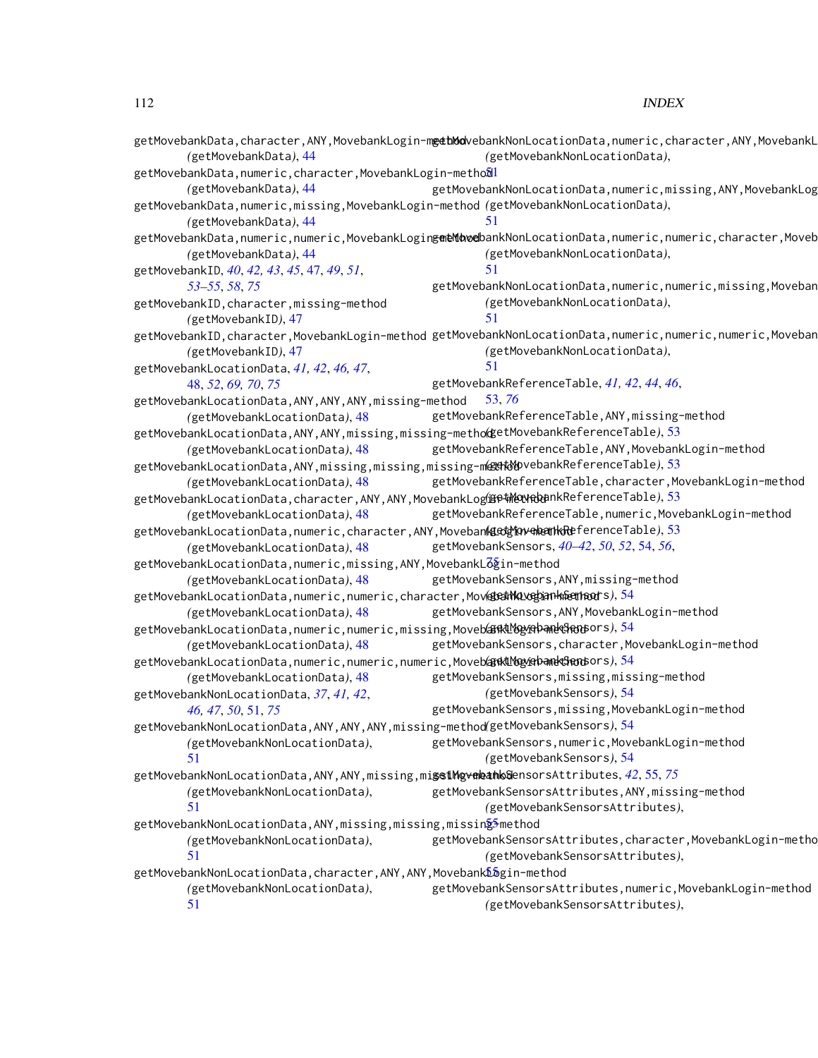getMovebankData,character,ANY,MovebankLogin-method (getMovebankData), 44
getMovebankData,numeric,character,MovebankLogin-method (getMovebankData), 44
getMovebankData,numeric,missing,MovebankLogin-method (getMovebankData), 44
getMovebankData,numeric,numeric,MovebankLogin-method (getMovebankData), 44
getMovebankID, *40*, *42*, *43*, *45*, 47, *49*, *51*, *53–55*, *58*, *75*
getMovebankID,character,missing-method (getMovebankID), 47
getMovebankID,character,MovebankLogin-method (getMovebankID), 47
getMovebankLocationData, *41*, *42*, *46*, *47*, 48, *52*, *69*, *70*, *75*
getMovebankLocationData,ANY,ANY,ANY,missing-method (getMovebankLocationData), 48
getMovebankLocationData,ANY,ANY,missing,missing-method (getMovebankLocationData), 48
getMovebankLocationData,ANY,missing,missing,missing-method (getMovebankLocationData), 48
getMovebankLocationData,character,ANY,ANY,MovebankLogin-method (getMovebankLocationData), 48
getMovebankLocationData,numeric,character,ANY,MovebankLogin-method (getMovebankLocationData), 48
getMovebankLocationData,numeric,missing,ANY,MovebankLogin-method (getMovebankLocationData), 48
getMovebankLocationData,numeric,numeric,character,MovebankLogin-method (getMovebankLocationData), 48
getMovebankLocationData,numeric,numeric,missing,MovebankLogin-method (getMovebankLocationData), 48
getMovebankLocationData,numeric,numeric,numeric,MovebankLogin-method (getMovebankLocationData), 48
getMovebankNonLocationData, *37*, *41*, *42*, *46*, *47*, *50*, 51, *75*
getMovebankNonLocationData,ANY,ANY,ANY,missing-method (getMovebankNonLocationData), 51
getMovebankNonLocationData,ANY,ANY,missing,missing-method (getMovebankNonLocationData), 51
getMovebankNonLocationData,ANY,missing,missing,missing-method (getMovebankNonLocationData), 51
getMovebankNonLocationData,character,ANY,ANY,MovebankLogin-method (getMovebankNonLocationData), 51
getMovebankNonLocationData,numeric,character,ANY,MovebankLogin-method (getMovebankNonLocationData), 51
getMovebankNonLocationData,numeric,missing,ANY,MovebankLogin-method (getMovebankNonLocationData), 51
getMovebankNonLocationData,numeric,numeric,character,MovebankLogin-method (getMovebankNonLocationData), 51
getMovebankNonLocationData,numeric,numeric,missing,MovebankLogin-method (getMovebankNonLocationData), 51
getMovebankNonLocationData,numeric,numeric,numeric,MovebankLogin-method (getMovebankNonLocationData), 51
getMovebankReferenceTable, *41*, *42*, *44*, *46*, 53, *76*
getMovebankReferenceTable,ANY,missing-method (getMovebankReferenceTable), 53
getMovebankReferenceTable,ANY,MovebankLogin-method (getMovebankReferenceTable), 53
getMovebankReferenceTable,character,MovebankLogin-method (getMovebankReferenceTable), 53
getMovebankReferenceTable,numeric,MovebankLogin-method (getMovebankReferenceTable), 53
getMovebankSensors, *40–42*, *50*, *52*, 54, *56*, *75*
getMovebankSensors,ANY,missing-method (getMovebankSensors), 54
getMovebankSensors,ANY,MovebankLogin-method (getMovebankSensors), 54
getMovebankSensors,character,MovebankLogin-method (getMovebankSensors), 54
getMovebankSensors,missing,missing-method (getMovebankSensors), 54
getMovebankSensors,missing,MovebankLogin-method (getMovebankSensors), 54
getMovebankSensors,numeric,MovebankLogin-method (getMovebankSensors), 54
getMovebankSensorsAttributes, *42*, 55, *75*
getMovebankSensorsAttributes,ANY,missing-method (getMovebankSensorsAttributes), 55
getMovebankSensorsAttributes,character,MovebankLogin-method (getMovebankSensorsAttributes), 55
getMovebankSensorsAttributes,numeric,MovebankLogin-method (getMovebankSensorsAttributes),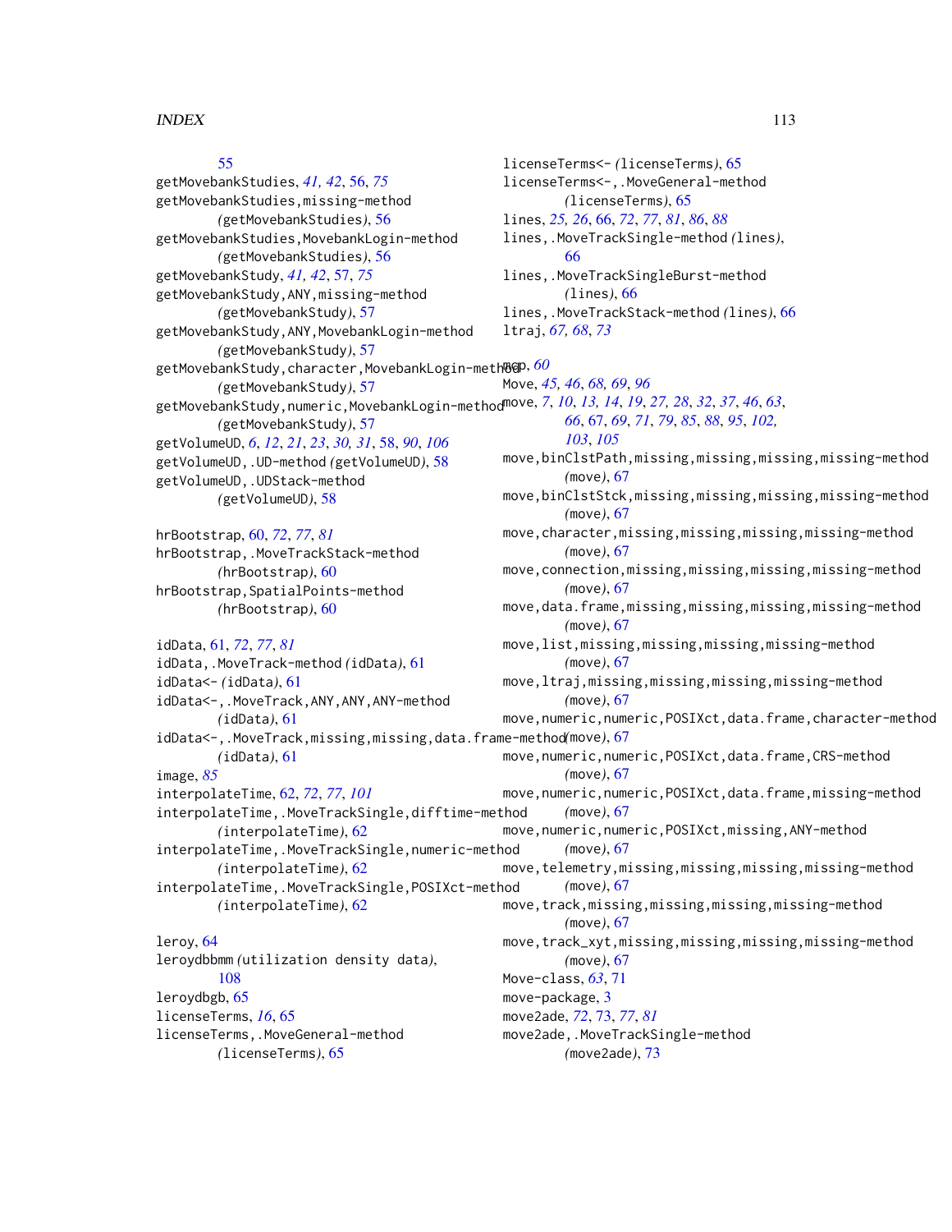55
getMovebankStudies, *41, 42*, 56, *75*
getMovebankStudies,missing-method
  *(*getMovebankStudies*)*, 56
getMovebankStudies,MovebankLogin-method
  *(*getMovebankStudies*)*, 56
getMovebankStudy, *41, 42*, 57, *75*
getMovebankStudy,ANY,missing-method
  *(*getMovebankStudy*)*, 57
getMovebankStudy,ANY,MovebankLogin-method
  *(*getMovebankStudy*)*, 57
getMovebankStudy,character,MovebankLogin-method
  *(*getMovebankStudy*)*, 57
getMovebankStudy,numeric,MovebankLogin-method
  *(*getMovebankStudy*)*, 57
getVolumeUD, *6*, *12*, *21*, *23*, *30, 31*, 58, *90*, *106*
getVolumeUD,.UD-method *(*getVolumeUD*)*, 58
getVolumeUD,.UDStack-method
  *(*getVolumeUD*)*, 58

hrBootstrap, 60, *72*, *77*, *81*
hrBootstrap,.MoveTrackStack-method
  *(*hrBootstrap*)*, 60
hrBootstrap,SpatialPoints-method
  *(*hrBootstrap*)*, 60

idData, 61, *72*, *77*, *81*
idData,.MoveTrack-method *(*idData*)*, 61
idData<- *(*idData*)*, 61
idData<-,.MoveTrack,ANY,ANY,ANY-method
  *(*idData*)*, 61
idData<-,.MoveTrack,missing,missing,data.frame-method
  *(*idData*)*, 61
image, *85*
interpolateTime, 62, *72*, *77*, *101*
interpolateTime,.MoveTrackSingle,difftime-method
  *(*interpolateTime*)*, 62
interpolateTime,.MoveTrackSingle,numeric-method
  *(*interpolateTime*)*, 62
interpolateTime,.MoveTrackSingle,POSIXct-method
  *(*interpolateTime*)*, 62

leroy, 64
leroydbbmm *(*utilization density data*)*,
  108
leroydbgb, 65
licenseTerms, *16*, 65
licenseTerms,.MoveGeneral-method
  *(*licenseTerms*)*, 65
licenseTerms<- *(*licenseTerms*)*, 65
licenseTerms<-,.MoveGeneral-method
  *(*licenseTerms*)*, 65
lines, *25, 26*, 66, *72*, *77*, *81*, *86*, *88*
lines,.MoveTrackSingle-method *(*lines*)*,
  66
lines,.MoveTrackSingleBurst-method
  *(*lines*)*, 66
lines,.MoveTrackStack-method *(*lines*)*, 66
ltraj, *67, 68*, *73*

mcp, *60*
Move, *45, 46*, *68, 69*, *96*
move, *7*, *10*, *13, 14*, *19*, *27, 28*, *32*, *37*, *46*, *63*,
  *66*, 67, *69*, *71*, *79*, *85*, *88*, *95*, *102*,
  *103*, *105*
move,binClstPath,missing,missing,missing,missing-method
  *(*move*)*, 67
move,binClstStck,missing,missing,missing,missing-method
  *(*move*)*, 67
move,character,missing,missing,missing,missing-method
  *(*move*)*, 67
move,connection,missing,missing,missing,missing-method
  *(*move*)*, 67
move,data.frame,missing,missing,missing,missing-method
  *(*move*)*, 67
move,list,missing,missing,missing,missing-method
  *(*move*)*, 67
move,ltraj,missing,missing,missing,missing-method
  *(*move*)*, 67
move,numeric,numeric,POSIXct,data.frame,character-method
  *(*move*)*, 67
move,numeric,numeric,POSIXct,data.frame,CRS-method
  *(*move*)*, 67
move,numeric,numeric,POSIXct,data.frame,missing-method
  *(*move*)*, 67
move,numeric,numeric,POSIXct,missing,ANY-method
  *(*move*)*, 67
move,telemetry,missing,missing,missing,missing-method
  *(*move*)*, 67
move,track,missing,missing,missing,missing-method
  *(*move*)*, 67
move,track_xyt,missing,missing,missing,missing-method
  *(*move*)*, 67
Move-class, *63*, 71
move-package, 3
move2ade, *72*, 73, *77*, *81*
move2ade,.MoveTrackSingle-method
  *(*move2ade*)*, 73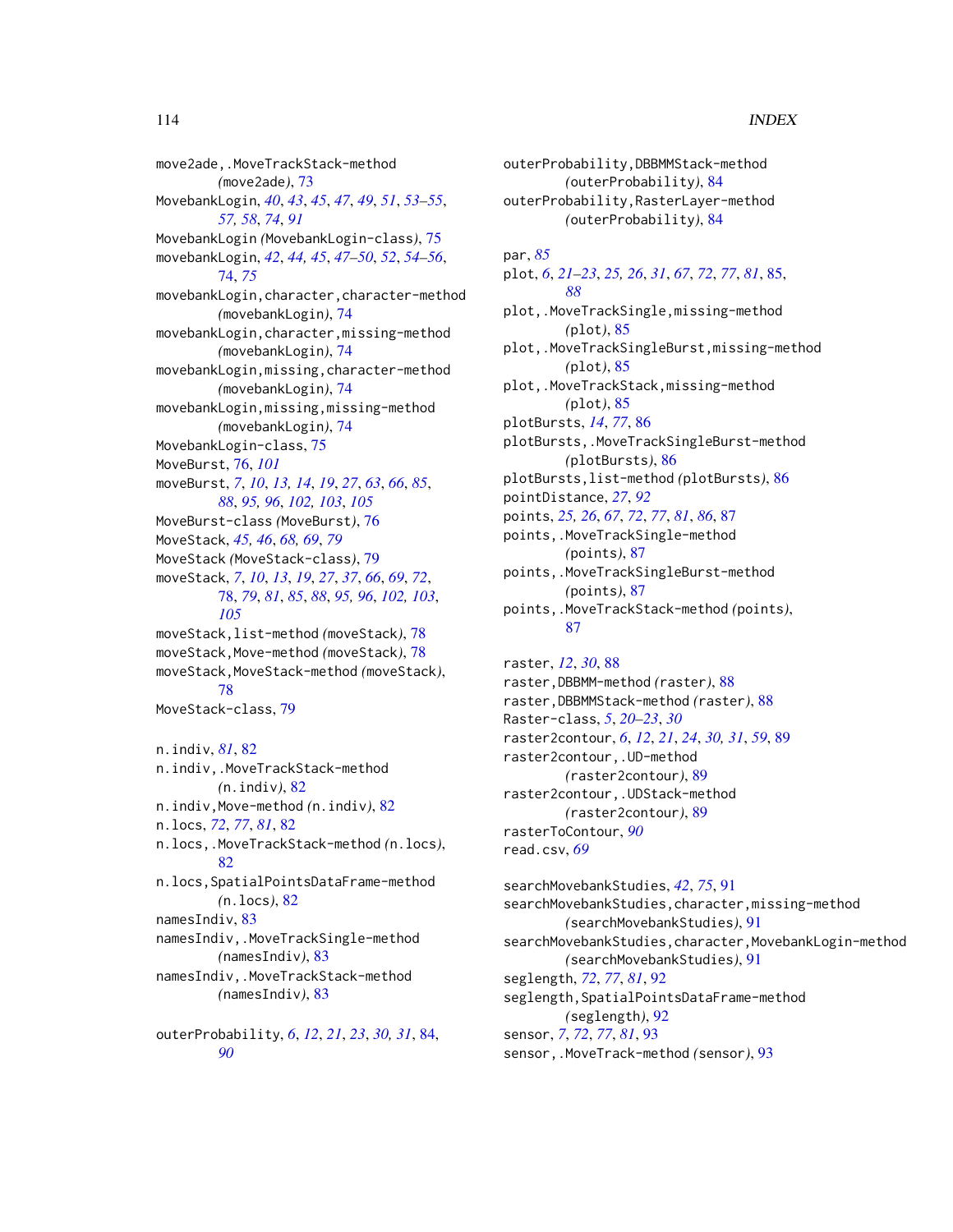move2ade,.MoveTrackStack-method
*(move2ade)*, 73
MovebankLogin, *40*, *43*, *45*, *47*, *49*, *51*, *53–55*, *57, 58*, *74*, *91*
MovebankLogin *(MovebankLogin-class)*, 75
movebankLogin, *42*, *44, 45*, *47–50*, *52*, *54–56*, 74, *75*
movebankLogin,character,character-method
*(movebankLogin)*, 74
movebankLogin,character,missing-method
*(movebankLogin)*, 74
movebankLogin,missing,character-method
*(movebankLogin)*, 74
movebankLogin,missing,missing-method
*(movebankLogin)*, 74
MovebankLogin-class, 75
MoveBurst, 76, *101*
moveBurst, *7*, *10*, *13, 14*, *19*, *27*, *63*, *66*, *85*, *88*, *95, 96*, *102, 103*, *105*
MoveBurst-class *(MoveBurst)*, 76
MoveStack, *45, 46*, *68, 69*, *79*
MoveStack *(MoveStack-class)*, 79
moveStack, *7*, *10*, *13*, *19*, *27*, *37*, *66*, *69*, *72*, 78, *79*, *81*, *85*, *88*, *95, 96*, *102, 103*, *105*
moveStack,list-method *(moveStack)*, 78
moveStack,Move-method *(moveStack)*, 78
moveStack,MoveStack-method *(moveStack)*, 78
MoveStack-class, 79

n.indiv, *81*, 82
n.indiv,.MoveTrackStack-method
*(n.indiv)*, 82
n.indiv,Move-method *(n.indiv)*, 82
n.locs, *72*, *77*, *81*, 82
n.locs,.MoveTrackStack-method *(n.locs)*, 82
n.locs,SpatialPointsDataFrame-method
*(n.locs)*, 82
namesIndiv, 83
namesIndiv,.MoveTrackSingle-method
*(namesIndiv)*, 83
namesIndiv,.MoveTrackStack-method
*(namesIndiv)*, 83

outerProbability, *6*, *12*, *21*, *23*, *30, 31*, 84, *90*
outerProbability,DBBMMStack-method
*(outerProbability)*, 84
outerProbability,RasterLayer-method
*(outerProbability)*, 84

par, *85*
plot, *6*, *21–23*, *25, 26*, *31*, *67*, *72*, *77*, *81*, 85, *88*
plot,.MoveTrackSingle,missing-method
*(plot)*, 85
plot,.MoveTrackSingleBurst,missing-method
*(plot)*, 85
plot,.MoveTrackStack,missing-method
*(plot)*, 85
plotBursts, *14*, *77*, 86
plotBursts,.MoveTrackSingleBurst-method
*(plotBursts)*, 86
plotBursts,list-method *(plotBursts)*, 86
pointDistance, *27*, *92*
points, *25, 26*, *67*, *72*, *77*, *81*, *86*, 87
points,.MoveTrackSingle-method
*(points)*, 87
points,.MoveTrackSingleBurst-method
*(points)*, 87
points,.MoveTrackStack-method *(points)*, 87

raster, *12*, *30*, 88
raster,DBBMM-method *(raster)*, 88
raster,DBBMMStack-method *(raster)*, 88
Raster-class, *5*, *20–23*, *30*
raster2contour, *6*, *12*, *21*, *24*, *30, 31*, *59*, 89
raster2contour,.UD-method
*(raster2contour)*, 89
raster2contour,.UDStack-method
*(raster2contour)*, 89
rasterToContour, *90*
read.csv, *69*

searchMovebankStudies, *42*, *75*, 91
searchMovebankStudies,character,missing-method
*(searchMovebankStudies)*, 91
searchMovebankStudies,character,MovebankLogin-method
*(searchMovebankStudies)*, 91
seglength, *72*, *77*, *81*, 92
seglength,SpatialPointsDataFrame-method
*(seglength)*, 92
sensor, *7*, *72*, *77*, *81*, 93
sensor,.MoveTrack-method *(sensor)*, 93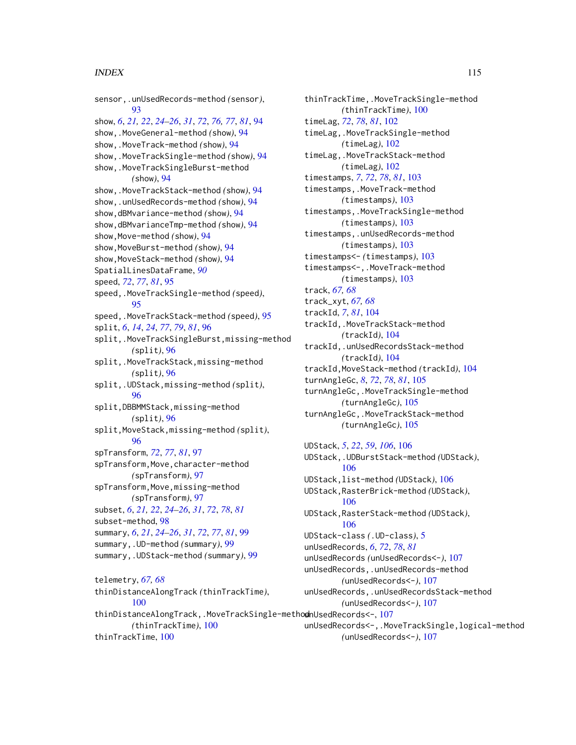sensor,.unUsedRecords-method *(sensor)*, 93
show, *6*, *21, 22*, *24–26*, *31*, *72*, *76, 77*, *81*, 94
show,.MoveGeneral-method *(show)*, 94
show,.MoveTrack-method *(show)*, 94
show,.MoveTrackSingle-method *(show)*, 94
show,.MoveTrackSingleBurst-method *(show)*, 94
show,.MoveTrackStack-method *(show)*, 94
show,.unUsedRecords-method *(show)*, 94
show,dBMvariance-method *(show)*, 94
show,dBMvarianceTmp-method *(show)*, 94
show,Move-method *(show)*, 94
show,MoveBurst-method *(show)*, 94
show,MoveStack-method *(show)*, 94
SpatialLinesDataFrame, *90*
speed, *72*, *77*, *81*, 95
speed,.MoveTrackSingle-method *(speed)*, 95
speed,.MoveTrackStack-method *(speed)*, 95
split, *6*, *14*, *24*, *77*, *79*, *81*, 96
split,.MoveTrackSingleBurst,missing-method *(split)*, 96
split,.MoveTrackStack,missing-method *(split)*, 96
split,.UDStack,missing-method *(split)*, 96
split,DBBMMStack,missing-method *(split)*, 96
split,MoveStack,missing-method *(split)*, 96
spTransform, *72*, *77*, *81*, 97
spTransform,Move,character-method *(spTransform)*, 97
spTransform,Move,missing-method *(spTransform)*, 97
subset, *6*, *21, 22*, *24–26*, *31*, *72*, *78*, *81*
subset-method, 98
summary, *6*, *21*, *24–26*, *31*, *72*, *77*, *81*, 99
summary,.UD-method *(summary)*, 99
summary,.UDStack-method *(summary)*, 99

telemetry, *67, 68*
thinDistanceAlongTrack *(thinTrackTime)*, 100
thinDistanceAlongTrack,.MoveTrackSingle-method *(thinTrackTime)*, 100
thinTrackTime, 100
thinTrackTime,.MoveTrackSingle-method *(thinTrackTime)*, 100
timeLag, *72*, *78*, *81*, 102
timeLag,.MoveTrackSingle-method *(timeLag)*, 102
timeLag,.MoveTrackStack-method *(timeLag)*, 102
timestamps, *7*, *72*, *78*, *81*, 103
timestamps,.MoveTrack-method *(timestamps)*, 103
timestamps,.MoveTrackSingle-method *(timestamps)*, 103
timestamps,.unUsedRecords-method *(timestamps)*, 103
timestamps<- *(timestamps)*, 103
timestamps<-,.MoveTrack-method *(timestamps)*, 103
track, *67, 68*
track_xyt, *67, 68*
trackId, *7*, *81*, 104
trackId,.MoveTrackStack-method *(trackId)*, 104
trackId,.unUsedRecordsStack-method *(trackId)*, 104
trackId,MoveStack-method *(trackId)*, 104
turnAngleGc, *8*, *72*, *78*, *81*, 105
turnAngleGc,.MoveTrackSingle-method *(turnAngleGc)*, 105
turnAngleGc,.MoveTrackStack-method *(turnAngleGc)*, 105

UDStack, *5*, *22*, *59*, *106*, 106
UDStack,.UDBurstStack-method *(UDStack)*, 106
UDStack,list-method *(UDStack)*, 106
UDStack,RasterBrick-method *(UDStack)*, 106
UDStack,RasterStack-method *(UDStack)*, 106
UDStack-class *(.UD-class)*, 5
unUsedRecords, *6*, *72*, *78*, *81*
unUsedRecords *(unUsedRecords<-)*, 107
unUsedRecords,.unUsedRecords-method *(unUsedRecords<-)*, 107
unUsedRecords,.unUsedRecordsStack-method *(unUsedRecords<-)*, 107
unUsedRecords<-, 107
unUsedRecords<-,.MoveTrackSingle,logical-method *(unUsedRecords<-)*, 107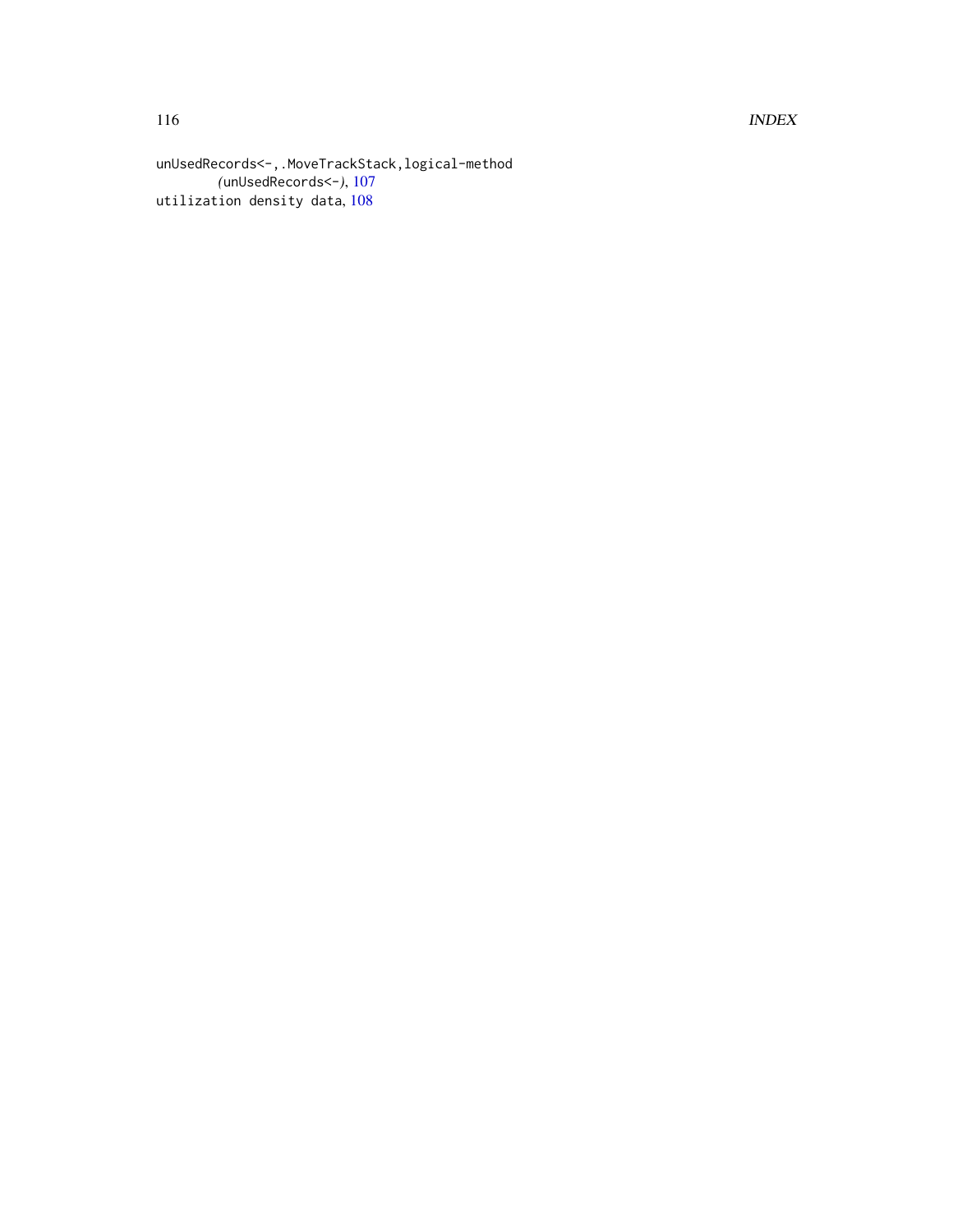unUsedRecords<-,.MoveTrackStack,logical-method
    (unUsedRecords<-), 107
utilization density data, 108